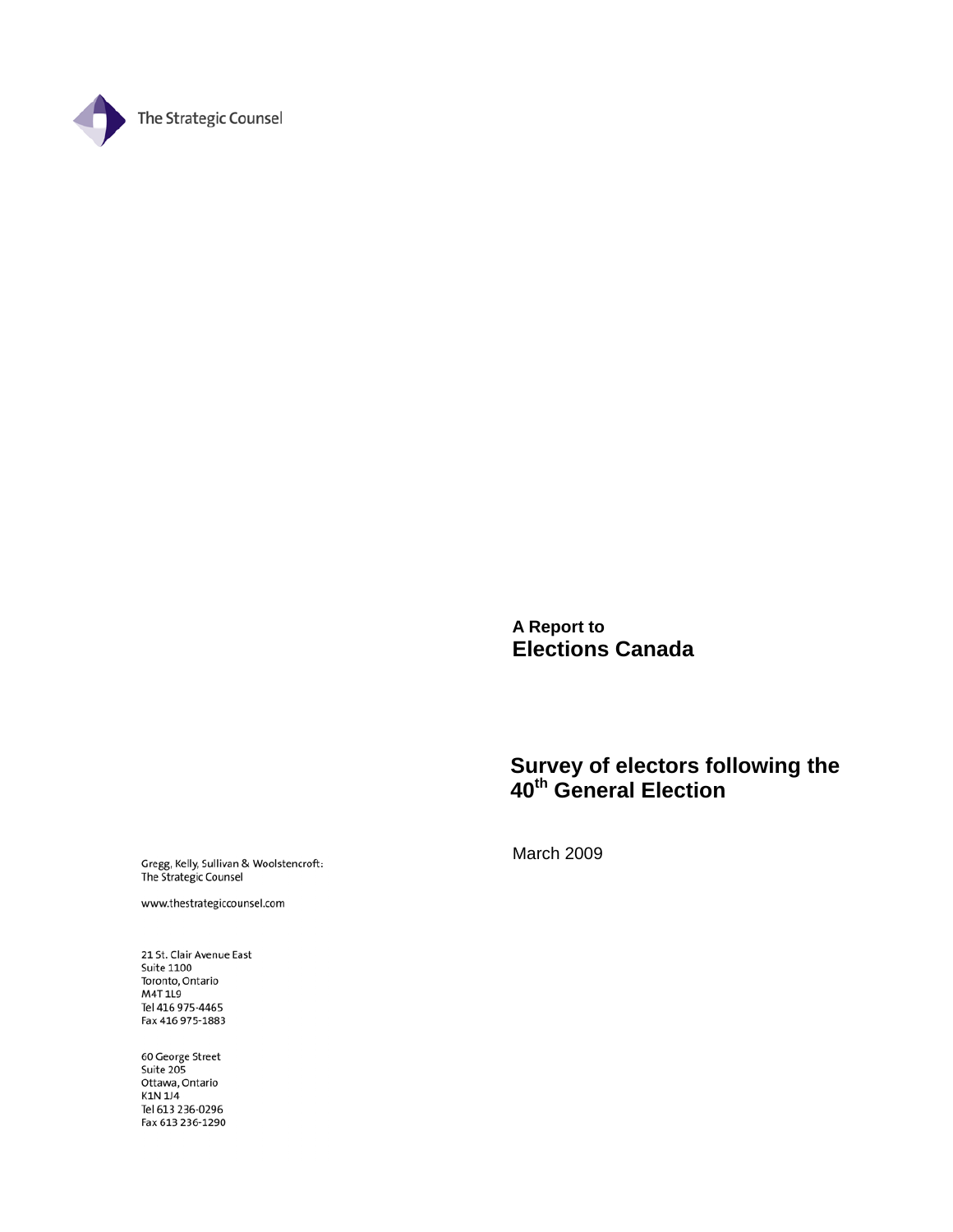The Strategic Counsel

**A Report to**
**Elections Canada**

# Survey of electors following the 40th General Election

March 2009

Gregg, Kelly, Sullivan & Woolstencroft:
The Strategic Counsel

www.thestrategiccounsel.com

21 St. Clair Avenue East
Suite 1100
Toronto, Ontario
M4T 1L9
Tel 416 975-4465
Fax 416 975-1883

60 George Street
Suite 205
Ottawa, Ontario
K1N 1J4
Tel 613 236-0296
Fax 613 236-1290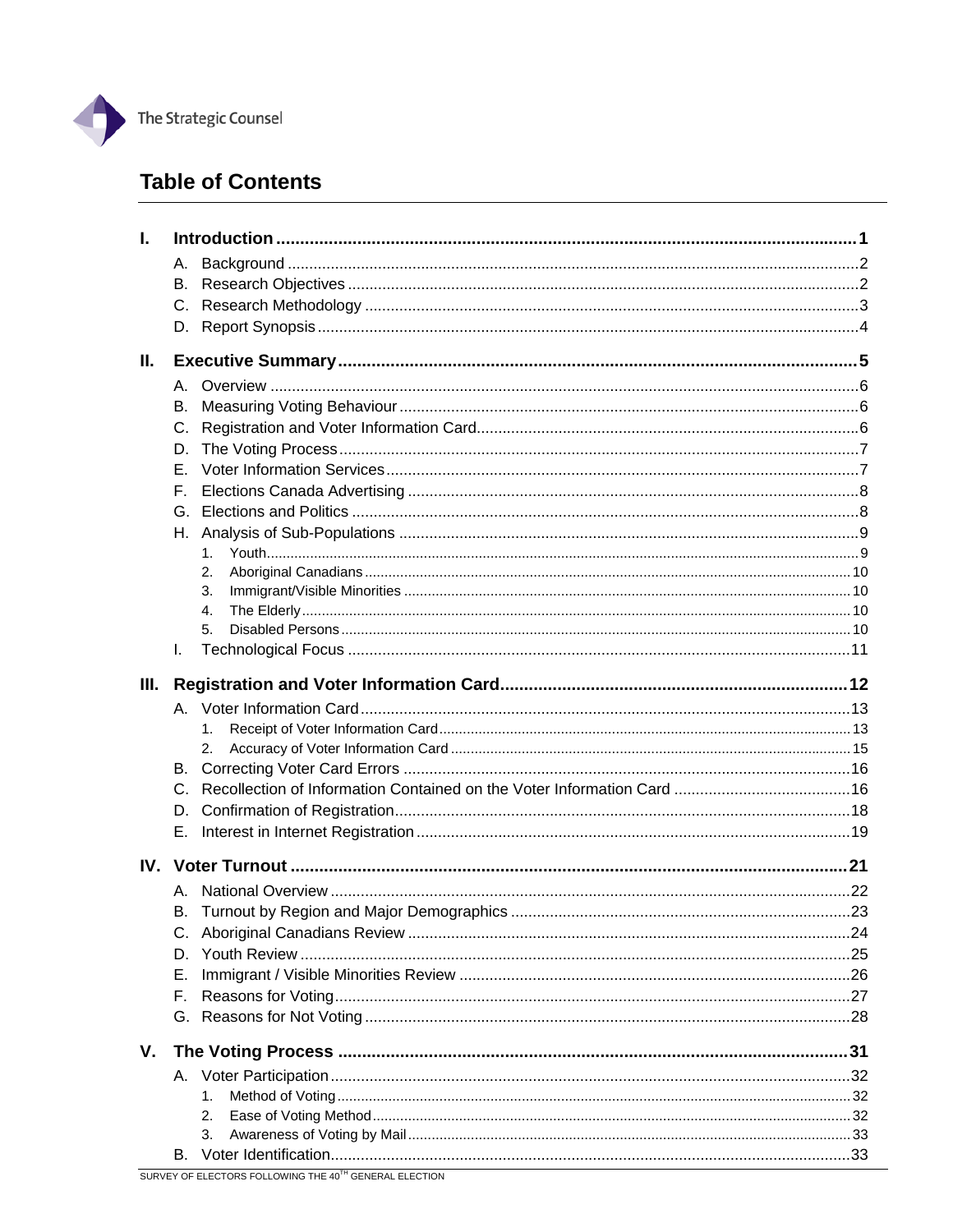# Table of Contents

- **I. Introduction** ..... **1**
  - A. Background ..... 2
  - B. Research Objectives ..... 2
  - C. Research Methodology ..... 3
  - D. Report Synopsis ..... 4
- **II. Executive Summary** ..... **5**
  - A. Overview ..... 6
  - B. Measuring Voting Behaviour ..... 6
  - C. Registration and Voter Information Card ..... 6
  - D. The Voting Process ..... 7
  - E. Voter Information Services ..... 7
  - F. Elections Canada Advertising ..... 8
  - G. Elections and Politics ..... 8
  - H. Analysis of Sub-Populations ..... 9
    1. Youth ..... 9
    2. Aboriginal Canadians ..... 10
    3. Immigrant/Visible Minorities ..... 10
    4. The Elderly ..... 10
    5. Disabled Persons ..... 10
  - I. Technological Focus ..... 11
- **III. Registration and Voter Information Card** ..... **12**
  - A. Voter Information Card ..... 13
    1. Receipt of Voter Information Card ..... 13
    2. Accuracy of Voter Information Card ..... 15
  - B. Correcting Voter Card Errors ..... 16
  - C. Recollection of Information Contained on the Voter Information Card ..... 16
  - D. Confirmation of Registration ..... 18
  - E. Interest in Internet Registration ..... 19
- **IV. Voter Turnout** ..... **21**
  - A. National Overview ..... 22
  - B. Turnout by Region and Major Demographics ..... 23
  - C. Aboriginal Canadians Review ..... 24
  - D. Youth Review ..... 25
  - E. Immigrant / Visible Minorities Review ..... 26
  - F. Reasons for Voting ..... 27
  - G. Reasons for Not Voting ..... 28
- **V. The Voting Process** ..... **31**
  - A. Voter Participation ..... 32
    1. Method of Voting ..... 32
    2. Ease of Voting Method ..... 32
    3. Awareness of Voting by Mail ..... 33
  - B. Voter Identification ..... 33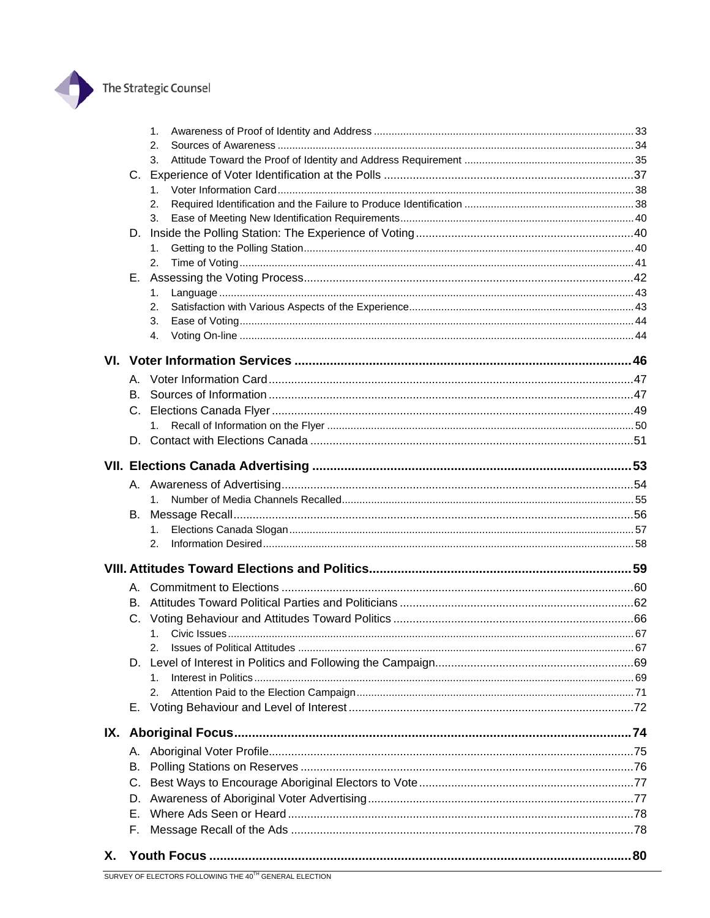1. Awareness of Proof of Identity and Address ..... 33
2. Sources of Awareness ..... 34
3. Attitude Toward the Proof of Identity and Address Requirement ..... 35

C. Experience of Voter Identification at the Polls ..... 37

1. Voter Information Card ..... 38
2. Required Identification and the Failure to Produce Identification ..... 38
3. Ease of Meeting New Identification Requirements ..... 40

D. Inside the Polling Station: The Experience of Voting ..... 40

1. Getting to the Polling Station ..... 40
2. Time of Voting ..... 41

E. Assessing the Voting Process ..... 42

1. Language ..... 43
2. Satisfaction with Various Aspects of the Experience ..... 43
3. Ease of Voting ..... 44
4. Voting On-line ..... 44

**VI. Voter Information Services ..... 46**

A. Voter Information Card ..... 47

B. Sources of Information ..... 47

C. Elections Canada Flyer ..... 49

1. Recall of Information on the Flyer ..... 50

D. Contact with Elections Canada ..... 51

**VII. Elections Canada Advertising ..... 53**

A. Awareness of Advertising ..... 54

1. Number of Media Channels Recalled ..... 55

B. Message Recall ..... 56

1. Elections Canada Slogan ..... 57
2. Information Desired ..... 58

**VIII. Attitudes Toward Elections and Politics ..... 59**

A. Commitment to Elections ..... 60

B. Attitudes Toward Political Parties and Politicians ..... 62

C. Voting Behaviour and Attitudes Toward Politics ..... 66

1. Civic Issues ..... 67
2. Issues of Political Attitudes ..... 67

D. Level of Interest in Politics and Following the Campaign ..... 69

1. Interest in Politics ..... 69
2. Attention Paid to the Election Campaign ..... 71

E. Voting Behaviour and Level of Interest ..... 72

**IX. Aboriginal Focus ..... 74**

A. Aboriginal Voter Profile ..... 75

B. Polling Stations on Reserves ..... 76

C. Best Ways to Encourage Aboriginal Electors to Vote ..... 77

D. Awareness of Aboriginal Voter Advertising ..... 77

E. Where Ads Seen or Heard ..... 78

F. Message Recall of the Ads ..... 78

**X. Youth Focus ..... 80**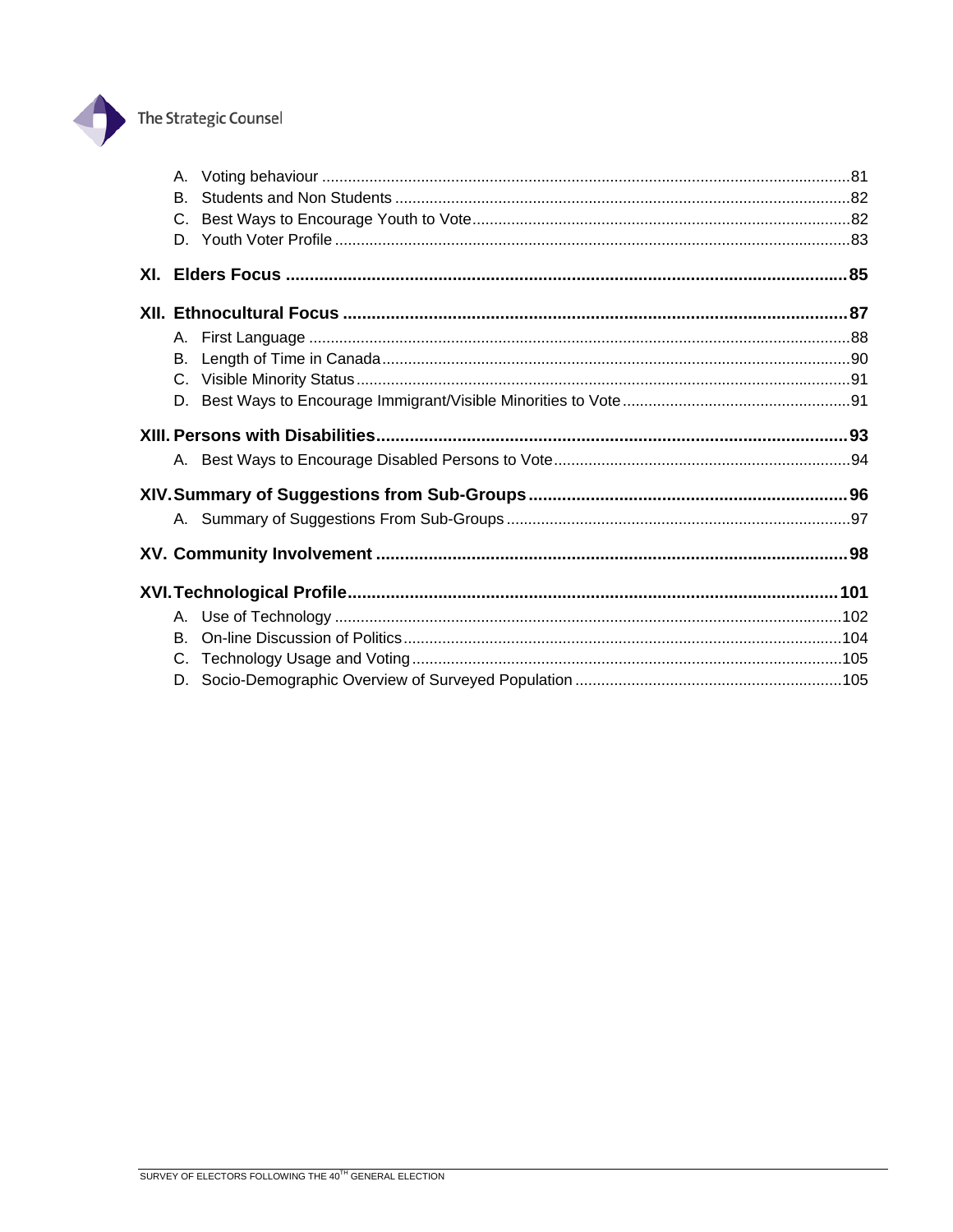A. Voting behaviour ........................................................................................................................81
B. Students and Non Students ........................................................................................................82
C. Best Ways to Encourage Youth to Vote......................................................................................82
D. Youth Voter Profile ......................................................................................................................83

**XI. Elders Focus ....................................................................................................................85**

**XII. Ethnocultural Focus .........................................................................................................87**

A. First Language ............................................................................................................................88
B. Length of Time in Canada...........................................................................................................90
C. Visible Minority Status.................................................................................................................91
D. Best Ways to Encourage Immigrant/Visible Minorities to Vote....................................................91

**XIII. Persons with Disabilities.................................................................................................93**

A. Best Ways to Encourage Disabled Persons to Vote....................................................................94

**XIV. Summary of Suggestions from Sub-Groups.................................................................96**

A. Summary of Suggestions From Sub-Groups...............................................................................97

**XV. Community Involvement .................................................................................................98**

**XVI. Technological Profile.....................................................................................................101**

A. Use of Technology ....................................................................................................................102
B. On-line Discussion of Politics....................................................................................................104
C. Technology Usage and Voting...................................................................................................105
D. Socio-Demographic Overview of Surveyed Population .............................................................105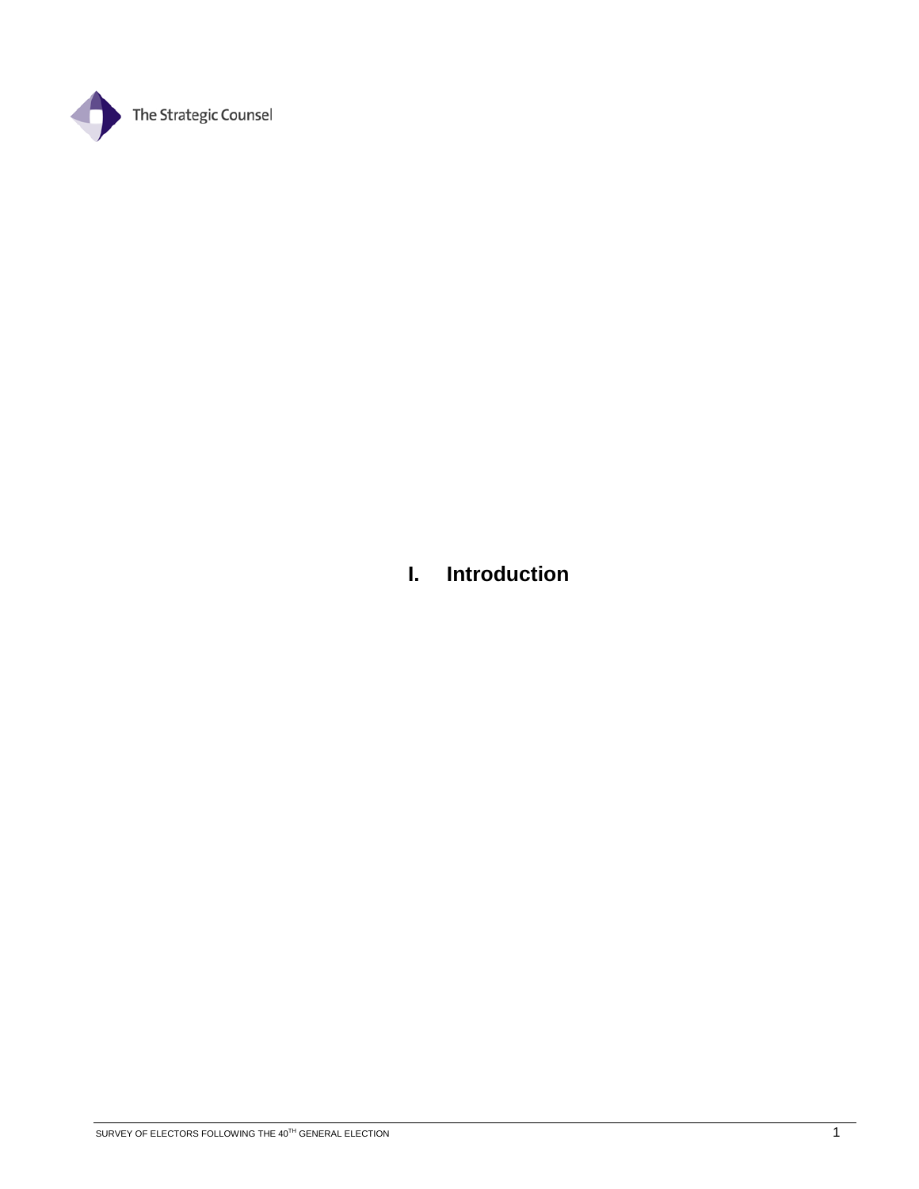# I. Introduction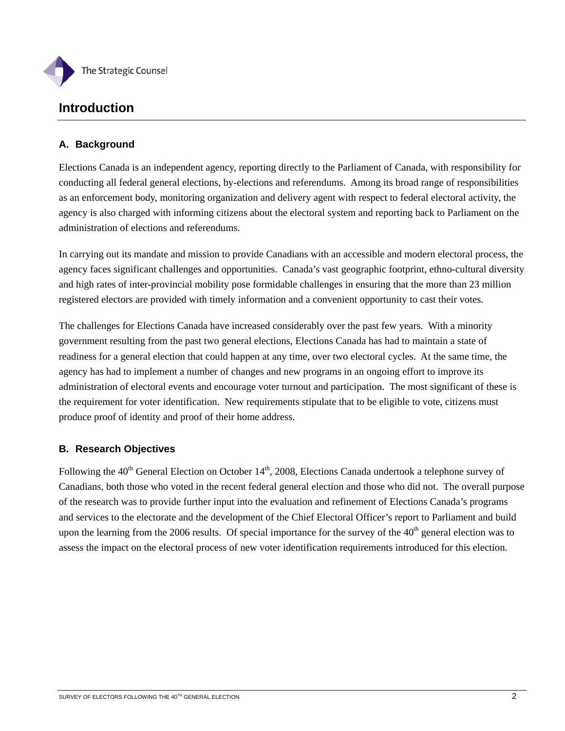## Introduction

### A. Background

Elections Canada is an independent agency, reporting directly to the Parliament of Canada, with responsibility for conducting all federal general elections, by-elections and referendums. Among its broad range of responsibilities as an enforcement body, monitoring organization and delivery agent with respect to federal electoral activity, the agency is also charged with informing citizens about the electoral system and reporting back to Parliament on the administration of elections and referendums.

In carrying out its mandate and mission to provide Canadians with an accessible and modern electoral process, the agency faces significant challenges and opportunities. Canada's vast geographic footprint, ethno-cultural diversity and high rates of inter-provincial mobility pose formidable challenges in ensuring that the more than 23 million registered electors are provided with timely information and a convenient opportunity to cast their votes.

The challenges for Elections Canada have increased considerably over the past few years. With a minority government resulting from the past two general elections, Elections Canada has had to maintain a state of readiness for a general election that could happen at any time, over two electoral cycles. At the same time, the agency has had to implement a number of changes and new programs in an ongoing effort to improve its administration of electoral events and encourage voter turnout and participation. The most significant of these is the requirement for voter identification. New requirements stipulate that to be eligible to vote, citizens must produce proof of identity and proof of their home address.

### B. Research Objectives

Following the 40th General Election on October 14th, 2008, Elections Canada undertook a telephone survey of Canadians, both those who voted in the recent federal general election and those who did not. The overall purpose of the research was to provide further input into the evaluation and refinement of Elections Canada's programs and services to the electorate and the development of the Chief Electoral Officer's report to Parliament and build upon the learning from the 2006 results. Of special importance for the survey of the 40th general election was to assess the impact on the electoral process of new voter identification requirements introduced for this election.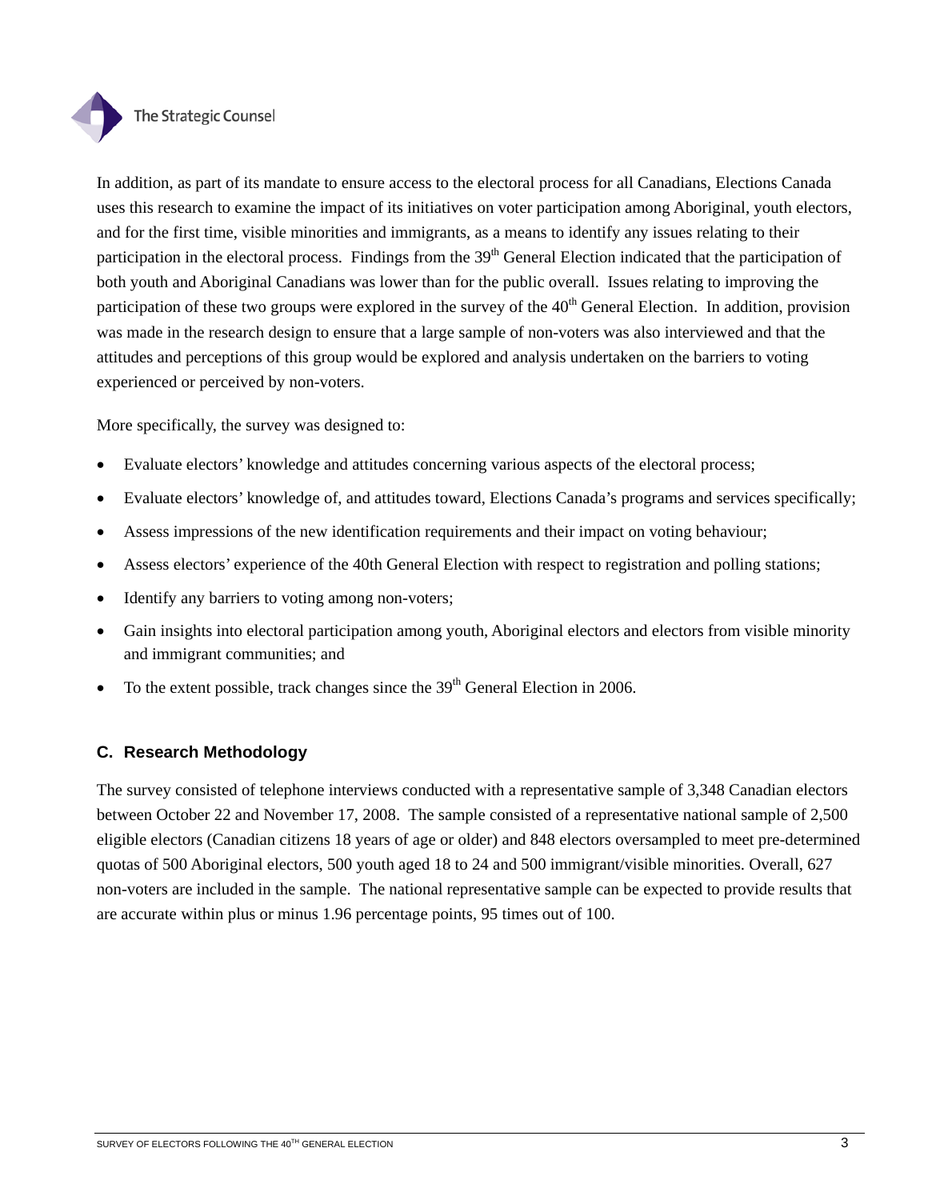In addition, as part of its mandate to ensure access to the electoral process for all Canadians, Elections Canada uses this research to examine the impact of its initiatives on voter participation among Aboriginal, youth electors, and for the first time, visible minorities and immigrants, as a means to identify any issues relating to their participation in the electoral process. Findings from the 39th General Election indicated that the participation of both youth and Aboriginal Canadians was lower than for the public overall. Issues relating to improving the participation of these two groups were explored in the survey of the 40th General Election. In addition, provision was made in the research design to ensure that a large sample of non-voters was also interviewed and that the attitudes and perceptions of this group would be explored and analysis undertaken on the barriers to voting experienced or perceived by non-voters.

More specifically, the survey was designed to:

- Evaluate electors' knowledge and attitudes concerning various aspects of the electoral process;
- Evaluate electors' knowledge of, and attitudes toward, Elections Canada's programs and services specifically;
- Assess impressions of the new identification requirements and their impact on voting behaviour;
- Assess electors' experience of the 40th General Election with respect to registration and polling stations;
- Identify any barriers to voting among non-voters;
- Gain insights into electoral participation among youth, Aboriginal electors and electors from visible minority and immigrant communities; and
- To the extent possible, track changes since the 39th General Election in 2006.

### C. Research Methodology

The survey consisted of telephone interviews conducted with a representative sample of 3,348 Canadian electors between October 22 and November 17, 2008. The sample consisted of a representative national sample of 2,500 eligible electors (Canadian citizens 18 years of age or older) and 848 electors oversampled to meet pre-determined quotas of 500 Aboriginal electors, 500 youth aged 18 to 24 and 500 immigrant/visible minorities. Overall, 627 non-voters are included in the sample. The national representative sample can be expected to provide results that are accurate within plus or minus 1.96 percentage points, 95 times out of 100.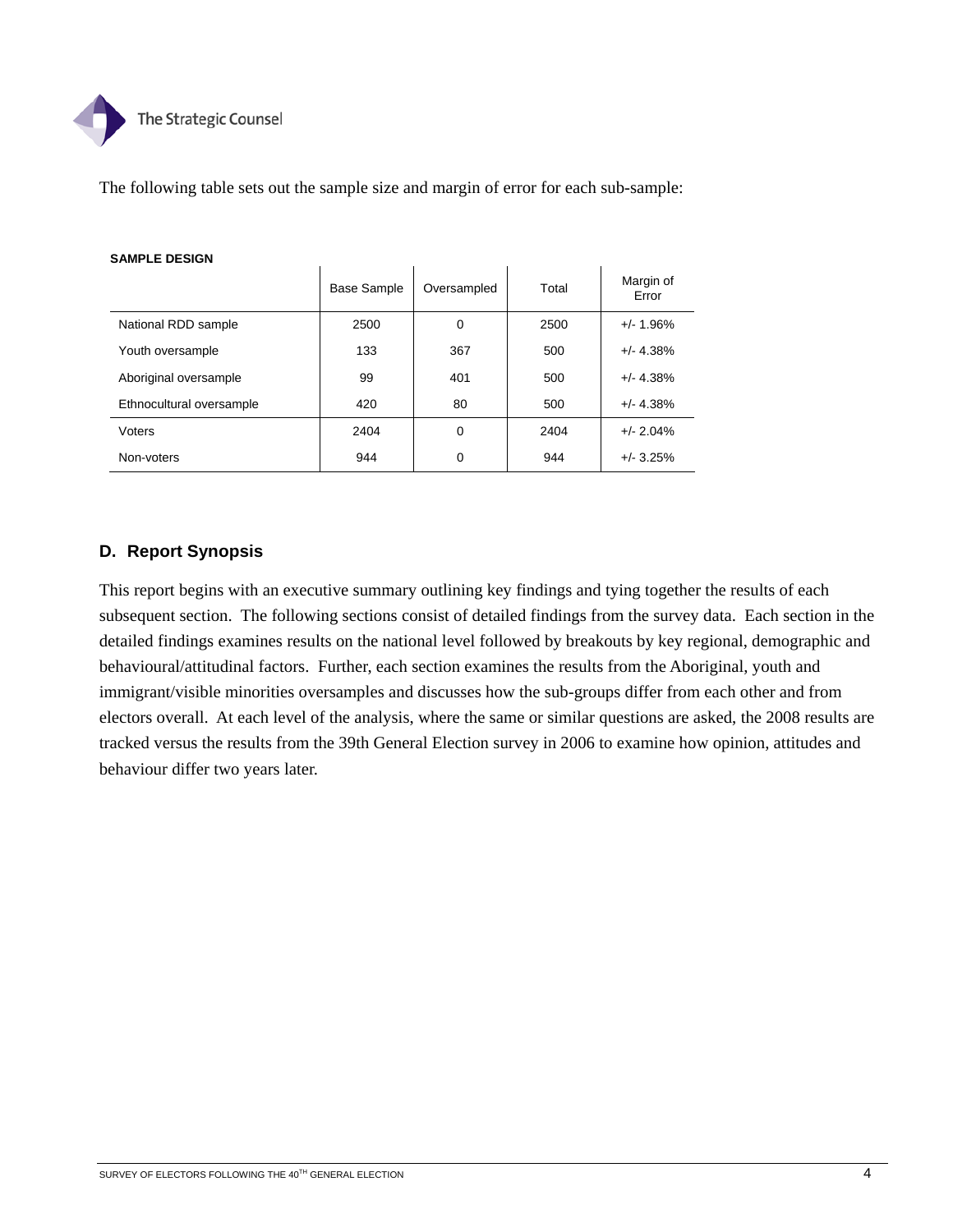The following table sets out the sample size and margin of error for each sub-sample:

**SAMPLE DESIGN**

| | Base Sample | Oversampled | Total | Margin of Error |
|---|---|---|---|---|
| National RDD sample | 2500 | 0 | 2500 | +/- 1.96% |
| Youth oversample | 133 | 367 | 500 | +/- 4.38% |
| Aboriginal oversample | 99 | 401 | 500 | +/- 4.38% |
| Ethnocultural oversample | 420 | 80 | 500 | +/- 4.38% |
| Voters | 2404 | 0 | 2404 | +/- 2.04% |
| Non-voters | 944 | 0 | 944 | +/- 3.25% |

## D. Report Synopsis

This report begins with an executive summary outlining key findings and tying together the results of each subsequent section. The following sections consist of detailed findings from the survey data. Each section in the detailed findings examines results on the national level followed by breakouts by key regional, demographic and behavioural/attitudinal factors. Further, each section examines the results from the Aboriginal, youth and immigrant/visible minorities oversamples and discusses how the sub-groups differ from each other and from electors overall. At each level of the analysis, where the same or similar questions are asked, the 2008 results are tracked versus the results from the 39th General Election survey in 2006 to examine how opinion, attitudes and behaviour differ two years later.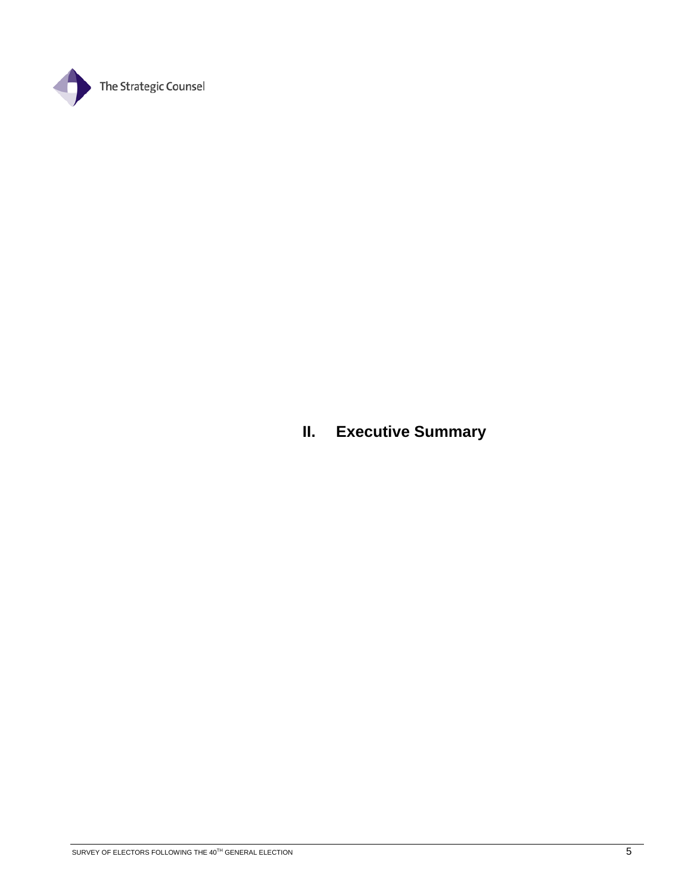## II. Executive Summary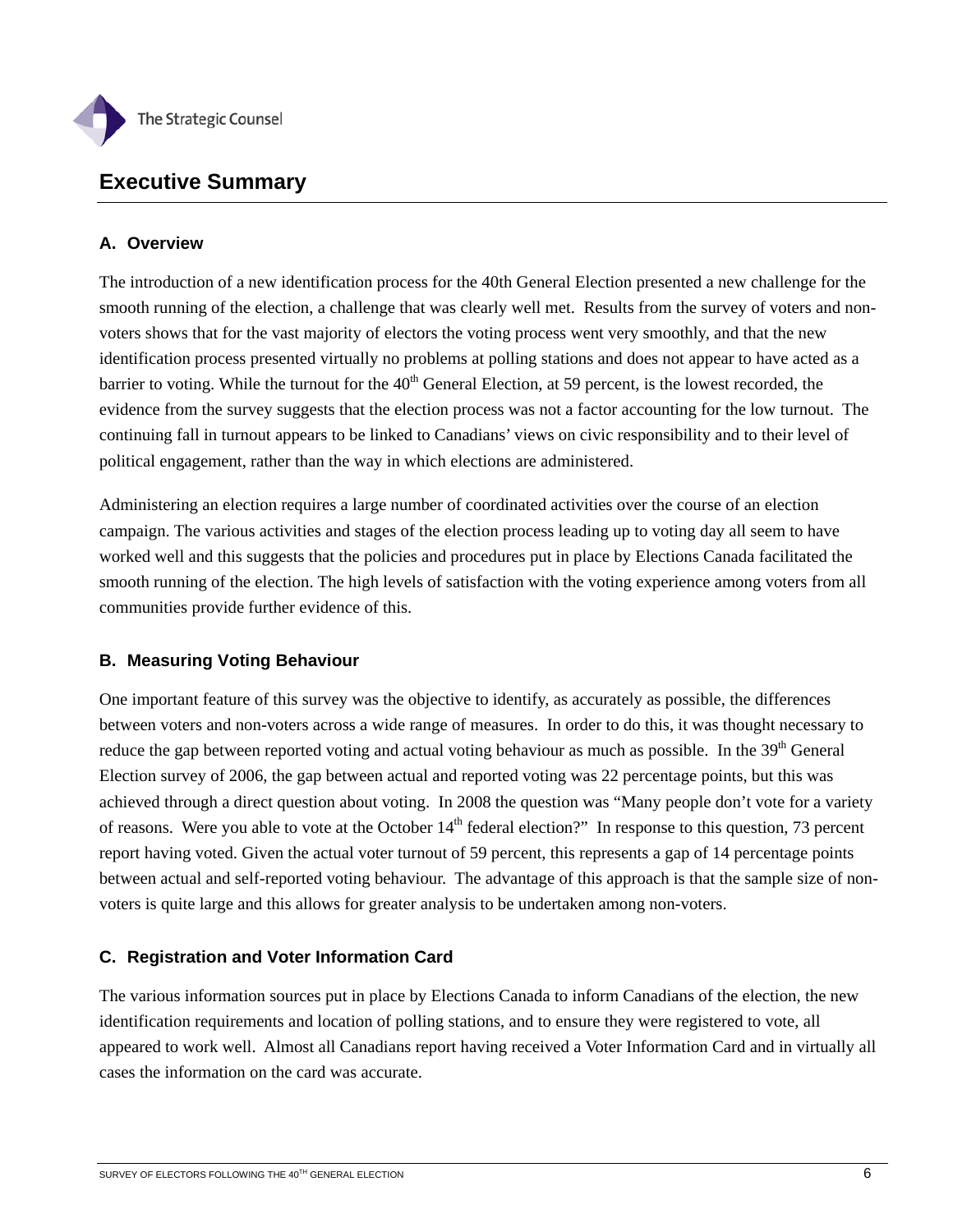## Executive Summary

### A. Overview

The introduction of a new identification process for the 40th General Election presented a new challenge for the smooth running of the election, a challenge that was clearly well met. Results from the survey of voters and non-voters shows that for the vast majority of electors the voting process went very smoothly, and that the new identification process presented virtually no problems at polling stations and does not appear to have acted as a barrier to voting. While the turnout for the 40th General Election, at 59 percent, is the lowest recorded, the evidence from the survey suggests that the election process was not a factor accounting for the low turnout. The continuing fall in turnout appears to be linked to Canadians' views on civic responsibility and to their level of political engagement, rather than the way in which elections are administered.

Administering an election requires a large number of coordinated activities over the course of an election campaign. The various activities and stages of the election process leading up to voting day all seem to have worked well and this suggests that the policies and procedures put in place by Elections Canada facilitated the smooth running of the election. The high levels of satisfaction with the voting experience among voters from all communities provide further evidence of this.

### B. Measuring Voting Behaviour

One important feature of this survey was the objective to identify, as accurately as possible, the differences between voters and non-voters across a wide range of measures. In order to do this, it was thought necessary to reduce the gap between reported voting and actual voting behaviour as much as possible. In the 39th General Election survey of 2006, the gap between actual and reported voting was 22 percentage points, but this was achieved through a direct question about voting. In 2008 the question was "Many people don't vote for a variety of reasons. Were you able to vote at the October 14th federal election?" In response to this question, 73 percent report having voted. Given the actual voter turnout of 59 percent, this represents a gap of 14 percentage points between actual and self-reported voting behaviour. The advantage of this approach is that the sample size of non-voters is quite large and this allows for greater analysis to be undertaken among non-voters.

### C. Registration and Voter Information Card

The various information sources put in place by Elections Canada to inform Canadians of the election, the new identification requirements and location of polling stations, and to ensure they were registered to vote, all appeared to work well. Almost all Canadians report having received a Voter Information Card and in virtually all cases the information on the card was accurate.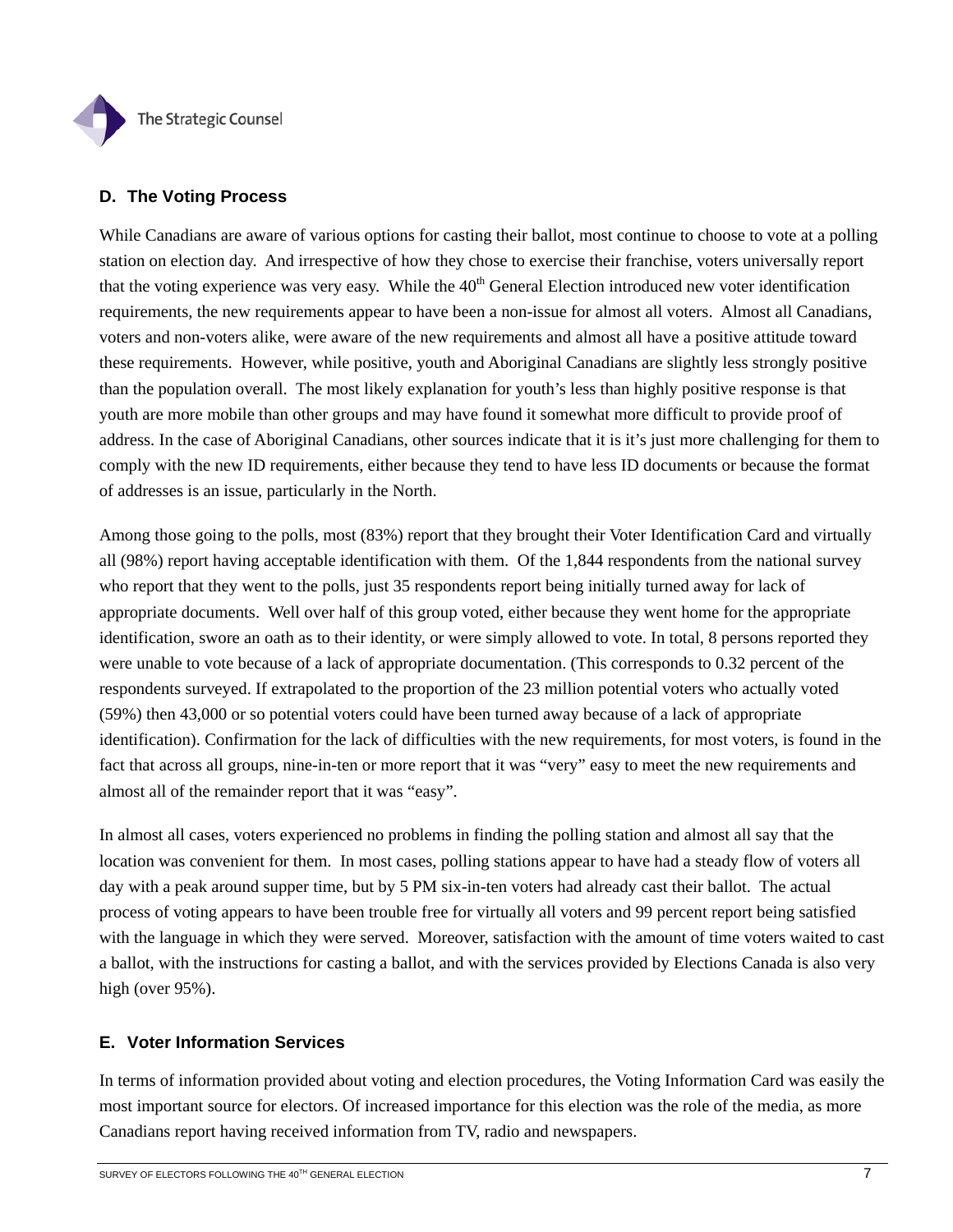## D. The Voting Process

While Canadians are aware of various options for casting their ballot, most continue to choose to vote at a polling station on election day. And irrespective of how they chose to exercise their franchise, voters universally report that the voting experience was very easy. While the 40th General Election introduced new voter identification requirements, the new requirements appear to have been a non-issue for almost all voters. Almost all Canadians, voters and non-voters alike, were aware of the new requirements and almost all have a positive attitude toward these requirements. However, while positive, youth and Aboriginal Canadians are slightly less strongly positive than the population overall. The most likely explanation for youth's less than highly positive response is that youth are more mobile than other groups and may have found it somewhat more difficult to provide proof of address. In the case of Aboriginal Canadians, other sources indicate that it is it's just more challenging for them to comply with the new ID requirements, either because they tend to have less ID documents or because the format of addresses is an issue, particularly in the North.

Among those going to the polls, most (83%) report that they brought their Voter Identification Card and virtually all (98%) report having acceptable identification with them. Of the 1,844 respondents from the national survey who report that they went to the polls, just 35 respondents report being initially turned away for lack of appropriate documents. Well over half of this group voted, either because they went home for the appropriate identification, swore an oath as to their identity, or were simply allowed to vote. In total, 8 persons reported they were unable to vote because of a lack of appropriate documentation. (This corresponds to 0.32 percent of the respondents surveyed. If extrapolated to the proportion of the 23 million potential voters who actually voted (59%) then 43,000 or so potential voters could have been turned away because of a lack of appropriate identification). Confirmation for the lack of difficulties with the new requirements, for most voters, is found in the fact that across all groups, nine-in-ten or more report that it was "very" easy to meet the new requirements and almost all of the remainder report that it was "easy".

In almost all cases, voters experienced no problems in finding the polling station and almost all say that the location was convenient for them. In most cases, polling stations appear to have had a steady flow of voters all day with a peak around supper time, but by 5 PM six-in-ten voters had already cast their ballot. The actual process of voting appears to have been trouble free for virtually all voters and 99 percent report being satisfied with the language in which they were served. Moreover, satisfaction with the amount of time voters waited to cast a ballot, with the instructions for casting a ballot, and with the services provided by Elections Canada is also very high (over 95%).

## E. Voter Information Services

In terms of information provided about voting and election procedures, the Voting Information Card was easily the most important source for electors. Of increased importance for this election was the role of the media, as more Canadians report having received information from TV, radio and newspapers.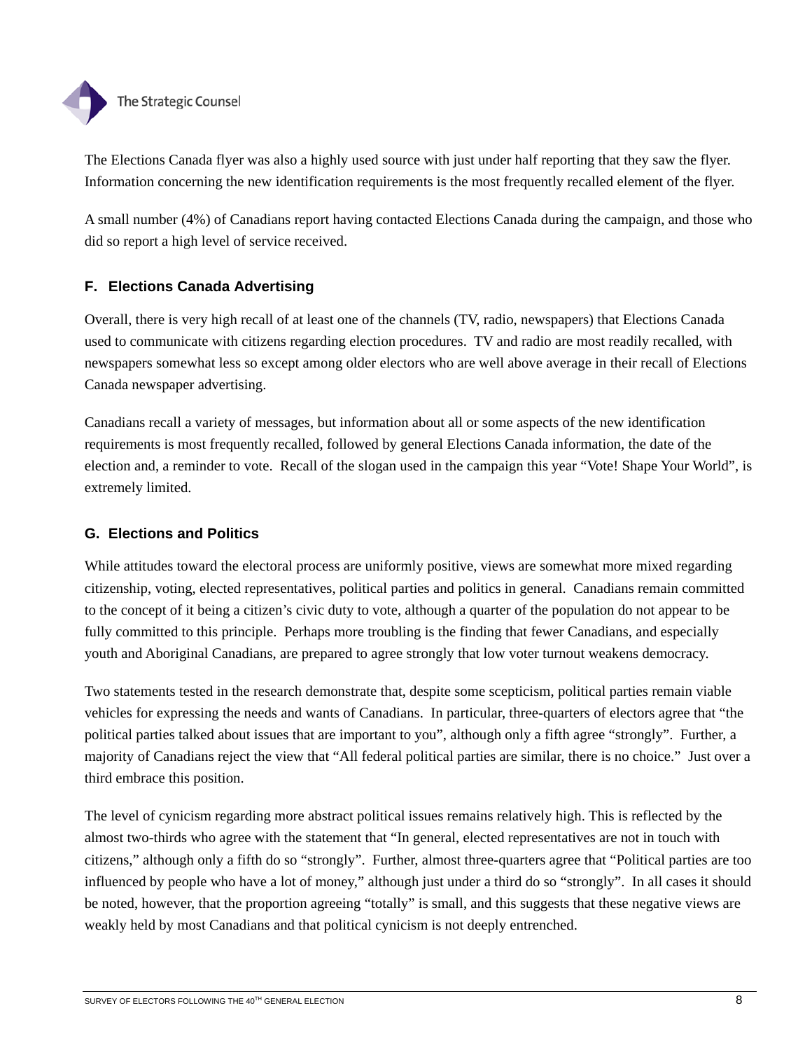The Elections Canada flyer was also a highly used source with just under half reporting that they saw the flyer. Information concerning the new identification requirements is the most frequently recalled element of the flyer.

A small number (4%) of Canadians report having contacted Elections Canada during the campaign, and those who did so report a high level of service received.

### F. Elections Canada Advertising

Overall, there is very high recall of at least one of the channels (TV, radio, newspapers) that Elections Canada used to communicate with citizens regarding election procedures. TV and radio are most readily recalled, with newspapers somewhat less so except among older electors who are well above average in their recall of Elections Canada newspaper advertising.

Canadians recall a variety of messages, but information about all or some aspects of the new identification requirements is most frequently recalled, followed by general Elections Canada information, the date of the election and, a reminder to vote. Recall of the slogan used in the campaign this year “Vote! Shape Your World”, is extremely limited.

### G. Elections and Politics

While attitudes toward the electoral process are uniformly positive, views are somewhat more mixed regarding citizenship, voting, elected representatives, political parties and politics in general. Canadians remain committed to the concept of it being a citizen’s civic duty to vote, although a quarter of the population do not appear to be fully committed to this principle. Perhaps more troubling is the finding that fewer Canadians, and especially youth and Aboriginal Canadians, are prepared to agree strongly that low voter turnout weakens democracy.

Two statements tested in the research demonstrate that, despite some scepticism, political parties remain viable vehicles for expressing the needs and wants of Canadians. In particular, three-quarters of electors agree that “the political parties talked about issues that are important to you”, although only a fifth agree “strongly”. Further, a majority of Canadians reject the view that “All federal political parties are similar, there is no choice.” Just over a third embrace this position.

The level of cynicism regarding more abstract political issues remains relatively high. This is reflected by the almost two-thirds who agree with the statement that “In general, elected representatives are not in touch with citizens,” although only a fifth do so “strongly”. Further, almost three-quarters agree that “Political parties are too influenced by people who have a lot of money,” although just under a third do so “strongly”. In all cases it should be noted, however, that the proportion agreeing “totally” is small, and this suggests that these negative views are weakly held by most Canadians and that political cynicism is not deeply entrenched.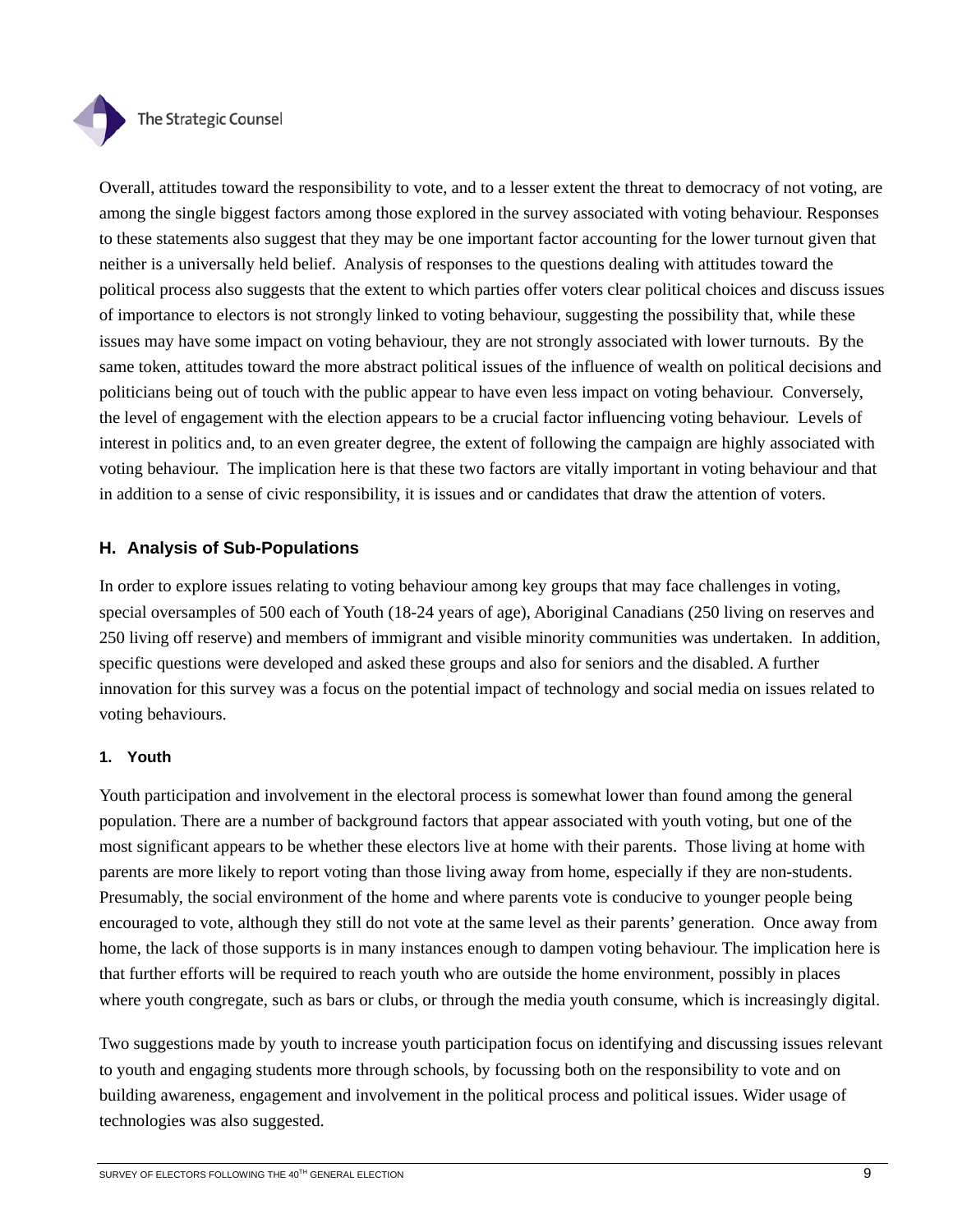Overall, attitudes toward the responsibility to vote, and to a lesser extent the threat to democracy of not voting, are among the single biggest factors among those explored in the survey associated with voting behaviour. Responses to these statements also suggest that they may be one important factor accounting for the lower turnout given that neither is a universally held belief. Analysis of responses to the questions dealing with attitudes toward the political process also suggests that the extent to which parties offer voters clear political choices and discuss issues of importance to electors is not strongly linked to voting behaviour, suggesting the possibility that, while these issues may have some impact on voting behaviour, they are not strongly associated with lower turnouts. By the same token, attitudes toward the more abstract political issues of the influence of wealth on political decisions and politicians being out of touch with the public appear to have even less impact on voting behaviour. Conversely, the level of engagement with the election appears to be a crucial factor influencing voting behaviour. Levels of interest in politics and, to an even greater degree, the extent of following the campaign are highly associated with voting behaviour. The implication here is that these two factors are vitally important in voting behaviour and that in addition to a sense of civic responsibility, it is issues and or candidates that draw the attention of voters.

## H. Analysis of Sub-Populations

In order to explore issues relating to voting behaviour among key groups that may face challenges in voting, special oversamples of 500 each of Youth (18-24 years of age), Aboriginal Canadians (250 living on reserves and 250 living off reserve) and members of immigrant and visible minority communities was undertaken. In addition, specific questions were developed and asked these groups and also for seniors and the disabled. A further innovation for this survey was a focus on the potential impact of technology and social media on issues related to voting behaviours.

### 1. Youth

Youth participation and involvement in the electoral process is somewhat lower than found among the general population. There are a number of background factors that appear associated with youth voting, but one of the most significant appears to be whether these electors live at home with their parents. Those living at home with parents are more likely to report voting than those living away from home, especially if they are non-students. Presumably, the social environment of the home and where parents vote is conducive to younger people being encouraged to vote, although they still do not vote at the same level as their parents' generation. Once away from home, the lack of those supports is in many instances enough to dampen voting behaviour. The implication here is that further efforts will be required to reach youth who are outside the home environment, possibly in places where youth congregate, such as bars or clubs, or through the media youth consume, which is increasingly digital.

Two suggestions made by youth to increase youth participation focus on identifying and discussing issues relevant to youth and engaging students more through schools, by focussing both on the responsibility to vote and on building awareness, engagement and involvement in the political process and political issues. Wider usage of technologies was also suggested.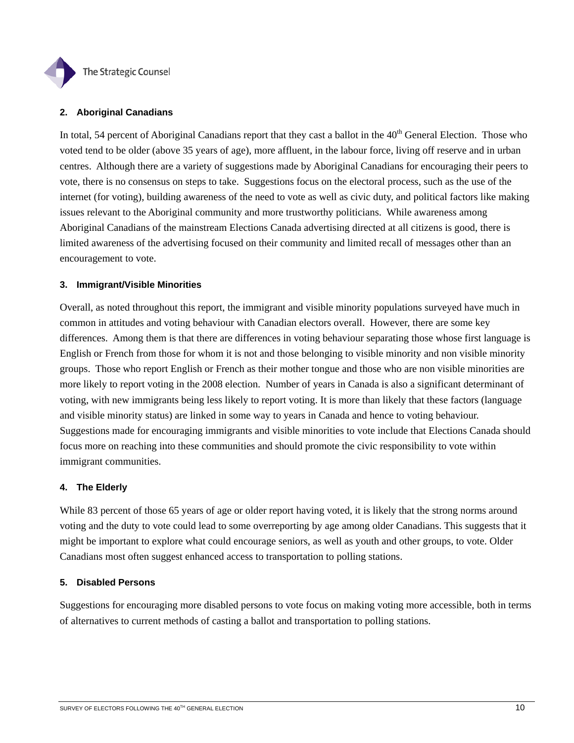### 2. Aboriginal Canadians

In total, 54 percent of Aboriginal Canadians report that they cast a ballot in the 40th General Election. Those who voted tend to be older (above 35 years of age), more affluent, in the labour force, living off reserve and in urban centres. Although there are a variety of suggestions made by Aboriginal Canadians for encouraging their peers to vote, there is no consensus on steps to take. Suggestions focus on the electoral process, such as the use of the internet (for voting), building awareness of the need to vote as well as civic duty, and political factors like making issues relevant to the Aboriginal community and more trustworthy politicians. While awareness among Aboriginal Canadians of the mainstream Elections Canada advertising directed at all citizens is good, there is limited awareness of the advertising focused on their community and limited recall of messages other than an encouragement to vote.

### 3. Immigrant/Visible Minorities

Overall, as noted throughout this report, the immigrant and visible minority populations surveyed have much in common in attitudes and voting behaviour with Canadian electors overall. However, there are some key differences. Among them is that there are differences in voting behaviour separating those whose first language is English or French from those for whom it is not and those belonging to visible minority and non visible minority groups. Those who report English or French as their mother tongue and those who are non visible minorities are more likely to report voting in the 2008 election. Number of years in Canada is also a significant determinant of voting, with new immigrants being less likely to report voting. It is more than likely that these factors (language and visible minority status) are linked in some way to years in Canada and hence to voting behaviour. Suggestions made for encouraging immigrants and visible minorities to vote include that Elections Canada should focus more on reaching into these communities and should promote the civic responsibility to vote within immigrant communities.

### 4. The Elderly

While 83 percent of those 65 years of age or older report having voted, it is likely that the strong norms around voting and the duty to vote could lead to some overreporting by age among older Canadians. This suggests that it might be important to explore what could encourage seniors, as well as youth and other groups, to vote. Older Canadians most often suggest enhanced access to transportation to polling stations.

### 5. Disabled Persons

Suggestions for encouraging more disabled persons to vote focus on making voting more accessible, both in terms of alternatives to current methods of casting a ballot and transportation to polling stations.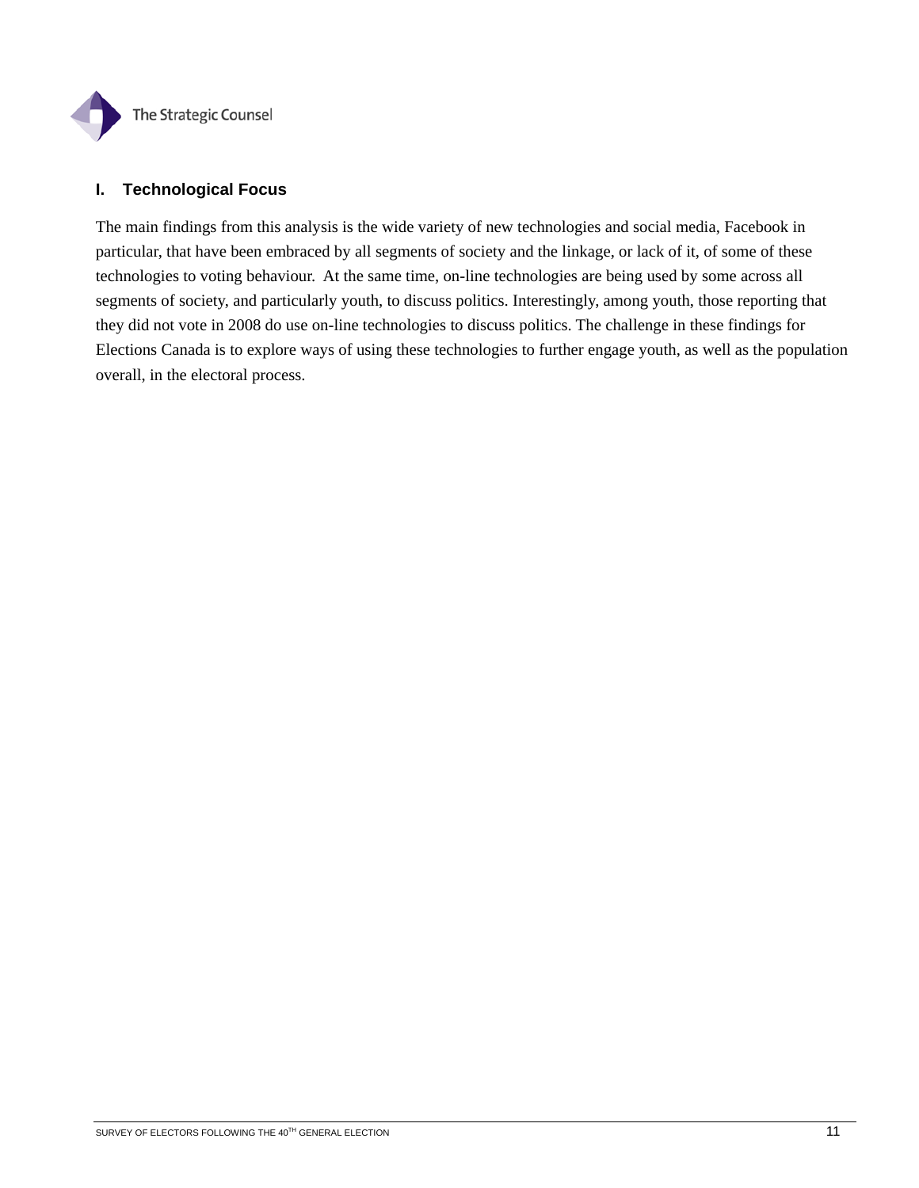## I. Technological Focus

The main findings from this analysis is the wide variety of new technologies and social media, Facebook in particular, that have been embraced by all segments of society and the linkage, or lack of it, of some of these technologies to voting behaviour. At the same time, on-line technologies are being used by some across all segments of society, and particularly youth, to discuss politics. Interestingly, among youth, those reporting that they did not vote in 2008 do use on-line technologies to discuss politics. The challenge in these findings for Elections Canada is to explore ways of using these technologies to further engage youth, as well as the population overall, in the electoral process.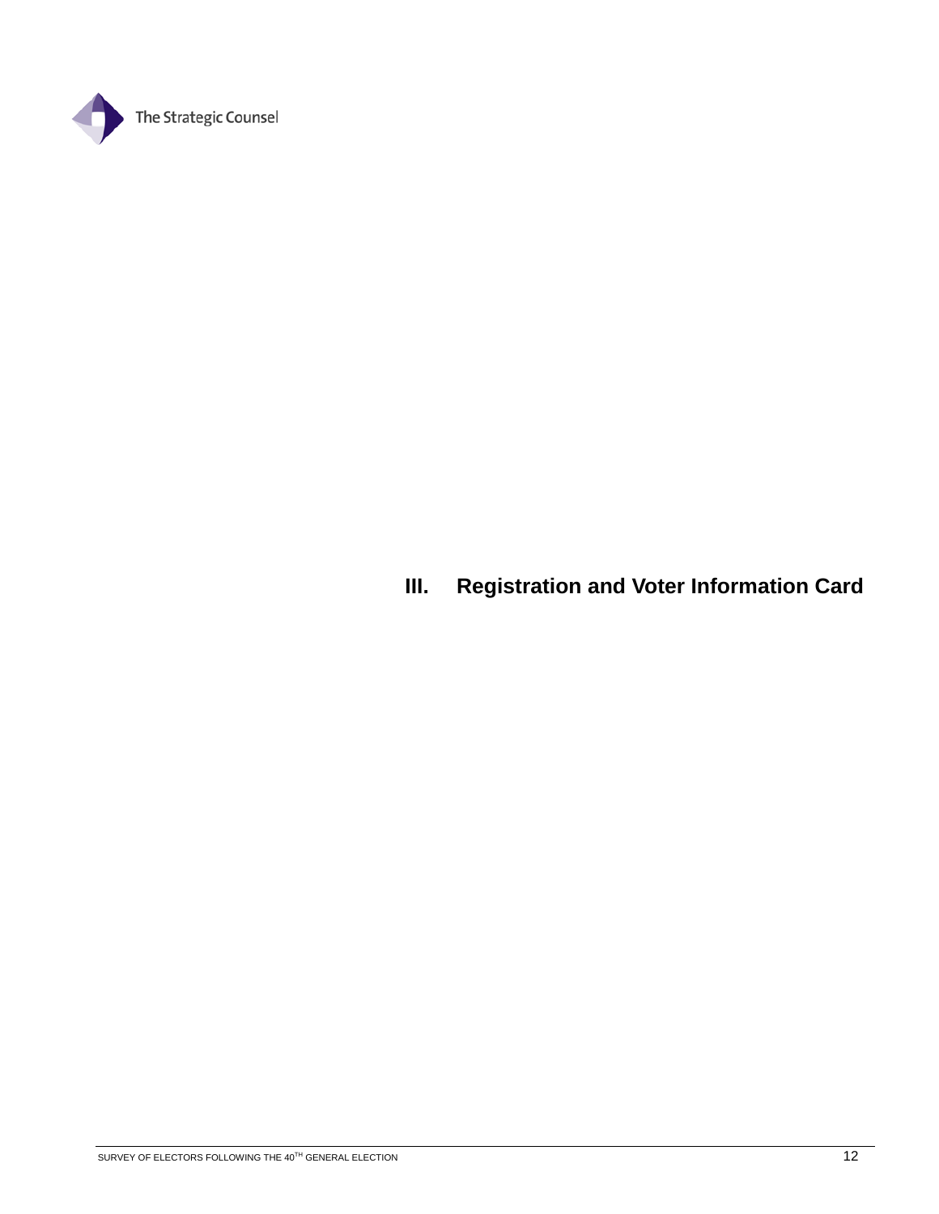# III. Registration and Voter Information Card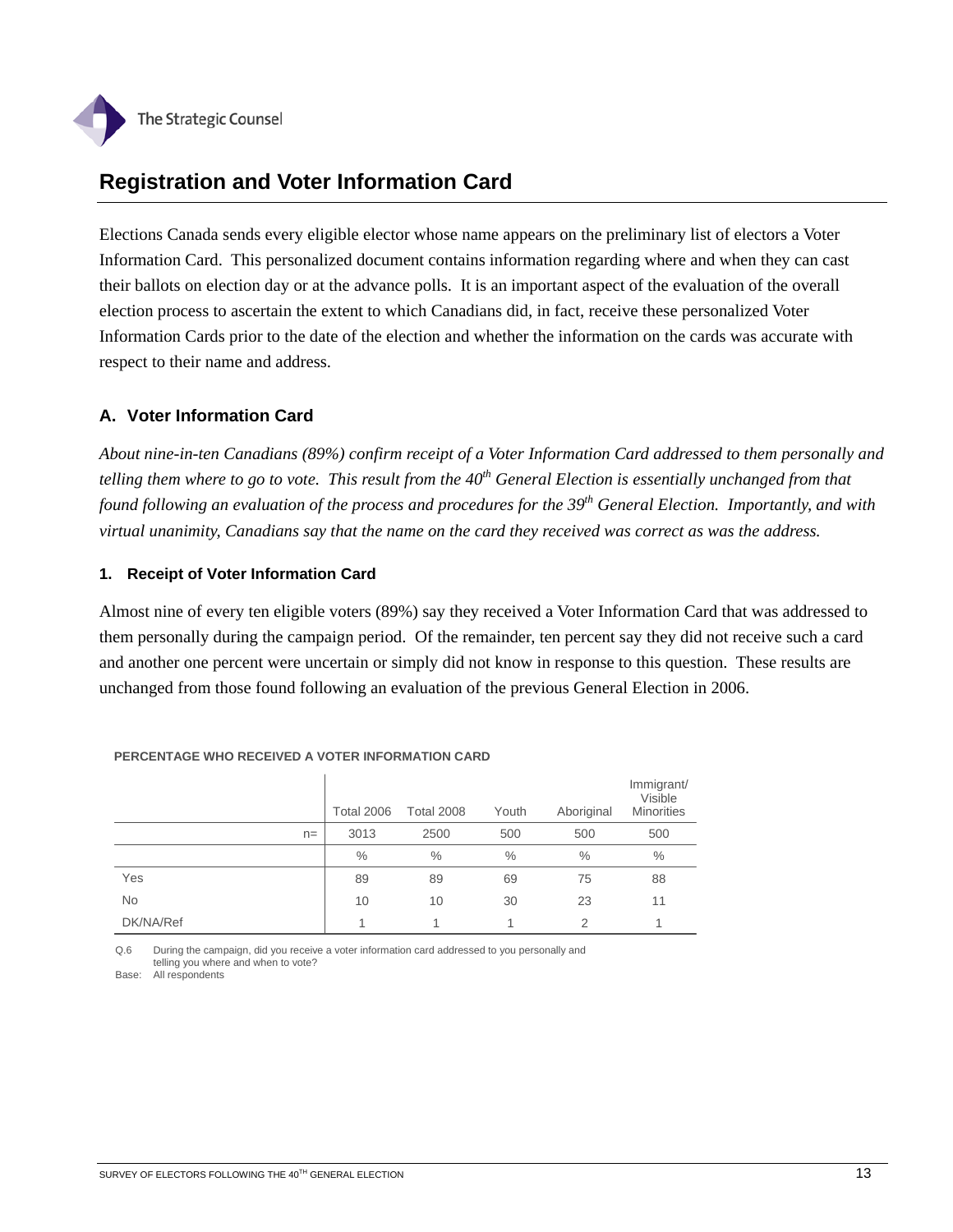## Registration and Voter Information Card

Elections Canada sends every eligible elector whose name appears on the preliminary list of electors a Voter Information Card. This personalized document contains information regarding where and when they can cast their ballots on election day or at the advance polls. It is an important aspect of the evaluation of the overall election process to ascertain the extent to which Canadians did, in fact, receive these personalized Voter Information Cards prior to the date of the election and whether the information on the cards was accurate with respect to their name and address.

### A. Voter Information Card

*About nine-in-ten Canadians (89%) confirm receipt of a Voter Information Card addressed to them personally and telling them where to go to vote. This result from the 40th General Election is essentially unchanged from that found following an evaluation of the process and procedures for the 39th General Election. Importantly, and with virtual unanimity, Canadians say that the name on the card they received was correct as was the address.*

#### 1. Receipt of Voter Information Card

Almost nine of every ten eligible voters (89%) say they received a Voter Information Card that was addressed to them personally during the campaign period. Of the remainder, ten percent say they did not receive such a card and another one percent were uncertain or simply did not know in response to this question. These results are unchanged from those found following an evaluation of the previous General Election in 2006.

**PERCENTAGE WHO RECEIVED A VOTER INFORMATION CARD**

| | Total 2006 | Total 2008 | Youth | Aboriginal | Immigrant/ Visible Minorities |
|---|---|---|---|---|---|
| n= | 3013 | 2500 | 500 | 500 | 500 |
| | % | % | % | % | % |
| Yes | 89 | 89 | 69 | 75 | 88 |
| No | 10 | 10 | 30 | 23 | 11 |
| DK/NA/Ref | 1 | 1 | 1 | 2 | 1 |

Q.6 During the campaign, did you receive a voter information card addressed to you personally and telling you where and when to vote?
Base: All respondents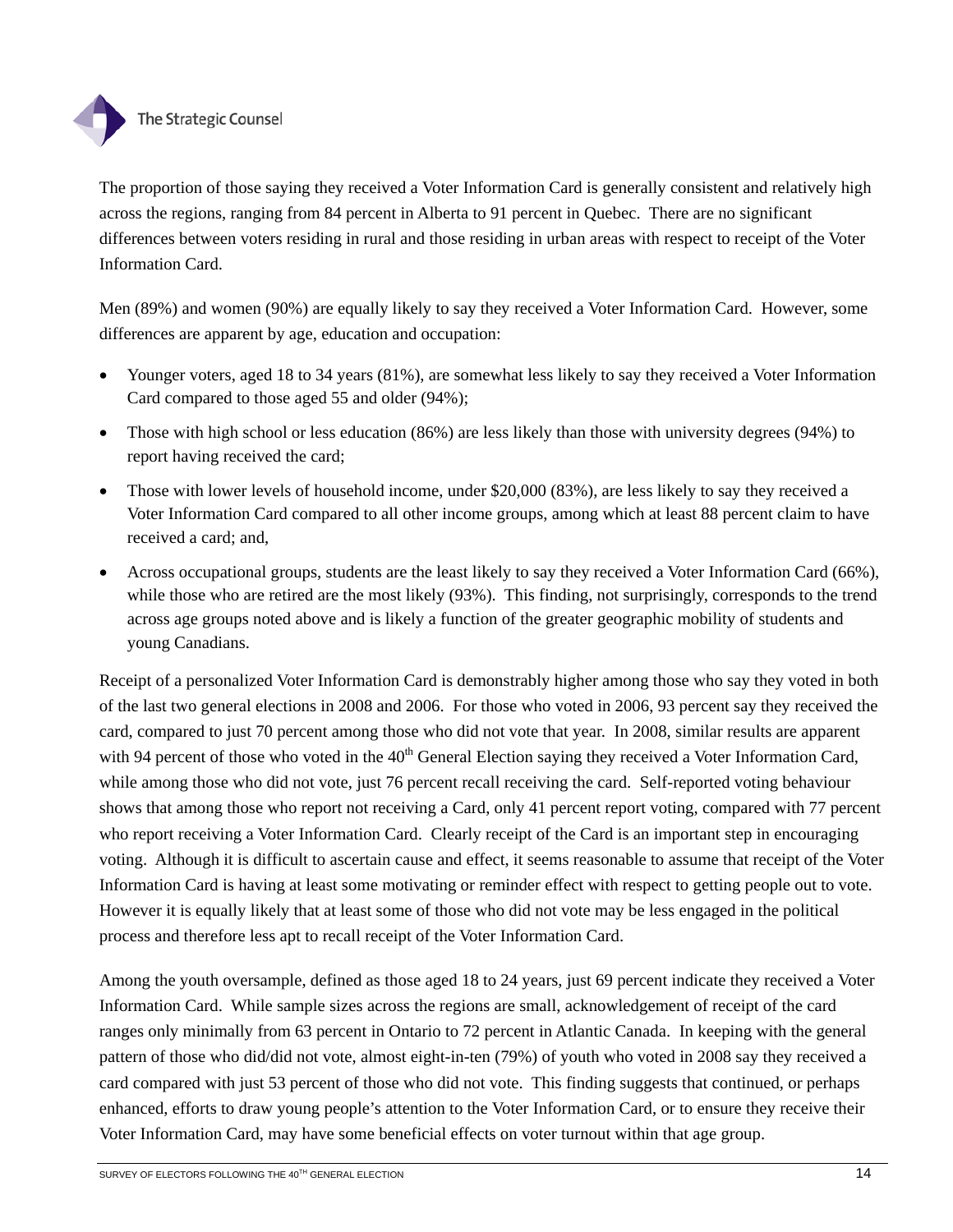The proportion of those saying they received a Voter Information Card is generally consistent and relatively high across the regions, ranging from 84 percent in Alberta to 91 percent in Quebec. There are no significant differences between voters residing in rural and those residing in urban areas with respect to receipt of the Voter Information Card.

Men (89%) and women (90%) are equally likely to say they received a Voter Information Card. However, some differences are apparent by age, education and occupation:

- Younger voters, aged 18 to 34 years (81%), are somewhat less likely to say they received a Voter Information Card compared to those aged 55 and older (94%);
- Those with high school or less education (86%) are less likely than those with university degrees (94%) to report having received the card;
- Those with lower levels of household income, under $20,000 (83%), are less likely to say they received a Voter Information Card compared to all other income groups, among which at least 88 percent claim to have received a card; and,
- Across occupational groups, students are the least likely to say they received a Voter Information Card (66%), while those who are retired are the most likely (93%). This finding, not surprisingly, corresponds to the trend across age groups noted above and is likely a function of the greater geographic mobility of students and young Canadians.

Receipt of a personalized Voter Information Card is demonstrably higher among those who say they voted in both of the last two general elections in 2008 and 2006. For those who voted in 2006, 93 percent say they received the card, compared to just 70 percent among those who did not vote that year. In 2008, similar results are apparent with 94 percent of those who voted in the 40th General Election saying they received a Voter Information Card, while among those who did not vote, just 76 percent recall receiving the card. Self-reported voting behaviour shows that among those who report not receiving a Card, only 41 percent report voting, compared with 77 percent who report receiving a Voter Information Card. Clearly receipt of the Card is an important step in encouraging voting. Although it is difficult to ascertain cause and effect, it seems reasonable to assume that receipt of the Voter Information Card is having at least some motivating or reminder effect with respect to getting people out to vote. However it is equally likely that at least some of those who did not vote may be less engaged in the political process and therefore less apt to recall receipt of the Voter Information Card.

Among the youth oversample, defined as those aged 18 to 24 years, just 69 percent indicate they received a Voter Information Card. While sample sizes across the regions are small, acknowledgement of receipt of the card ranges only minimally from 63 percent in Ontario to 72 percent in Atlantic Canada. In keeping with the general pattern of those who did/did not vote, almost eight-in-ten (79%) of youth who voted in 2008 say they received a card compared with just 53 percent of those who did not vote. This finding suggests that continued, or perhaps enhanced, efforts to draw young people's attention to the Voter Information Card, or to ensure they receive their Voter Information Card, may have some beneficial effects on voter turnout within that age group.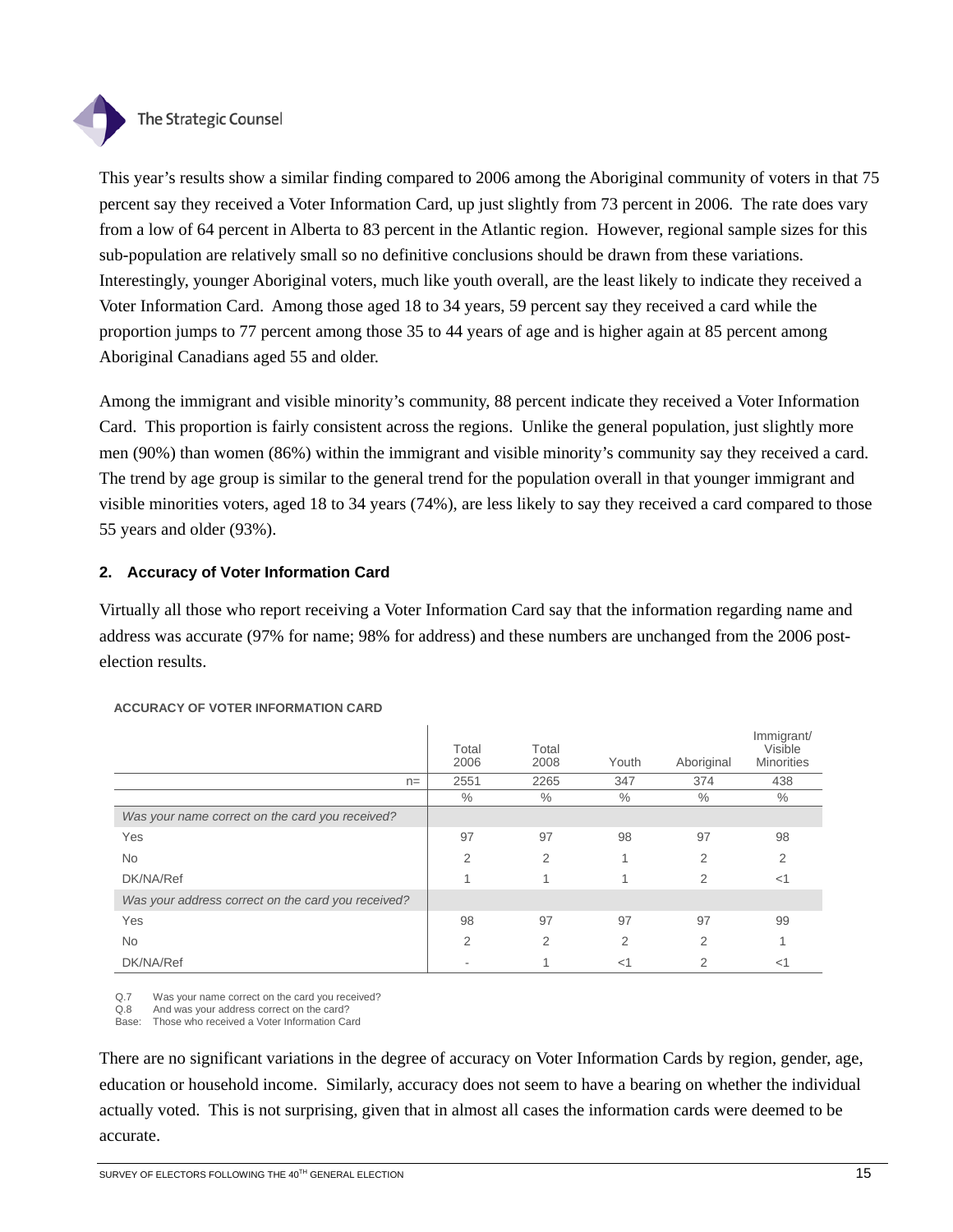This year's results show a similar finding compared to 2006 among the Aboriginal community of voters in that 75 percent say they received a Voter Information Card, up just slightly from 73 percent in 2006. The rate does vary from a low of 64 percent in Alberta to 83 percent in the Atlantic region. However, regional sample sizes for this sub-population are relatively small so no definitive conclusions should be drawn from these variations. Interestingly, younger Aboriginal voters, much like youth overall, are the least likely to indicate they received a Voter Information Card. Among those aged 18 to 34 years, 59 percent say they received a card while the proportion jumps to 77 percent among those 35 to 44 years of age and is higher again at 85 percent among Aboriginal Canadians aged 55 and older.

Among the immigrant and visible minority's community, 88 percent indicate they received a Voter Information Card. This proportion is fairly consistent across the regions. Unlike the general population, just slightly more men (90%) than women (86%) within the immigrant and visible minority's community say they received a card. The trend by age group is similar to the general trend for the population overall in that younger immigrant and visible minorities voters, aged 18 to 34 years (74%), are less likely to say they received a card compared to those 55 years and older (93%).

## 2. Accuracy of Voter Information Card

Virtually all those who report receiving a Voter Information Card say that the information regarding name and address was accurate (97% for name; 98% for address) and these numbers are unchanged from the 2006 post-election results.

**ACCURACY OF VOTER INFORMATION CARD**

| | Total 2006 | Total 2008 | Youth | Aboriginal | Immigrant/ Visible Minorities |
|---|---|---|---|---|---|
| n= | 2551 | 2265 | 347 | 374 | 438 |
| | % | % | % | % | % |
| *Was your name correct on the card you received?* | | | | | |
| Yes | 97 | 97 | 98 | 97 | 98 |
| No | 2 | 2 | 1 | 2 | 2 |
| DK/NA/Ref | 1 | 1 | 1 | 2 | <1 |
| *Was your address correct on the card you received?* | | | | | |
| Yes | 98 | 97 | 97 | 97 | 99 |
| No | 2 | 2 | 2 | 2 | 1 |
| DK/NA/Ref | - | 1 | <1 | 2 | <1 |

Q.7 Was your name correct on the card you received?
Q.8 And was your address correct on the card?
Base: Those who received a Voter Information Card

There are no significant variations in the degree of accuracy on Voter Information Cards by region, gender, age, education or household income. Similarly, accuracy does not seem to have a bearing on whether the individual actually voted. This is not surprising, given that in almost all cases the information cards were deemed to be accurate.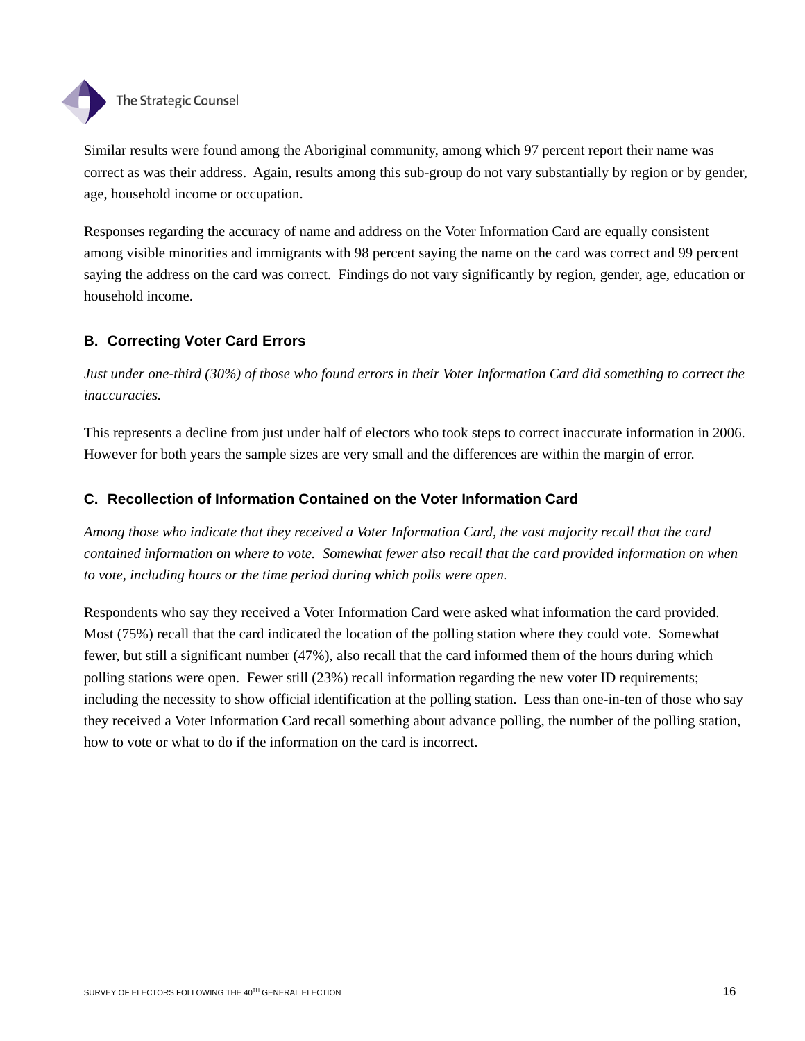Similar results were found among the Aboriginal community, among which 97 percent report their name was correct as was their address. Again, results among this sub-group do not vary substantially by region or by gender, age, household income or occupation.

Responses regarding the accuracy of name and address on the Voter Information Card are equally consistent among visible minorities and immigrants with 98 percent saying the name on the card was correct and 99 percent saying the address on the card was correct. Findings do not vary significantly by region, gender, age, education or household income.

### B. Correcting Voter Card Errors

*Just under one-third (30%) of those who found errors in their Voter Information Card did something to correct the inaccuracies.*

This represents a decline from just under half of electors who took steps to correct inaccurate information in 2006. However for both years the sample sizes are very small and the differences are within the margin of error.

### C. Recollection of Information Contained on the Voter Information Card

*Among those who indicate that they received a Voter Information Card, the vast majority recall that the card contained information on where to vote. Somewhat fewer also recall that the card provided information on when to vote, including hours or the time period during which polls were open.*

Respondents who say they received a Voter Information Card were asked what information the card provided. Most (75%) recall that the card indicated the location of the polling station where they could vote. Somewhat fewer, but still a significant number (47%), also recall that the card informed them of the hours during which polling stations were open. Fewer still (23%) recall information regarding the new voter ID requirements; including the necessity to show official identification at the polling station. Less than one-in-ten of those who say they received a Voter Information Card recall something about advance polling, the number of the polling station, how to vote or what to do if the information on the card is incorrect.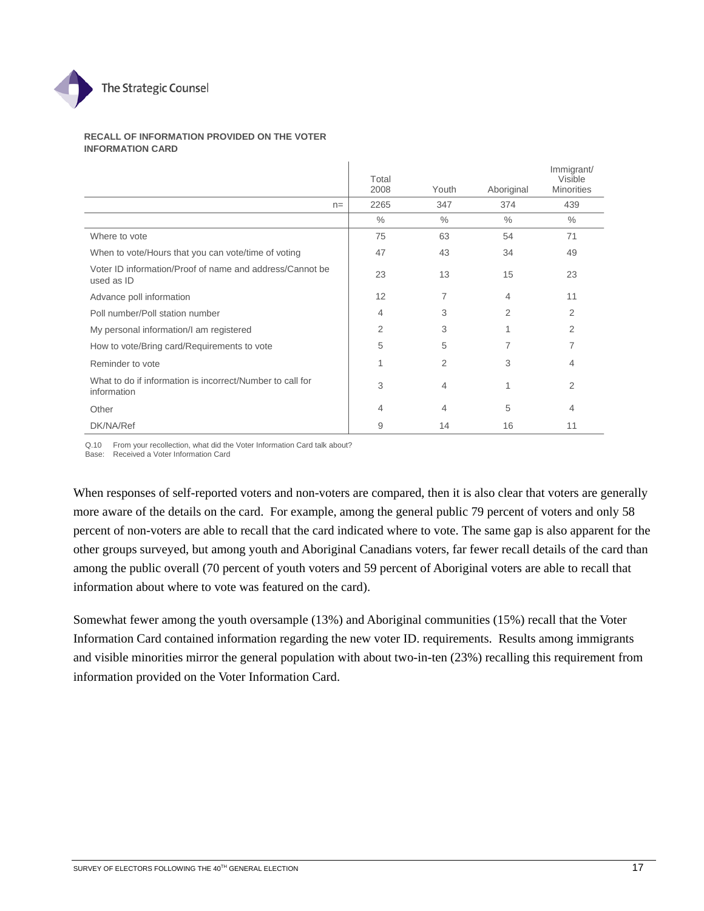**RECALL OF INFORMATION PROVIDED ON THE VOTER INFORMATION CARD**

| | Total 2008 | Youth | Aboriginal | Immigrant/ Visible Minorities |
|---|---|---|---|---|
| n= | 2265 | 347 | 374 | 439 |
| | % | % | % | % |
| Where to vote | 75 | 63 | 54 | 71 |
| When to vote/Hours that you can vote/time of voting | 47 | 43 | 34 | 49 |
| Voter ID information/Proof of name and address/Cannot be used as ID | 23 | 13 | 15 | 23 |
| Advance poll information | 12 | 7 | 4 | 11 |
| Poll number/Poll station number | 4 | 3 | 2 | 2 |
| My personal information/I am registered | 2 | 3 | 1 | 2 |
| How to vote/Bring card/Requirements to vote | 5 | 5 | 7 | 7 |
| Reminder to vote | 1 | 2 | 3 | 4 |
| What to do if information is incorrect/Number to call for information | 3 | 4 | 1 | 2 |
| Other | 4 | 4 | 5 | 4 |
| DK/NA/Ref | 9 | 14 | 16 | 11 |

Q.10 From your recollection, what did the Voter Information Card talk about?
Base: Received a Voter Information Card

When responses of self-reported voters and non-voters are compared, then it is also clear that voters are generally more aware of the details on the card. For example, among the general public 79 percent of voters and only 58 percent of non-voters are able to recall that the card indicated where to vote. The same gap is also apparent for the other groups surveyed, but among youth and Aboriginal Canadians voters, far fewer recall details of the card than among the public overall (70 percent of youth voters and 59 percent of Aboriginal voters are able to recall that information about where to vote was featured on the card).

Somewhat fewer among the youth oversample (13%) and Aboriginal communities (15%) recall that the Voter Information Card contained information regarding the new voter ID. requirements. Results among immigrants and visible minorities mirror the general population with about two-in-ten (23%) recalling this requirement from information provided on the Voter Information Card.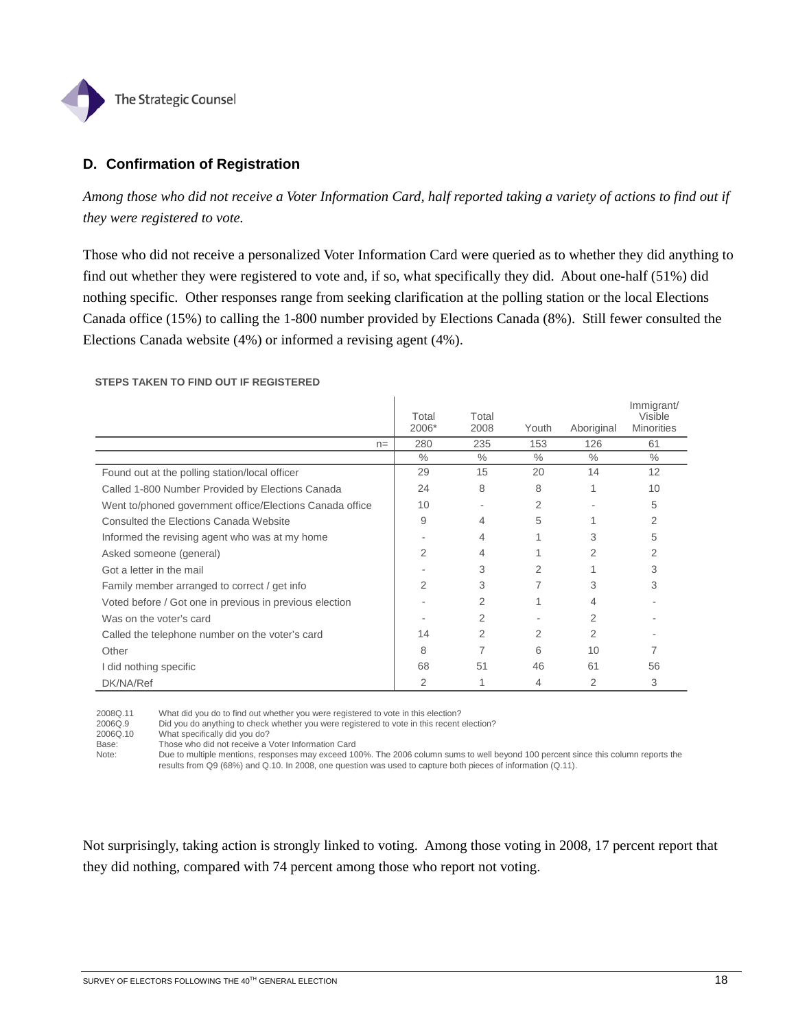## D. Confirmation of Registration

*Among those who did not receive a Voter Information Card, half reported taking a variety of actions to find out if they were registered to vote.*

Those who did not receive a personalized Voter Information Card were queried as to whether they did anything to find out whether they were registered to vote and, if so, what specifically they did. About one-half (51%) did nothing specific. Other responses range from seeking clarification at the polling station or the local Elections Canada office (15%) to calling the 1-800 number provided by Elections Canada (8%). Still fewer consulted the Elections Canada website (4%) or informed a revising agent (4%).

**STEPS TAKEN TO FIND OUT IF REGISTERED**

| | Total 2006* | Total 2008 | Youth | Aboriginal | Immigrant/ Visible Minorities |
|---|---|---|---|---|---|
| n= | 280 | 235 | 153 | 126 | 61 |
| | % | % | % | % | % |
| Found out at the polling station/local officer | 29 | 15 | 20 | 14 | 12 |
| Called 1-800 Number Provided by Elections Canada | 24 | 8 | 8 | 1 | 10 |
| Went to/phoned government office/Elections Canada office | 10 | - | 2 | - | 5 |
| Consulted the Elections Canada Website | 9 | 4 | 5 | 1 | 2 |
| Informed the revising agent who was at my home | - | 4 | 1 | 3 | 5 |
| Asked someone (general) | 2 | 4 | 1 | 2 | 2 |
| Got a letter in the mail | - | 3 | 2 | 1 | 3 |
| Family member arranged to correct / get info | 2 | 3 | 7 | 3 | 3 |
| Voted before / Got one in previous in previous election | - | 2 | 1 | 4 | - |
| Was on the voter's card | - | 2 | - | 2 | - |
| Called the telephone number on the voter's card | 14 | 2 | 2 | 2 | - |
| Other | 8 | 7 | 6 | 10 | 7 |
| I did nothing specific | 68 | 51 | 46 | 61 | 56 |
| DK/NA/Ref | 2 | 1 | 4 | 2 | 3 |

2008Q.11 What did you do to find out whether you were registered to vote in this election?
2006Q.9 Did you do anything to check whether you were registered to vote in this recent election?
2006Q.10 What specifically did you do?
Base: Those who did not receive a Voter Information Card
Note: Due to multiple mentions, responses may exceed 100%. The 2006 column sums to well beyond 100 percent since this column reports the results from Q9 (68%) and Q.10. In 2008, one question was used to capture both pieces of information (Q.11).

Not surprisingly, taking action is strongly linked to voting. Among those voting in 2008, 17 percent report that they did nothing, compared with 74 percent among those who report not voting.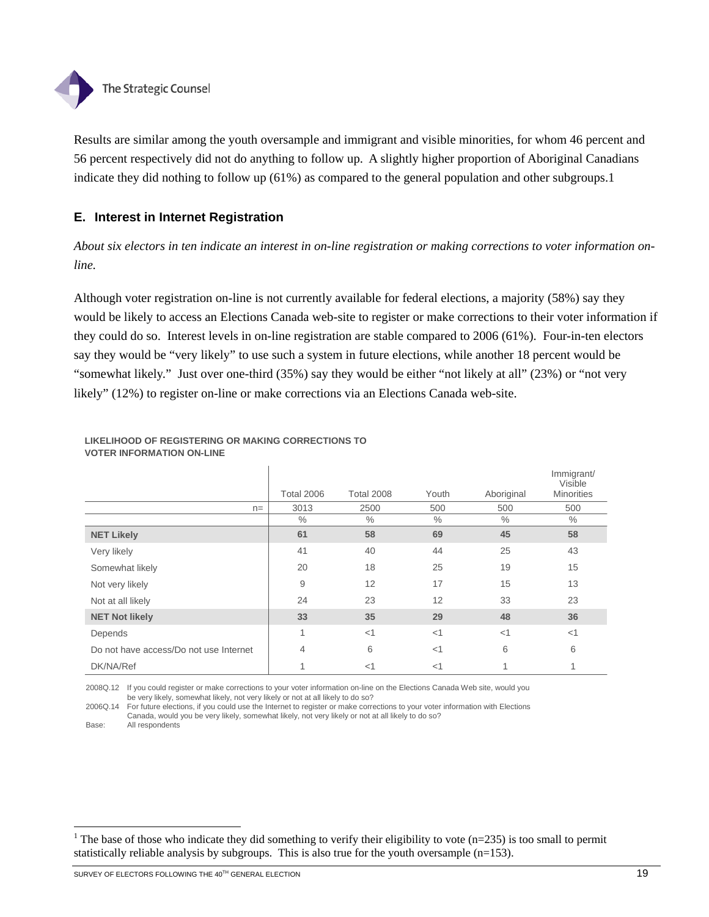Results are similar among the youth oversample and immigrant and visible minorities, for whom 46 percent and 56 percent respectively did not do anything to follow up. A slightly higher proportion of Aboriginal Canadians indicate they did nothing to follow up (61%) as compared to the general population and other subgroups.[1]

## E. Interest in Internet Registration

*About six electors in ten indicate an interest in on-line registration or making corrections to voter information on-line.*

Although voter registration on-line is not currently available for federal elections, a majority (58%) say they would be likely to access an Elections Canada web-site to register or make corrections to their voter information if they could do so. Interest levels in on-line registration are stable compared to 2006 (61%). Four-in-ten electors say they would be "very likely" to use such a system in future elections, while another 18 percent would be "somewhat likely." Just over one-third (35%) say they would be either "not likely at all" (23%) or "not very likely" (12%) to register on-line or make corrections via an Elections Canada web-site.

**LIKELIHOOD OF REGISTERING OR MAKING CORRECTIONS TO VOTER INFORMATION ON-LINE**

| | Total 2006 | Total 2008 | Youth | Aboriginal | Immigrant/ Visible Minorities |
|---|---|---|---|---|---|
| n= | 3013 | 2500 | 500 | 500 | 500 |
| | % | % | % | % | % |
| **NET Likely** | **61** | **58** | **69** | **45** | **58** |
| Very likely | 41 | 40 | 44 | 25 | 43 |
| Somewhat likely | 20 | 18 | 25 | 19 | 15 |
| Not very likely | 9 | 12 | 17 | 15 | 13 |
| Not at all likely | 24 | 23 | 12 | 33 | 23 |
| **NET Not likely** | **33** | **35** | **29** | **48** | **36** |
| Depends | 1 | <1 | <1 | <1 | <1 |
| Do not have access/Do not use Internet | 4 | 6 | <1 | 6 | 6 |
| DK/NA/Ref | 1 | <1 | <1 | 1 | 1 |

2008Q.12 If you could register or make corrections to your voter information on-line on the Elections Canada Web site, would you be very likely, somewhat likely, not very likely or not at all likely to do so?
2006Q.14 For future elections, if you could use the Internet to register or make corrections to your voter information with Elections Canada, would you be very likely, somewhat likely, not very likely or not at all likely to do so?
Base: All respondents

[1] The base of those who indicate they did something to verify their eligibility to vote (n=235) is too small to permit statistically reliable analysis by subgroups. This is also true for the youth oversample (n=153).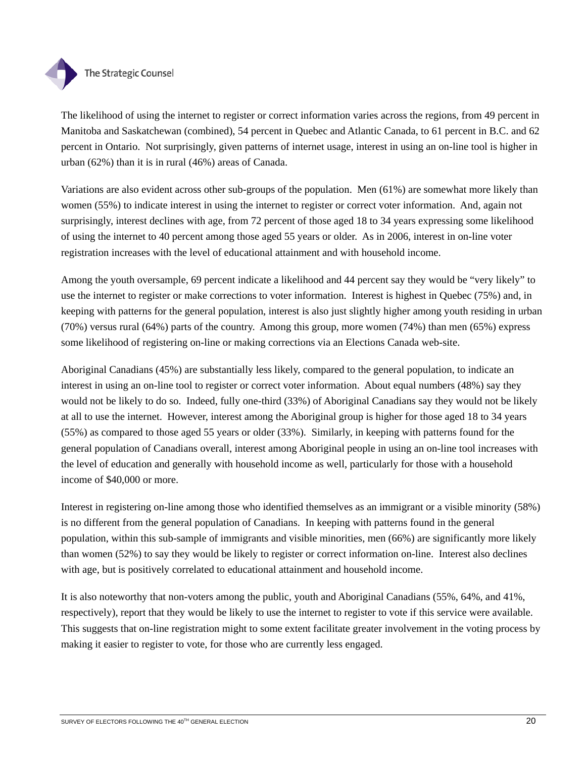The likelihood of using the internet to register or correct information varies across the regions, from 49 percent in Manitoba and Saskatchewan (combined), 54 percent in Quebec and Atlantic Canada, to 61 percent in B.C. and 62 percent in Ontario. Not surprisingly, given patterns of internet usage, interest in using an on-line tool is higher in urban (62%) than it is in rural (46%) areas of Canada.

Variations are also evident across other sub-groups of the population. Men (61%) are somewhat more likely than women (55%) to indicate interest in using the internet to register or correct voter information. And, again not surprisingly, interest declines with age, from 72 percent of those aged 18 to 34 years expressing some likelihood of using the internet to 40 percent among those aged 55 years or older. As in 2006, interest in on-line voter registration increases with the level of educational attainment and with household income.

Among the youth oversample, 69 percent indicate a likelihood and 44 percent say they would be "very likely" to use the internet to register or make corrections to voter information. Interest is highest in Quebec (75%) and, in keeping with patterns for the general population, interest is also just slightly higher among youth residing in urban (70%) versus rural (64%) parts of the country. Among this group, more women (74%) than men (65%) express some likelihood of registering on-line or making corrections via an Elections Canada web-site.

Aboriginal Canadians (45%) are substantially less likely, compared to the general population, to indicate an interest in using an on-line tool to register or correct voter information. About equal numbers (48%) say they would not be likely to do so. Indeed, fully one-third (33%) of Aboriginal Canadians say they would not be likely at all to use the internet. However, interest among the Aboriginal group is higher for those aged 18 to 34 years (55%) as compared to those aged 55 years or older (33%). Similarly, in keeping with patterns found for the general population of Canadians overall, interest among Aboriginal people in using an on-line tool increases with the level of education and generally with household income as well, particularly for those with a household income of $40,000 or more.

Interest in registering on-line among those who identified themselves as an immigrant or a visible minority (58%) is no different from the general population of Canadians. In keeping with patterns found in the general population, within this sub-sample of immigrants and visible minorities, men (66%) are significantly more likely than women (52%) to say they would be likely to register or correct information on-line. Interest also declines with age, but is positively correlated to educational attainment and household income.

It is also noteworthy that non-voters among the public, youth and Aboriginal Canadians (55%, 64%, and 41%, respectively), report that they would be likely to use the internet to register to vote if this service were available. This suggests that on-line registration might to some extent facilitate greater involvement in the voting process by making it easier to register to vote, for those who are currently less engaged.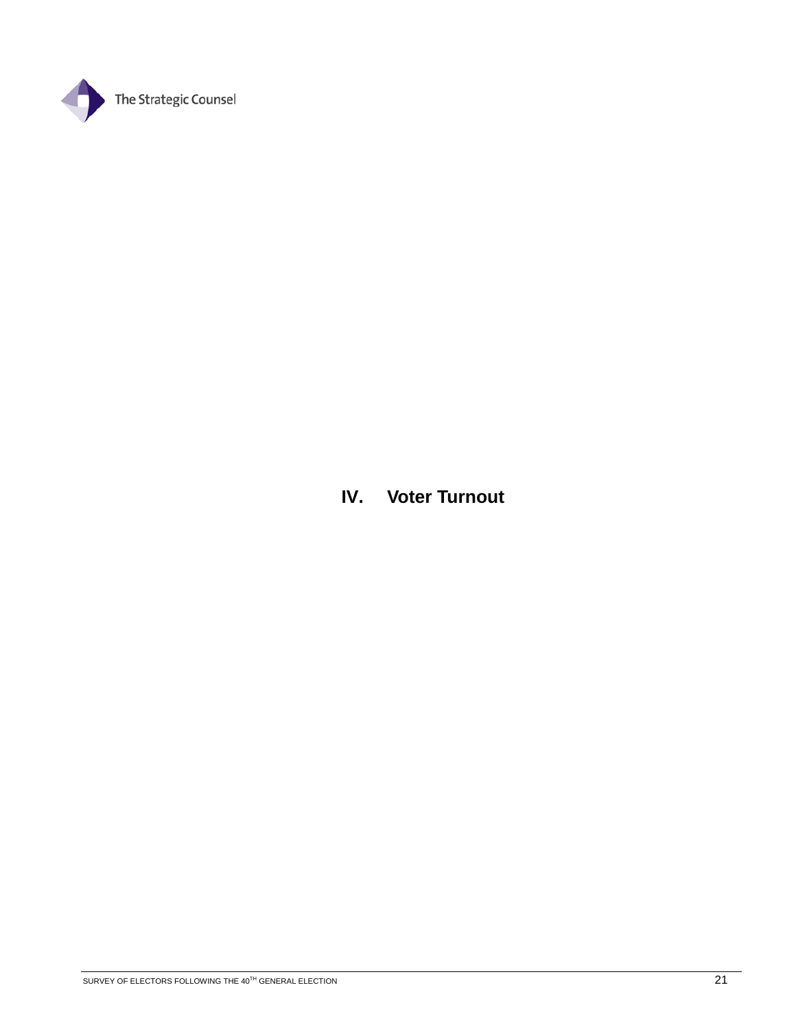# IV. Voter Turnout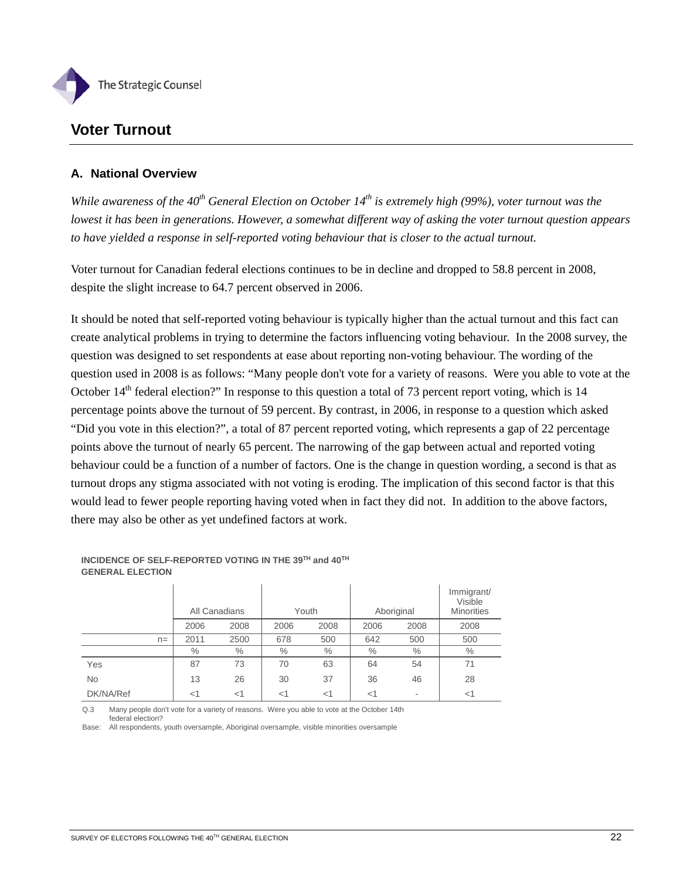# Voter Turnout

## A. National Overview

*While awareness of the 40th General Election on October 14th is extremely high (99%), voter turnout was the lowest it has been in generations. However, a somewhat different way of asking the voter turnout question appears to have yielded a response in self-reported voting behaviour that is closer to the actual turnout.*

Voter turnout for Canadian federal elections continues to be in decline and dropped to 58.8 percent in 2008, despite the slight increase to 64.7 percent observed in 2006.

It should be noted that self-reported voting behaviour is typically higher than the actual turnout and this fact can create analytical problems in trying to determine the factors influencing voting behaviour. In the 2008 survey, the question was designed to set respondents at ease about reporting non-voting behaviour. The wording of the question used in 2008 is as follows: "Many people don't vote for a variety of reasons. Were you able to vote at the October 14th federal election?" In response to this question a total of 73 percent report voting, which is 14 percentage points above the turnout of 59 percent. By contrast, in 2006, in response to a question which asked "Did you vote in this election?", a total of 87 percent reported voting, which represents a gap of 22 percentage points above the turnout of nearly 65 percent. The narrowing of the gap between actual and reported voting behaviour could be a function of a number of factors. One is the change in question wording, a second is that as turnout drops any stigma associated with not voting is eroding. The implication of this second factor is that this would lead to fewer people reporting having voted when in fact they did not. In addition to the above factors, there may also be other as yet undefined factors at work.

**INCIDENCE OF SELF-REPORTED VOTING IN THE 39TH and 40TH GENERAL ELECTION**

| | All Canadians | | Youth | | Aboriginal | | Immigrant/ Visible Minorities |
|---|---|---|---|---|---|---|---|
| | 2006 | 2008 | 2006 | 2008 | 2006 | 2008 | 2008 |
| n= | 2011 | 2500 | 678 | 500 | 642 | 500 | 500 |
| | % | % | % | % | % | % | % |
| Yes | 87 | 73 | 70 | 63 | 64 | 54 | 71 |
| No | 13 | 26 | 30 | 37 | 36 | 46 | 28 |
| DK/NA/Ref | <1 | <1 | <1 | <1 | <1 | - | <1 |

Q.3 Many people don't vote for a variety of reasons. Were you able to vote at the October 14th federal election?

Base: All respondents, youth oversample, Aboriginal oversample, visible minorities oversample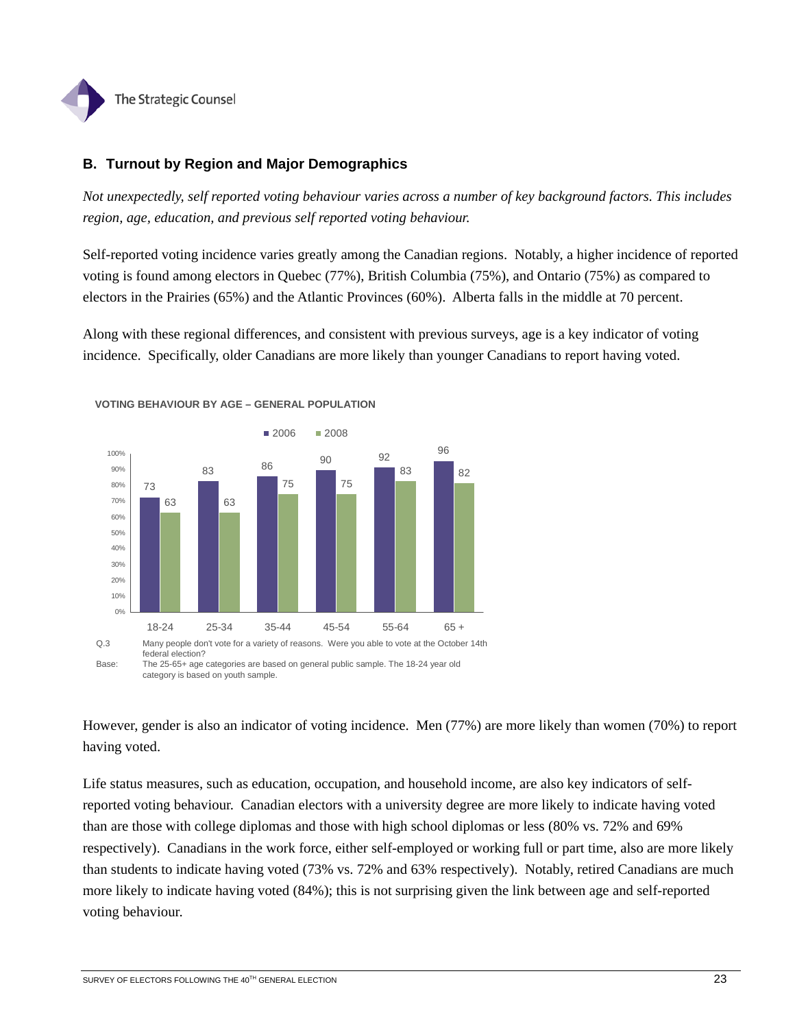## B. Turnout by Region and Major Demographics

*Not unexpectedly, self reported voting behaviour varies across a number of key background factors. This includes region, age, education, and previous self reported voting behaviour.*

Self-reported voting incidence varies greatly among the Canadian regions. Notably, a higher incidence of reported voting is found among electors in Quebec (77%), British Columbia (75%), and Ontario (75%) as compared to electors in the Prairies (65%) and the Atlantic Provinces (60%). Alberta falls in the middle at 70 percent.

Along with these regional differences, and consistent with previous surveys, age is a key indicator of voting incidence. Specifically, older Canadians are more likely than younger Canadians to report having voted.

**VOTING BEHAVIOUR BY AGE – GENERAL POPULATION**

| Age | 2006 | 2008 |
|---|---|---|
| 18-24 | 73 | 63 |
| 25-34 | 83 | 63 |
| 35-44 | 86 | 75 |
| 45-54 | 90 | 75 |
| 55-64 | 92 | 83 |
| 65 + | 96 | 82 |

Q.3 Many people don't vote for a variety of reasons. Were you able to vote at the October 14th federal election?

Base: The 25-65+ age categories are based on general public sample. The 18-24 year old category is based on youth sample.

However, gender is also an indicator of voting incidence. Men (77%) are more likely than women (70%) to report having voted.

Life status measures, such as education, occupation, and household income, are also key indicators of self-reported voting behaviour. Canadian electors with a university degree are more likely to indicate having voted than are those with college diplomas and those with high school diplomas or less (80% vs. 72% and 69% respectively). Canadians in the work force, either self-employed or working full or part time, also are more likely than students to indicate having voted (73% vs. 72% and 63% respectively). Notably, retired Canadians are much more likely to indicate having voted (84%); this is not surprising given the link between age and self-reported voting behaviour.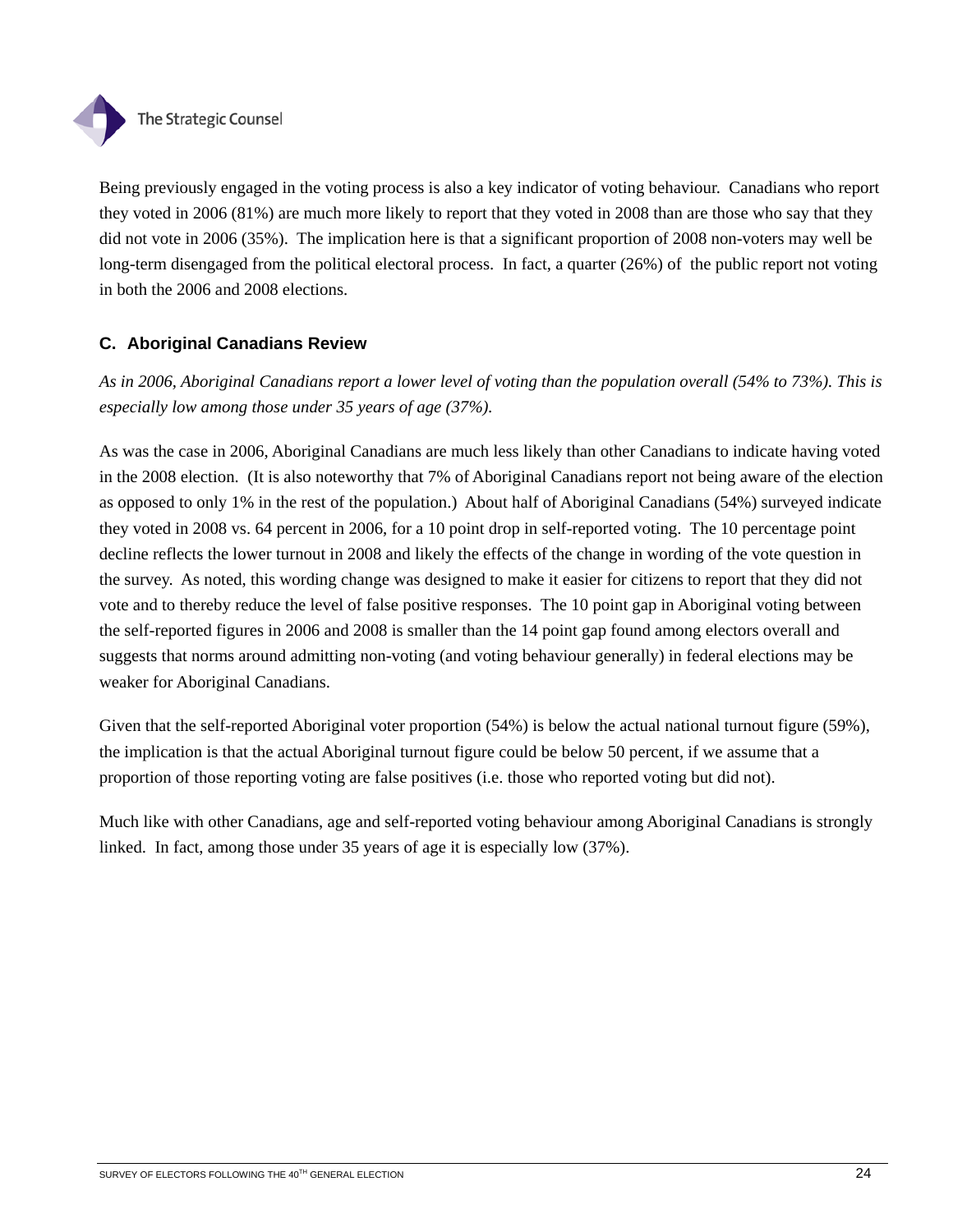Being previously engaged in the voting process is also a key indicator of voting behaviour. Canadians who report they voted in 2006 (81%) are much more likely to report that they voted in 2008 than are those who say that they did not vote in 2006 (35%). The implication here is that a significant proportion of 2008 non-voters may well be long-term disengaged from the political electoral process. In fact, a quarter (26%) of the public report not voting in both the 2006 and 2008 elections.

### C. Aboriginal Canadians Review

*As in 2006, Aboriginal Canadians report a lower level of voting than the population overall (54% to 73%). This is especially low among those under 35 years of age (37%).*

As was the case in 2006, Aboriginal Canadians are much less likely than other Canadians to indicate having voted in the 2008 election. (It is also noteworthy that 7% of Aboriginal Canadians report not being aware of the election as opposed to only 1% in the rest of the population.) About half of Aboriginal Canadians (54%) surveyed indicate they voted in 2008 vs. 64 percent in 2006, for a 10 point drop in self-reported voting. The 10 percentage point decline reflects the lower turnout in 2008 and likely the effects of the change in wording of the vote question in the survey. As noted, this wording change was designed to make it easier for citizens to report that they did not vote and to thereby reduce the level of false positive responses. The 10 point gap in Aboriginal voting between the self-reported figures in 2006 and 2008 is smaller than the 14 point gap found among electors overall and suggests that norms around admitting non-voting (and voting behaviour generally) in federal elections may be weaker for Aboriginal Canadians.

Given that the self-reported Aboriginal voter proportion (54%) is below the actual national turnout figure (59%), the implication is that the actual Aboriginal turnout figure could be below 50 percent, if we assume that a proportion of those reporting voting are false positives (i.e. those who reported voting but did not).

Much like with other Canadians, age and self-reported voting behaviour among Aboriginal Canadians is strongly linked. In fact, among those under 35 years of age it is especially low (37%).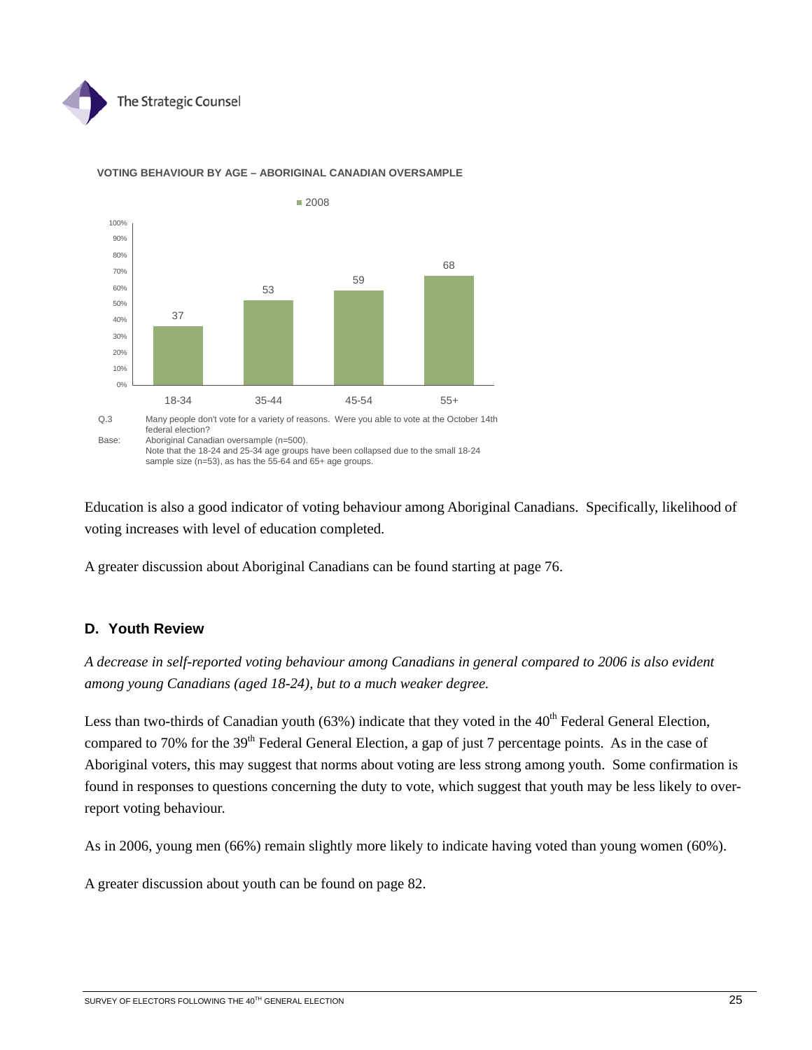**VOTING BEHAVIOUR BY AGE – ABORIGINAL CANADIAN OVERSAMPLE**

| Age | 2008 |
|---|---|
| 18-34 | 37 |
| 35-44 | 53 |
| 45-54 | 59 |
| 55+ | 68 |

Q.3 Many people don't vote for a variety of reasons. Were you able to vote at the October 14th federal election?

Base: Aboriginal Canadian oversample (n=500).
Note that the 18-24 and 25-34 age groups have been collapsed due to the small 18-24 sample size (n=53), as has the 55-64 and 65+ age groups.

Education is also a good indicator of voting behaviour among Aboriginal Canadians. Specifically, likelihood of voting increases with level of education completed.

A greater discussion about Aboriginal Canadians can be found starting at page 76.

## D. Youth Review

*A decrease in self-reported voting behaviour among Canadians in general compared to 2006 is also evident among young Canadians (aged 18-24), but to a much weaker degree.*

Less than two-thirds of Canadian youth (63%) indicate that they voted in the 40th Federal General Election, compared to 70% for the 39th Federal General Election, a gap of just 7 percentage points. As in the case of Aboriginal voters, this may suggest that norms about voting are less strong among youth. Some confirmation is found in responses to questions concerning the duty to vote, which suggest that youth may be less likely to over-report voting behaviour.

As in 2006, young men (66%) remain slightly more likely to indicate having voted than young women (60%).

A greater discussion about youth can be found on page 82.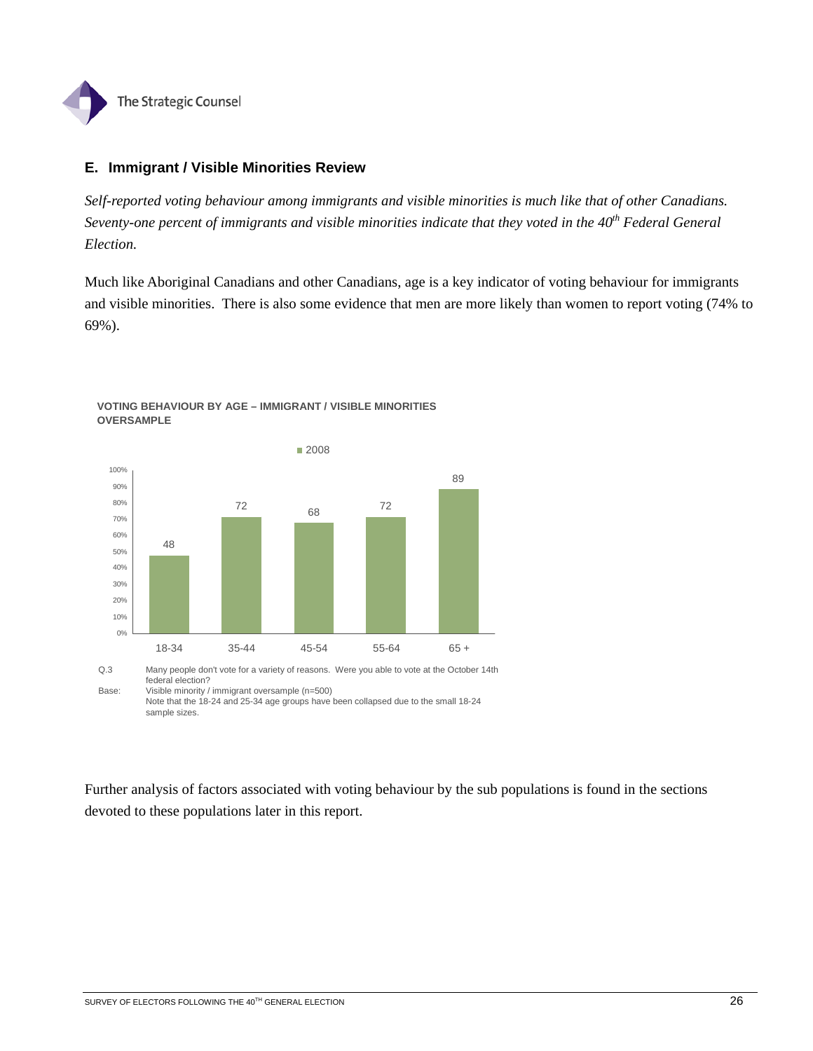## E. Immigrant / Visible Minorities Review

*Self-reported voting behaviour among immigrants and visible minorities is much like that of other Canadians. Seventy-one percent of immigrants and visible minorities indicate that they voted in the 40th Federal General Election.*

Much like Aboriginal Canadians and other Canadians, age is a key indicator of voting behaviour for immigrants and visible minorities. There is also some evidence that men are more likely than women to report voting (74% to 69%).

**VOTING BEHAVIOUR BY AGE – IMMIGRANT / VISIBLE MINORITIES OVERSAMPLE**

| Age | 2008 |
|---|---|
| 18-34 | 48 |
| 35-44 | 72 |
| 45-54 | 68 |
| 55-64 | 72 |
| 65 + | 89 |

Q.3 Many people don't vote for a variety of reasons. Were you able to vote at the October 14th federal election?

Base: Visible minority / immigrant oversample (n=500)
Note that the 18-24 and 25-34 age groups have been collapsed due to the small 18-24 sample sizes.

Further analysis of factors associated with voting behaviour by the sub populations is found in the sections devoted to these populations later in this report.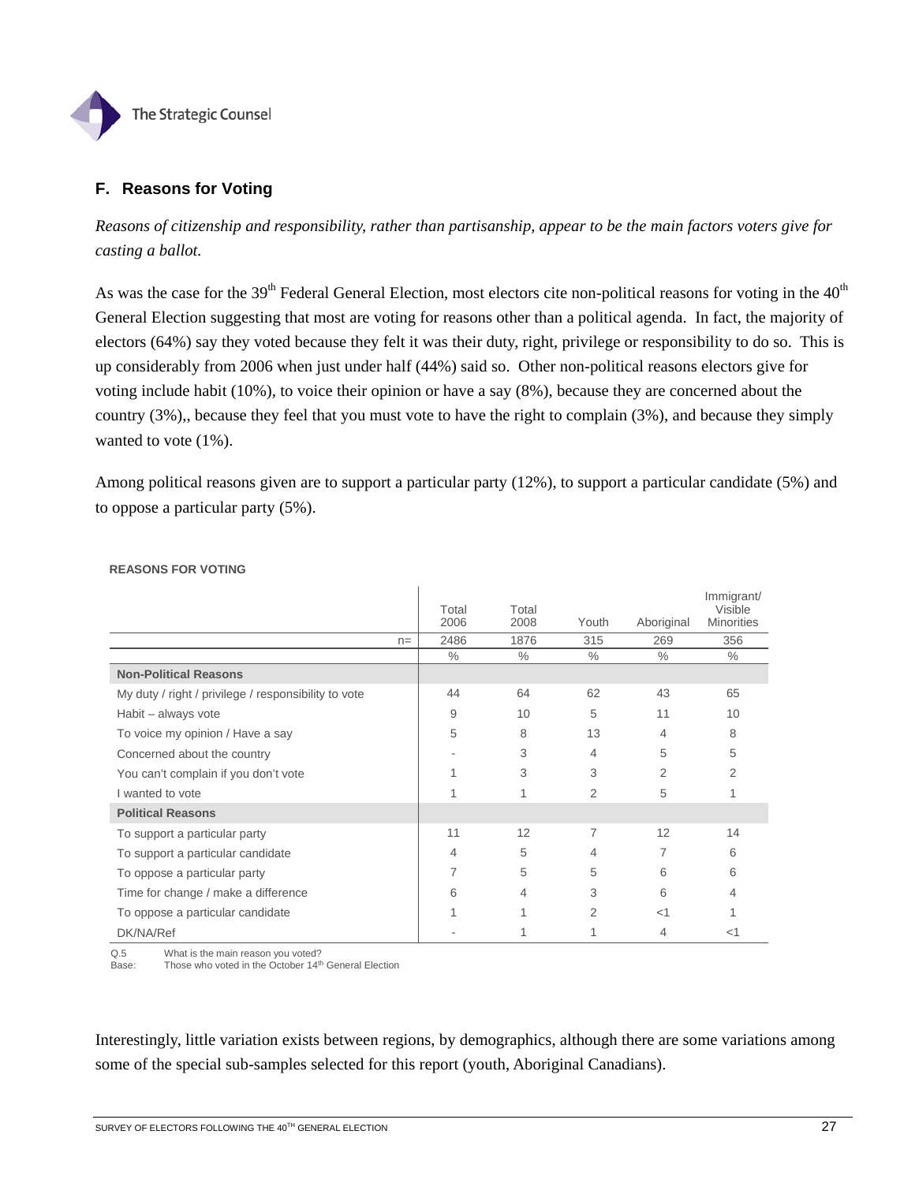## F. Reasons for Voting

*Reasons of citizenship and responsibility, rather than partisanship, appear to be the main factors voters give for casting a ballot.*

As was the case for the 39th Federal General Election, most electors cite non-political reasons for voting in the 40th General Election suggesting that most are voting for reasons other than a political agenda. In fact, the majority of electors (64%) say they voted because they felt it was their duty, right, privilege or responsibility to do so. This is up considerably from 2006 when just under half (44%) said so. Other non-political reasons electors give for voting include habit (10%), to voice their opinion or have a say (8%), because they are concerned about the country (3%),, because they feel that you must vote to have the right to complain (3%), and because they simply wanted to vote (1%).

Among political reasons given are to support a particular party (12%), to support a particular candidate (5%) and to oppose a particular party (5%).

**REASONS FOR VOTING**

| | Total 2006 | Total 2008 | Youth | Aboriginal | Immigrant/ Visible Minorities |
|---|---|---|---|---|---|
| n= | 2486 | 1876 | 315 | 269 | 356 |
| | % | % | % | % | % |
| **Non-Political Reasons** | | | | | |
| My duty / right / privilege / responsibility to vote | 44 | 64 | 62 | 43 | 65 |
| Habit – always vote | 9 | 10 | 5 | 11 | 10 |
| To voice my opinion / Have a say | 5 | 8 | 13 | 4 | 8 |
| Concerned about the country | - | 3 | 4 | 5 | 5 |
| You can't complain if you don't vote | 1 | 3 | 3 | 2 | 2 |
| I wanted to vote | 1 | 1 | 2 | 5 | 1 |
| **Political Reasons** | | | | | |
| To support a particular party | 11 | 12 | 7 | 12 | 14 |
| To support a particular candidate | 4 | 5 | 4 | 7 | 6 |
| To oppose a particular party | 7 | 5 | 5 | 6 | 6 |
| Time for change / make a difference | 6 | 4 | 3 | 6 | 4 |
| To oppose a particular candidate | 1 | 1 | 2 | <1 | 1 |
| DK/NA/Ref | - | 1 | 1 | 4 | <1 |

Q.5 What is the main reason you voted?
Base: Those who voted in the October 14th General Election

Interestingly, little variation exists between regions, by demographics, although there are some variations among some of the special sub-samples selected for this report (youth, Aboriginal Canadians).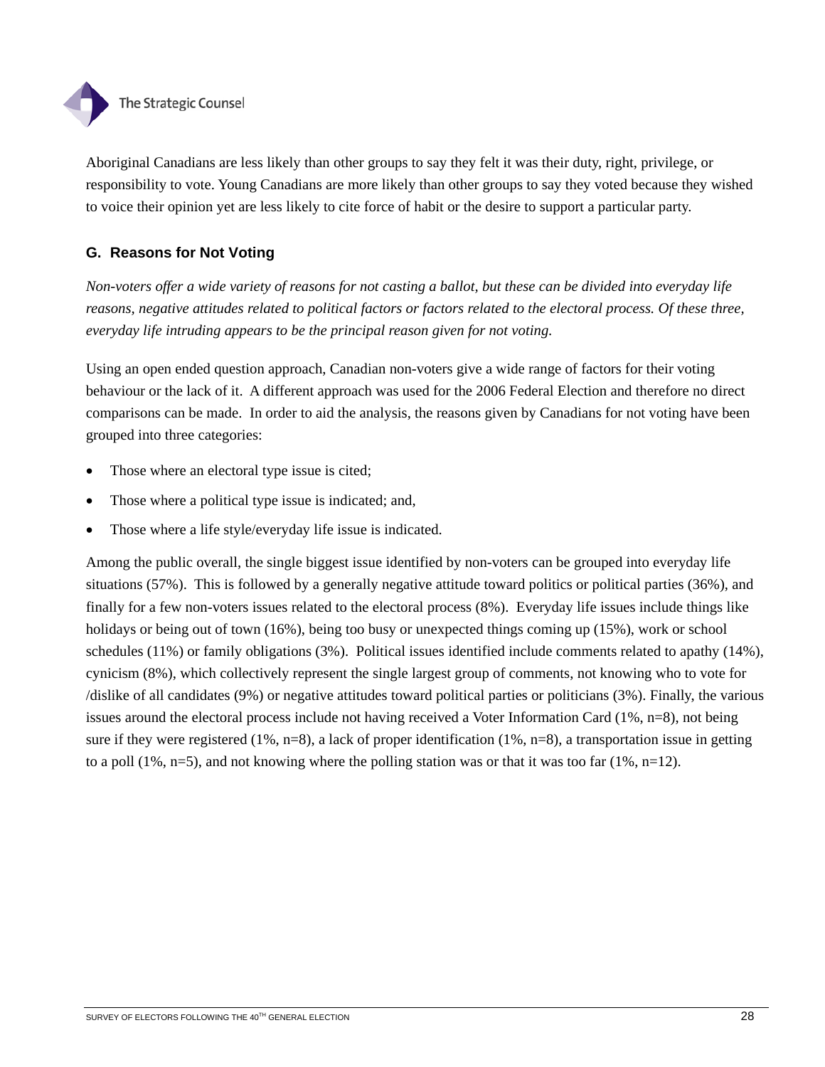Aboriginal Canadians are less likely than other groups to say they felt it was their duty, right, privilege, or responsibility to vote. Young Canadians are more likely than other groups to say they voted because they wished to voice their opinion yet are less likely to cite force of habit or the desire to support a particular party.

### G. Reasons for Not Voting

*Non-voters offer a wide variety of reasons for not casting a ballot, but these can be divided into everyday life reasons, negative attitudes related to political factors or factors related to the electoral process. Of these three, everyday life intruding appears to be the principal reason given for not voting.*

Using an open ended question approach, Canadian non-voters give a wide range of factors for their voting behaviour or the lack of it. A different approach was used for the 2006 Federal Election and therefore no direct comparisons can be made. In order to aid the analysis, the reasons given by Canadians for not voting have been grouped into three categories:

- Those where an electoral type issue is cited;
- Those where a political type issue is indicated; and,
- Those where a life style/everyday life issue is indicated.

Among the public overall, the single biggest issue identified by non-voters can be grouped into everyday life situations (57%). This is followed by a generally negative attitude toward politics or political parties (36%), and finally for a few non-voters issues related to the electoral process (8%). Everyday life issues include things like holidays or being out of town (16%), being too busy or unexpected things coming up (15%), work or school schedules (11%) or family obligations (3%). Political issues identified include comments related to apathy (14%), cynicism (8%), which collectively represent the single largest group of comments, not knowing who to vote for /dislike of all candidates (9%) or negative attitudes toward political parties or politicians (3%). Finally, the various issues around the electoral process include not having received a Voter Information Card (1%, n=8), not being sure if they were registered (1%, n=8), a lack of proper identification (1%, n=8), a transportation issue in getting to a poll (1%, n=5), and not knowing where the polling station was or that it was too far (1%, n=12).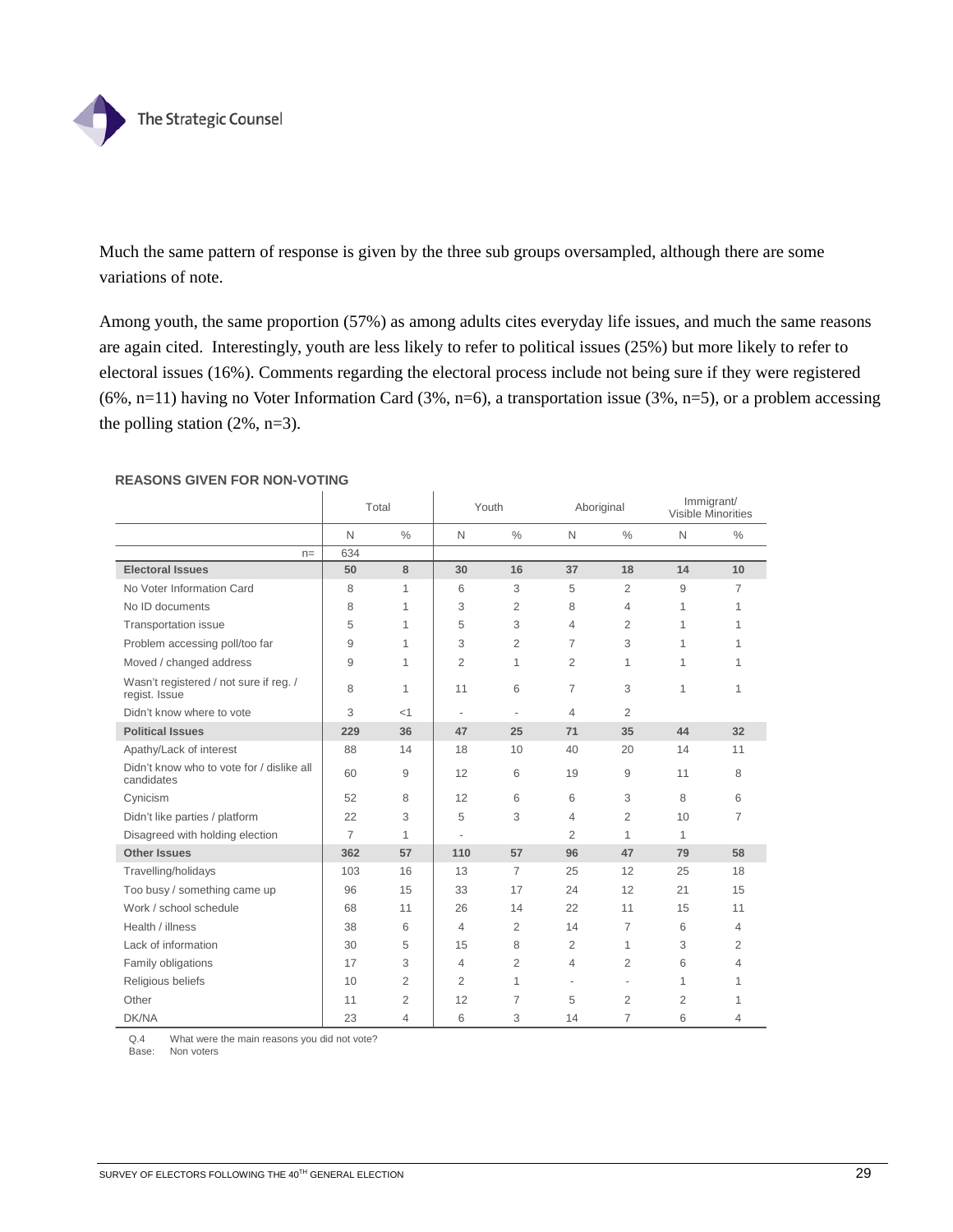Much the same pattern of response is given by the three sub groups oversampled, although there are some variations of note.

Among youth, the same proportion (57%) as among adults cites everyday life issues, and much the same reasons are again cited. Interestingly, youth are less likely to refer to political issues (25%) but more likely to refer to electoral issues (16%). Comments regarding the electoral process include not being sure if they were registered (6%, n=11) having no Voter Information Card (3%, n=6), a transportation issue (3%, n=5), or a problem accessing the polling station (2%, n=3).

**REASONS GIVEN FOR NON-VOTING**

| | Total | | Youth | | Aboriginal | | Immigrant/ Visible Minorities | |
|---|---|---|---|---|---|---|---|---|
| | N | % | N | % | N | % | N | % |
| n= | 634 | | | | | | | |
| **Electoral Issues** | **50** | **8** | **30** | **16** | **37** | **18** | **14** | **10** |
| No Voter Information Card | 8 | 1 | 6 | 3 | 5 | 2 | 9 | 7 |
| No ID documents | 8 | 1 | 3 | 2 | 8 | 4 | 1 | 1 |
| Transportation issue | 5 | 1 | 5 | 3 | 4 | 2 | 1 | 1 |
| Problem accessing poll/too far | 9 | 1 | 3 | 2 | 7 | 3 | 1 | 1 |
| Moved / changed address | 9 | 1 | 2 | 1 | 2 | 1 | 1 | 1 |
| Wasn't registered / not sure if reg. / regist. Issue | 8 | 1 | 11 | 6 | 7 | 3 | 1 | 1 |
| Didn't know where to vote | 3 | <1 | - | - | 4 | 2 | | |
| **Political Issues** | **229** | **36** | **47** | **25** | **71** | **35** | **44** | **32** |
| Apathy/Lack of interest | 88 | 14 | 18 | 10 | 40 | 20 | 14 | 11 |
| Didn't know who to vote for / dislike all candidates | 60 | 9 | 12 | 6 | 19 | 9 | 11 | 8 |
| Cynicism | 52 | 8 | 12 | 6 | 6 | 3 | 8 | 6 |
| Didn't like parties / platform | 22 | 3 | 5 | 3 | 4 | 2 | 10 | 7 |
| Disagreed with holding election | 7 | 1 | - | | 2 | 1 | 1 | |
| **Other Issues** | **362** | **57** | **110** | **57** | **96** | **47** | **79** | **58** |
| Travelling/holidays | 103 | 16 | 13 | 7 | 25 | 12 | 25 | 18 |
| Too busy / something came up | 96 | 15 | 33 | 17 | 24 | 12 | 21 | 15 |
| Work / school schedule | 68 | 11 | 26 | 14 | 22 | 11 | 15 | 11 |
| Health / illness | 38 | 6 | 4 | 2 | 14 | 7 | 6 | 4 |
| Lack of information | 30 | 5 | 15 | 8 | 2 | 1 | 3 | 2 |
| Family obligations | 17 | 3 | 4 | 2 | 4 | 2 | 6 | 4 |
| Religious beliefs | 10 | 2 | 2 | 1 | - | - | 1 | 1 |
| Other | 11 | 2 | 12 | 7 | 5 | 2 | 2 | 1 |
| DK/NA | 23 | 4 | 6 | 3 | 14 | 7 | 6 | 4 |

Q.4 What were the main reasons you did not vote?
Base: Non voters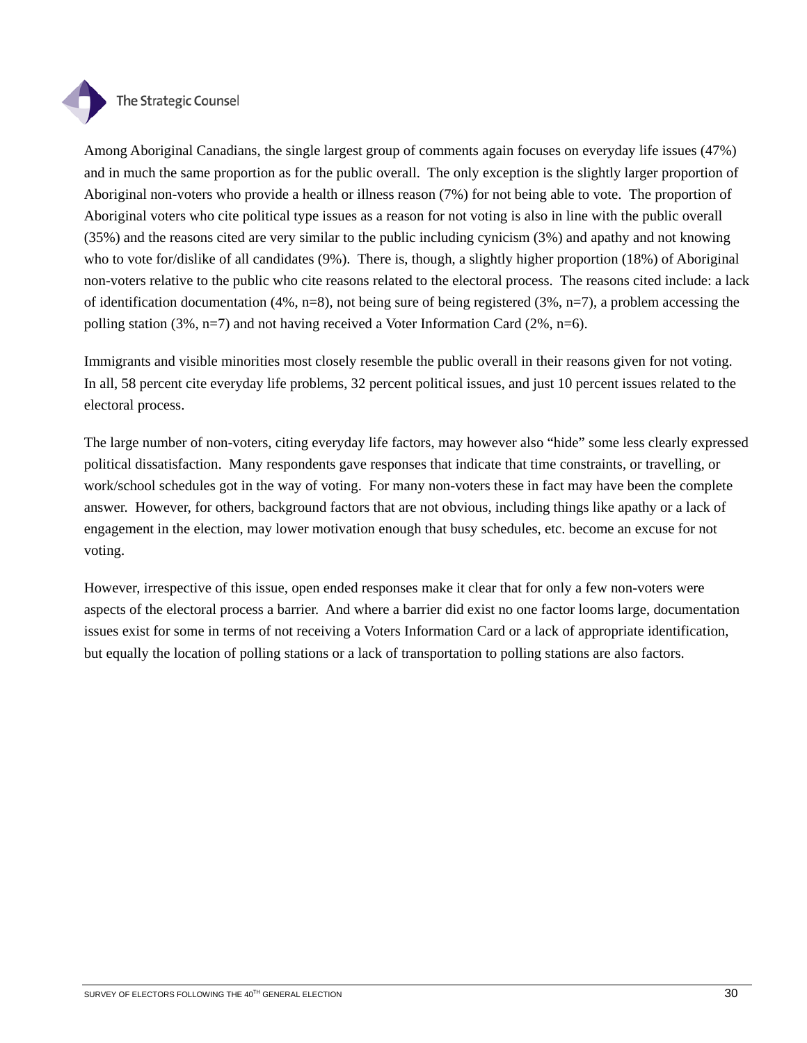Among Aboriginal Canadians, the single largest group of comments again focuses on everyday life issues (47%) and in much the same proportion as for the public overall. The only exception is the slightly larger proportion of Aboriginal non-voters who provide a health or illness reason (7%) for not being able to vote. The proportion of Aboriginal voters who cite political type issues as a reason for not voting is also in line with the public overall (35%) and the reasons cited are very similar to the public including cynicism (3%) and apathy and not knowing who to vote for/dislike of all candidates (9%). There is, though, a slightly higher proportion (18%) of Aboriginal non-voters relative to the public who cite reasons related to the electoral process. The reasons cited include: a lack of identification documentation (4%, n=8), not being sure of being registered (3%, n=7), a problem accessing the polling station (3%, n=7) and not having received a Voter Information Card (2%, n=6).

Immigrants and visible minorities most closely resemble the public overall in their reasons given for not voting. In all, 58 percent cite everyday life problems, 32 percent political issues, and just 10 percent issues related to the electoral process.

The large number of non-voters, citing everyday life factors, may however also "hide" some less clearly expressed political dissatisfaction. Many respondents gave responses that indicate that time constraints, or travelling, or work/school schedules got in the way of voting. For many non-voters these in fact may have been the complete answer. However, for others, background factors that are not obvious, including things like apathy or a lack of engagement in the election, may lower motivation enough that busy schedules, etc. become an excuse for not voting.

However, irrespective of this issue, open ended responses make it clear that for only a few non-voters were aspects of the electoral process a barrier. And where a barrier did exist no one factor looms large, documentation issues exist for some in terms of not receiving a Voters Information Card or a lack of appropriate identification, but equally the location of polling stations or a lack of transportation to polling stations are also factors.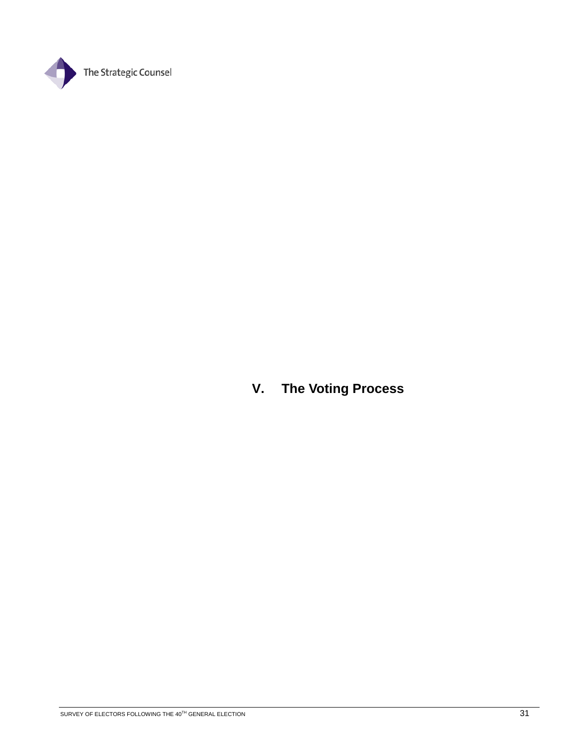# V. The Voting Process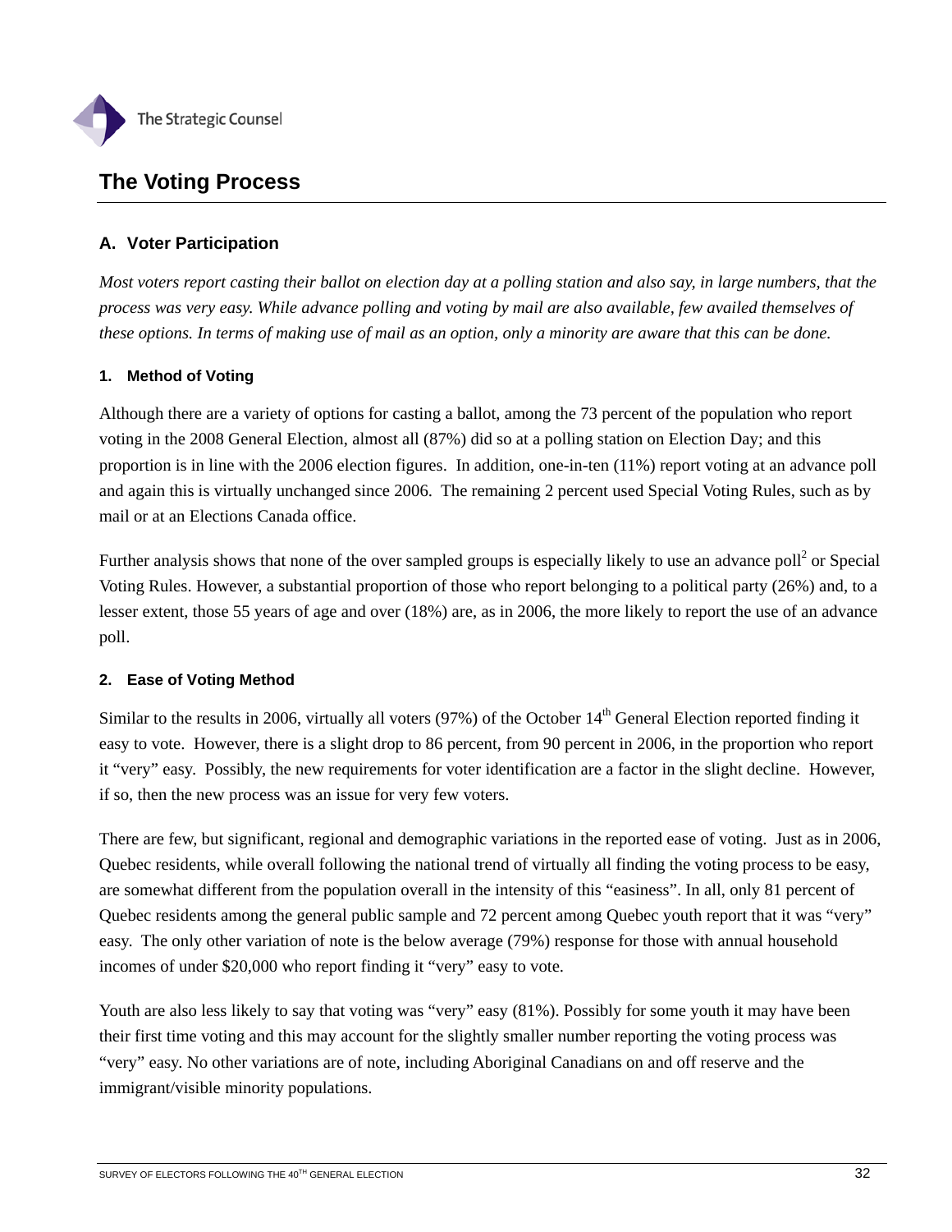## The Voting Process

### A. Voter Participation

*Most voters report casting their ballot on election day at a polling station and also say, in large numbers, that the process was very easy. While advance polling and voting by mail are also available, few availed themselves of these options. In terms of making use of mail as an option, only a minority are aware that this can be done.*

#### 1. Method of Voting

Although there are a variety of options for casting a ballot, among the 73 percent of the population who report voting in the 2008 General Election, almost all (87%) did so at a polling station on Election Day; and this proportion is in line with the 2006 election figures. In addition, one-in-ten (11%) report voting at an advance poll and again this is virtually unchanged since 2006. The remaining 2 percent used Special Voting Rules, such as by mail or at an Elections Canada office.

Further analysis shows that none of the over sampled groups is especially likely to use an advance poll[2] or Special Voting Rules. However, a substantial proportion of those who report belonging to a political party (26%) and, to a lesser extent, those 55 years of age and over (18%) are, as in 2006, the more likely to report the use of an advance poll.

#### 2. Ease of Voting Method

Similar to the results in 2006, virtually all voters (97%) of the October 14th General Election reported finding it easy to vote. However, there is a slight drop to 86 percent, from 90 percent in 2006, in the proportion who report it "very" easy. Possibly, the new requirements for voter identification are a factor in the slight decline. However, if so, then the new process was an issue for very few voters.

There are few, but significant, regional and demographic variations in the reported ease of voting. Just as in 2006, Quebec residents, while overall following the national trend of virtually all finding the voting process to be easy, are somewhat different from the population overall in the intensity of this "easiness". In all, only 81 percent of Quebec residents among the general public sample and 72 percent among Quebec youth report that it was "very" easy. The only other variation of note is the below average (79%) response for those with annual household incomes of under $20,000 who report finding it "very" easy to vote.

Youth are also less likely to say that voting was "very" easy (81%). Possibly for some youth it may have been their first time voting and this may account for the slightly smaller number reporting the voting process was "very" easy. No other variations are of note, including Aboriginal Canadians on and off reserve and the immigrant/visible minority populations.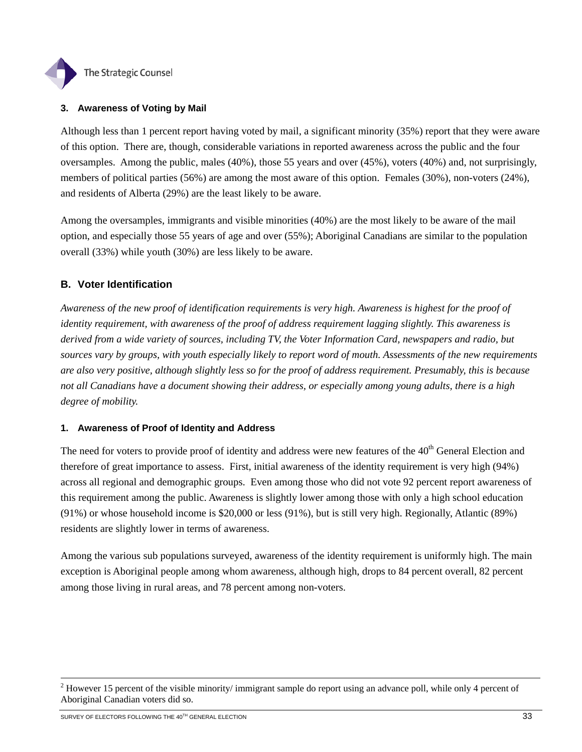### 3. Awareness of Voting by Mail

Although less than 1 percent report having voted by mail, a significant minority (35%) report that they were aware of this option. There are, though, considerable variations in reported awareness across the public and the four oversamples. Among the public, males (40%), those 55 years and over (45%), voters (40%) and, not surprisingly, members of political parties (56%) are among the most aware of this option. Females (30%), non-voters (24%), and residents of Alberta (29%) are the least likely to be aware.

Among the oversamples, immigrants and visible minorities (40%) are the most likely to be aware of the mail option, and especially those 55 years of age and over (55%); Aboriginal Canadians are similar to the population overall (33%) while youth (30%) are less likely to be aware.

## B. Voter Identification

*Awareness of the new proof of identification requirements is very high. Awareness is highest for the proof of identity requirement, with awareness of the proof of address requirement lagging slightly. This awareness is derived from a wide variety of sources, including TV, the Voter Information Card, newspapers and radio, but sources vary by groups, with youth especially likely to report word of mouth. Assessments of the new requirements are also very positive, although slightly less so for the proof of address requirement. Presumably, this is because not all Canadians have a document showing their address, or especially among young adults, there is a high degree of mobility.*

### 1. Awareness of Proof of Identity and Address

The need for voters to provide proof of identity and address were new features of the 40th General Election and therefore of great importance to assess. First, initial awareness of the identity requirement is very high (94%) across all regional and demographic groups. Even among those who did not vote 92 percent report awareness of this requirement among the public. Awareness is slightly lower among those with only a high school education (91%) or whose household income is $20,000 or less (91%), but is still very high. Regionally, Atlantic (89%) residents are slightly lower in terms of awareness.

Among the various sub populations surveyed, awareness of the identity requirement is uniformly high. The main exception is Aboriginal people among whom awareness, although high, drops to 84 percent overall, 82 percent among those living in rural areas, and 78 percent among non-voters.

---

[2] However 15 percent of the visible minority/ immigrant sample do report using an advance poll, while only 4 percent of Aboriginal Canadian voters did so.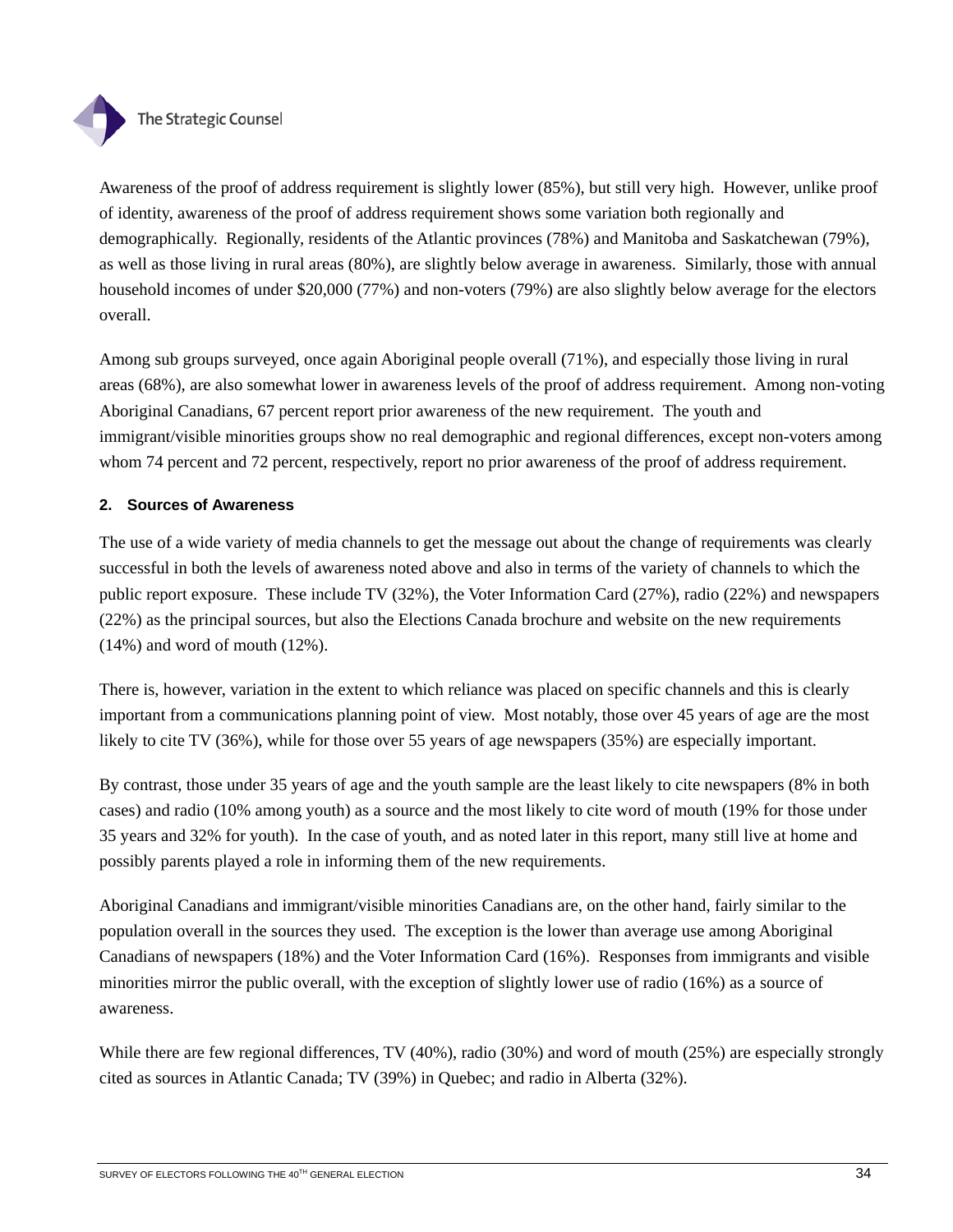Awareness of the proof of address requirement is slightly lower (85%), but still very high. However, unlike proof of identity, awareness of the proof of address requirement shows some variation both regionally and demographically. Regionally, residents of the Atlantic provinces (78%) and Manitoba and Saskatchewan (79%), as well as those living in rural areas (80%), are slightly below average in awareness. Similarly, those with annual household incomes of under $20,000 (77%) and non-voters (79%) are also slightly below average for the electors overall.

Among sub groups surveyed, once again Aboriginal people overall (71%), and especially those living in rural areas (68%), are also somewhat lower in awareness levels of the proof of address requirement. Among non-voting Aboriginal Canadians, 67 percent report prior awareness of the new requirement. The youth and immigrant/visible minorities groups show no real demographic and regional differences, except non-voters among whom 74 percent and 72 percent, respectively, report no prior awareness of the proof of address requirement.

#### 2. Sources of Awareness

The use of a wide variety of media channels to get the message out about the change of requirements was clearly successful in both the levels of awareness noted above and also in terms of the variety of channels to which the public report exposure. These include TV (32%), the Voter Information Card (27%), radio (22%) and newspapers (22%) as the principal sources, but also the Elections Canada brochure and website on the new requirements (14%) and word of mouth (12%).

There is, however, variation in the extent to which reliance was placed on specific channels and this is clearly important from a communications planning point of view. Most notably, those over 45 years of age are the most likely to cite TV (36%), while for those over 55 years of age newspapers (35%) are especially important.

By contrast, those under 35 years of age and the youth sample are the least likely to cite newspapers (8% in both cases) and radio (10% among youth) as a source and the most likely to cite word of mouth (19% for those under 35 years and 32% for youth). In the case of youth, and as noted later in this report, many still live at home and possibly parents played a role in informing them of the new requirements.

Aboriginal Canadians and immigrant/visible minorities Canadians are, on the other hand, fairly similar to the population overall in the sources they used. The exception is the lower than average use among Aboriginal Canadians of newspapers (18%) and the Voter Information Card (16%). Responses from immigrants and visible minorities mirror the public overall, with the exception of slightly lower use of radio (16%) as a source of awareness.

While there are few regional differences, TV (40%), radio (30%) and word of mouth (25%) are especially strongly cited as sources in Atlantic Canada; TV (39%) in Quebec; and radio in Alberta (32%).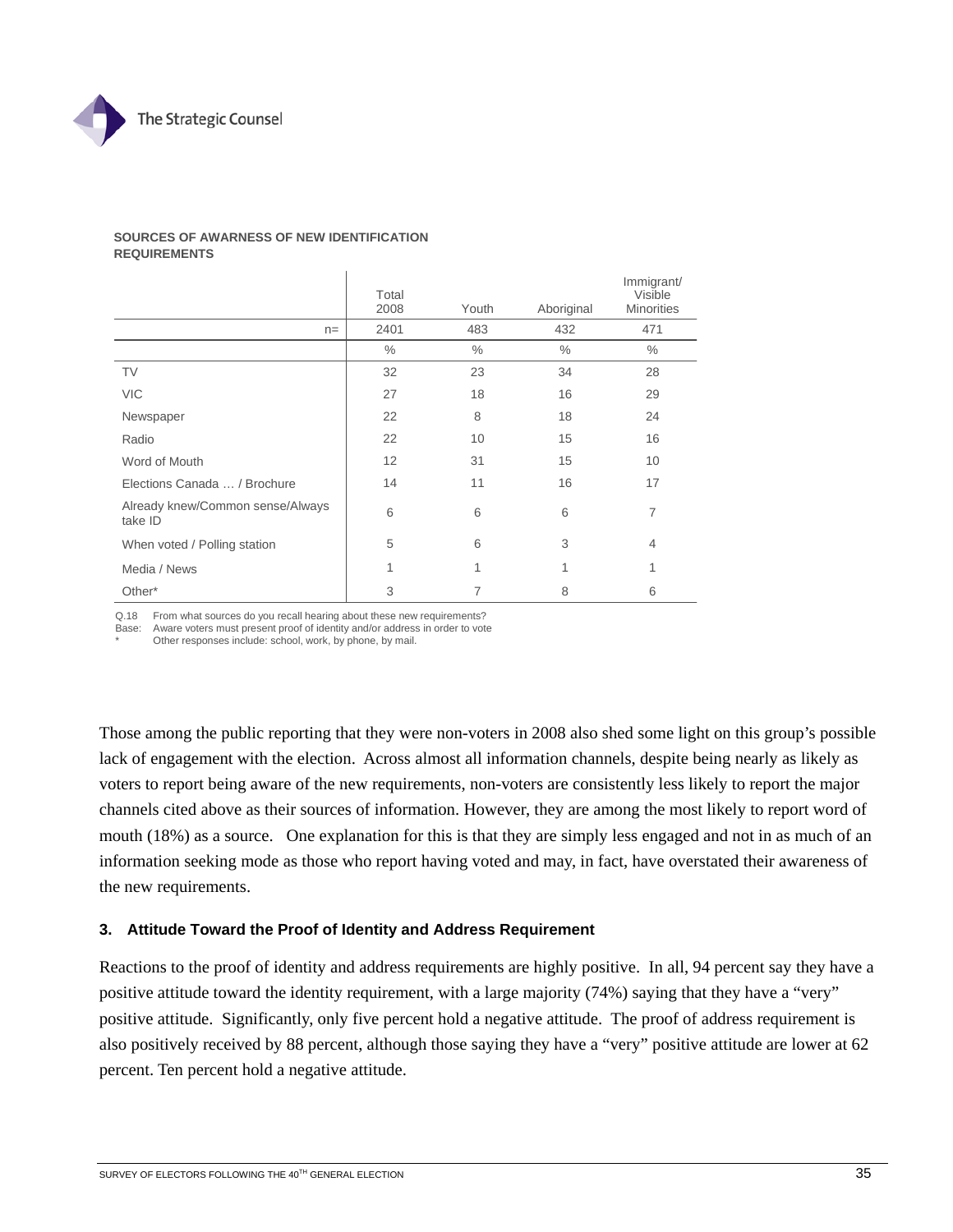**SOURCES OF AWARNESS OF NEW IDENTIFICATION REQUIREMENTS**

| | Total 2008 | Youth | Aboriginal | Immigrant/ Visible Minorities |
|---|---|---|---|---|
| n= | 2401 | 483 | 432 | 471 |
| | % | % | % | % |
| TV | 32 | 23 | 34 | 28 |
| VIC | 27 | 18 | 16 | 29 |
| Newspaper | 22 | 8 | 18 | 24 |
| Radio | 22 | 10 | 15 | 16 |
| Word of Mouth | 12 | 31 | 15 | 10 |
| Elections Canada … / Brochure | 14 | 11 | 16 | 17 |
| Already knew/Common sense/Always take ID | 6 | 6 | 6 | 7 |
| When voted / Polling station | 5 | 6 | 3 | 4 |
| Media / News | 1 | 1 | 1 | 1 |
| Other* | 3 | 7 | 8 | 6 |

Q.18 From what sources do you recall hearing about these new requirements?
Base: Aware voters must present proof of identity and/or address in order to vote
* Other responses include: school, work, by phone, by mail.

Those among the public reporting that they were non-voters in 2008 also shed some light on this group's possible lack of engagement with the election. Across almost all information channels, despite being nearly as likely as voters to report being aware of the new requirements, non-voters are consistently less likely to report the major channels cited above as their sources of information. However, they are among the most likely to report word of mouth (18%) as a source. One explanation for this is that they are simply less engaged and not in as much of an information seeking mode as those who report having voted and may, in fact, have overstated their awareness of the new requirements.

### 3. Attitude Toward the Proof of Identity and Address Requirement

Reactions to the proof of identity and address requirements are highly positive. In all, 94 percent say they have a positive attitude toward the identity requirement, with a large majority (74%) saying that they have a "very" positive attitude. Significantly, only five percent hold a negative attitude. The proof of address requirement is also positively received by 88 percent, although those saying they have a "very" positive attitude are lower at 62 percent. Ten percent hold a negative attitude.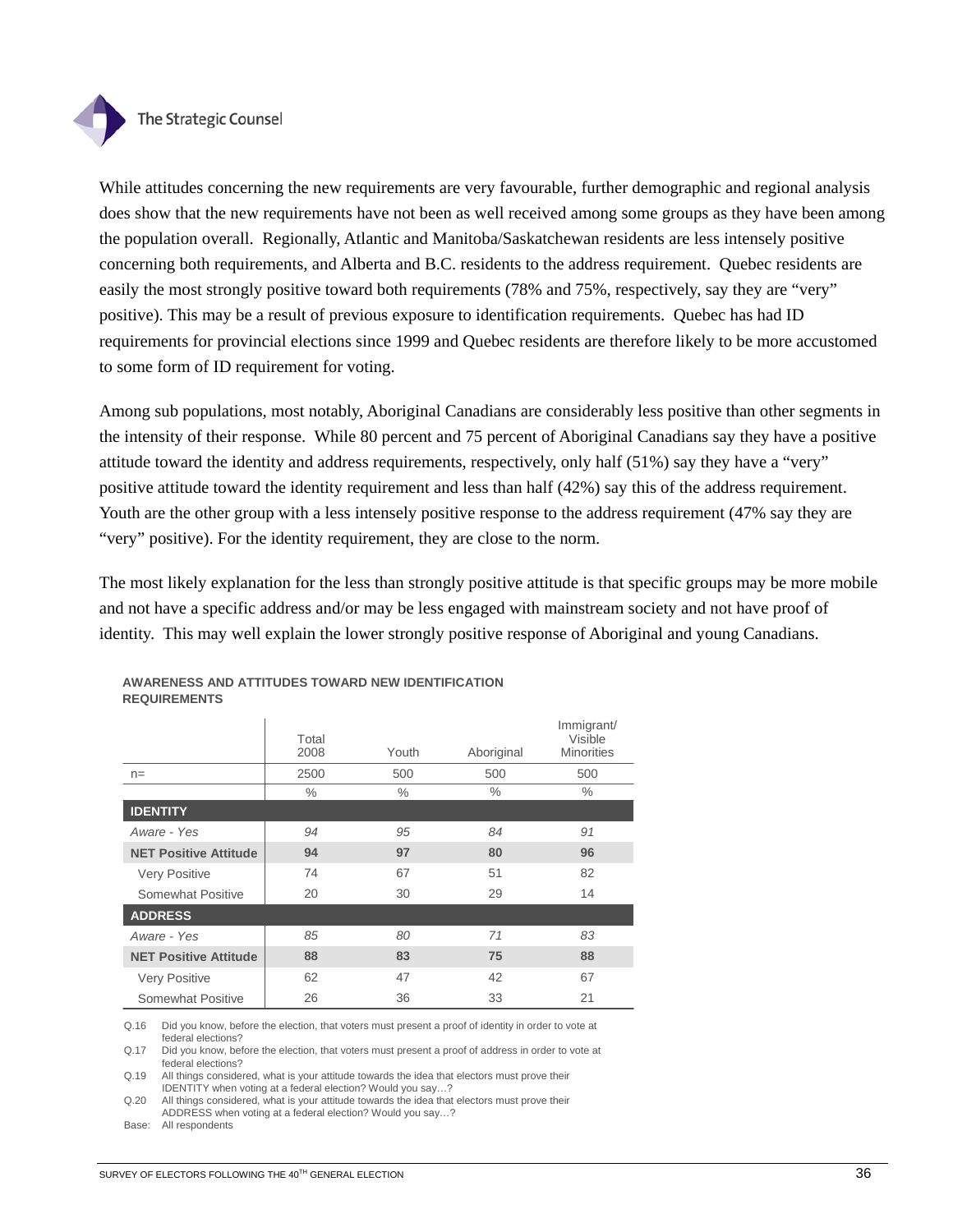While attitudes concerning the new requirements are very favourable, further demographic and regional analysis does show that the new requirements have not been as well received among some groups as they have been among the population overall. Regionally, Atlantic and Manitoba/Saskatchewan residents are less intensely positive concerning both requirements, and Alberta and B.C. residents to the address requirement. Quebec residents are easily the most strongly positive toward both requirements (78% and 75%, respectively, say they are "very" positive). This may be a result of previous exposure to identification requirements. Quebec has had ID requirements for provincial elections since 1999 and Quebec residents are therefore likely to be more accustomed to some form of ID requirement for voting.

Among sub populations, most notably, Aboriginal Canadians are considerably less positive than other segments in the intensity of their response. While 80 percent and 75 percent of Aboriginal Canadians say they have a positive attitude toward the identity and address requirements, respectively, only half (51%) say they have a "very" positive attitude toward the identity requirement and less than half (42%) say this of the address requirement. Youth are the other group with a less intensely positive response to the address requirement (47% say they are "very" positive). For the identity requirement, they are close to the norm.

The most likely explanation for the less than strongly positive attitude is that specific groups may be more mobile and not have a specific address and/or may be less engaged with mainstream society and not have proof of identity. This may well explain the lower strongly positive response of Aboriginal and young Canadians.

**AWARENESS AND ATTITUDES TOWARD NEW IDENTIFICATION REQUIREMENTS**

| | Total 2008 | Youth | Aboriginal | Immigrant/ Visible Minorities |
|---|---|---|---|---|
| n= | 2500 | 500 | 500 | 500 |
| | % | % | % | % |
| **IDENTITY** | | | | |
| *Aware - Yes* | *94* | *95* | *84* | *91* |
| **NET Positive Attitude** | **94** | **97** | **80** | **96** |
| Very Positive | 74 | 67 | 51 | 82 |
| Somewhat Positive | 20 | 30 | 29 | 14 |
| **ADDRESS** | | | | |
| *Aware - Yes* | *85* | *80* | *71* | *83* |
| **NET Positive Attitude** | **88** | **83** | **75** | **88** |
| Very Positive | 62 | 47 | 42 | 67 |
| Somewhat Positive | 26 | 36 | 33 | 21 |

Q.16 Did you know, before the election, that voters must present a proof of identity in order to vote at federal elections?
Q.17 Did you know, before the election, that voters must present a proof of address in order to vote at federal elections?
Q.19 All things considered, what is your attitude towards the idea that electors must prove their IDENTITY when voting at a federal election? Would you say…?
Q.20 All things considered, what is your attitude towards the idea that electors must prove their ADDRESS when voting at a federal election? Would you say…?
Base: All respondents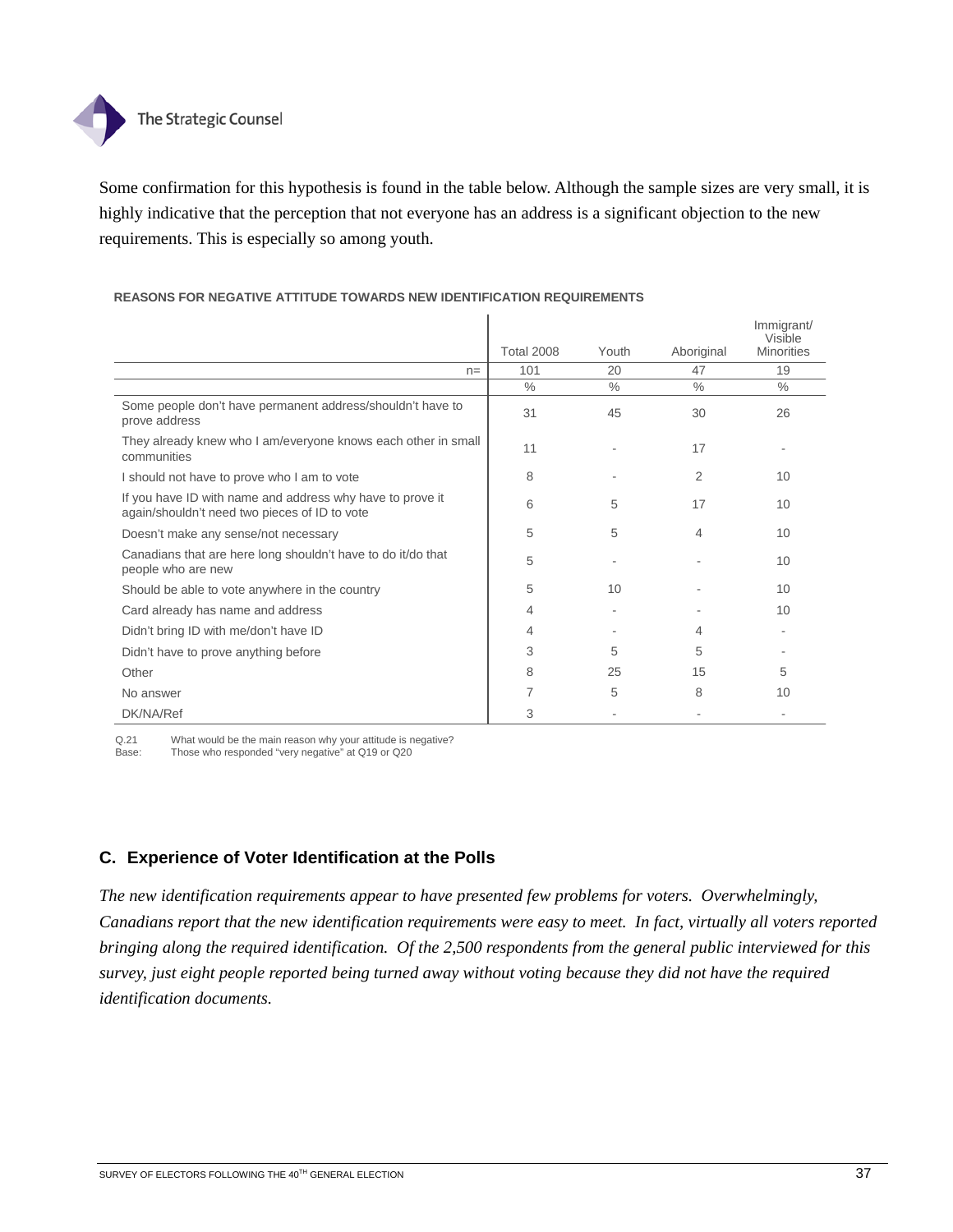Some confirmation for this hypothesis is found in the table below. Although the sample sizes are very small, it is highly indicative that the perception that not everyone has an address is a significant objection to the new requirements. This is especially so among youth.

**REASONS FOR NEGATIVE ATTITUDE TOWARDS NEW IDENTIFICATION REQUIREMENTS**

| | Total 2008 | Youth | Aboriginal | Immigrant/ Visible Minorities |
|---|---|---|---|---|
| n= | 101 | 20 | 47 | 19 |
| | % | % | % | % |
| Some people don't have permanent address/shouldn't have to prove address | 31 | 45 | 30 | 26 |
| They already knew who I am/everyone knows each other in small communities | 11 | - | 17 | - |
| I should not have to prove who I am to vote | 8 | - | 2 | 10 |
| If you have ID with name and address why have to prove it again/shouldn't need two pieces of ID to vote | 6 | 5 | 17 | 10 |
| Doesn't make any sense/not necessary | 5 | 5 | 4 | 10 |
| Canadians that are here long shouldn't have to do it/do that people who are new | 5 | - | - | 10 |
| Should be able to vote anywhere in the country | 5 | 10 | - | 10 |
| Card already has name and address | 4 | - | - | 10 |
| Didn't bring ID with me/don't have ID | 4 | - | 4 | - |
| Didn't have to prove anything before | 3 | 5 | 5 | - |
| Other | 8 | 25 | 15 | 5 |
| No answer | 7 | 5 | 8 | 10 |
| DK/NA/Ref | 3 | - | - | - |

Q.21 What would be the main reason why your attitude is negative?
Base: Those who responded "very negative" at Q19 or Q20

## C. Experience of Voter Identification at the Polls

*The new identification requirements appear to have presented few problems for voters. Overwhelmingly, Canadians report that the new identification requirements were easy to meet. In fact, virtually all voters reported bringing along the required identification. Of the 2,500 respondents from the general public interviewed for this survey, just eight people reported being turned away without voting because they did not have the required identification documents.*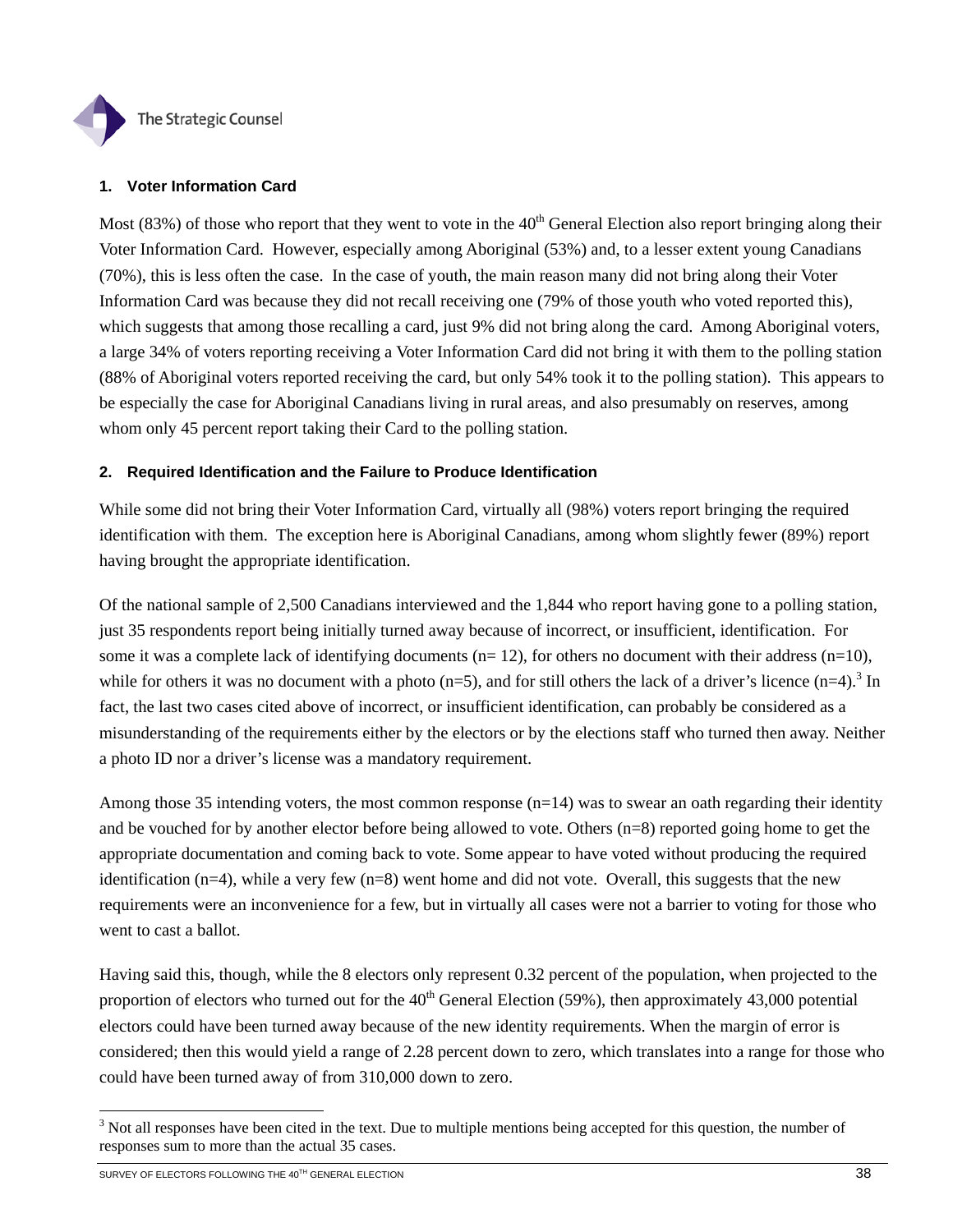### 1. Voter Information Card

Most (83%) of those who report that they went to vote in the 40th General Election also report bringing along their Voter Information Card. However, especially among Aboriginal (53%) and, to a lesser extent young Canadians (70%), this is less often the case. In the case of youth, the main reason many did not bring along their Voter Information Card was because they did not recall receiving one (79% of those youth who voted reported this), which suggests that among those recalling a card, just 9% did not bring along the card. Among Aboriginal voters, a large 34% of voters reporting receiving a Voter Information Card did not bring it with them to the polling station (88% of Aboriginal voters reported receiving the card, but only 54% took it to the polling station). This appears to be especially the case for Aboriginal Canadians living in rural areas, and also presumably on reserves, among whom only 45 percent report taking their Card to the polling station.

### 2. Required Identification and the Failure to Produce Identification

While some did not bring their Voter Information Card, virtually all (98%) voters report bringing the required identification with them. The exception here is Aboriginal Canadians, among whom slightly fewer (89%) report having brought the appropriate identification.

Of the national sample of 2,500 Canadians interviewed and the 1,844 who report having gone to a polling station, just 35 respondents report being initially turned away because of incorrect, or insufficient, identification. For some it was a complete lack of identifying documents (n= 12), for others no document with their address (n=10), while for others it was no document with a photo (n=5), and for still others the lack of a driver's licence (n=4).[3] In fact, the last two cases cited above of incorrect, or insufficient identification, can probably be considered as a misunderstanding of the requirements either by the electors or by the elections staff who turned then away. Neither a photo ID nor a driver's license was a mandatory requirement.

Among those 35 intending voters, the most common response (n=14) was to swear an oath regarding their identity and be vouched for by another elector before being allowed to vote. Others (n=8) reported going home to get the appropriate documentation and coming back to vote. Some appear to have voted without producing the required identification (n=4), while a very few (n=8) went home and did not vote. Overall, this suggests that the new requirements were an inconvenience for a few, but in virtually all cases were not a barrier to voting for those who went to cast a ballot.

Having said this, though, while the 8 electors only represent 0.32 percent of the population, when projected to the proportion of electors who turned out for the 40th General Election (59%), then approximately 43,000 potential electors could have been turned away because of the new identity requirements. When the margin of error is considered; then this would yield a range of 2.28 percent down to zero, which translates into a range for those who could have been turned away of from 310,000 down to zero.

[3] Not all responses have been cited in the text. Due to multiple mentions being accepted for this question, the number of responses sum to more than the actual 35 cases.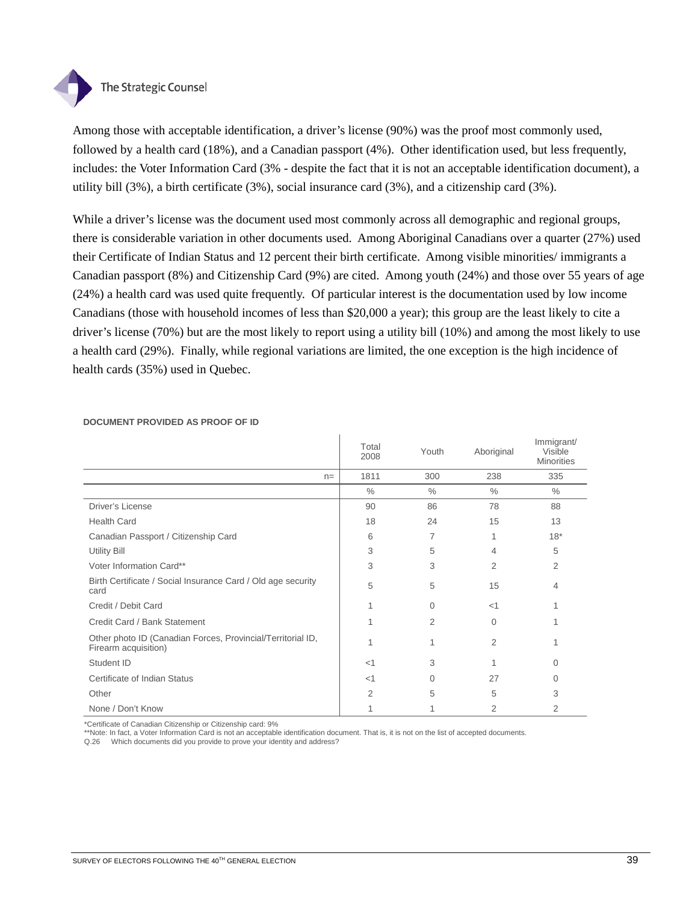Among those with acceptable identification, a driver's license (90%) was the proof most commonly used, followed by a health card (18%), and a Canadian passport (4%). Other identification used, but less frequently, includes: the Voter Information Card (3% - despite the fact that it is not an acceptable identification document), a utility bill (3%), a birth certificate (3%), social insurance card (3%), and a citizenship card (3%).

While a driver's license was the document used most commonly across all demographic and regional groups, there is considerable variation in other documents used. Among Aboriginal Canadians over a quarter (27%) used their Certificate of Indian Status and 12 percent their birth certificate. Among visible minorities/ immigrants a Canadian passport (8%) and Citizenship Card (9%) are cited. Among youth (24%) and those over 55 years of age (24%) a health card was used quite frequently. Of particular interest is the documentation used by low income Canadians (those with household incomes of less than $20,000 a year); this group are the least likely to cite a driver's license (70%) but are the most likely to report using a utility bill (10%) and among the most likely to use a health card (29%). Finally, while regional variations are limited, the one exception is the high incidence of health cards (35%) used in Quebec.

**DOCUMENT PROVIDED AS PROOF OF ID**

| | Total 2008 | Youth | Aboriginal | Immigrant/ Visible Minorities |
|---|---|---|---|---|
| n= | 1811 | 300 | 238 | 335 |
| | % | % | % | % |
| Driver's License | 90 | 86 | 78 | 88 |
| Health Card | 18 | 24 | 15 | 13 |
| Canadian Passport / Citizenship Card | 6 | 7 | 1 | 18* |
| Utility Bill | 3 | 5 | 4 | 5 |
| Voter Information Card** | 3 | 3 | 2 | 2 |
| Birth Certificate / Social Insurance Card / Old age security card | 5 | 5 | 15 | 4 |
| Credit / Debit Card | 1 | 0 | <1 | 1 |
| Credit Card / Bank Statement | 1 | 2 | 0 | 1 |
| Other photo ID (Canadian Forces, Provincial/Territorial ID, Firearm acquisition) | 1 | 1 | 2 | 1 |
| Student ID | <1 | 3 | 1 | 0 |
| Certificate of Indian Status | <1 | 0 | 27 | 0 |
| Other | 2 | 5 | 5 | 3 |
| None / Don't Know | 1 | 1 | 2 | 2 |

*Certificate of Canadian Citizenship or Citizenship card: 9%
**Note: In fact, a Voter Information Card is not an acceptable identification document. That is, it is not on the list of accepted documents.
Q.26 Which documents did you provide to prove your identity and address?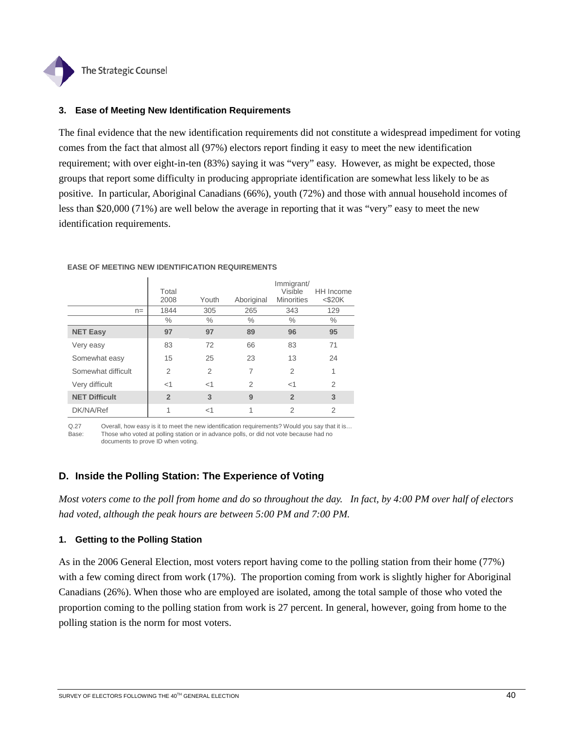### 3. Ease of Meeting New Identification Requirements

The final evidence that the new identification requirements did not constitute a widespread impediment for voting comes from the fact that almost all (97%) electors report finding it easy to meet the new identification requirement; with over eight-in-ten (83%) saying it was "very" easy. However, as might be expected, those groups that report some difficulty in producing appropriate identification are somewhat less likely to be as positive. In particular, Aboriginal Canadians (66%), youth (72%) and those with annual household incomes of less than $20,000 (71%) are well below the average in reporting that it was "very" easy to meet the new identification requirements.

**EASE OF MEETING NEW IDENTIFICATION REQUIREMENTS**

| | Total 2008 | Youth | Aboriginal | Immigrant/ Visible Minorities | HH Income <$20K |
|---|---|---|---|---|---|
| n= | 1844 | 305 | 265 | 343 | 129 |
| | % | % | % | % | % |
| **NET Easy** | **97** | **97** | **89** | **96** | **95** |
| Very easy | 83 | 72 | 66 | 83 | 71 |
| Somewhat easy | 15 | 25 | 23 | 13 | 24 |
| Somewhat difficult | 2 | 2 | 7 | 2 | 1 |
| Very difficult | <1 | <1 | 2 | <1 | 2 |
| **NET Difficult** | **2** | **3** | **9** | **2** | **3** |
| DK/NA/Ref | 1 | <1 | 1 | 2 | 2 |

Q.27 Overall, how easy is it to meet the new identification requirements? Would you say that it is…
Base: Those who voted at polling station or in advance polls, or did not vote because had no documents to prove ID when voting.

## D. Inside the Polling Station: The Experience of Voting

*Most voters come to the poll from home and do so throughout the day. In fact, by 4:00 PM over half of electors had voted, although the peak hours are between 5:00 PM and 7:00 PM.*

### 1. Getting to the Polling Station

As in the 2006 General Election, most voters report having come to the polling station from their home (77%) with a few coming direct from work (17%). The proportion coming from work is slightly higher for Aboriginal Canadians (26%). When those who are employed are isolated, among the total sample of those who voted the proportion coming to the polling station from work is 27 percent. In general, however, going from home to the polling station is the norm for most voters.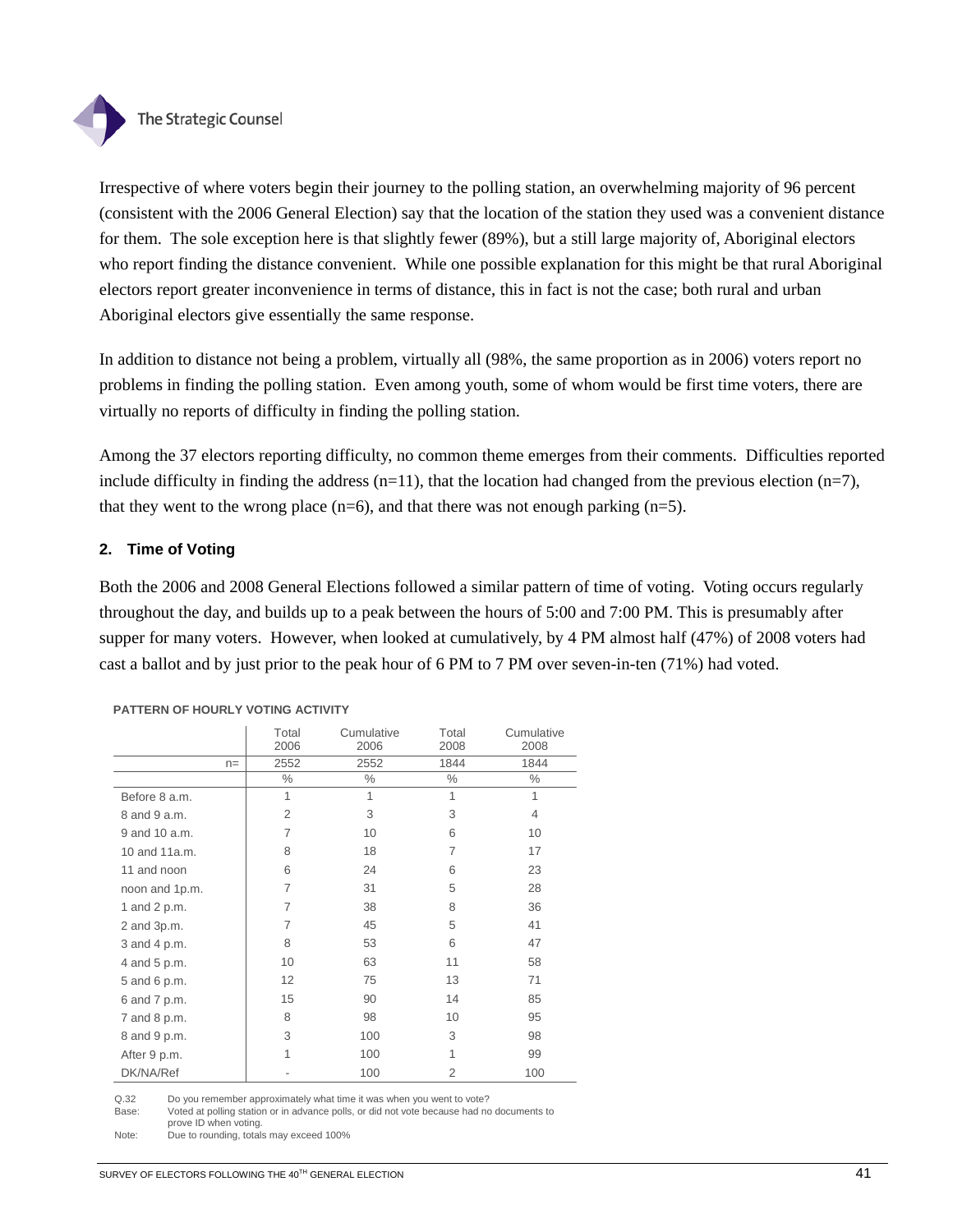Irrespective of where voters begin their journey to the polling station, an overwhelming majority of 96 percent (consistent with the 2006 General Election) say that the location of the station they used was a convenient distance for them. The sole exception here is that slightly fewer (89%), but a still large majority of, Aboriginal electors who report finding the distance convenient. While one possible explanation for this might be that rural Aboriginal electors report greater inconvenience in terms of distance, this in fact is not the case; both rural and urban Aboriginal electors give essentially the same response.

In addition to distance not being a problem, virtually all (98%, the same proportion as in 2006) voters report no problems in finding the polling station. Even among youth, some of whom would be first time voters, there are virtually no reports of difficulty in finding the polling station.

Among the 37 electors reporting difficulty, no common theme emerges from their comments. Difficulties reported include difficulty in finding the address (n=11), that the location had changed from the previous election (n=7), that they went to the wrong place (n=6), and that there was not enough parking (n=5).

### 2. Time of Voting

Both the 2006 and 2008 General Elections followed a similar pattern of time of voting. Voting occurs regularly throughout the day, and builds up to a peak between the hours of 5:00 and 7:00 PM. This is presumably after supper for many voters. However, when looked at cumulatively, by 4 PM almost half (47%) of 2008 voters had cast a ballot and by just prior to the peak hour of 6 PM to 7 PM over seven-in-ten (71%) had voted.

**PATTERN OF HOURLY VOTING ACTIVITY**

| | Total 2006 | Cumulative 2006 | Total 2008 | Cumulative 2008 |
|---|---|---|---|---|
| n= | 2552 | 2552 | 1844 | 1844 |
| | % | % | % | % |
| Before 8 a.m. | 1 | 1 | 1 | 1 |
| 8 and 9 a.m. | 2 | 3 | 3 | 4 |
| 9 and 10 a.m. | 7 | 10 | 6 | 10 |
| 10 and 11a.m. | 8 | 18 | 7 | 17 |
| 11 and noon | 6 | 24 | 6 | 23 |
| noon and 1p.m. | 7 | 31 | 5 | 28 |
| 1 and 2 p.m. | 7 | 38 | 8 | 36 |
| 2 and 3p.m. | 7 | 45 | 5 | 41 |
| 3 and 4 p.m. | 8 | 53 | 6 | 47 |
| 4 and 5 p.m. | 10 | 63 | 11 | 58 |
| 5 and 6 p.m. | 12 | 75 | 13 | 71 |
| 6 and 7 p.m. | 15 | 90 | 14 | 85 |
| 7 and 8 p.m. | 8 | 98 | 10 | 95 |
| 8 and 9 p.m. | 3 | 100 | 3 | 98 |
| After 9 p.m. | 1 | 100 | 1 | 99 |
| DK/NA/Ref | - | 100 | 2 | 100 |

Q.32 Do you remember approximately what time it was when you went to vote?
Base: Voted at polling station or in advance polls, or did not vote because had no documents to prove ID when voting.
Note: Due to rounding, totals may exceed 100%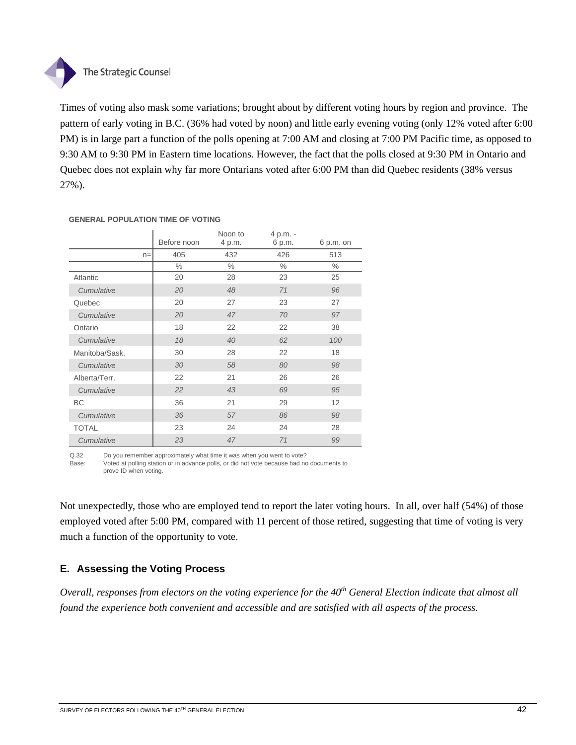Times of voting also mask some variations; brought about by different voting hours by region and province. The pattern of early voting in B.C. (36% had voted by noon) and little early evening voting (only 12% voted after 6:00 PM) is in large part a function of the polls opening at 7:00 AM and closing at 7:00 PM Pacific time, as opposed to 9:30 AM to 9:30 PM in Eastern time locations. However, the fact that the polls closed at 9:30 PM in Ontario and Quebec does not explain why far more Ontarians voted after 6:00 PM than did Quebec residents (38% versus 27%).

**GENERAL POPULATION TIME OF VOTING**

| | Before noon | Noon to 4 p.m. | 4 p.m. - 6 p.m. | 6 p.m. on |
|---|---|---|---|---|
| n= | 405 | 432 | 426 | 513 |
| | % | % | % | % |
| Atlantic | 20 | 28 | 23 | 25 |
| *Cumulative* | *20* | *48* | *71* | *96* |
| Quebec | 20 | 27 | 23 | 27 |
| *Cumulative* | *20* | *47* | *70* | *97* |
| Ontario | 18 | 22 | 22 | 38 |
| *Cumulative* | *18* | *40* | *62* | *100* |
| Manitoba/Sask. | 30 | 28 | 22 | 18 |
| *Cumulative* | *30* | *58* | *80* | *98* |
| Alberta/Terr. | 22 | 21 | 26 | 26 |
| *Cumulative* | *22* | *43* | *69* | *95* |
| BC | 36 | 21 | 29 | 12 |
| *Cumulative* | *36* | *57* | *86* | *98* |
| TOTAL | 23 | 24 | 24 | 28 |
| *Cumulative* | *23* | *47* | *71* | *99* |

Q.32 Do you remember approximately what time it was when you went to vote?
Base: Voted at polling station or in advance polls, or did not vote because had no documents to prove ID when voting.

Not unexpectedly, those who are employed tend to report the later voting hours. In all, over half (54%) of those employed voted after 5:00 PM, compared with 11 percent of those retired, suggesting that time of voting is very much a function of the opportunity to vote.

## E. Assessing the Voting Process

*Overall, responses from electors on the voting experience for the 40th General Election indicate that almost all found the experience both convenient and accessible and are satisfied with all aspects of the process.*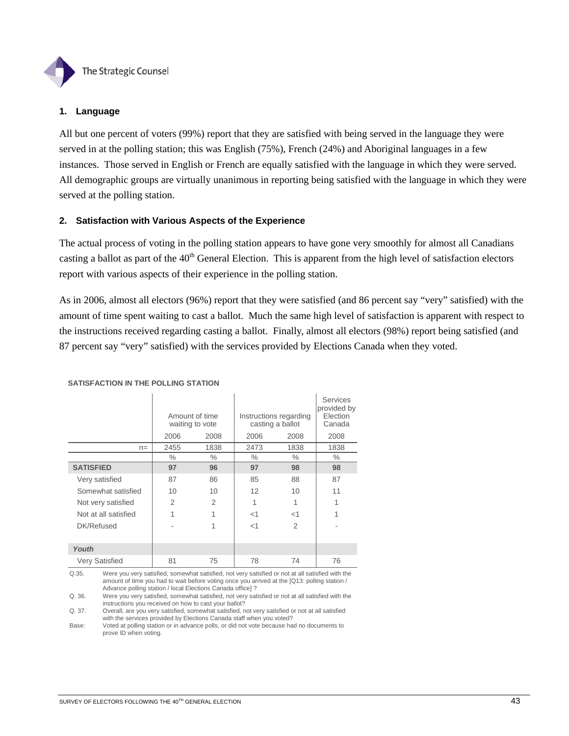## 1. Language

All but one percent of voters (99%) report that they are satisfied with being served in the language they were served in at the polling station; this was English (75%), French (24%) and Aboriginal languages in a few instances. Those served in English or French are equally satisfied with the language in which they were served. All demographic groups are virtually unanimous in reporting being satisfied with the language in which they were served at the polling station.

## 2. Satisfaction with Various Aspects of the Experience

The actual process of voting in the polling station appears to have gone very smoothly for almost all Canadians casting a ballot as part of the 40th General Election. This is apparent from the high level of satisfaction electors report with various aspects of their experience in the polling station.

As in 2006, almost all electors (96%) report that they were satisfied (and 86 percent say "very" satisfied) with the amount of time spent waiting to cast a ballot. Much the same high level of satisfaction is apparent with respect to the instructions received regarding casting a ballot. Finally, almost all electors (98%) report being satisfied (and 87 percent say "very" satisfied) with the services provided by Elections Canada when they voted.

**SATISFACTION IN THE POLLING STATION**

| | Amount of time waiting to vote | | Instructions regarding casting a ballot | | Services provided by Election Canada |
|---|---|---|---|---|---|
| | 2006 | 2008 | 2006 | 2008 | 2008 |
| n= | 2455 | 1838 | 2473 | 1838 | 1838 |
| | % | % | % | % | % |
| **SATISFIED** | **97** | **96** | **97** | **98** | **98** |
| Very satisfied | 87 | 86 | 85 | 88 | 87 |
| Somewhat satisfied | 10 | 10 | 12 | 10 | 11 |
| Not very satisfied | 2 | 2 | 1 | 1 | 1 |
| Not at all satisfied | 1 | 1 | <1 | <1 | 1 |
| DK/Refused | - | 1 | <1 | 2 | - |
| ***Youth*** | | | | | |
| Very Satisfied | 81 | 75 | 78 | 74 | 76 |

Q.35. Were you very satisfied, somewhat satisfied, not very satisfied or not at all satisfied with the amount of time you had to wait before voting once you arrived at the [Q13: polling station / Advance polling station / local Elections Canada office] ?

Q. 36. Were you very satisfied, somewhat satisfied, not very satisfied or not at all satisfied with the instructions you received on how to cast your ballot?

Q. 37. Overall, are you very satisfied, somewhat satisfied, not very satisfied or not at all satisfied with the services provided by Elections Canada staff when you voted?

Base: Voted at polling station or in advance polls, or did not vote because had no documents to prove ID when voting.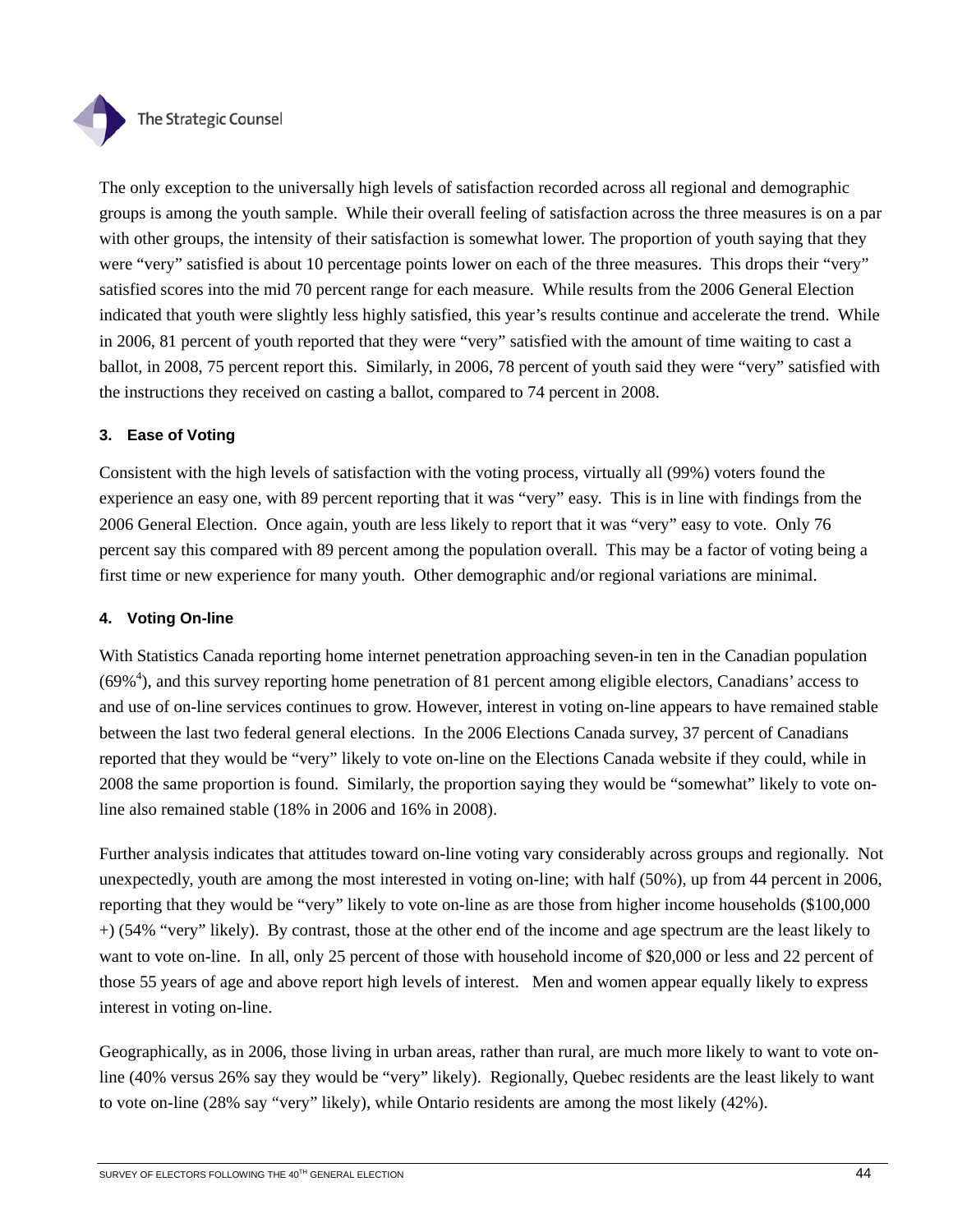The only exception to the universally high levels of satisfaction recorded across all regional and demographic groups is among the youth sample. While their overall feeling of satisfaction across the three measures is on a par with other groups, the intensity of their satisfaction is somewhat lower. The proportion of youth saying that they were "very" satisfied is about 10 percentage points lower on each of the three measures. This drops their "very" satisfied scores into the mid 70 percent range for each measure. While results from the 2006 General Election indicated that youth were slightly less highly satisfied, this year's results continue and accelerate the trend. While in 2006, 81 percent of youth reported that they were "very" satisfied with the amount of time waiting to cast a ballot, in 2008, 75 percent report this. Similarly, in 2006, 78 percent of youth said they were "very" satisfied with the instructions they received on casting a ballot, compared to 74 percent in 2008.

### 3. Ease of Voting

Consistent with the high levels of satisfaction with the voting process, virtually all (99%) voters found the experience an easy one, with 89 percent reporting that it was "very" easy. This is in line with findings from the 2006 General Election. Once again, youth are less likely to report that it was "very" easy to vote. Only 76 percent say this compared with 89 percent among the population overall. This may be a factor of voting being a first time or new experience for many youth. Other demographic and/or regional variations are minimal.

### 4. Voting On-line

With Statistics Canada reporting home internet penetration approaching seven-in ten in the Canadian population (69%[4]), and this survey reporting home penetration of 81 percent among eligible electors, Canadians' access to and use of on-line services continues to grow. However, interest in voting on-line appears to have remained stable between the last two federal general elections. In the 2006 Elections Canada survey, 37 percent of Canadians reported that they would be "very" likely to vote on-line on the Elections Canada website if they could, while in 2008 the same proportion is found. Similarly, the proportion saying they would be "somewhat" likely to vote on-line also remained stable (18% in 2006 and 16% in 2008).

Further analysis indicates that attitudes toward on-line voting vary considerably across groups and regionally. Not unexpectedly, youth are among the most interested in voting on-line; with half (50%), up from 44 percent in 2006, reporting that they would be "very" likely to vote on-line as are those from higher income households ($100,000 +) (54% "very" likely). By contrast, those at the other end of the income and age spectrum are the least likely to want to vote on-line. In all, only 25 percent of those with household income of $20,000 or less and 22 percent of those 55 years of age and above report high levels of interest. Men and women appear equally likely to express interest in voting on-line.

Geographically, as in 2006, those living in urban areas, rather than rural, are much more likely to want to vote on-line (40% versus 26% say they would be "very" likely). Regionally, Quebec residents are the least likely to want to vote on-line (28% say "very" likely), while Ontario residents are among the most likely (42%).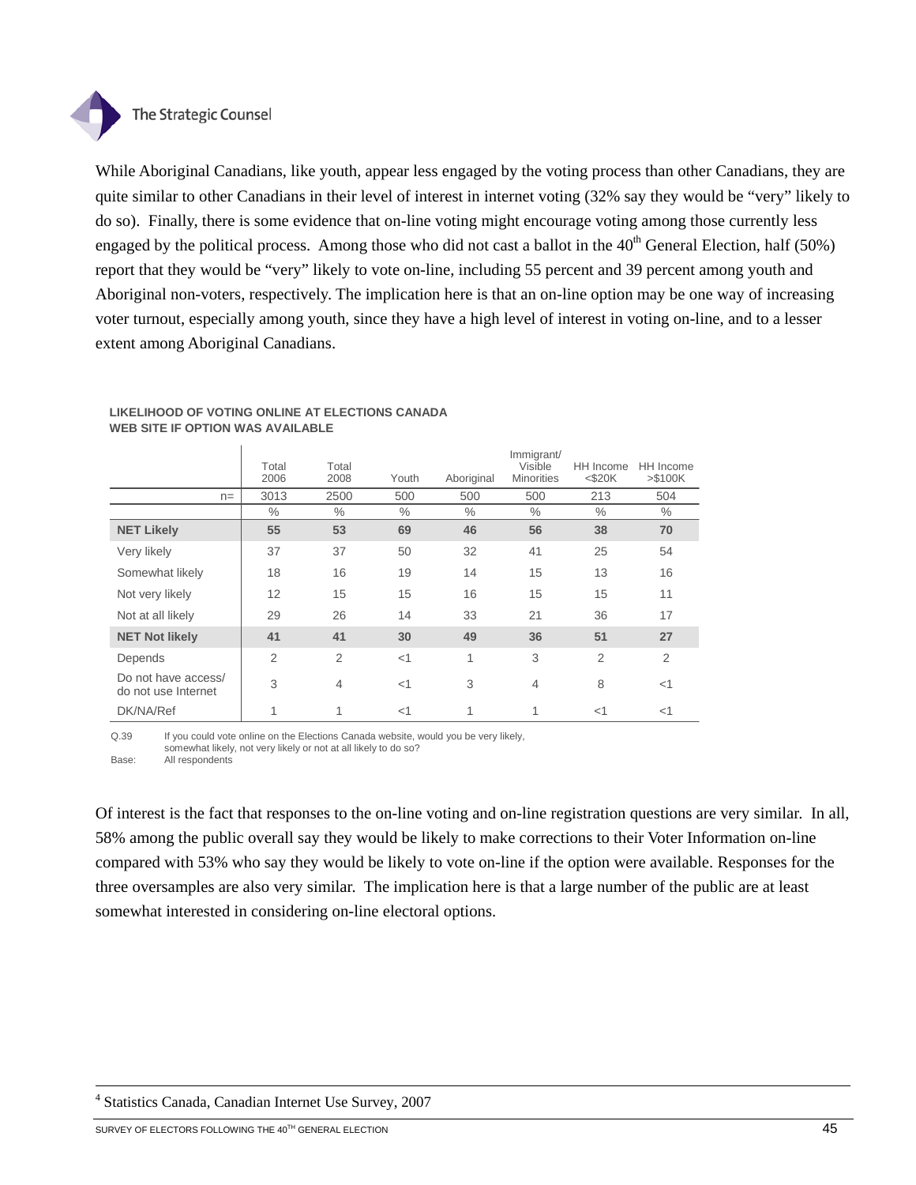While Aboriginal Canadians, like youth, appear less engaged by the voting process than other Canadians, they are quite similar to other Canadians in their level of interest in internet voting (32% say they would be "very" likely to do so). Finally, there is some evidence that on-line voting might encourage voting among those currently less engaged by the political process. Among those who did not cast a ballot in the 40th General Election, half (50%) report that they would be "very" likely to vote on-line, including 55 percent and 39 percent among youth and Aboriginal non-voters, respectively. The implication here is that an on-line option may be one way of increasing voter turnout, especially among youth, since they have a high level of interest in voting on-line, and to a lesser extent among Aboriginal Canadians.

**LIKELIHOOD OF VOTING ONLINE AT ELECTIONS CANADA WEB SITE IF OPTION WAS AVAILABLE**

| | Total 2006 | Total 2008 | Youth | Aboriginal | Immigrant/ Visible Minorities | HH Income <$20K | HH Income >$100K |
|---|---|---|---|---|---|---|---|
| n= | 3013 | 2500 | 500 | 500 | 500 | 213 | 504 |
| | % | % | % | % | % | % | % |
| **NET Likely** | **55** | **53** | **69** | **46** | **56** | **38** | **70** |
| Very likely | 37 | 37 | 50 | 32 | 41 | 25 | 54 |
| Somewhat likely | 18 | 16 | 19 | 14 | 15 | 13 | 16 |
| Not very likely | 12 | 15 | 15 | 16 | 15 | 15 | 11 |
| Not at all likely | 29 | 26 | 14 | 33 | 21 | 36 | 17 |
| **NET Not likely** | **41** | **41** | **30** | **49** | **36** | **51** | **27** |
| Depends | 2 | 2 | <1 | 1 | 3 | 2 | 2 |
| Do not have access/ do not use Internet | 3 | 4 | <1 | 3 | 4 | 8 | <1 |
| DK/NA/Ref | 1 | 1 | <1 | 1 | 1 | <1 | <1 |

Q.39 If you could vote online on the Elections Canada website, would you be very likely, somewhat likely, not very likely or not at all likely to do so?

Base: All respondents

Of interest is the fact that responses to the on-line voting and on-line registration questions are very similar. In all, 58% among the public overall say they would be likely to make corrections to their Voter Information on-line compared with 53% who say they would be likely to vote on-line if the option were available. Responses for the three oversamples are also very similar. The implication here is that a large number of the public are at least somewhat interested in considering on-line electoral options.

[4] Statistics Canada, Canadian Internet Use Survey, 2007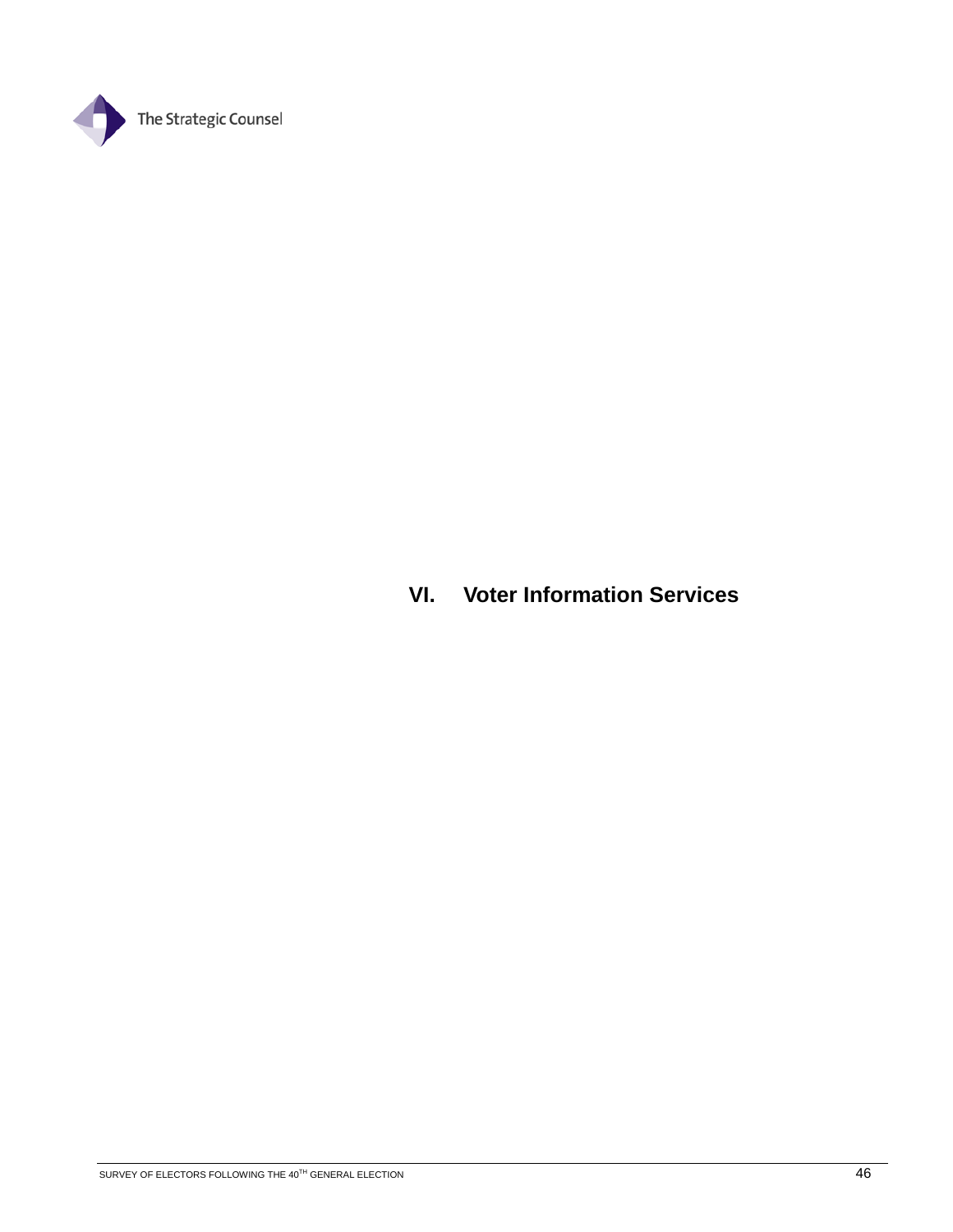# VI. Voter Information Services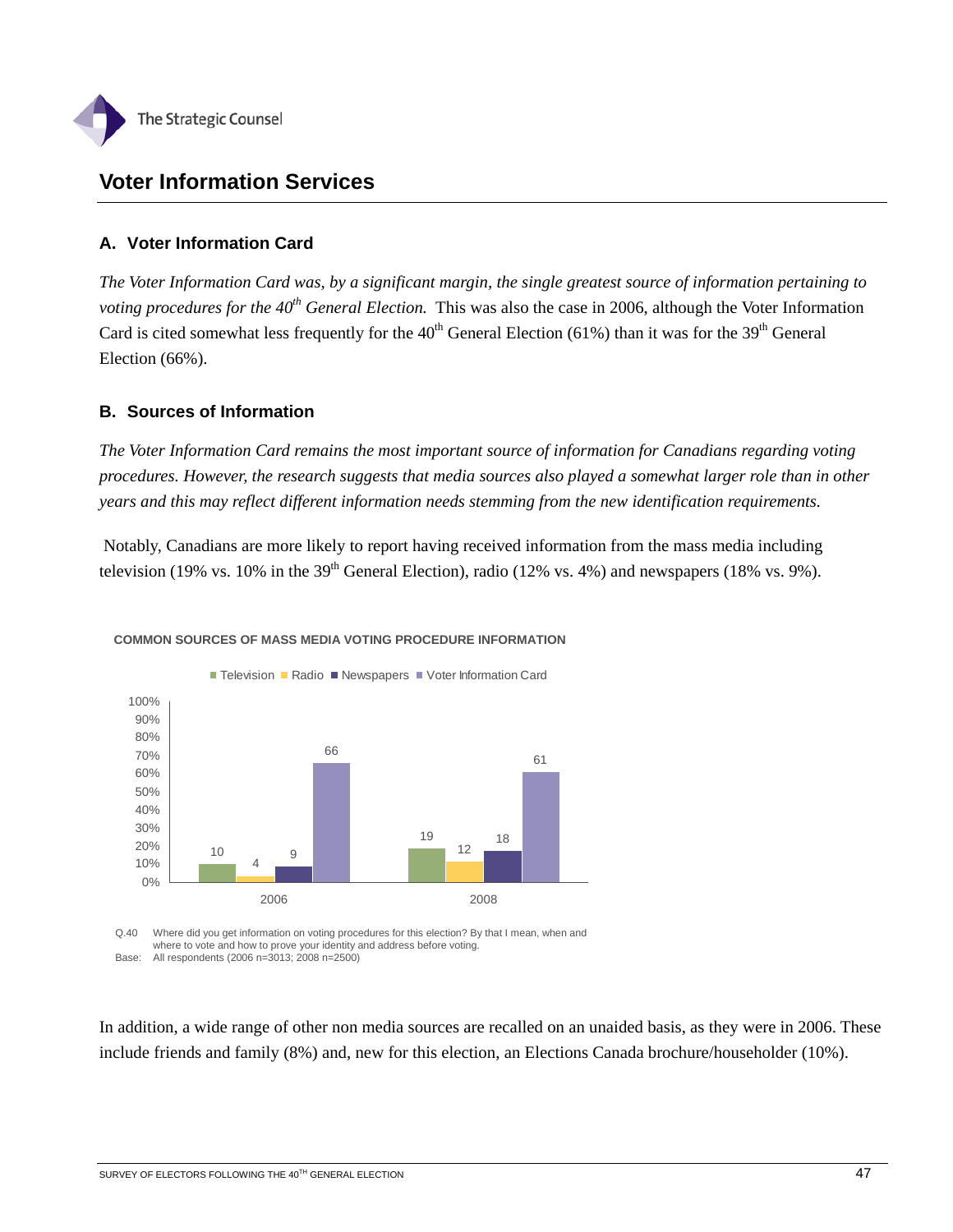## Voter Information Services

### A. Voter Information Card

*The Voter Information Card was, by a significant margin, the single greatest source of information pertaining to voting procedures for the 40th General Election.* This was also the case in 2006, although the Voter Information Card is cited somewhat less frequently for the 40th General Election (61%) than it was for the 39th General Election (66%).

### B. Sources of Information

*The Voter Information Card remains the most important source of information for Canadians regarding voting procedures. However, the research suggests that media sources also played a somewhat larger role than in other years and this may reflect different information needs stemming from the new identification requirements.*

Notably, Canadians are more likely to report having received information from the mass media including television (19% vs. 10% in the 39th General Election), radio (12% vs. 4%) and newspapers (18% vs. 9%).

**COMMON SOURCES OF MASS MEDIA VOTING PROCEDURE INFORMATION**

| | Television | Radio | Newspapers | Voter Information Card |
|---|---|---|---|---|
| 2006 | 10 | 4 | 9 | 66 |
| 2008 | 19 | 12 | 18 | 61 |

Q.40 Where did you get information on voting procedures for this election? By that I mean, when and where to vote and how to prove your identity and address before voting.
Base: All respondents (2006 n=3013; 2008 n=2500)

In addition, a wide range of other non media sources are recalled on an unaided basis, as they were in 2006. These include friends and family (8%) and, new for this election, an Elections Canada brochure/householder (10%).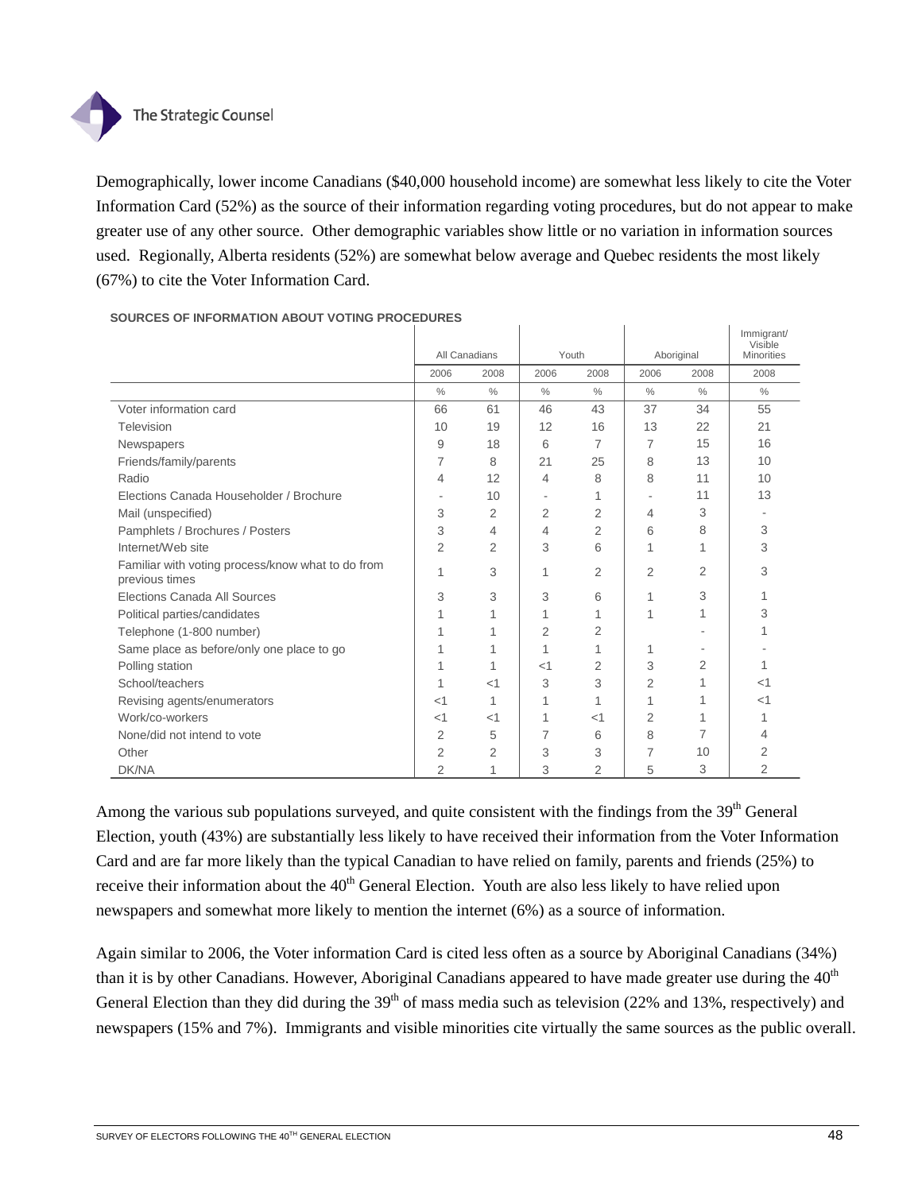Demographically, lower income Canadians ($40,000 household income) are somewhat less likely to cite the Voter Information Card (52%) as the source of their information regarding voting procedures, but do not appear to make greater use of any other source. Other demographic variables show little or no variation in information sources used. Regionally, Alberta residents (52%) are somewhat below average and Quebec residents the most likely (67%) to cite the Voter Information Card.

**SOURCES OF INFORMATION ABOUT VOTING PROCEDURES**

| | All Canadians | | Youth | | Aboriginal | | Immigrant/ Visible Minorities |
|---|---|---|---|---|---|---|---|
| | 2006 | 2008 | 2006 | 2008 | 2006 | 2008 | 2008 |
| | % | % | % | % | % | % | % |
| Voter information card | 66 | 61 | 46 | 43 | 37 | 34 | 55 |
| Television | 10 | 19 | 12 | 16 | 13 | 22 | 21 |
| Newspapers | 9 | 18 | 6 | 7 | 7 | 15 | 16 |
| Friends/family/parents | 7 | 8 | 21 | 25 | 8 | 13 | 10 |
| Radio | 4 | 12 | 4 | 8 | 8 | 11 | 10 |
| Elections Canada Householder / Brochure | - | 10 | - | 1 | - | 11 | 13 |
| Mail (unspecified) | 3 | 2 | 2 | 2 | 4 | 3 | - |
| Pamphlets / Brochures / Posters | 3 | 4 | 4 | 2 | 6 | 8 | 3 |
| Internet/Web site | 2 | 2 | 3 | 6 | 1 | 1 | 3 |
| Familiar with voting process/know what to do from previous times | 1 | 3 | 1 | 2 | 2 | 2 | 3 |
| Elections Canada All Sources | 3 | 3 | 3 | 6 | 1 | 3 | 1 |
| Political parties/candidates | 1 | 1 | 1 | 1 | 1 | 1 | 3 |
| Telephone (1-800 number) | 1 | 1 | 2 | 2 | | - | 1 |
| Same place as before/only one place to go | 1 | 1 | 1 | 1 | 1 | - | - |
| Polling station | 1 | 1 | <1 | 2 | 3 | 2 | 1 |
| School/teachers | 1 | <1 | 3 | 3 | 2 | 1 | <1 |
| Revising agents/enumerators | <1 | 1 | 1 | 1 | 1 | 1 | <1 |
| Work/co-workers | <1 | <1 | 1 | <1 | 2 | 1 | 1 |
| None/did not intend to vote | 2 | 5 | 7 | 6 | 8 | 7 | 4 |
| Other | 2 | 2 | 3 | 3 | 7 | 10 | 2 |
| DK/NA | 2 | 1 | 3 | 2 | 5 | 3 | 2 |

Among the various sub populations surveyed, and quite consistent with the findings from the 39th General Election, youth (43%) are substantially less likely to have received their information from the Voter Information Card and are far more likely than the typical Canadian to have relied on family, parents and friends (25%) to receive their information about the 40th General Election. Youth are also less likely to have relied upon newspapers and somewhat more likely to mention the internet (6%) as a source of information.

Again similar to 2006, the Voter information Card is cited less often as a source by Aboriginal Canadians (34%) than it is by other Canadians. However, Aboriginal Canadians appeared to have made greater use during the 40th General Election than they did during the 39th of mass media such as television (22% and 13%, respectively) and newspapers (15% and 7%). Immigrants and visible minorities cite virtually the same sources as the public overall.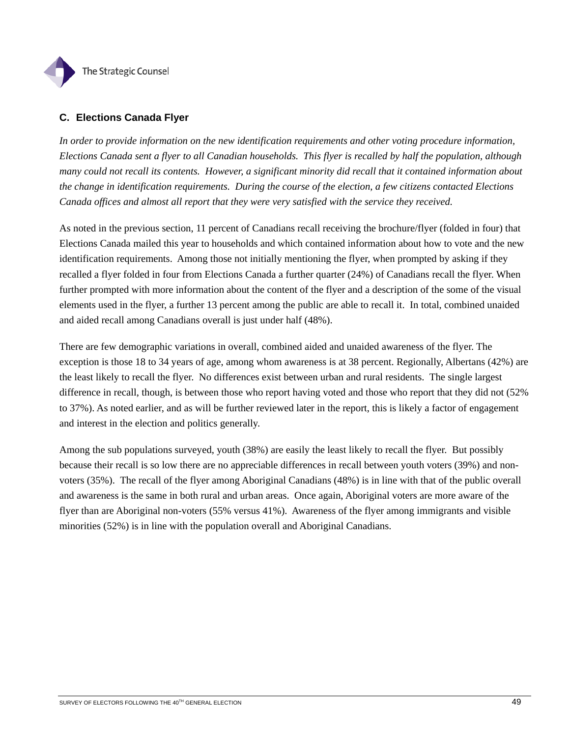### C. Elections Canada Flyer

*In order to provide information on the new identification requirements and other voting procedure information, Elections Canada sent a flyer to all Canadian households. This flyer is recalled by half the population, although many could not recall its contents. However, a significant minority did recall that it contained information about the change in identification requirements. During the course of the election, a few citizens contacted Elections Canada offices and almost all report that they were very satisfied with the service they received.*

As noted in the previous section, 11 percent of Canadians recall receiving the brochure/flyer (folded in four) that Elections Canada mailed this year to households and which contained information about how to vote and the new identification requirements. Among those not initially mentioning the flyer, when prompted by asking if they recalled a flyer folded in four from Elections Canada a further quarter (24%) of Canadians recall the flyer. When further prompted with more information about the content of the flyer and a description of the some of the visual elements used in the flyer, a further 13 percent among the public are able to recall it. In total, combined unaided and aided recall among Canadians overall is just under half (48%).

There are few demographic variations in overall, combined aided and unaided awareness of the flyer. The exception is those 18 to 34 years of age, among whom awareness is at 38 percent. Regionally, Albertans (42%) are the least likely to recall the flyer. No differences exist between urban and rural residents. The single largest difference in recall, though, is between those who report having voted and those who report that they did not (52% to 37%). As noted earlier, and as will be further reviewed later in the report, this is likely a factor of engagement and interest in the election and politics generally.

Among the sub populations surveyed, youth (38%) are easily the least likely to recall the flyer. But possibly because their recall is so low there are no appreciable differences in recall between youth voters (39%) and non-voters (35%). The recall of the flyer among Aboriginal Canadians (48%) is in line with that of the public overall and awareness is the same in both rural and urban areas. Once again, Aboriginal voters are more aware of the flyer than are Aboriginal non-voters (55% versus 41%). Awareness of the flyer among immigrants and visible minorities (52%) is in line with the population overall and Aboriginal Canadians.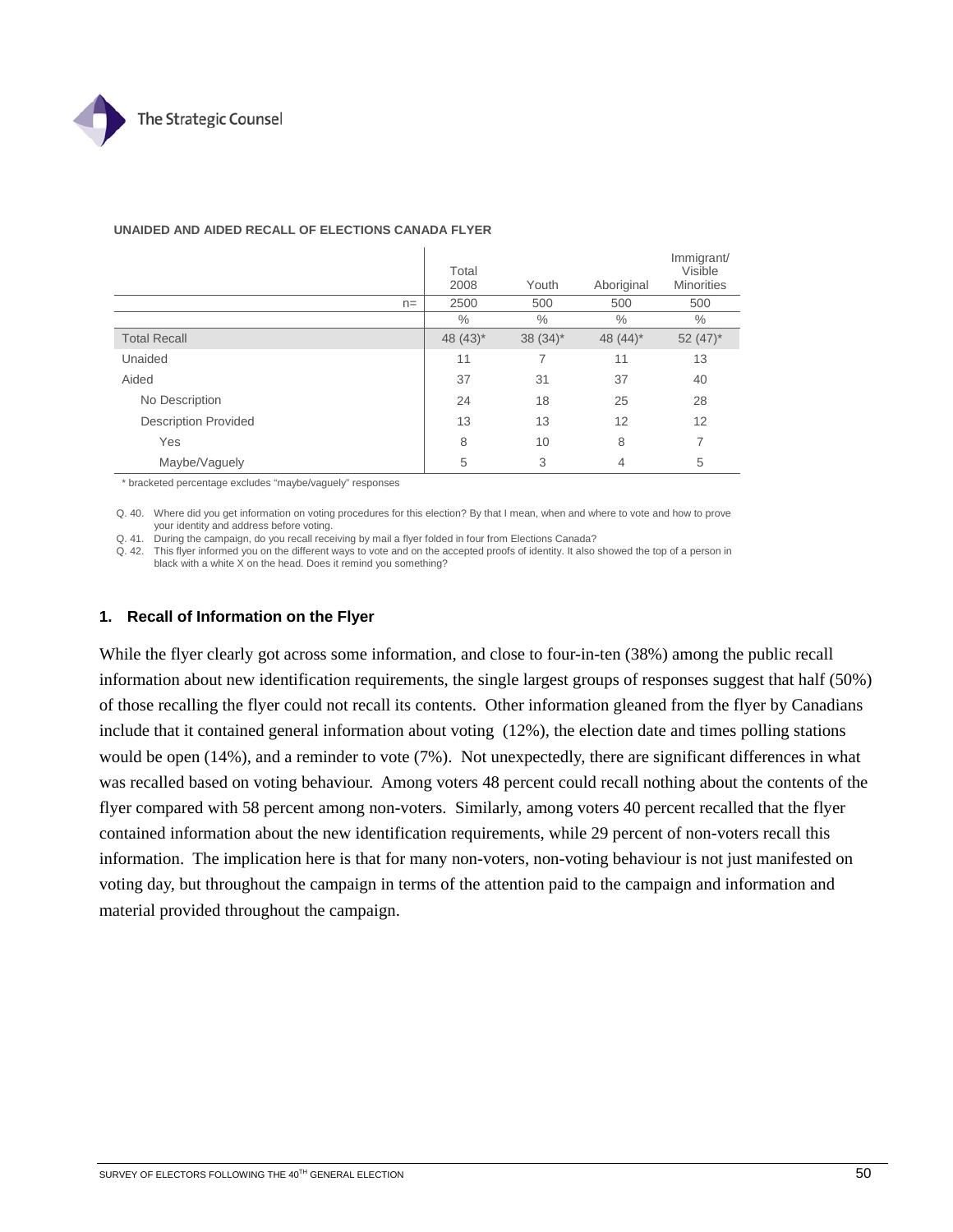**UNAIDED AND AIDED RECALL OF ELECTIONS CANADA FLYER**

| | Total 2008 | Youth | Aboriginal | Immigrant/ Visible Minorities |
|---|---|---|---|---|
| n= | 2500 | 500 | 500 | 500 |
| | % | % | % | % |
| Total Recall | 48 (43)* | 38 (34)* | 48 (44)* | 52 (47)* |
| Unaided | 11 | 7 | 11 | 13 |
| Aided | 37 | 31 | 37 | 40 |
| No Description | 24 | 18 | 25 | 28 |
| Description Provided | 13 | 13 | 12 | 12 |
| Yes | 8 | 10 | 8 | 7 |
| Maybe/Vaguely | 5 | 3 | 4 | 5 |

* bracketed percentage excludes "maybe/vaguely" responses

Q. 40. Where did you get information on voting procedures for this election? By that I mean, when and where to vote and how to prove your identity and address before voting.

Q. 41. During the campaign, do you recall receiving by mail a flyer folded in four from Elections Canada?

Q. 42. This flyer informed you on the different ways to vote and on the accepted proofs of identity. It also showed the top of a person in black with a white X on the head. Does it remind you something?

### 1. Recall of Information on the Flyer

While the flyer clearly got across some information, and close to four-in-ten (38%) among the public recall information about new identification requirements, the single largest groups of responses suggest that half (50%) of those recalling the flyer could not recall its contents. Other information gleaned from the flyer by Canadians include that it contained general information about voting (12%), the election date and times polling stations would be open (14%), and a reminder to vote (7%). Not unexpectedly, there are significant differences in what was recalled based on voting behaviour. Among voters 48 percent could recall nothing about the contents of the flyer compared with 58 percent among non-voters. Similarly, among voters 40 percent recalled that the flyer contained information about the new identification requirements, while 29 percent of non-voters recall this information. The implication here is that for many non-voters, non-voting behaviour is not just manifested on voting day, but throughout the campaign in terms of the attention paid to the campaign and information and material provided throughout the campaign.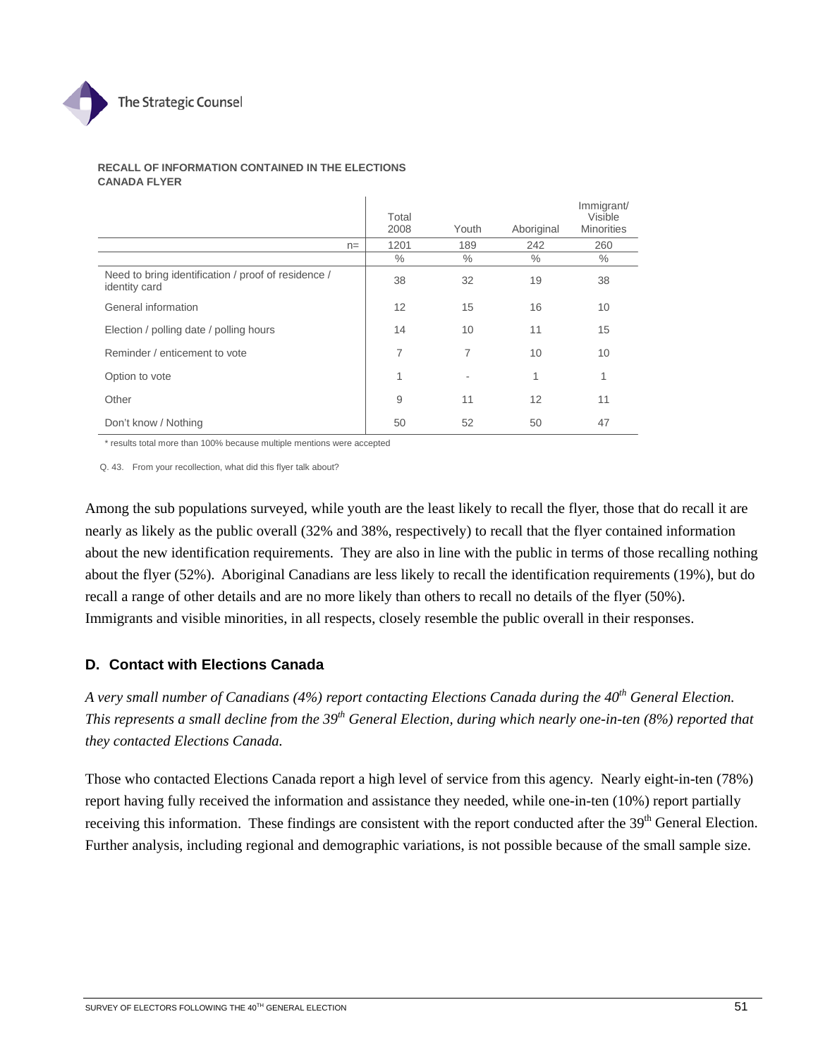**RECALL OF INFORMATION CONTAINED IN THE ELECTIONS CANADA FLYER**

| | Total 2008 | Youth | Aboriginal | Immigrant/ Visible Minorities |
|---|---|---|---|---|
| n= | 1201 | 189 | 242 | 260 |
| | % | % | % | % |
| Need to bring identification / proof of residence / identity card | 38 | 32 | 19 | 38 |
| General information | 12 | 15 | 16 | 10 |
| Election / polling date / polling hours | 14 | 10 | 11 | 15 |
| Reminder / enticement to vote | 7 | 7 | 10 | 10 |
| Option to vote | 1 | - | 1 | 1 |
| Other | 9 | 11 | 12 | 11 |
| Don't know / Nothing | 50 | 52 | 50 | 47 |

* results total more than 100% because multiple mentions were accepted

Q. 43. From your recollection, what did this flyer talk about?

Among the sub populations surveyed, while youth are the least likely to recall the flyer, those that do recall it are nearly as likely as the public overall (32% and 38%, respectively) to recall that the flyer contained information about the new identification requirements. They are also in line with the public in terms of those recalling nothing about the flyer (52%). Aboriginal Canadians are less likely to recall the identification requirements (19%), but do recall a range of other details and are no more likely than others to recall no details of the flyer (50%). Immigrants and visible minorities, in all respects, closely resemble the public overall in their responses.

## D. Contact with Elections Canada

*A very small number of Canadians (4%) report contacting Elections Canada during the 40th General Election. This represents a small decline from the 39th General Election, during which nearly one-in-ten (8%) reported that they contacted Elections Canada.*

Those who contacted Elections Canada report a high level of service from this agency. Nearly eight-in-ten (78%) report having fully received the information and assistance they needed, while one-in-ten (10%) report partially receiving this information. These findings are consistent with the report conducted after the 39th General Election. Further analysis, including regional and demographic variations, is not possible because of the small sample size.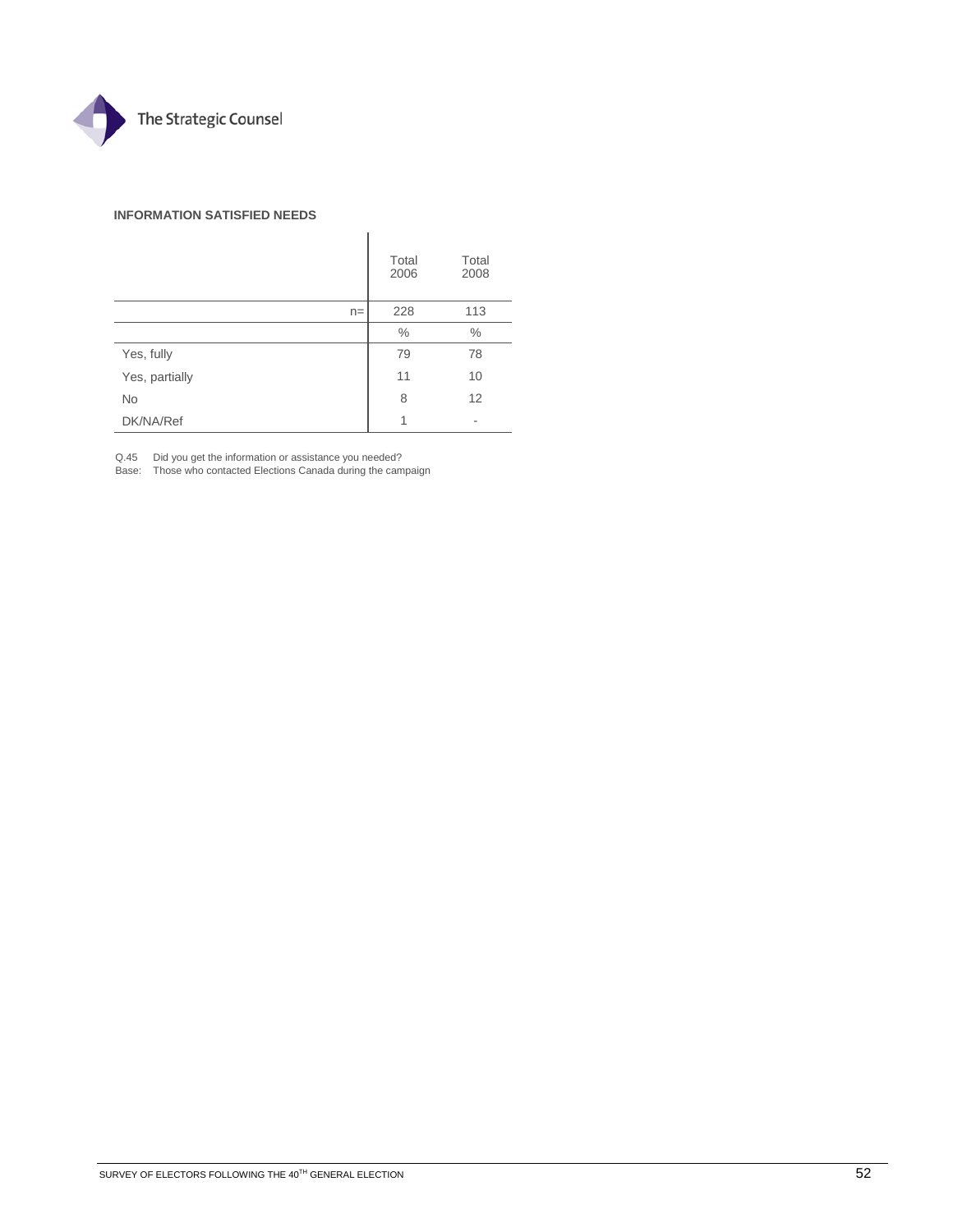**INFORMATION SATISFIED NEEDS**

| | Total 2006 | Total 2008 |
|---|---|---|
| n= | 228 | 113 |
| | % | % |
| Yes, fully | 79 | 78 |
| Yes, partially | 11 | 10 |
| No | 8 | 12 |
| DK/NA/Ref | 1 | - |

Q.45 Did you get the information or assistance you needed?
Base: Those who contacted Elections Canada during the campaign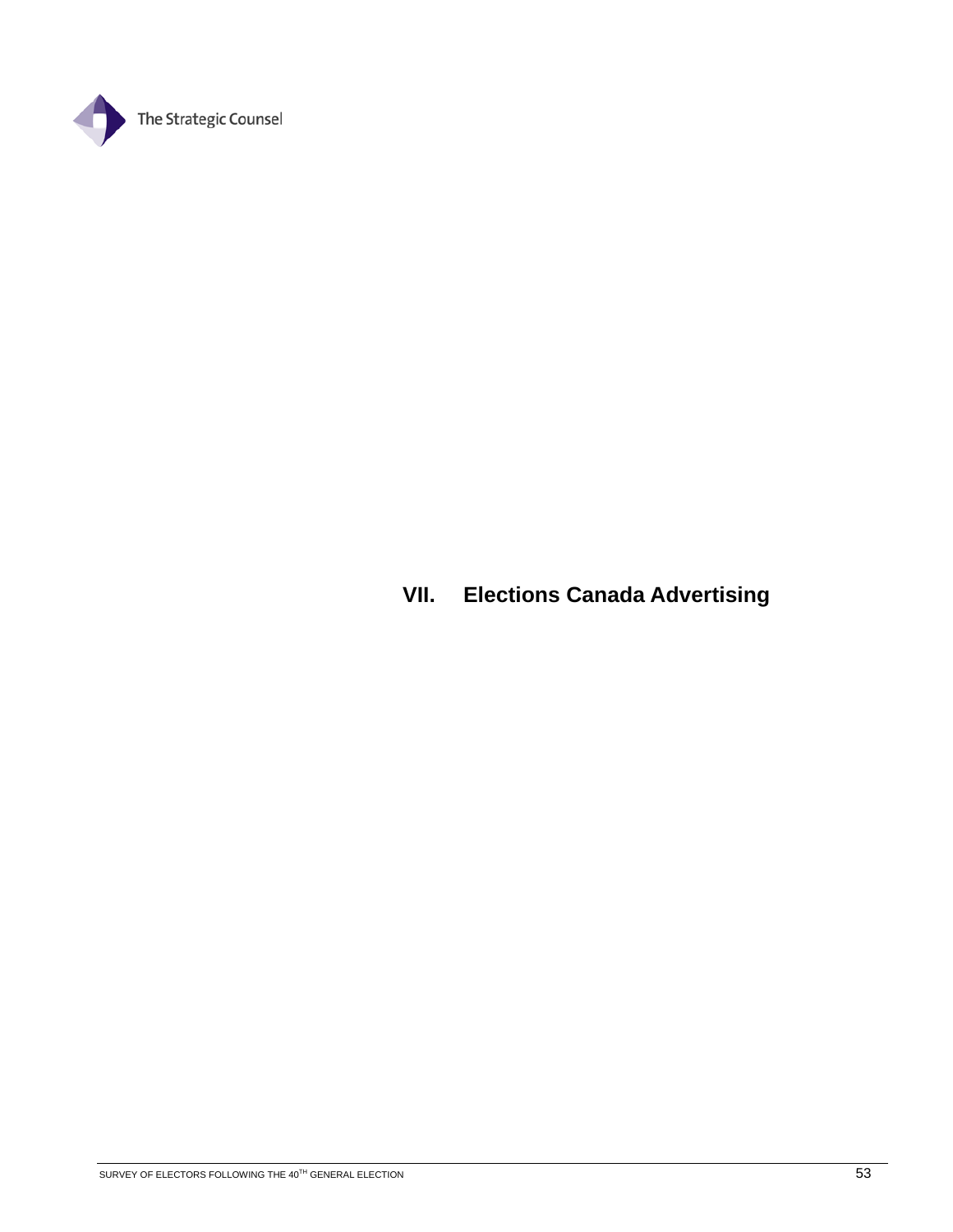# VII. Elections Canada Advertising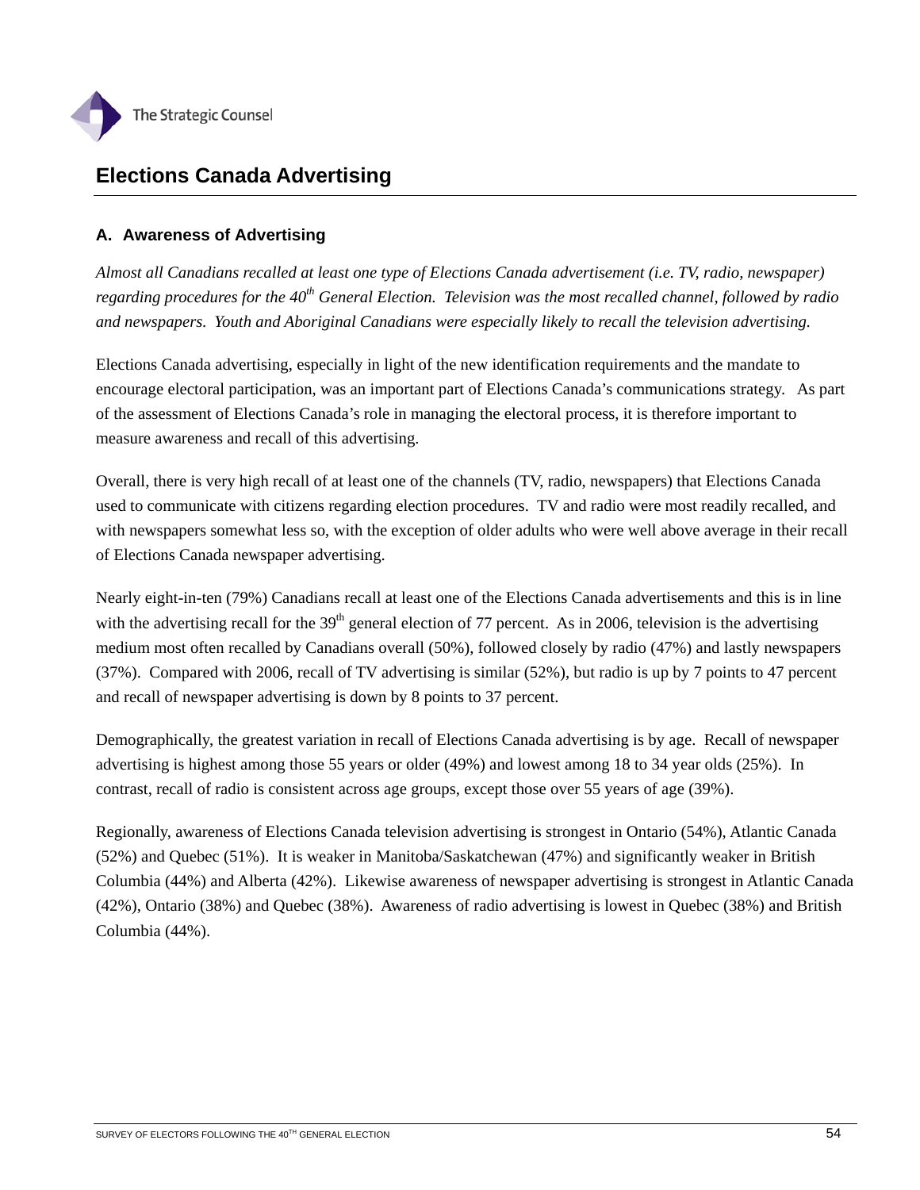# Elections Canada Advertising

## A. Awareness of Advertising

*Almost all Canadians recalled at least one type of Elections Canada advertisement (i.e. TV, radio, newspaper) regarding procedures for the 40th General Election. Television was the most recalled channel, followed by radio and newspapers. Youth and Aboriginal Canadians were especially likely to recall the television advertising.*

Elections Canada advertising, especially in light of the new identification requirements and the mandate to encourage electoral participation, was an important part of Elections Canada's communications strategy. As part of the assessment of Elections Canada's role in managing the electoral process, it is therefore important to measure awareness and recall of this advertising.

Overall, there is very high recall of at least one of the channels (TV, radio, newspapers) that Elections Canada used to communicate with citizens regarding election procedures. TV and radio were most readily recalled, and with newspapers somewhat less so, with the exception of older adults who were well above average in their recall of Elections Canada newspaper advertising.

Nearly eight-in-ten (79%) Canadians recall at least one of the Elections Canada advertisements and this is in line with the advertising recall for the 39th general election of 77 percent. As in 2006, television is the advertising medium most often recalled by Canadians overall (50%), followed closely by radio (47%) and lastly newspapers (37%). Compared with 2006, recall of TV advertising is similar (52%), but radio is up by 7 points to 47 percent and recall of newspaper advertising is down by 8 points to 37 percent.

Demographically, the greatest variation in recall of Elections Canada advertising is by age. Recall of newspaper advertising is highest among those 55 years or older (49%) and lowest among 18 to 34 year olds (25%). In contrast, recall of radio is consistent across age groups, except those over 55 years of age (39%).

Regionally, awareness of Elections Canada television advertising is strongest in Ontario (54%), Atlantic Canada (52%) and Quebec (51%). It is weaker in Manitoba/Saskatchewan (47%) and significantly weaker in British Columbia (44%) and Alberta (42%). Likewise awareness of newspaper advertising is strongest in Atlantic Canada (42%), Ontario (38%) and Quebec (38%). Awareness of radio advertising is lowest in Quebec (38%) and British Columbia (44%).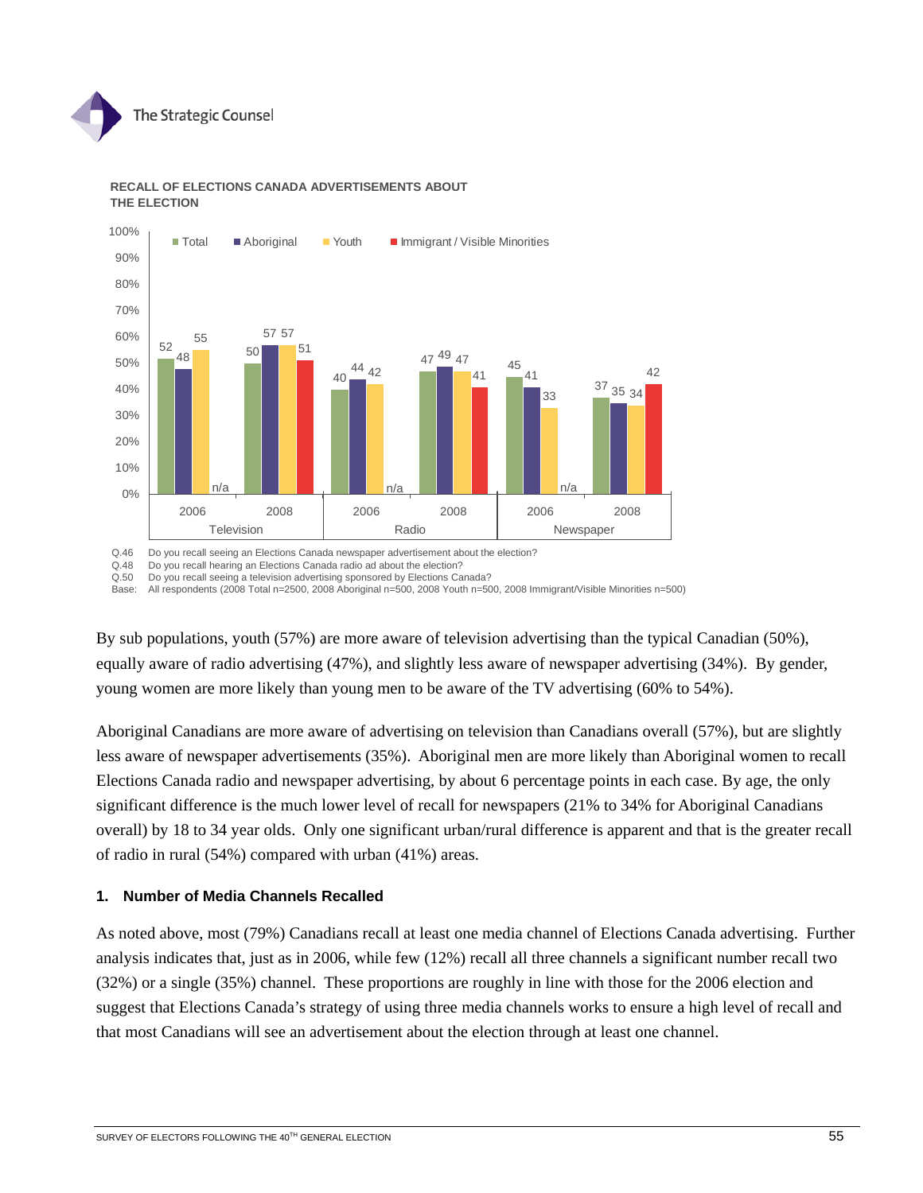**RECALL OF ELECTIONS CANADA ADVERTISEMENTS ABOUT THE ELECTION**

| | | Total | Aboriginal | Youth | Immigrant / Visible Minorities |
|---|---|---|---|---|---|
| Television | 2006 | 52 | 48 | 55 | n/a |
| | 2008 | 50 | 57 | 57 | 51 |
| Radio | 2006 | 40 | 44 | 42 | n/a |
| | 2008 | 47 | 49 | 47 | 41 |
| Newspaper | 2006 | 45 | 41 | 33 | n/a |
| | 2008 | 37 | 35 | 34 | 42 |

Q.46 Do you recall seeing an Elections Canada newspaper advertisement about the election?
Q.48 Do you recall hearing an Elections Canada radio ad about the election?
Q.50 Do you recall seeing a television advertising sponsored by Elections Canada?
Base: All respondents (2008 Total n=2500, 2008 Aboriginal n=500, 2008 Youth n=500, 2008 Immigrant/Visible Minorities n=500)

By sub populations, youth (57%) are more aware of television advertising than the typical Canadian (50%), equally aware of radio advertising (47%), and slightly less aware of newspaper advertising (34%). By gender, young women are more likely than young men to be aware of the TV advertising (60% to 54%).

Aboriginal Canadians are more aware of advertising on television than Canadians overall (57%), but are slightly less aware of newspaper advertisements (35%). Aboriginal men are more likely than Aboriginal women to recall Elections Canada radio and newspaper advertising, by about 6 percentage points in each case. By age, the only significant difference is the much lower level of recall for newspapers (21% to 34% for Aboriginal Canadians overall) by 18 to 34 year olds. Only one significant urban/rural difference is apparent and that is the greater recall of radio in rural (54%) compared with urban (41%) areas.

### 1. Number of Media Channels Recalled

As noted above, most (79%) Canadians recall at least one media channel of Elections Canada advertising. Further analysis indicates that, just as in 2006, while few (12%) recall all three channels a significant number recall two (32%) or a single (35%) channel. These proportions are roughly in line with those for the 2006 election and suggest that Elections Canada's strategy of using three media channels works to ensure a high level of recall and that most Canadians will see an advertisement about the election through at least one channel.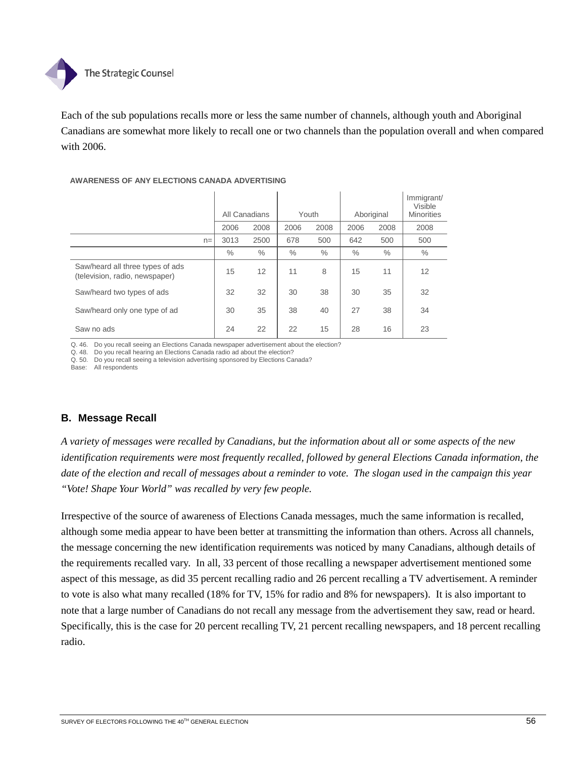Each of the sub populations recalls more or less the same number of channels, although youth and Aboriginal Canadians are somewhat more likely to recall one or two channels than the population overall and when compared with 2006.

**AWARENESS OF ANY ELECTIONS CANADA ADVERTISING**

| | All Canadians | | Youth | | Aboriginal | | Immigrant/ Visible Minorities |
|---|---|---|---|---|---|---|---|
| | 2006 | 2008 | 2006 | 2008 | 2006 | 2008 | 2008 |
| n= | 3013 | 2500 | 678 | 500 | 642 | 500 | 500 |
| | % | % | % | % | % | % | % |
| Saw/heard all three types of ads (television, radio, newspaper) | 15 | 12 | 11 | 8 | 15 | 11 | 12 |
| Saw/heard two types of ads | 32 | 32 | 30 | 38 | 30 | 35 | 32 |
| Saw/heard only one type of ad | 30 | 35 | 38 | 40 | 27 | 38 | 34 |
| Saw no ads | 24 | 22 | 22 | 15 | 28 | 16 | 23 |

Q. 46. Do you recall seeing an Elections Canada newspaper advertisement about the election?
Q. 48. Do you recall hearing an Elections Canada radio ad about the election?
Q. 50. Do you recall seeing a television advertising sponsored by Elections Canada?
Base: All respondents

### B. Message Recall

*A variety of messages were recalled by Canadians, but the information about all or some aspects of the new identification requirements were most frequently recalled, followed by general Elections Canada information, the date of the election and recall of messages about a reminder to vote. The slogan used in the campaign this year "Vote! Shape Your World" was recalled by very few people.*

Irrespective of the source of awareness of Elections Canada messages, much the same information is recalled, although some media appear to have been better at transmitting the information than others. Across all channels, the message concerning the new identification requirements was noticed by many Canadians, although details of the requirements recalled vary. In all, 33 percent of those recalling a newspaper advertisement mentioned some aspect of this message, as did 35 percent recalling radio and 26 percent recalling a TV advertisement. A reminder to vote is also what many recalled (18% for TV, 15% for radio and 8% for newspapers). It is also important to note that a large number of Canadians do not recall any message from the advertisement they saw, read or heard. Specifically, this is the case for 20 percent recalling TV, 21 percent recalling newspapers, and 18 percent recalling radio.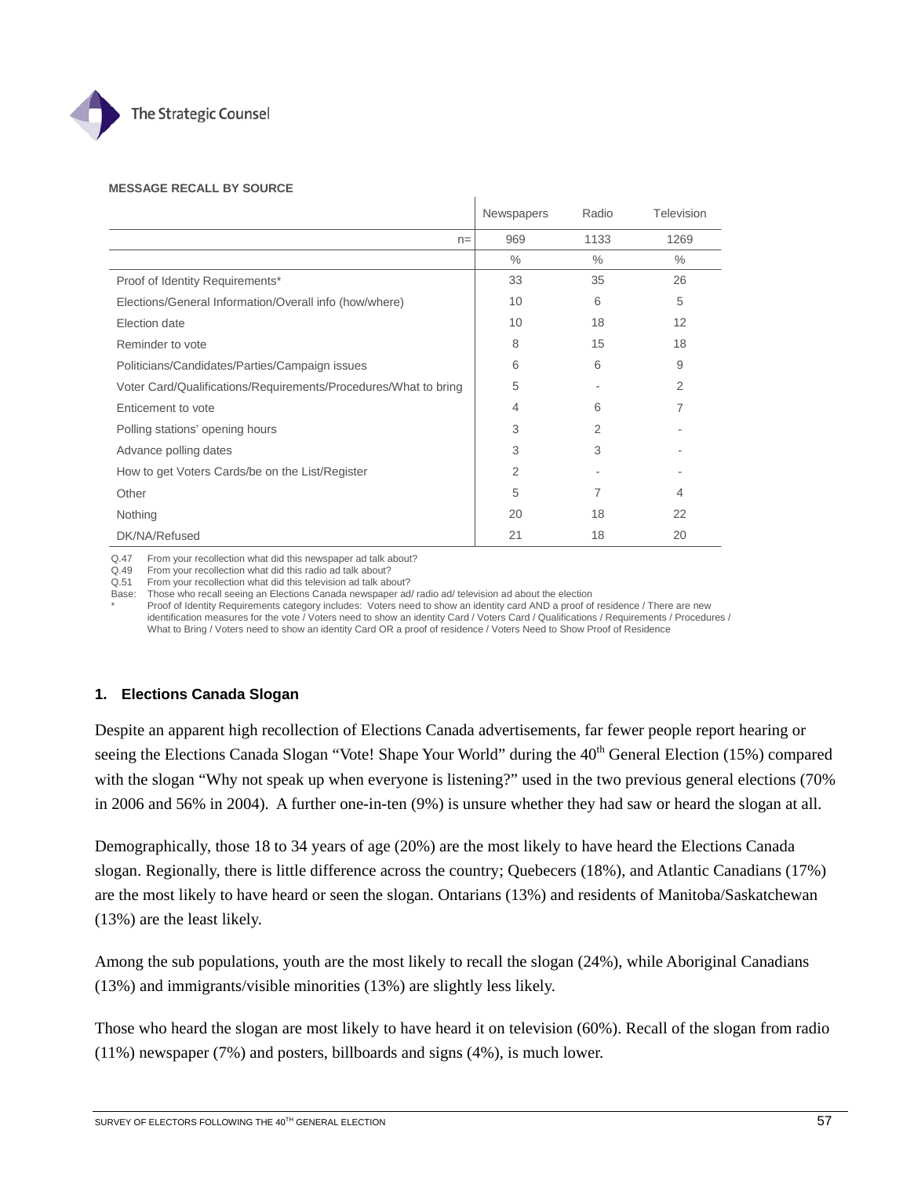**MESSAGE RECALL BY SOURCE**

| | Newspapers | Radio | Television |
|---|---|---|---|
| n= | 969 | 1133 | 1269 |
| | % | % | % |
| Proof of Identity Requirements* | 33 | 35 | 26 |
| Elections/General Information/Overall info (how/where) | 10 | 6 | 5 |
| Election date | 10 | 18 | 12 |
| Reminder to vote | 8 | 15 | 18 |
| Politicians/Candidates/Parties/Campaign issues | 6 | 6 | 9 |
| Voter Card/Qualifications/Requirements/Procedures/What to bring | 5 | - | 2 |
| Enticement to vote | 4 | 6 | 7 |
| Polling stations' opening hours | 3 | 2 | - |
| Advance polling dates | 3 | 3 | - |
| How to get Voters Cards/be on the List/Register | 2 | - | - |
| Other | 5 | 7 | 4 |
| Nothing | 20 | 18 | 22 |
| DK/NA/Refused | 21 | 18 | 20 |

Q.47 From your recollection what did this newspaper ad talk about?
Q.49 From your recollection what did this radio ad talk about?
Q.51 From your recollection what did this television ad talk about?
Base: Those who recall seeing an Elections Canada newspaper ad/ radio ad/ television ad about the election
* Proof of Identity Requirements category includes: Voters need to show an identity card AND a proof of residence / There are new identification measures for the vote / Voters need to show an identity Card / Voters Card / Qualifications / Requirements / Procedures / What to Bring / Voters need to show an identity Card OR a proof of residence / Voters Need to Show Proof of Residence

### 1. Elections Canada Slogan

Despite an apparent high recollection of Elections Canada advertisements, far fewer people report hearing or seeing the Elections Canada Slogan "Vote! Shape Your World" during the 40th General Election (15%) compared with the slogan "Why not speak up when everyone is listening?" used in the two previous general elections (70% in 2006 and 56% in 2004). A further one-in-ten (9%) is unsure whether they had saw or heard the slogan at all.

Demographically, those 18 to 34 years of age (20%) are the most likely to have heard the Elections Canada slogan. Regionally, there is little difference across the country; Quebecers (18%), and Atlantic Canadians (17%) are the most likely to have heard or seen the slogan. Ontarians (13%) and residents of Manitoba/Saskatchewan (13%) are the least likely.

Among the sub populations, youth are the most likely to recall the slogan (24%), while Aboriginal Canadians (13%) and immigrants/visible minorities (13%) are slightly less likely.

Those who heard the slogan are most likely to have heard it on television (60%). Recall of the slogan from radio (11%) newspaper (7%) and posters, billboards and signs (4%), is much lower.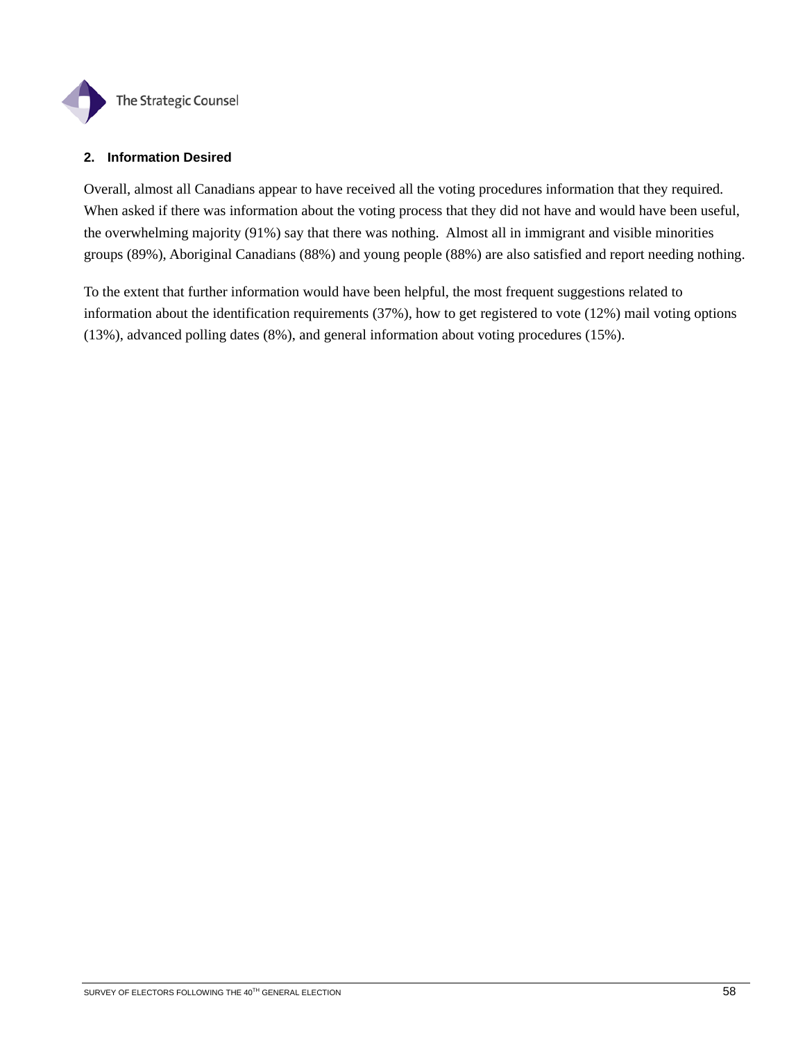## 2. Information Desired

Overall, almost all Canadians appear to have received all the voting procedures information that they required. When asked if there was information about the voting process that they did not have and would have been useful, the overwhelming majority (91%) say that there was nothing. Almost all in immigrant and visible minorities groups (89%), Aboriginal Canadians (88%) and young people (88%) are also satisfied and report needing nothing.

To the extent that further information would have been helpful, the most frequent suggestions related to information about the identification requirements (37%), how to get registered to vote (12%) mail voting options (13%), advanced polling dates (8%), and general information about voting procedures (15%).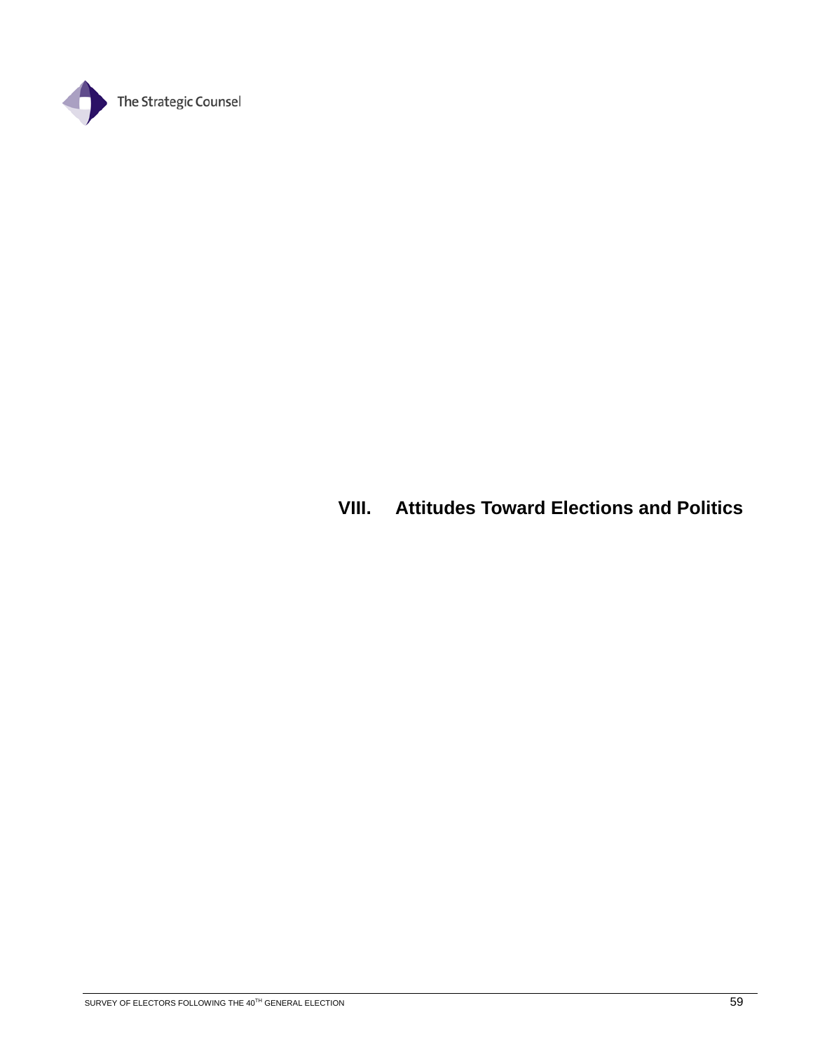# VIII. Attitudes Toward Elections and Politics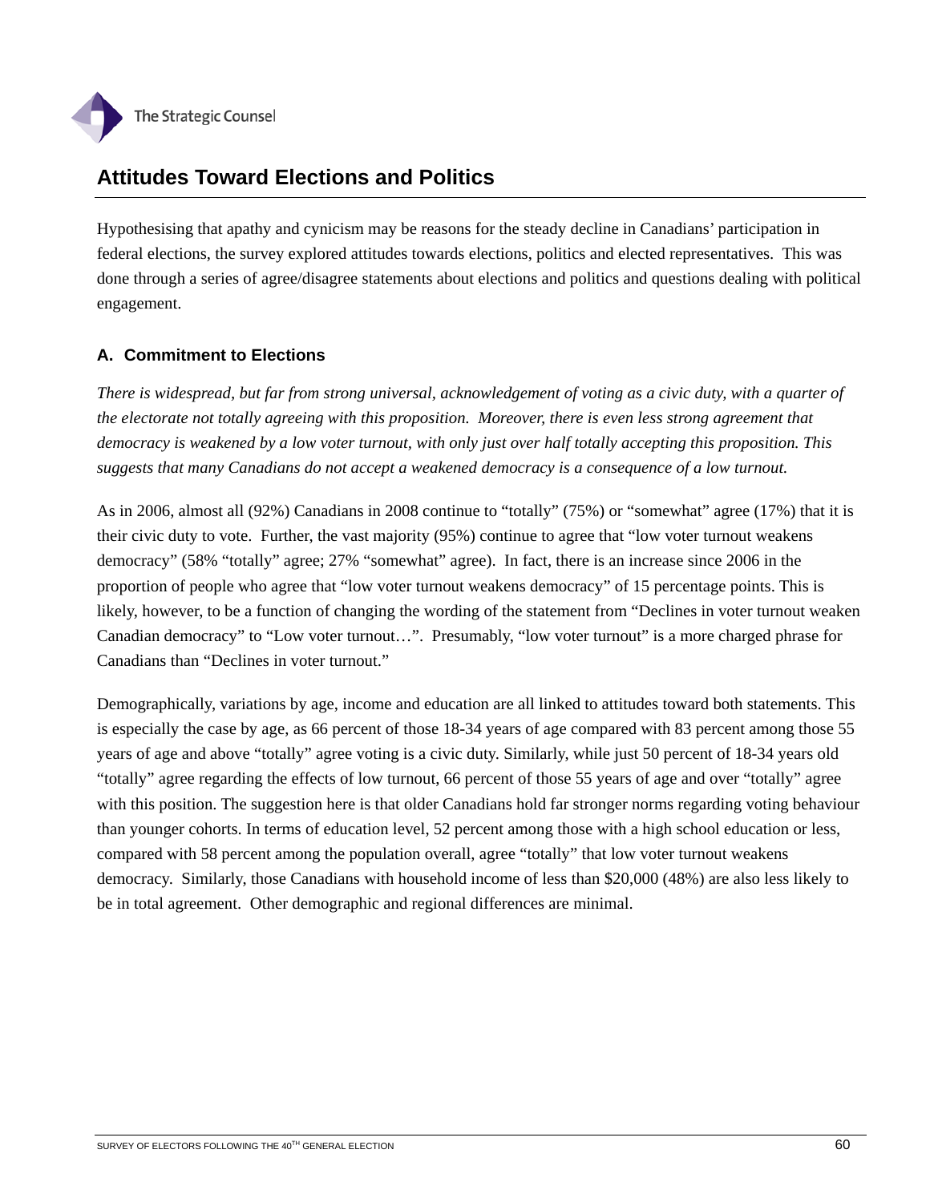## Attitudes Toward Elections and Politics

Hypothesising that apathy and cynicism may be reasons for the steady decline in Canadians' participation in federal elections, the survey explored attitudes towards elections, politics and elected representatives. This was done through a series of agree/disagree statements about elections and politics and questions dealing with political engagement.

### A. Commitment to Elections

*There is widespread, but far from strong universal, acknowledgement of voting as a civic duty, with a quarter of the electorate not totally agreeing with this proposition. Moreover, there is even less strong agreement that democracy is weakened by a low voter turnout, with only just over half totally accepting this proposition. This suggests that many Canadians do not accept a weakened democracy is a consequence of a low turnout.*

As in 2006, almost all (92%) Canadians in 2008 continue to "totally" (75%) or "somewhat" agree (17%) that it is their civic duty to vote. Further, the vast majority (95%) continue to agree that "low voter turnout weakens democracy" (58% "totally" agree; 27% "somewhat" agree). In fact, there is an increase since 2006 in the proportion of people who agree that "low voter turnout weakens democracy" of 15 percentage points. This is likely, however, to be a function of changing the wording of the statement from "Declines in voter turnout weaken Canadian democracy" to "Low voter turnout…". Presumably, "low voter turnout" is a more charged phrase for Canadians than "Declines in voter turnout."

Demographically, variations by age, income and education are all linked to attitudes toward both statements. This is especially the case by age, as 66 percent of those 18-34 years of age compared with 83 percent among those 55 years of age and above "totally" agree voting is a civic duty. Similarly, while just 50 percent of 18-34 years old "totally" agree regarding the effects of low turnout, 66 percent of those 55 years of age and over "totally" agree with this position. The suggestion here is that older Canadians hold far stronger norms regarding voting behaviour than younger cohorts. In terms of education level, 52 percent among those with a high school education or less, compared with 58 percent among the population overall, agree "totally" that low voter turnout weakens democracy. Similarly, those Canadians with household income of less than $20,000 (48%) are also less likely to be in total agreement. Other demographic and regional differences are minimal.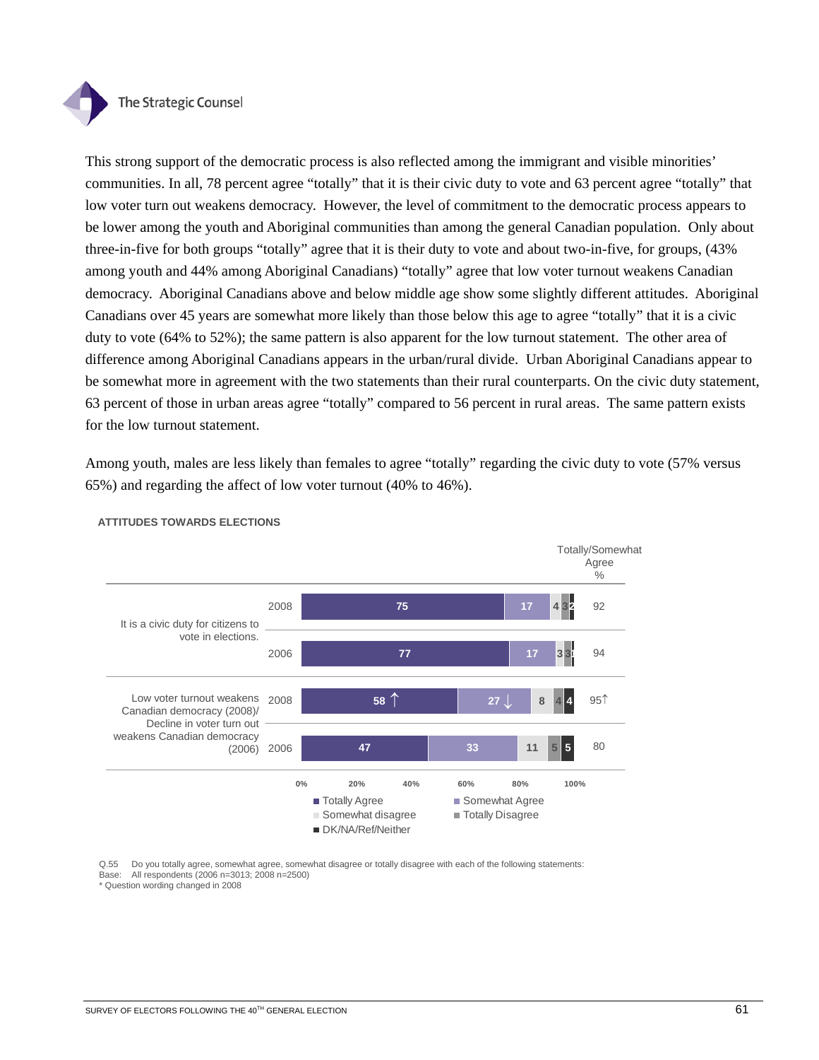This strong support of the democratic process is also reflected among the immigrant and visible minorities' communities. In all, 78 percent agree "totally" that it is their civic duty to vote and 63 percent agree "totally" that low voter turn out weakens democracy. However, the level of commitment to the democratic process appears to be lower among the youth and Aboriginal communities than among the general Canadian population. Only about three-in-five for both groups "totally" agree that it is their duty to vote and about two-in-five, for groups, (43% among youth and 44% among Aboriginal Canadians) "totally" agree that low voter turnout weakens Canadian democracy. Aboriginal Canadians above and below middle age show some slightly different attitudes. Aboriginal Canadians over 45 years are somewhat more likely than those below this age to agree "totally" that it is a civic duty to vote (64% to 52%); the same pattern is also apparent for the low turnout statement. The other area of difference among Aboriginal Canadians appears in the urban/rural divide. Urban Aboriginal Canadians appear to be somewhat more in agreement with the two statements than their rural counterparts. On the civic duty statement, 63 percent of those in urban areas agree "totally" compared to 56 percent in rural areas. The same pattern exists for the low turnout statement.

Among youth, males are less likely than females to agree "totally" regarding the civic duty to vote (57% versus 65%) and regarding the affect of low voter turnout (40% to 46%).

**ATTITUDES TOWARDS ELECTIONS**

| Statement | Year | Totally Agree | Somewhat Agree | Somewhat disagree | Totally Disagree | DK/NA/Ref/Neither | Totally/Somewhat Agree % |
|---|---|---|---|---|---|---|---|
| It is a civic duty for citizens to vote in elections. | 2008 | 75 | 17 | 4 | 3 | 2 | 92 |
| | 2006 | 77 | 17 | 3 | 3 | | 94 |
| Low voter turnout weakens Canadian democracy (2008)/ Decline in voter turn out weakens Canadian democracy (2006) | 2008 | 58 ↑ | 27 ↓ | 8 | 4 | 4 | 95↑ |
| | 2006 | 47 | 33 | 11 | 5 | 5 | 80 |

Q.55 Do you totally agree, somewhat agree, somewhat disagree or totally disagree with each of the following statements:
Base: All respondents (2006 n=3013; 2008 n=2500)
* Question wording changed in 2008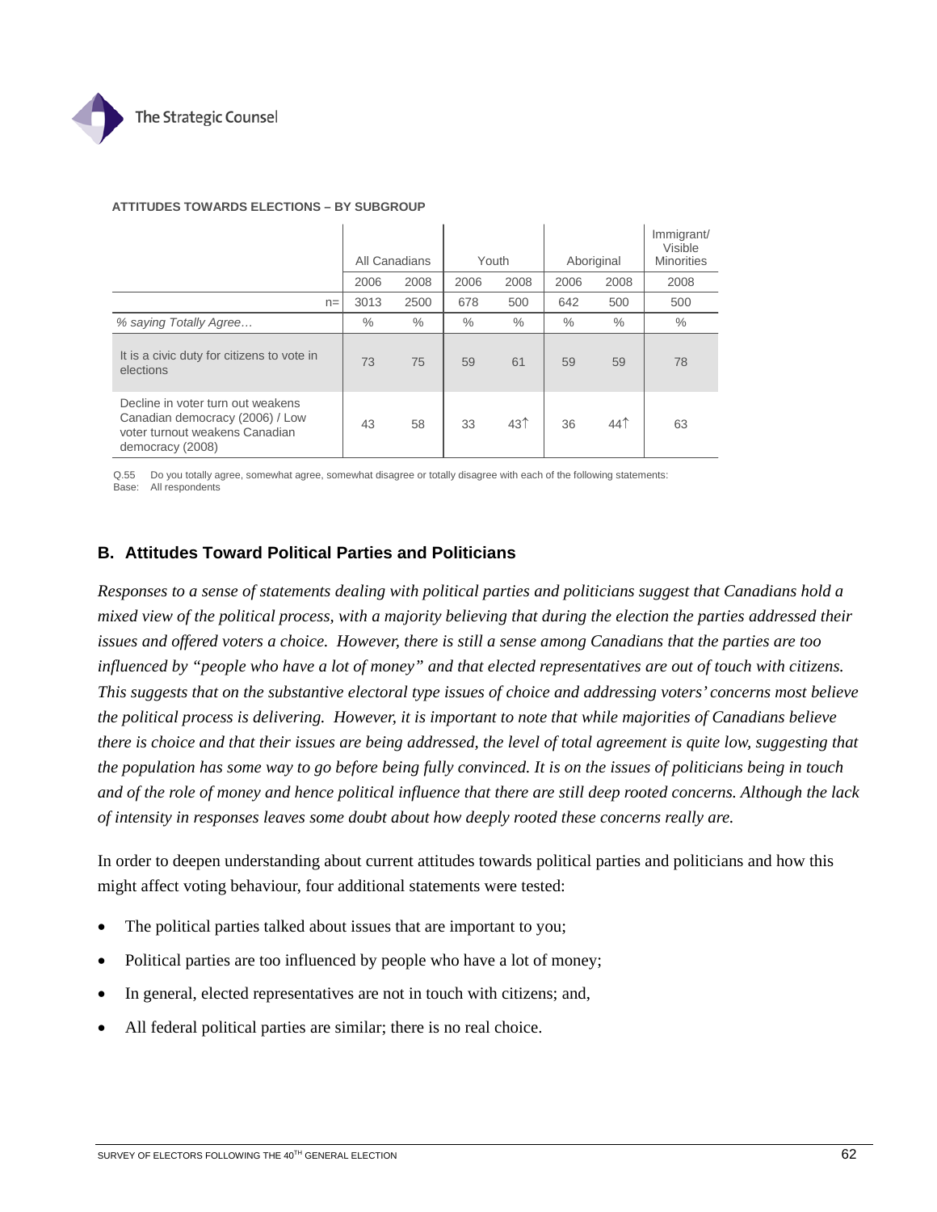**ATTITUDES TOWARDS ELECTIONS – BY SUBGROUP**

| | All Canadians | | Youth | | Aboriginal | | Immigrant/ Visible Minorities |
|---|---|---|---|---|---|---|---|
| | 2006 | 2008 | 2006 | 2008 | 2006 | 2008 | 2008 |
| n= | 3013 | 2500 | 678 | 500 | 642 | 500 | 500 |
| *% saying Totally Agree…* | % | % | % | % | % | % | % |
| It is a civic duty for citizens to vote in elections | 73 | 75 | 59 | 61 | 59 | 59 | 78 |
| Decline in voter turn out weakens Canadian democracy (2006) / Low voter turnout weakens Canadian democracy (2008) | 43 | 58 | 33 | 43↑ | 36 | 44↑ | 63 |

Q.55 Do you totally agree, somewhat agree, somewhat disagree or totally disagree with each of the following statements:
Base: All respondents

## B. Attitudes Toward Political Parties and Politicians

*Responses to a sense of statements dealing with political parties and politicians suggest that Canadians hold a mixed view of the political process, with a majority believing that during the election the parties addressed their issues and offered voters a choice. However, there is still a sense among Canadians that the parties are too influenced by "people who have a lot of money" and that elected representatives are out of touch with citizens. This suggests that on the substantive electoral type issues of choice and addressing voters' concerns most believe the political process is delivering. However, it is important to note that while majorities of Canadians believe there is choice and that their issues are being addressed, the level of total agreement is quite low, suggesting that the population has some way to go before being fully convinced. It is on the issues of politicians being in touch and of the role of money and hence political influence that there are still deep rooted concerns. Although the lack of intensity in responses leaves some doubt about how deeply rooted these concerns really are.*

In order to deepen understanding about current attitudes towards political parties and politicians and how this might affect voting behaviour, four additional statements were tested:

- The political parties talked about issues that are important to you;
- Political parties are too influenced by people who have a lot of money;
- In general, elected representatives are not in touch with citizens; and,
- All federal political parties are similar; there is no real choice.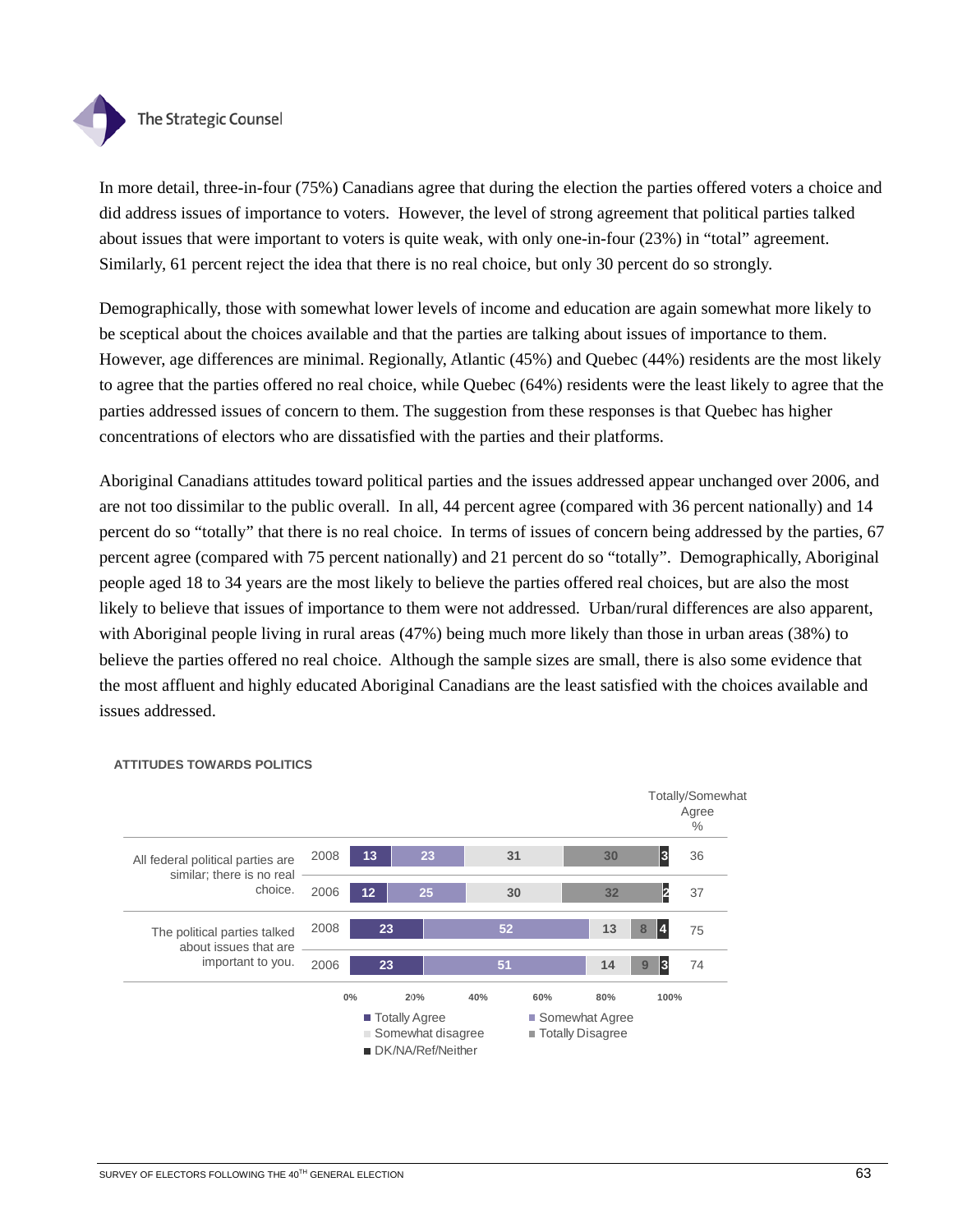In more detail, three-in-four (75%) Canadians agree that during the election the parties offered voters a choice and did address issues of importance to voters. However, the level of strong agreement that political parties talked about issues that were important to voters is quite weak, with only one-in-four (23%) in "total" agreement. Similarly, 61 percent reject the idea that there is no real choice, but only 30 percent do so strongly.

Demographically, those with somewhat lower levels of income and education are again somewhat more likely to be sceptical about the choices available and that the parties are talking about issues of importance to them. However, age differences are minimal. Regionally, Atlantic (45%) and Quebec (44%) residents are the most likely to agree that the parties offered no real choice, while Quebec (64%) residents were the least likely to agree that the parties addressed issues of concern to them. The suggestion from these responses is that Quebec has higher concentrations of electors who are dissatisfied with the parties and their platforms.

Aboriginal Canadians attitudes toward political parties and the issues addressed appear unchanged over 2006, and are not too dissimilar to the public overall. In all, 44 percent agree (compared with 36 percent nationally) and 14 percent do so "totally" that there is no real choice. In terms of issues of concern being addressed by the parties, 67 percent agree (compared with 75 percent nationally) and 21 percent do so "totally". Demographically, Aboriginal people aged 18 to 34 years are the most likely to believe the parties offered real choices, but are also the most likely to believe that issues of importance to them were not addressed. Urban/rural differences are also apparent, with Aboriginal people living in rural areas (47%) being much more likely than those in urban areas (38%) to believe the parties offered no real choice. Although the sample sizes are small, there is also some evidence that the most affluent and highly educated Aboriginal Canadians are the least satisfied with the choices available and issues addressed.

**ATTITUDES TOWARDS POLITICS**

| Statement | Year | Totally Agree | Somewhat Agree | Somewhat disagree | Totally Disagree | DK/NA/Ref/Neither | Totally/Somewhat Agree % |
|---|---|---|---|---|---|---|---|
| All federal political parties are similar; there is no real choice. | 2008 | 13 | 23 | 31 | 30 | 3 | 36 |
| | 2006 | 12 | 25 | 30 | 32 | 2 | 37 |
| The political parties talked about issues that are important to you. | 2008 | 23 | 52 | 13 | 8 | 4 | 75 |
| | 2006 | 23 | 51 | 14 | 9 | 3 | 74 |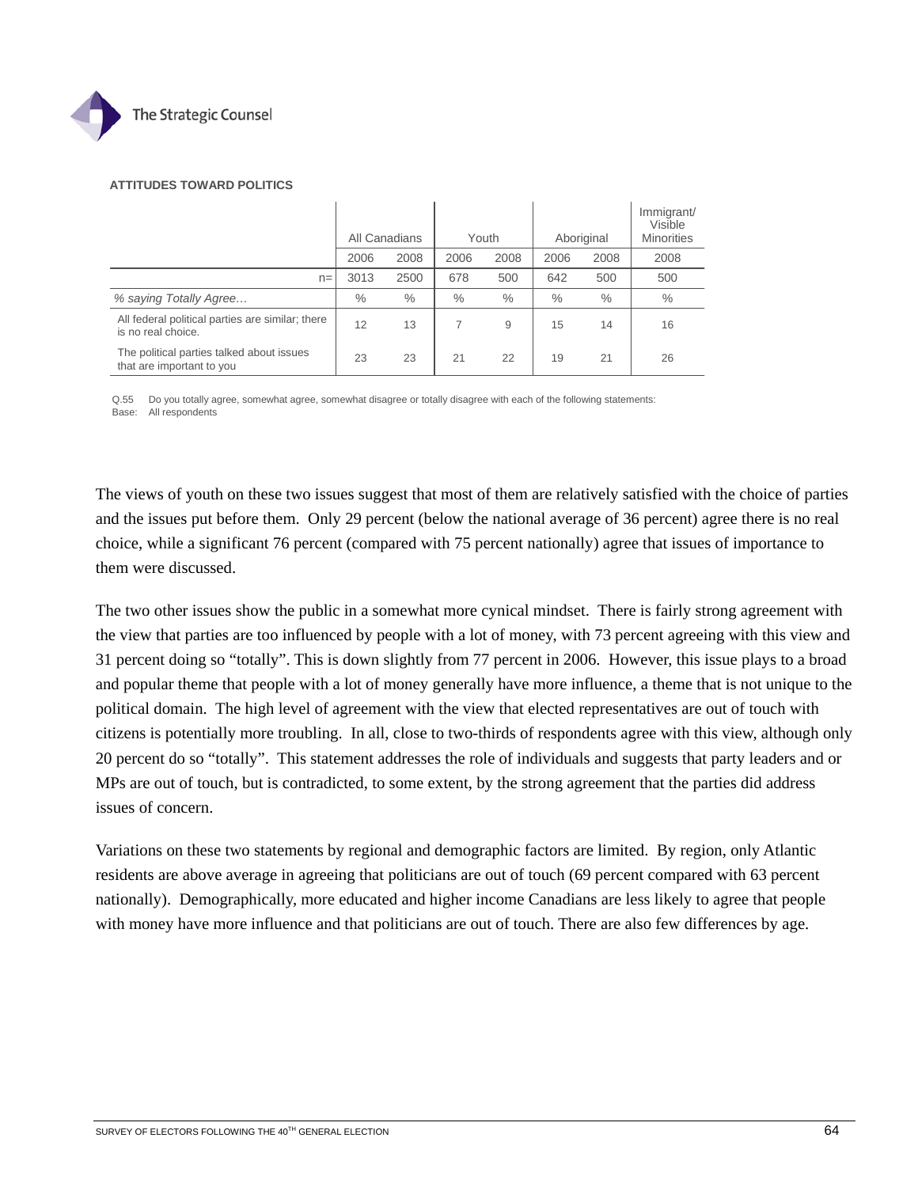**ATTITUDES TOWARD POLITICS**

| | All Canadians | | Youth | | Aboriginal | | Immigrant/ Visible Minorities |
|---|---|---|---|---|---|---|---|
| | 2006 | 2008 | 2006 | 2008 | 2006 | 2008 | 2008 |
| n= | 3013 | 2500 | 678 | 500 | 642 | 500 | 500 |
| *% saying Totally Agree…* | % | % | % | % | % | % | % |
| All federal political parties are similar; there is no real choice. | 12 | 13 | 7 | 9 | 15 | 14 | 16 |
| The political parties talked about issues that are important to you | 23 | 23 | 21 | 22 | 19 | 21 | 26 |

Q.55 Do you totally agree, somewhat agree, somewhat disagree or totally disagree with each of the following statements:
Base: All respondents

The views of youth on these two issues suggest that most of them are relatively satisfied with the choice of parties and the issues put before them. Only 29 percent (below the national average of 36 percent) agree there is no real choice, while a significant 76 percent (compared with 75 percent nationally) agree that issues of importance to them were discussed.

The two other issues show the public in a somewhat more cynical mindset. There is fairly strong agreement with the view that parties are too influenced by people with a lot of money, with 73 percent agreeing with this view and 31 percent doing so "totally". This is down slightly from 77 percent in 2006. However, this issue plays to a broad and popular theme that people with a lot of money generally have more influence, a theme that is not unique to the political domain. The high level of agreement with the view that elected representatives are out of touch with citizens is potentially more troubling. In all, close to two-thirds of respondents agree with this view, although only 20 percent do so "totally". This statement addresses the role of individuals and suggests that party leaders and or MPs are out of touch, but is contradicted, to some extent, by the strong agreement that the parties did address issues of concern.

Variations on these two statements by regional and demographic factors are limited. By region, only Atlantic residents are above average in agreeing that politicians are out of touch (69 percent compared with 63 percent nationally). Demographically, more educated and higher income Canadians are less likely to agree that people with money have more influence and that politicians are out of touch. There are also few differences by age.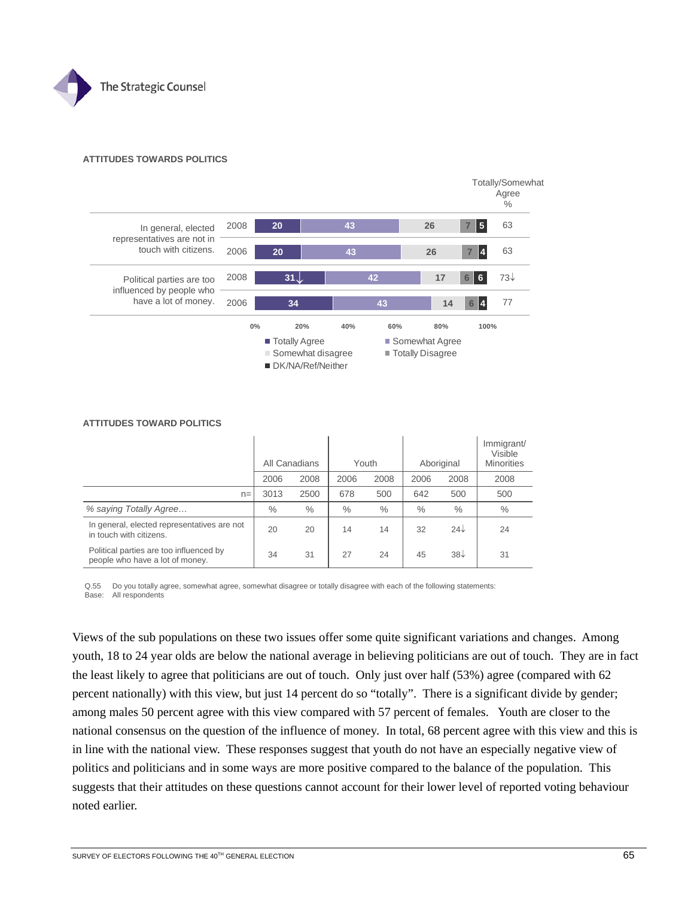## ATTITUDES TOWARDS POLITICS

| Statement | Year | Totally Agree | Somewhat Agree | Somewhat disagree | Totally Disagree | DK/NA/Ref/Neither | Totally/Somewhat Agree % |
|---|---|---|---|---|---|---|---|
| In general, elected representatives are not in touch with citizens. | 2008 | 20 | 43 | 26 | 7 | 5 | 63 |
| | 2006 | 20 | 43 | 26 | 7 | 4 | 63 |
| Political parties are too influenced by people who have a lot of money. | 2008 | 31↓ | 42 | 17 | 6 | 6 | 73↓ |
| | 2006 | 34 | 43 | 14 | 6 | 4 | 77 |

## ATTITUDES TOWARD POLITICS

| | All Canadians | | Youth | | Aboriginal | | Immigrant/ Visible Minorities |
|---|---|---|---|---|---|---|---|
| | 2006 | 2008 | 2006 | 2008 | 2006 | 2008 | 2008 |
| n= | 3013 | 2500 | 678 | 500 | 642 | 500 | 500 |
| *% saying Totally Agree…* | % | % | % | % | % | % | % |
| In general, elected representatives are not in touch with citizens. | 20 | 20 | 14 | 14 | 32 | 24↓ | 24 |
| Political parties are too influenced by people who have a lot of money. | 34 | 31 | 27 | 24 | 45 | 38↓ | 31 |

Q.55 Do you totally agree, somewhat agree, somewhat disagree or totally disagree with each of the following statements:
Base: All respondents

Views of the sub populations on these two issues offer some quite significant variations and changes. Among youth, 18 to 24 year olds are below the national average in believing politicians are out of touch. They are in fact the least likely to agree that politicians are out of touch. Only just over half (53%) agree (compared with 62 percent nationally) with this view, but just 14 percent do so "totally". There is a significant divide by gender; among males 50 percent agree with this view compared with 57 percent of females. Youth are closer to the national consensus on the question of the influence of money. In total, 68 percent agree with this view and this is in line with the national view. These responses suggest that youth do not have an especially negative view of politics and politicians and in some ways are more positive compared to the balance of the population. This suggests that their attitudes on these questions cannot account for their lower level of reported voting behaviour noted earlier.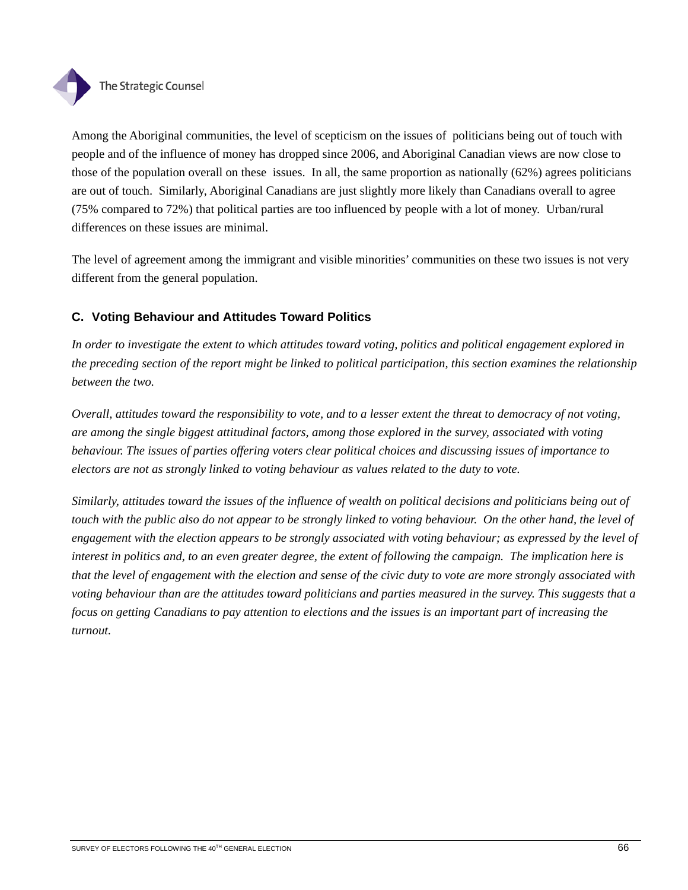Among the Aboriginal communities, the level of scepticism on the issues of politicians being out of touch with people and of the influence of money has dropped since 2006, and Aboriginal Canadian views are now close to those of the population overall on these issues. In all, the same proportion as nationally (62%) agrees politicians are out of touch. Similarly, Aboriginal Canadians are just slightly more likely than Canadians overall to agree (75% compared to 72%) that political parties are too influenced by people with a lot of money. Urban/rural differences on these issues are minimal.

The level of agreement among the immigrant and visible minorities' communities on these two issues is not very different from the general population.

### C. Voting Behaviour and Attitudes Toward Politics

*In order to investigate the extent to which attitudes toward voting, politics and political engagement explored in the preceding section of the report might be linked to political participation, this section examines the relationship between the two.*

*Overall, attitudes toward the responsibility to vote, and to a lesser extent the threat to democracy of not voting, are among the single biggest attitudinal factors, among those explored in the survey, associated with voting behaviour. The issues of parties offering voters clear political choices and discussing issues of importance to electors are not as strongly linked to voting behaviour as values related to the duty to vote.*

*Similarly, attitudes toward the issues of the influence of wealth on political decisions and politicians being out of touch with the public also do not appear to be strongly linked to voting behaviour. On the other hand, the level of engagement with the election appears to be strongly associated with voting behaviour; as expressed by the level of interest in politics and, to an even greater degree, the extent of following the campaign. The implication here is that the level of engagement with the election and sense of the civic duty to vote are more strongly associated with voting behaviour than are the attitudes toward politicians and parties measured in the survey. This suggests that a focus on getting Canadians to pay attention to elections and the issues is an important part of increasing the turnout.*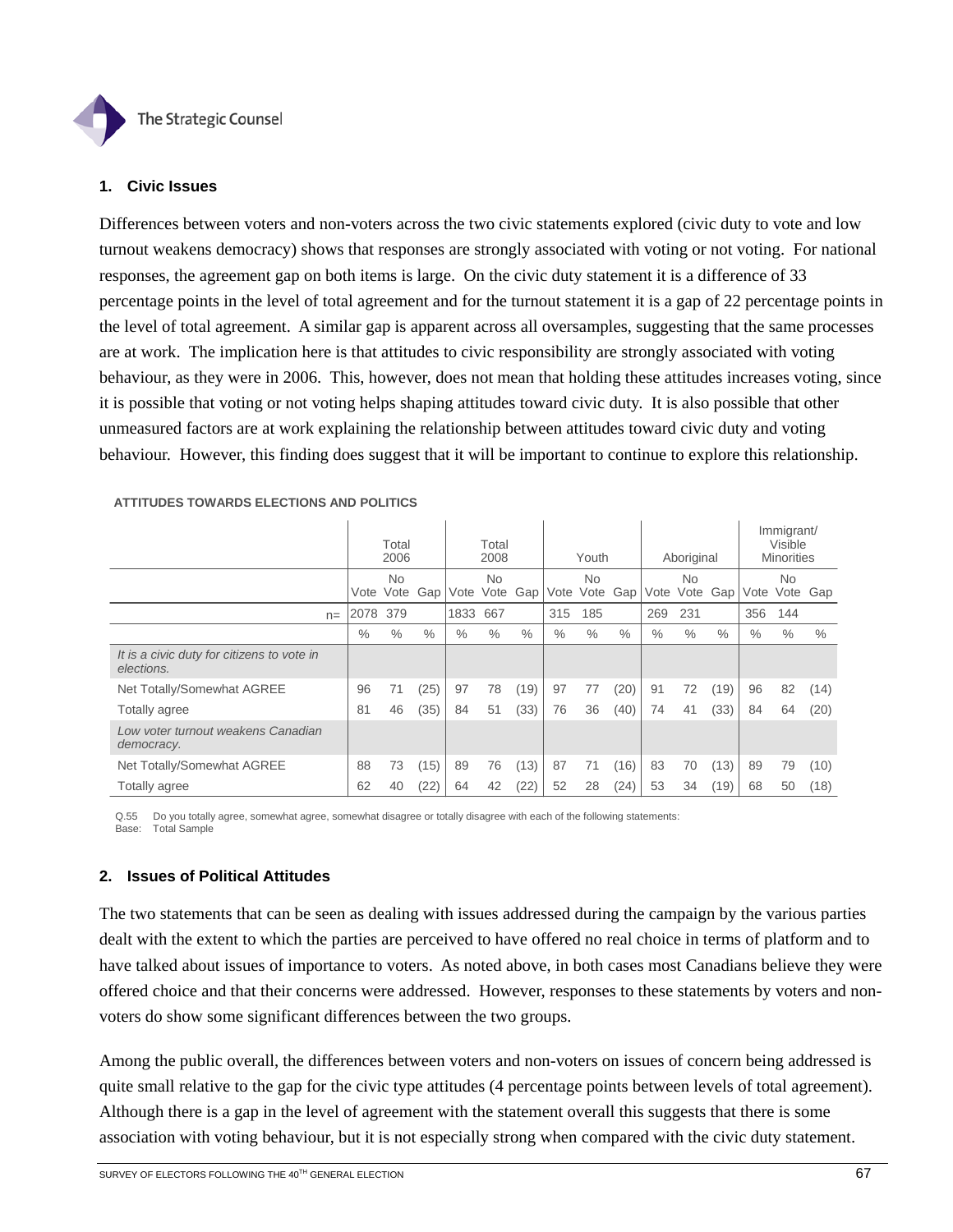## 1. Civic Issues

Differences between voters and non-voters across the two civic statements explored (civic duty to vote and low turnout weakens democracy) shows that responses are strongly associated with voting or not voting. For national responses, the agreement gap on both items is large. On the civic duty statement it is a difference of 33 percentage points in the level of total agreement and for the turnout statement it is a gap of 22 percentage points in the level of total agreement. A similar gap is apparent across all oversamples, suggesting that the same processes are at work. The implication here is that attitudes to civic responsibility are strongly associated with voting behaviour, as they were in 2006. This, however, does not mean that holding these attitudes increases voting, since it is possible that voting or not voting helps shaping attitudes toward civic duty. It is also possible that other unmeasured factors are at work explaining the relationship between attitudes toward civic duty and voting behaviour. However, this finding does suggest that it will be important to continue to explore this relationship.

**ATTITUDES TOWARDS ELECTIONS AND POLITICS**

| | Total 2006 | | | Total 2008 | | | Youth | | | Aboriginal | | | Immigrant/ Visible Minorities | | |
|---|---|---|---|---|---|---|---|---|---|---|---|---|---|---|---|
| | Vote | No Vote | Gap | Vote | No Vote | Gap | Vote | No Vote | Gap | Vote | No Vote | Gap | Vote | No Vote | Gap |
| n= | 2078 | 379 | | 1833 | 667 | | 315 | 185 | | 269 | 231 | | 356 | 144 | |
| | % | % | % | % | % | % | % | % | % | % | % | % | % | % | % |
| *It is a civic duty for citizens to vote in elections.* | | | | | | | | | | | | | | | |
| Net Totally/Somewhat AGREE | 96 | 71 | (25) | 97 | 78 | (19) | 97 | 77 | (20) | 91 | 72 | (19) | 96 | 82 | (14) |
| Totally agree | 81 | 46 | (35) | 84 | 51 | (33) | 76 | 36 | (40) | 74 | 41 | (33) | 84 | 64 | (20) |
| *Low voter turnout weakens Canadian democracy.* | | | | | | | | | | | | | | | |
| Net Totally/Somewhat AGREE | 88 | 73 | (15) | 89 | 76 | (13) | 87 | 71 | (16) | 83 | 70 | (13) | 89 | 79 | (10) |
| Totally agree | 62 | 40 | (22) | 64 | 42 | (22) | 52 | 28 | (24) | 53 | 34 | (19) | 68 | 50 | (18) |

Q.55 Do you totally agree, somewhat agree, somewhat disagree or totally disagree with each of the following statements:
Base: Total Sample

## 2. Issues of Political Attitudes

The two statements that can be seen as dealing with issues addressed during the campaign by the various parties dealt with the extent to which the parties are perceived to have offered no real choice in terms of platform and to have talked about issues of importance to voters. As noted above, in both cases most Canadians believe they were offered choice and that their concerns were addressed. However, responses to these statements by voters and non-voters do show some significant differences between the two groups.

Among the public overall, the differences between voters and non-voters on issues of concern being addressed is quite small relative to the gap for the civic type attitudes (4 percentage points between levels of total agreement). Although there is a gap in the level of agreement with the statement overall this suggests that there is some association with voting behaviour, but it is not especially strong when compared with the civic duty statement.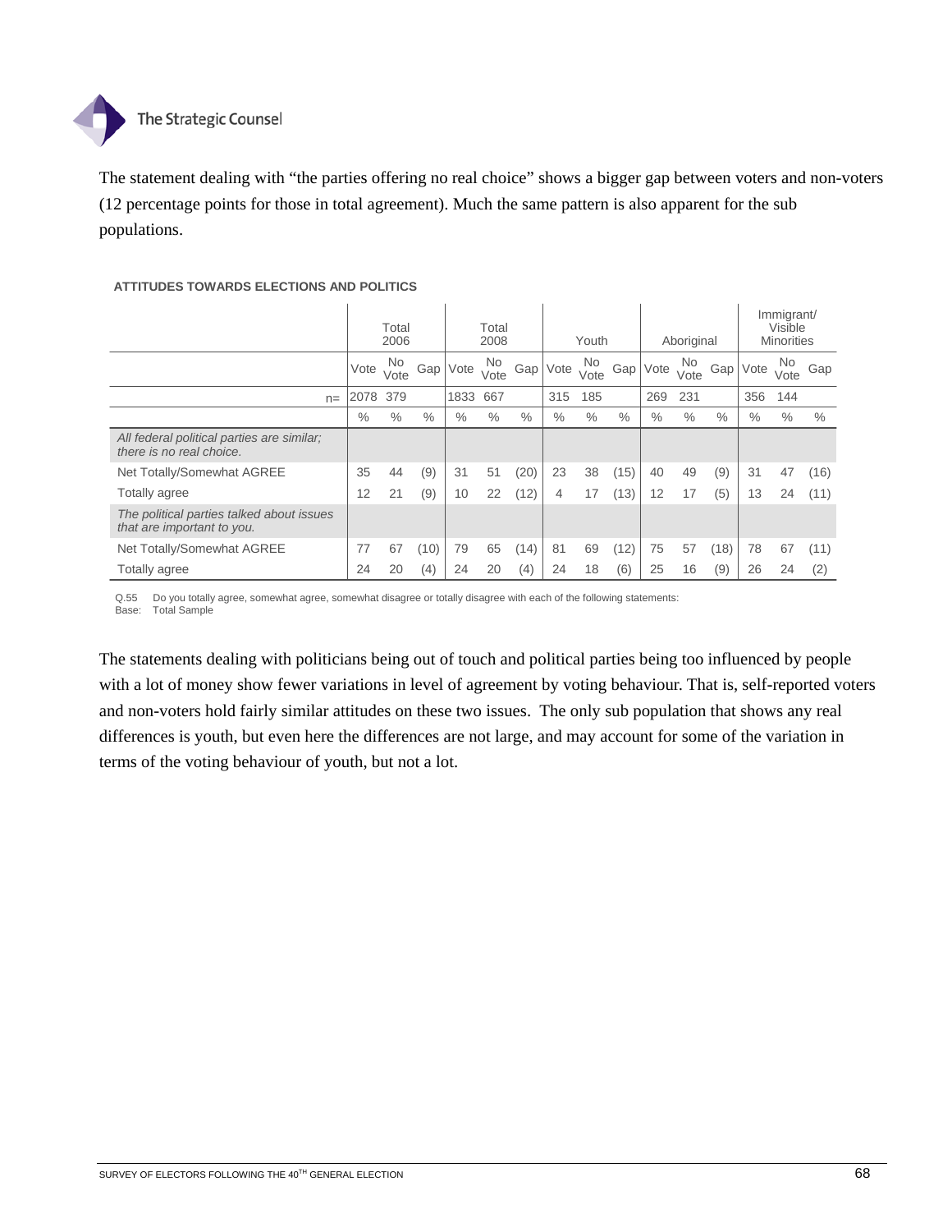The statement dealing with "the parties offering no real choice" shows a bigger gap between voters and non-voters (12 percentage points for those in total agreement). Much the same pattern is also apparent for the sub populations.

**ATTITUDES TOWARDS ELECTIONS AND POLITICS**

| | Total 2006 | | | Total 2008 | | | Youth | | | Aboriginal | | | Immigrant/ Visible Minorities | | |
|---|---|---|---|---|---|---|---|---|---|---|---|---|---|---|---|
| | Vote | No Vote | Gap | Vote | No Vote | Gap | Vote | No Vote | Gap | Vote | No Vote | Gap | Vote | No Vote | Gap |
| n= | 2078 | 379 | | 1833 | 667 | | 315 | 185 | | 269 | 231 | | 356 | 144 | |
| | % | % | % | % | % | % | % | % | % | % | % | % | % | % | % |
| *All federal political parties are similar; there is no real choice.* | | | | | | | | | | | | | | | |
| Net Totally/Somewhat AGREE | 35 | 44 | (9) | 31 | 51 | (20) | 23 | 38 | (15) | 40 | 49 | (9) | 31 | 47 | (16) |
| Totally agree | 12 | 21 | (9) | 10 | 22 | (12) | 4 | 17 | (13) | 12 | 17 | (5) | 13 | 24 | (11) |
| *The political parties talked about issues that are important to you.* | | | | | | | | | | | | | | | |
| Net Totally/Somewhat AGREE | 77 | 67 | (10) | 79 | 65 | (14) | 81 | 69 | (12) | 75 | 57 | (18) | 78 | 67 | (11) |
| Totally agree | 24 | 20 | (4) | 24 | 20 | (4) | 24 | 18 | (6) | 25 | 16 | (9) | 26 | 24 | (2) |

Q.55 Do you totally agree, somewhat agree, somewhat disagree or totally disagree with each of the following statements:
Base: Total Sample

The statements dealing with politicians being out of touch and political parties being too influenced by people with a lot of money show fewer variations in level of agreement by voting behaviour. That is, self-reported voters and non-voters hold fairly similar attitudes on these two issues. The only sub population that shows any real differences is youth, but even here the differences are not large, and may account for some of the variation in terms of the voting behaviour of youth, but not a lot.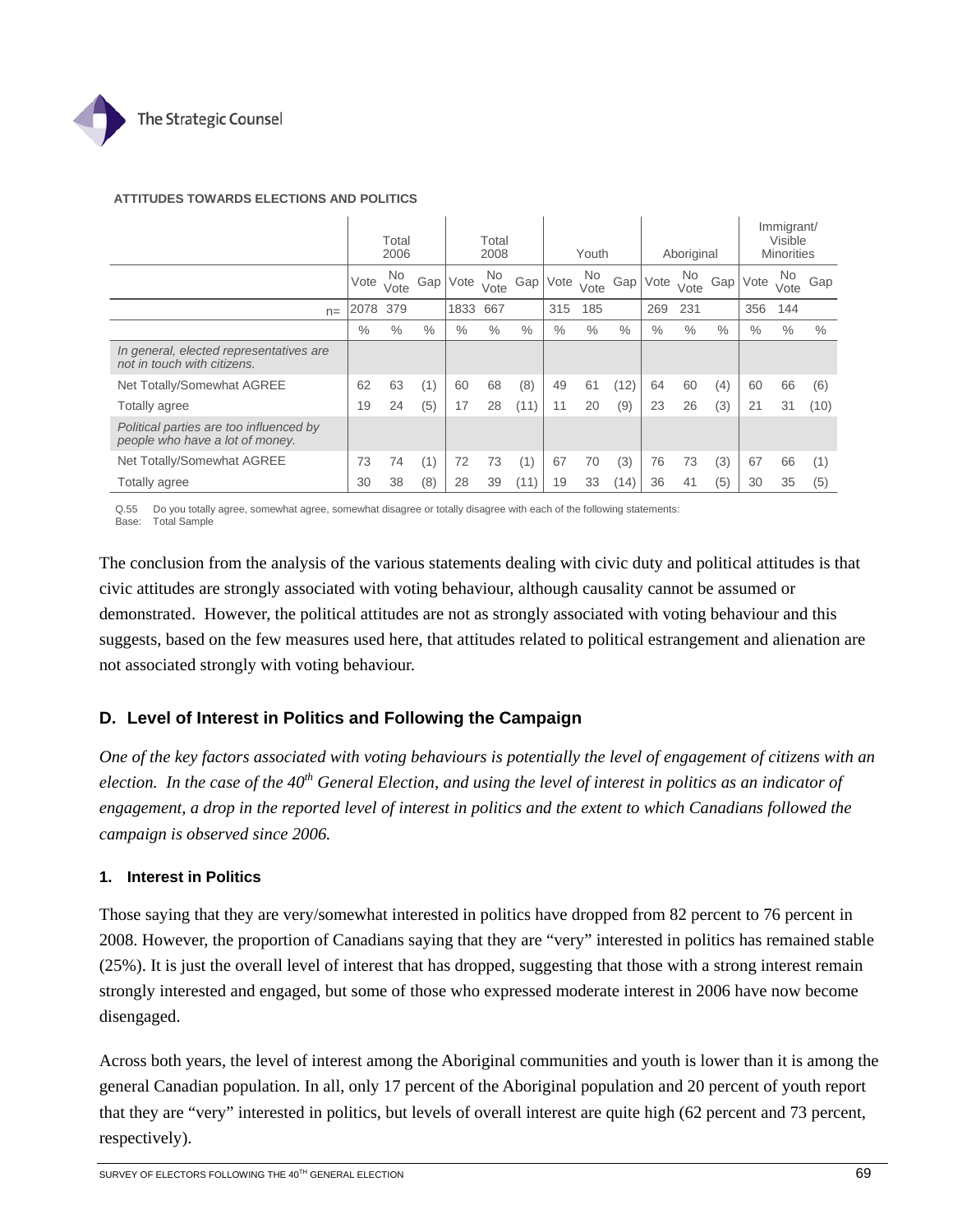**ATTITUDES TOWARDS ELECTIONS AND POLITICS**

| | Total 2006 | | | Total 2008 | | | Youth | | | Aboriginal | | | Immigrant/ Visible Minorities | | |
|---|---|---|---|---|---|---|---|---|---|---|---|---|---|---|---|
| | Vote | No Vote | Gap | Vote | No Vote | Gap | Vote | No Vote | Gap | Vote | No Vote | Gap | Vote | No Vote | Gap |
| n= | 2078 | 379 | | 1833 | 667 | | 315 | 185 | | 269 | 231 | | 356 | 144 | |
| | % | % | % | % | % | % | % | % | % | % | % | % | % | % | % |
| *In general, elected representatives are not in touch with citizens.* | | | | | | | | | | | | | | | |
| Net Totally/Somewhat AGREE | 62 | 63 | (1) | 60 | 68 | (8) | 49 | 61 | (12) | 64 | 60 | (4) | 60 | 66 | (6) |
| Totally agree | 19 | 24 | (5) | 17 | 28 | (11) | 11 | 20 | (9) | 23 | 26 | (3) | 21 | 31 | (10) |
| *Political parties are too influenced by people who have a lot of money.* | | | | | | | | | | | | | | | |
| Net Totally/Somewhat AGREE | 73 | 74 | (1) | 72 | 73 | (1) | 67 | 70 | (3) | 76 | 73 | (3) | 67 | 66 | (1) |
| Totally agree | 30 | 38 | (8) | 28 | 39 | (11) | 19 | 33 | (14) | 36 | 41 | (5) | 30 | 35 | (5) |

Q.55 Do you totally agree, somewhat agree, somewhat disagree or totally disagree with each of the following statements:
Base: Total Sample

The conclusion from the analysis of the various statements dealing with civic duty and political attitudes is that civic attitudes are strongly associated with voting behaviour, although causality cannot be assumed or demonstrated. However, the political attitudes are not as strongly associated with voting behaviour and this suggests, based on the few measures used here, that attitudes related to political estrangement and alienation are not associated strongly with voting behaviour.

## D. Level of Interest in Politics and Following the Campaign

*One of the key factors associated with voting behaviours is potentially the level of engagement of citizens with an election. In the case of the 40th General Election, and using the level of interest in politics as an indicator of engagement, a drop in the reported level of interest in politics and the extent to which Canadians followed the campaign is observed since 2006.*

### 1. Interest in Politics

Those saying that they are very/somewhat interested in politics have dropped from 82 percent to 76 percent in 2008. However, the proportion of Canadians saying that they are "very" interested in politics has remained stable (25%). It is just the overall level of interest that has dropped, suggesting that those with a strong interest remain strongly interested and engaged, but some of those who expressed moderate interest in 2006 have now become disengaged.

Across both years, the level of interest among the Aboriginal communities and youth is lower than it is among the general Canadian population. In all, only 17 percent of the Aboriginal population and 20 percent of youth report that they are "very" interested in politics, but levels of overall interest are quite high (62 percent and 73 percent, respectively).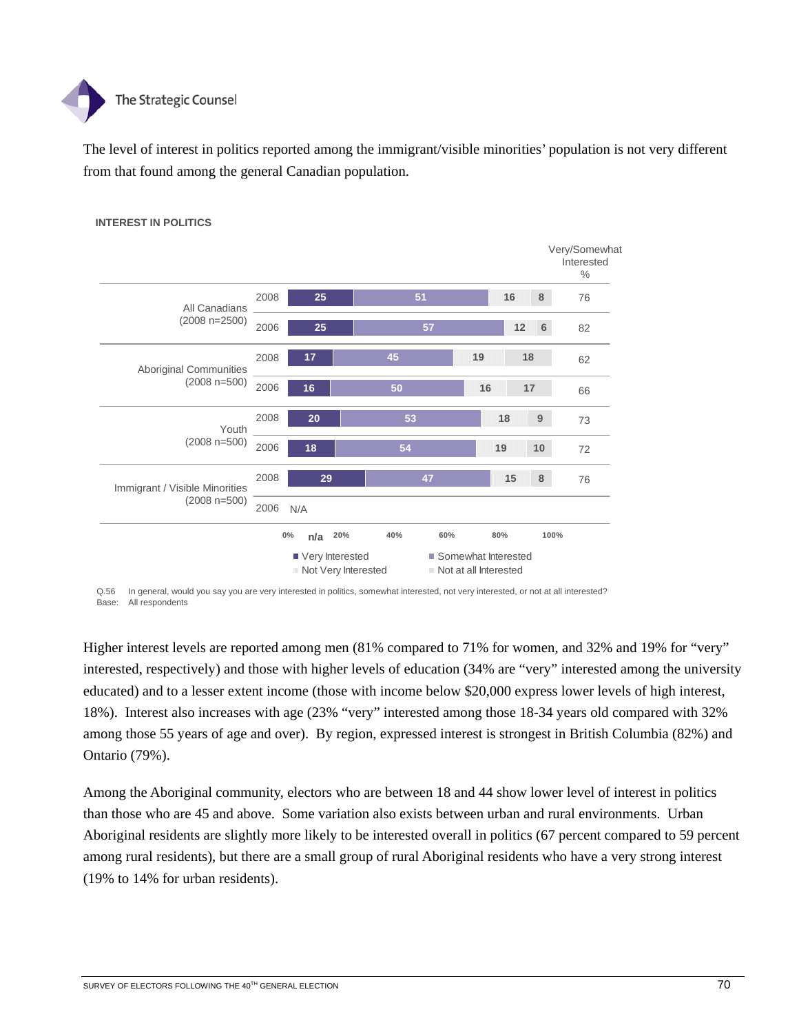The level of interest in politics reported among the immigrant/visible minorities' population is not very different from that found among the general Canadian population.

**INTEREST IN POLITICS**

| Group | Year | Very Interested | Somewhat Interested | Not Very Interested | Not at all Interested | Very/Somewhat Interested % |
|---|---|---|---|---|---|---|
| All Canadians (2008 n=2500) | 2008 | 25 | 51 | 16 | 8 | 76 |
| | 2006 | 25 | 57 | 12 | 6 | 82 |
| Aboriginal Communities (2008 n=500) | 2008 | 17 | 45 | 19 | 18 | 62 |
| | 2006 | 16 | 50 | 16 | 17 | 66 |
| Youth (2008 n=500) | 2008 | 20 | 53 | 18 | 9 | 73 |
| | 2006 | 18 | 54 | 19 | 10 | 72 |
| Immigrant / Visible Minorities (2008 n=500) | 2008 | 29 | 47 | 15 | 8 | 76 |
| | 2006 | N/A | | | | |

Q.56 In general, would you say you are very interested in politics, somewhat interested, not very interested, or not at all interested?
Base: All respondents

Higher interest levels are reported among men (81% compared to 71% for women, and 32% and 19% for "very" interested, respectively) and those with higher levels of education (34% are "very" interested among the university educated) and to a lesser extent income (those with income below $20,000 express lower levels of high interest, 18%). Interest also increases with age (23% "very" interested among those 18-34 years old compared with 32% among those 55 years of age and over). By region, expressed interest is strongest in British Columbia (82%) and Ontario (79%).

Among the Aboriginal community, electors who are between 18 and 44 show lower level of interest in politics than those who are 45 and above. Some variation also exists between urban and rural environments. Urban Aboriginal residents are slightly more likely to be interested overall in politics (67 percent compared to 59 percent among rural residents), but there are a small group of rural Aboriginal residents who have a very strong interest (19% to 14% for urban residents).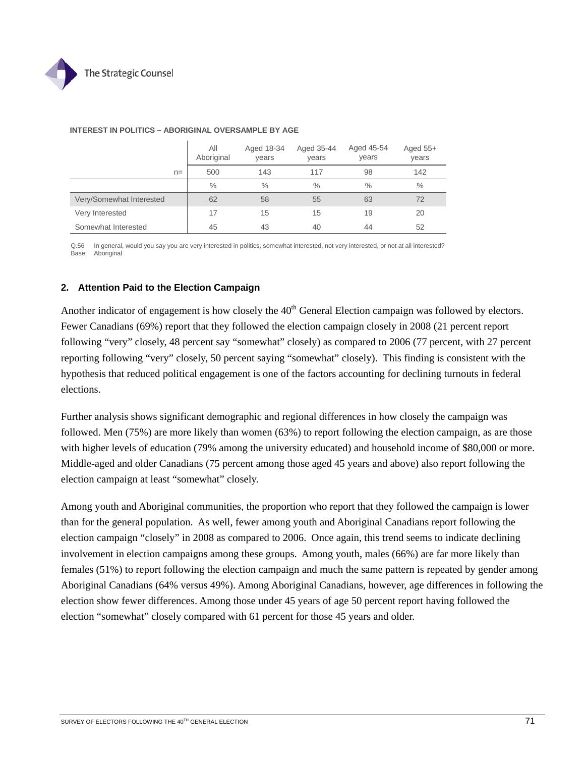**INTEREST IN POLITICS – ABORIGINAL OVERSAMPLE BY AGE**

| | All Aboriginal | Aged 18-34 years | Aged 35-44 years | Aged 45-54 years | Aged 55+ years |
|---|---|---|---|---|---|
| n= | 500 | 143 | 117 | 98 | 142 |
| | % | % | % | % | % |
| Very/Somewhat Interested | 62 | 58 | 55 | 63 | 72 |
| Very Interested | 17 | 15 | 15 | 19 | 20 |
| Somewhat Interested | 45 | 43 | 40 | 44 | 52 |

Q.56 In general, would you say you are very interested in politics, somewhat interested, not very interested, or not at all interested?
Base: Aboriginal

### 2. Attention Paid to the Election Campaign

Another indicator of engagement is how closely the 40th General Election campaign was followed by electors. Fewer Canadians (69%) report that they followed the election campaign closely in 2008 (21 percent report following "very" closely, 48 percent say "somewhat" closely) as compared to 2006 (77 percent, with 27 percent reporting following "very" closely, 50 percent saying "somewhat" closely). This finding is consistent with the hypothesis that reduced political engagement is one of the factors accounting for declining turnouts in federal elections.

Further analysis shows significant demographic and regional differences in how closely the campaign was followed. Men (75%) are more likely than women (63%) to report following the election campaign, as are those with higher levels of education (79% among the university educated) and household income of $80,000 or more. Middle-aged and older Canadians (75 percent among those aged 45 years and above) also report following the election campaign at least "somewhat" closely.

Among youth and Aboriginal communities, the proportion who report that they followed the campaign is lower than for the general population. As well, fewer among youth and Aboriginal Canadians report following the election campaign "closely" in 2008 as compared to 2006. Once again, this trend seems to indicate declining involvement in election campaigns among these groups. Among youth, males (66%) are far more likely than females (51%) to report following the election campaign and much the same pattern is repeated by gender among Aboriginal Canadians (64% versus 49%). Among Aboriginal Canadians, however, age differences in following the election show fewer differences. Among those under 45 years of age 50 percent report having followed the election "somewhat" closely compared with 61 percent for those 45 years and older.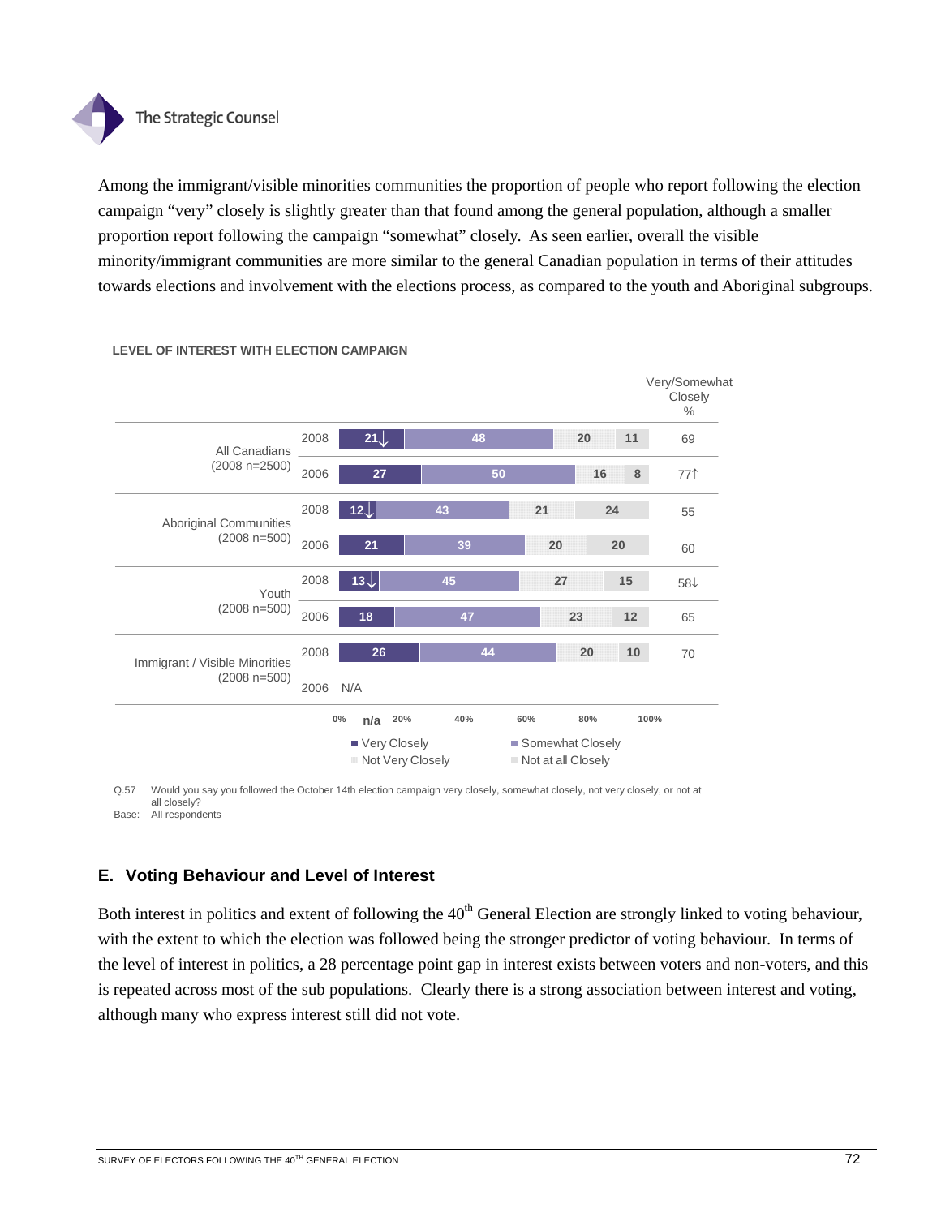Among the immigrant/visible minorities communities the proportion of people who report following the election campaign "very" closely is slightly greater than that found among the general population, although a smaller proportion report following the campaign "somewhat" closely. As seen earlier, overall the visible minority/immigrant communities are more similar to the general Canadian population in terms of their attitudes towards elections and involvement with the elections process, as compared to the youth and Aboriginal subgroups.

**LEVEL OF INTEREST WITH ELECTION CAMPAIGN**

| Group | Year | Very Closely | Somewhat Closely | Not Very Closely | Not at all Closely | Very/Somewhat Closely % |
|---|---|---|---|---|---|---|
| All Canadians (2008 n=2500) | 2008 | 21↓ | 48 | 20 | 11 | 69 |
| | 2006 | 27 | 50 | 16 | 8 | 77↑ |
| Aboriginal Communities (2008 n=500) | 2008 | 12↓ | 43 | 21 | 24 | 55 |
| | 2006 | 21 | 39 | 20 | 20 | 60 |
| Youth (2008 n=500) | 2008 | 13↓ | 45 | 27 | 15 | 58↓ |
| | 2006 | 18 | 47 | 23 | 12 | 65 |
| Immigrant / Visible Minorities (2008 n=500) | 2008 | 26 | 44 | 20 | 10 | 70 |
| | 2006 | N/A | | | | |

Q.57 Would you say you followed the October 14th election campaign very closely, somewhat closely, not very closely, or not at all closely?
Base: All respondents

## E. Voting Behaviour and Level of Interest

Both interest in politics and extent of following the 40th General Election are strongly linked to voting behaviour, with the extent to which the election was followed being the stronger predictor of voting behaviour. In terms of the level of interest in politics, a 28 percentage point gap in interest exists between voters and non-voters, and this is repeated across most of the sub populations. Clearly there is a strong association between interest and voting, although many who express interest still did not vote.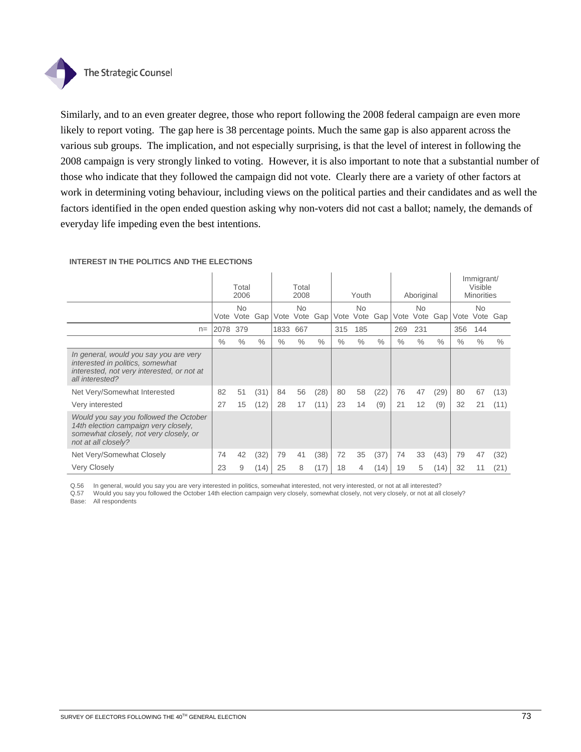Similarly, and to an even greater degree, those who report following the 2008 federal campaign are even more likely to report voting. The gap here is 38 percentage points. Much the same gap is also apparent across the various sub groups. The implication, and not especially surprising, is that the level of interest in following the 2008 campaign is very strongly linked to voting. However, it is also important to note that a substantial number of those who indicate that they followed the campaign did not vote. Clearly there are a variety of other factors at work in determining voting behaviour, including views on the political parties and their candidates and as well the factors identified in the open ended question asking why non-voters did not cast a ballot; namely, the demands of everyday life impeding even the best intentions.

**INTEREST IN THE POLITICS AND THE ELECTIONS**

| | Total 2006 | | | Total 2008 | | | Youth | | | Aboriginal | | | Immigrant/ Visible Minorities | | |
|---|---|---|---|---|---|---|---|---|---|---|---|---|---|---|---|
| | Vote | No Vote | Gap | Vote | No Vote | Gap | Vote | No Vote | Gap | Vote | No Vote | Gap | Vote | No Vote | Gap |
| n= | 2078 | 379 | | 1833 | 667 | | 315 | 185 | | 269 | 231 | | 356 | 144 | |
| | % | % | % | % | % | % | % | % | % | % | % | % | % | % | % |
| *In general, would you say you are very interested in politics, somewhat interested, not very interested, or not at all interested?* | | | | | | | | | | | | | | | |
| Net Very/Somewhat Interested | 82 | 51 | (31) | 84 | 56 | (28) | 80 | 58 | (22) | 76 | 47 | (29) | 80 | 67 | (13) |
| Very interested | 27 | 15 | (12) | 28 | 17 | (11) | 23 | 14 | (9) | 21 | 12 | (9) | 32 | 21 | (11) |
| *Would you say you followed the October 14th election campaign very closely, somewhat closely, not very closely, or not at all closely?* | | | | | | | | | | | | | | | |
| Net Very/Somewhat Closely | 74 | 42 | (32) | 79 | 41 | (38) | 72 | 35 | (37) | 74 | 33 | (43) | 79 | 47 | (32) |
| Very Closely | 23 | 9 | (14) | 25 | 8 | (17) | 18 | 4 | (14) | 19 | 5 | (14) | 32 | 11 | (21) |

Q.56 In general, would you say you are very interested in politics, somewhat interested, not very interested, or not at all interested?
Q.57 Would you say you followed the October 14th election campaign very closely, somewhat closely, not very closely, or not at all closely?
Base: All respondents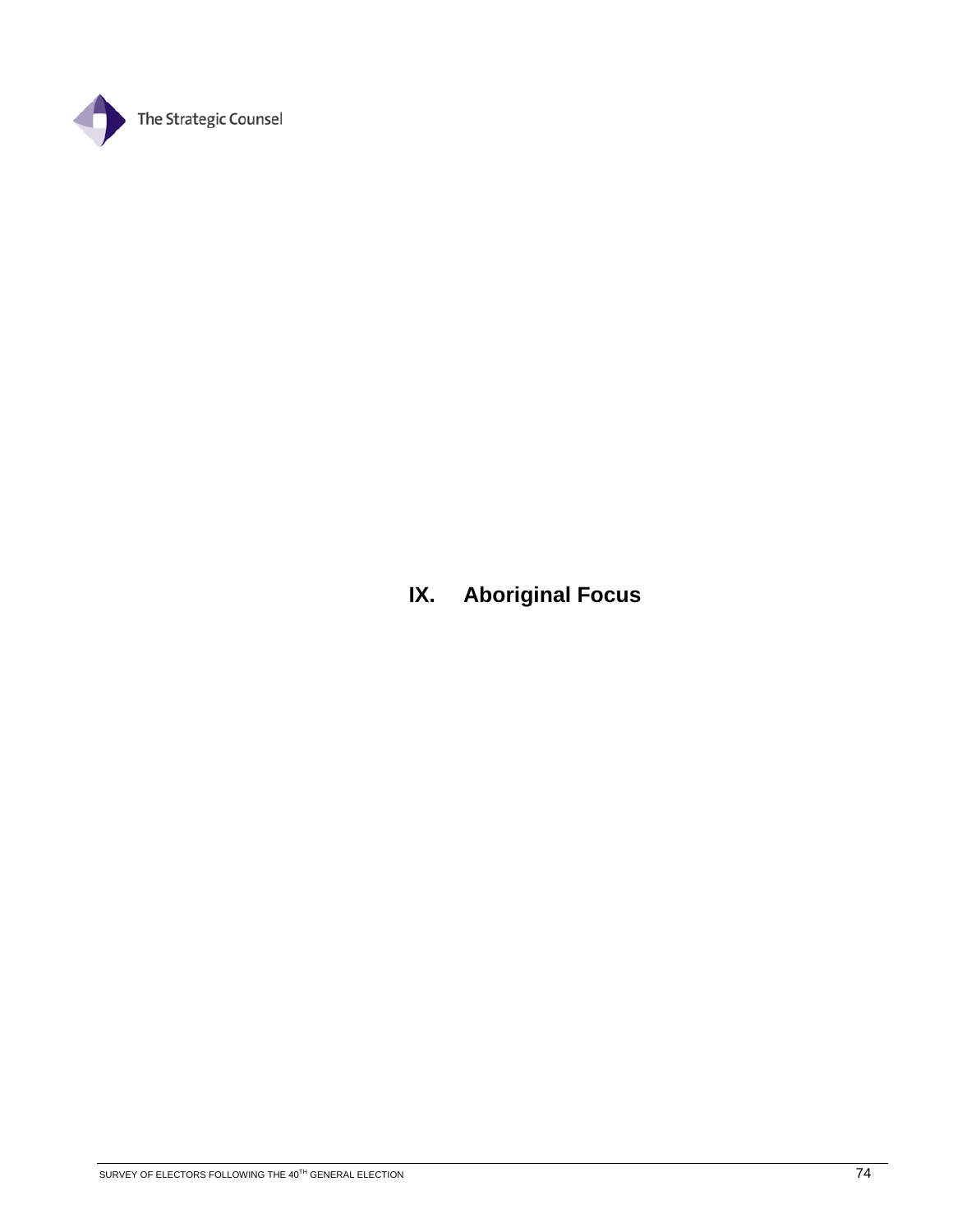# IX. Aboriginal Focus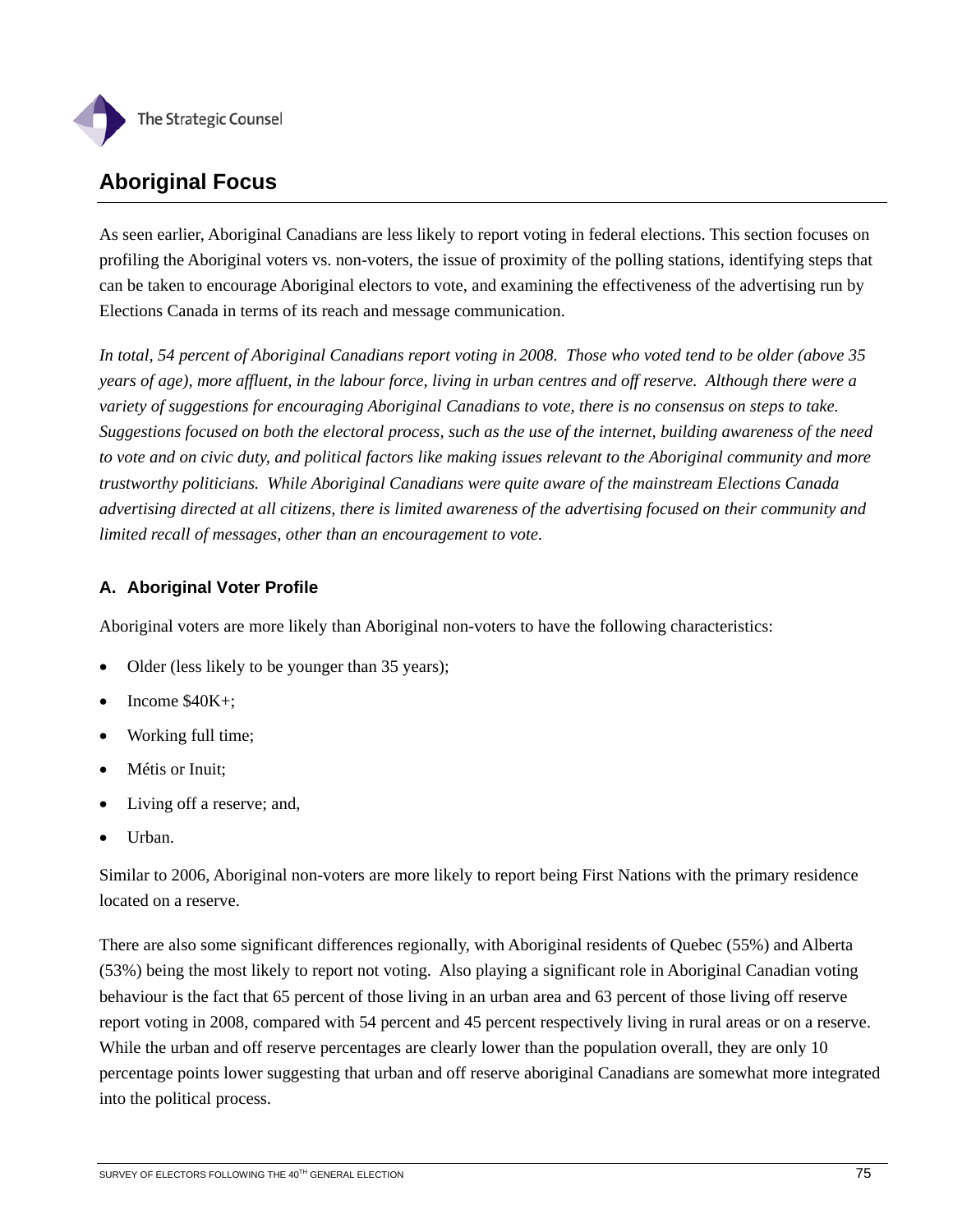## Aboriginal Focus

As seen earlier, Aboriginal Canadians are less likely to report voting in federal elections. This section focuses on profiling the Aboriginal voters vs. non-voters, the issue of proximity of the polling stations, identifying steps that can be taken to encourage Aboriginal electors to vote, and examining the effectiveness of the advertising run by Elections Canada in terms of its reach and message communication.

*In total, 54 percent of Aboriginal Canadians report voting in 2008. Those who voted tend to be older (above 35 years of age), more affluent, in the labour force, living in urban centres and off reserve. Although there were a variety of suggestions for encouraging Aboriginal Canadians to vote, there is no consensus on steps to take. Suggestions focused on both the electoral process, such as the use of the internet, building awareness of the need to vote and on civic duty, and political factors like making issues relevant to the Aboriginal community and more trustworthy politicians. While Aboriginal Canadians were quite aware of the mainstream Elections Canada advertising directed at all citizens, there is limited awareness of the advertising focused on their community and limited recall of messages, other than an encouragement to vote.*

### A. Aboriginal Voter Profile

Aboriginal voters are more likely than Aboriginal non-voters to have the following characteristics:

- Older (less likely to be younger than 35 years);
- Income $40K+;
- Working full time;
- Métis or Inuit;
- Living off a reserve; and,
- Urban.

Similar to 2006, Aboriginal non-voters are more likely to report being First Nations with the primary residence located on a reserve.

There are also some significant differences regionally, with Aboriginal residents of Quebec (55%) and Alberta (53%) being the most likely to report not voting. Also playing a significant role in Aboriginal Canadian voting behaviour is the fact that 65 percent of those living in an urban area and 63 percent of those living off reserve report voting in 2008, compared with 54 percent and 45 percent respectively living in rural areas or on a reserve. While the urban and off reserve percentages are clearly lower than the population overall, they are only 10 percentage points lower suggesting that urban and off reserve aboriginal Canadians are somewhat more integrated into the political process.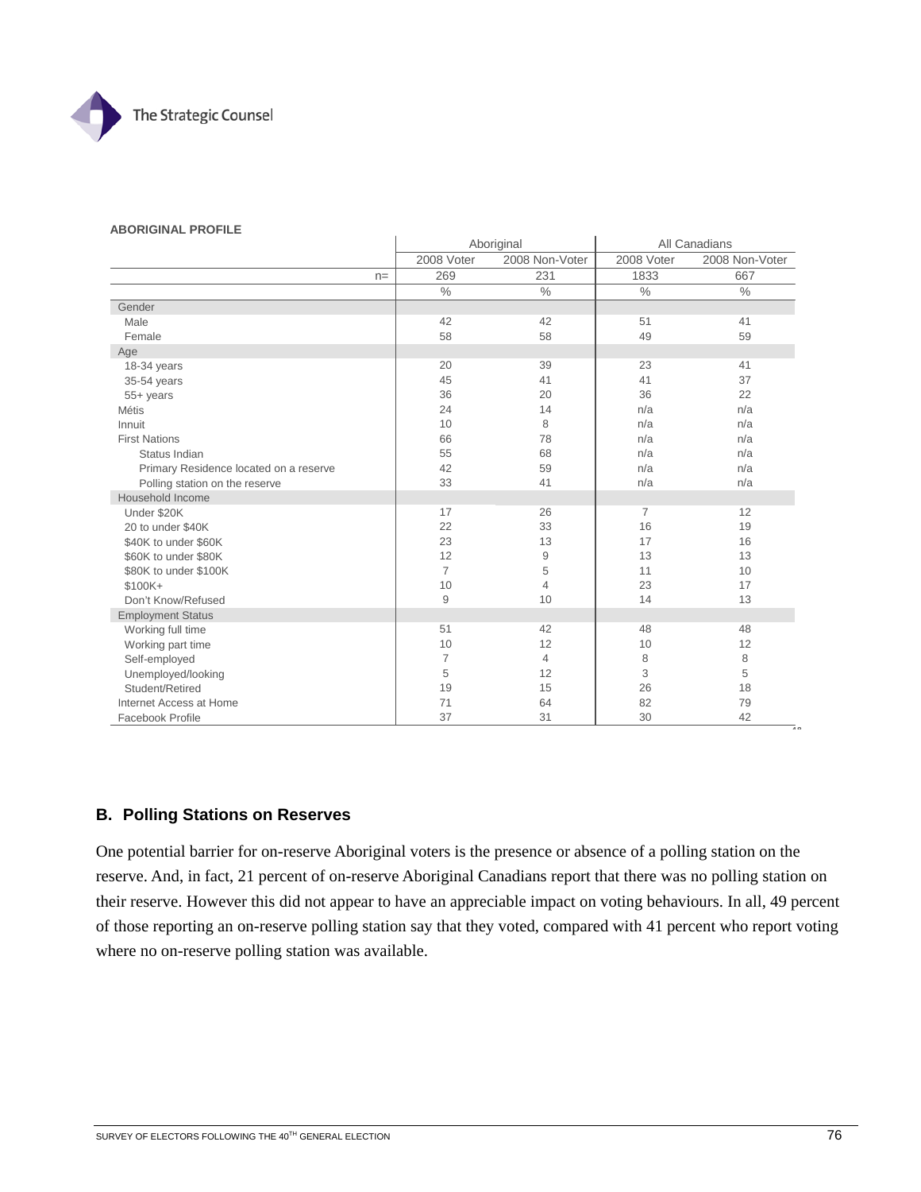**ABORIGINAL PROFILE**

| | Aboriginal | | All Canadians | |
|---|---|---|---|---|
| | 2008 Voter | 2008 Non-Voter | 2008 Voter | 2008 Non-Voter |
| n= | 269 | 231 | 1833 | 667 |
| | % | % | % | % |
| **Gender** | | | | |
| Male | 42 | 42 | 51 | 41 |
| Female | 58 | 58 | 49 | 59 |
| **Age** | | | | |
| 18-34 years | 20 | 39 | 23 | 41 |
| 35-54 years | 45 | 41 | 41 | 37 |
| 55+ years | 36 | 20 | 36 | 22 |
| Métis | 24 | 14 | n/a | n/a |
| Innuit | 10 | 8 | n/a | n/a |
| First Nations | 66 | 78 | n/a | n/a |
| Status Indian | 55 | 68 | n/a | n/a |
| Primary Residence located on a reserve | 42 | 59 | n/a | n/a |
| Polling station on the reserve | 33 | 41 | n/a | n/a |
| **Household Income** | | | | |
| Under $20K | 17 | 26 | 7 | 12 |
| 20 to under $40K | 22 | 33 | 16 | 19 |
| $40K to under $60K | 23 | 13 | 17 | 16 |
| $60K to under $80K | 12 | 9 | 13 | 13 |
| $80K to under $100K | 7 | 5 | 11 | 10 |
| $100K+ | 10 | 4 | 23 | 17 |
| Don't Know/Refused | 9 | 10 | 14 | 13 |
| **Employment Status** | | | | |
| Working full time | 51 | 42 | 48 | 48 |
| Working part time | 10 | 12 | 10 | 12 |
| Self-employed | 7 | 4 | 8 | 8 |
| Unemployed/looking | 5 | 12 | 3 | 5 |
| Student/Retired | 19 | 15 | 26 | 18 |
| Internet Access at Home | 71 | 64 | 82 | 79 |
| Facebook Profile | 37 | 31 | 30 | 42 |

## B. Polling Stations on Reserves

One potential barrier for on-reserve Aboriginal voters is the presence or absence of a polling station on the reserve. And, in fact, 21 percent of on-reserve Aboriginal Canadians report that there was no polling station on their reserve. However this did not appear to have an appreciable impact on voting behaviours. In all, 49 percent of those reporting an on-reserve polling station say that they voted, compared with 41 percent who report voting where no on-reserve polling station was available.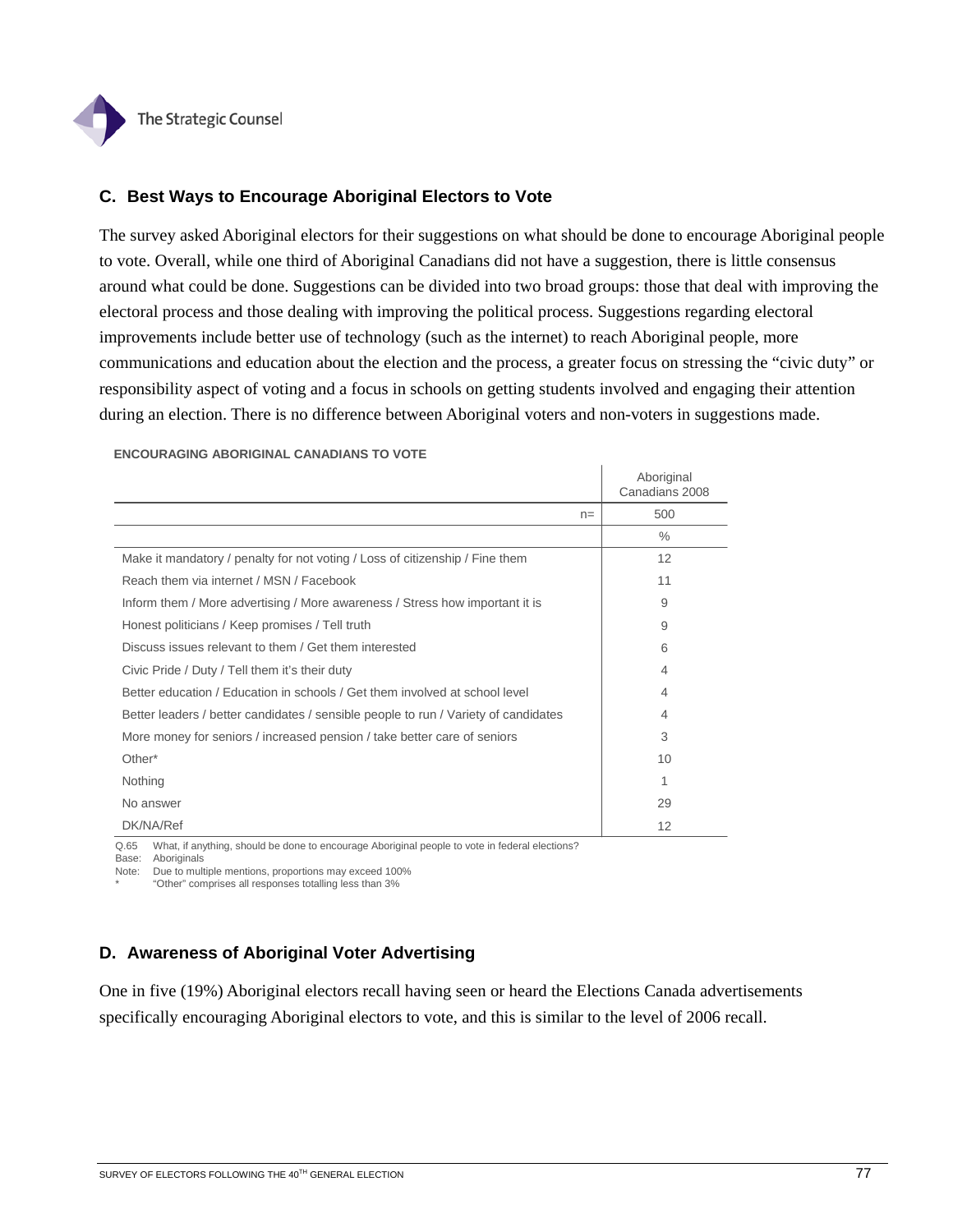## C. Best Ways to Encourage Aboriginal Electors to Vote

The survey asked Aboriginal electors for their suggestions on what should be done to encourage Aboriginal people to vote. Overall, while one third of Aboriginal Canadians did not have a suggestion, there is little consensus around what could be done. Suggestions can be divided into two broad groups: those that deal with improving the electoral process and those dealing with improving the political process. Suggestions regarding electoral improvements include better use of technology (such as the internet) to reach Aboriginal people, more communications and education about the election and the process, a greater focus on stressing the "civic duty" or responsibility aspect of voting and a focus in schools on getting students involved and engaging their attention during an election. There is no difference between Aboriginal voters and non-voters in suggestions made.

**ENCOURAGING ABORIGINAL CANADIANS TO VOTE**

| | Aboriginal Canadians 2008 |
|---|---|
| n= | 500 |
| | % |
| Make it mandatory / penalty for not voting / Loss of citizenship / Fine them | 12 |
| Reach them via internet / MSN / Facebook | 11 |
| Inform them / More advertising / More awareness / Stress how important it is | 9 |
| Honest politicians / Keep promises / Tell truth | 9 |
| Discuss issues relevant to them / Get them interested | 6 |
| Civic Pride / Duty / Tell them it's their duty | 4 |
| Better education / Education in schools / Get them involved at school level | 4 |
| Better leaders / better candidates / sensible people to run / Variety of candidates | 4 |
| More money for seniors / increased pension / take better care of seniors | 3 |
| Other* | 10 |
| Nothing | 1 |
| No answer | 29 |
| DK/NA/Ref | 12 |

Q.65 What, if anything, should be done to encourage Aboriginal people to vote in federal elections?
Base: Aboriginals
Note: Due to multiple mentions, proportions may exceed 100%
* "Other" comprises all responses totalling less than 3%

## D. Awareness of Aboriginal Voter Advertising

One in five (19%) Aboriginal electors recall having seen or heard the Elections Canada advertisements specifically encouraging Aboriginal electors to vote, and this is similar to the level of 2006 recall.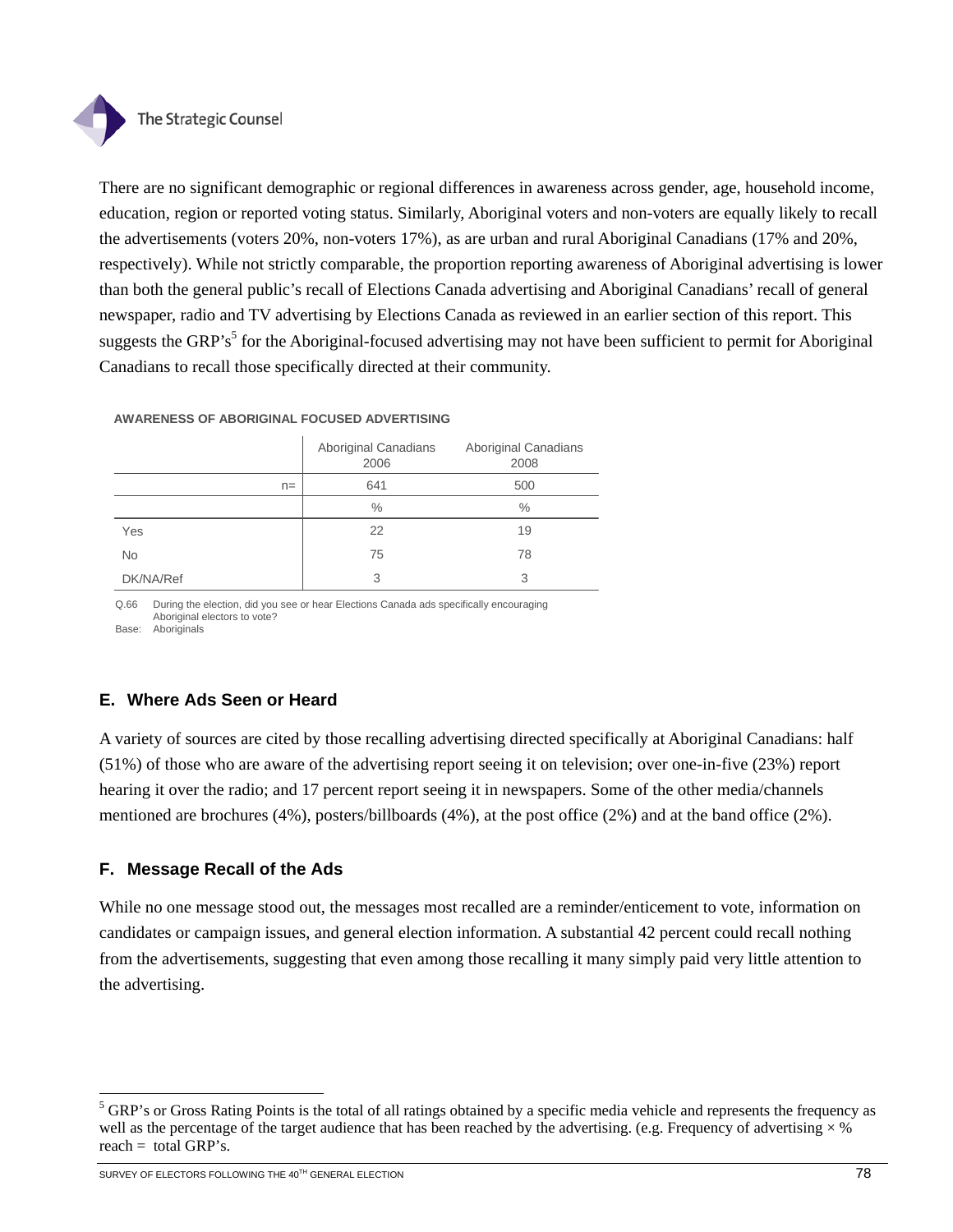There are no significant demographic or regional differences in awareness across gender, age, household income, education, region or reported voting status. Similarly, Aboriginal voters and non-voters are equally likely to recall the advertisements (voters 20%, non-voters 17%), as are urban and rural Aboriginal Canadians (17% and 20%, respectively). While not strictly comparable, the proportion reporting awareness of Aboriginal advertising is lower than both the general public's recall of Elections Canada advertising and Aboriginal Canadians' recall of general newspaper, radio and TV advertising by Elections Canada as reviewed in an earlier section of this report. This suggests the GRP's[5] for the Aboriginal-focused advertising may not have been sufficient to permit for Aboriginal Canadians to recall those specifically directed at their community.

**AWARENESS OF ABORIGINAL FOCUSED ADVERTISING**

| | Aboriginal Canadians 2006 | Aboriginal Canadians 2008 |
|---|---|---|
| n= | 641 | 500 |
| | % | % |
| Yes | 22 | 19 |
| No | 75 | 78 |
| DK/NA/Ref | 3 | 3 |

Q.66 During the election, did you see or hear Elections Canada ads specifically encouraging Aboriginal electors to vote?
Base: Aboriginals

## E. Where Ads Seen or Heard

A variety of sources are cited by those recalling advertising directed specifically at Aboriginal Canadians: half (51%) of those who are aware of the advertising report seeing it on television; over one-in-five (23%) report hearing it over the radio; and 17 percent report seeing it in newspapers. Some of the other media/channels mentioned are brochures (4%), posters/billboards (4%), at the post office (2%) and at the band office (2%).

## F. Message Recall of the Ads

While no one message stood out, the messages most recalled are a reminder/enticement to vote, information on candidates or campaign issues, and general election information. A substantial 42 percent could recall nothing from the advertisements, suggesting that even among those recalling it many simply paid very little attention to the advertising.

---

[5] GRP's or Gross Rating Points is the total of all ratings obtained by a specific media vehicle and represents the frequency as well as the percentage of the target audience that has been reached by the advertising. (e.g. Frequency of advertising × % reach = total GRP's.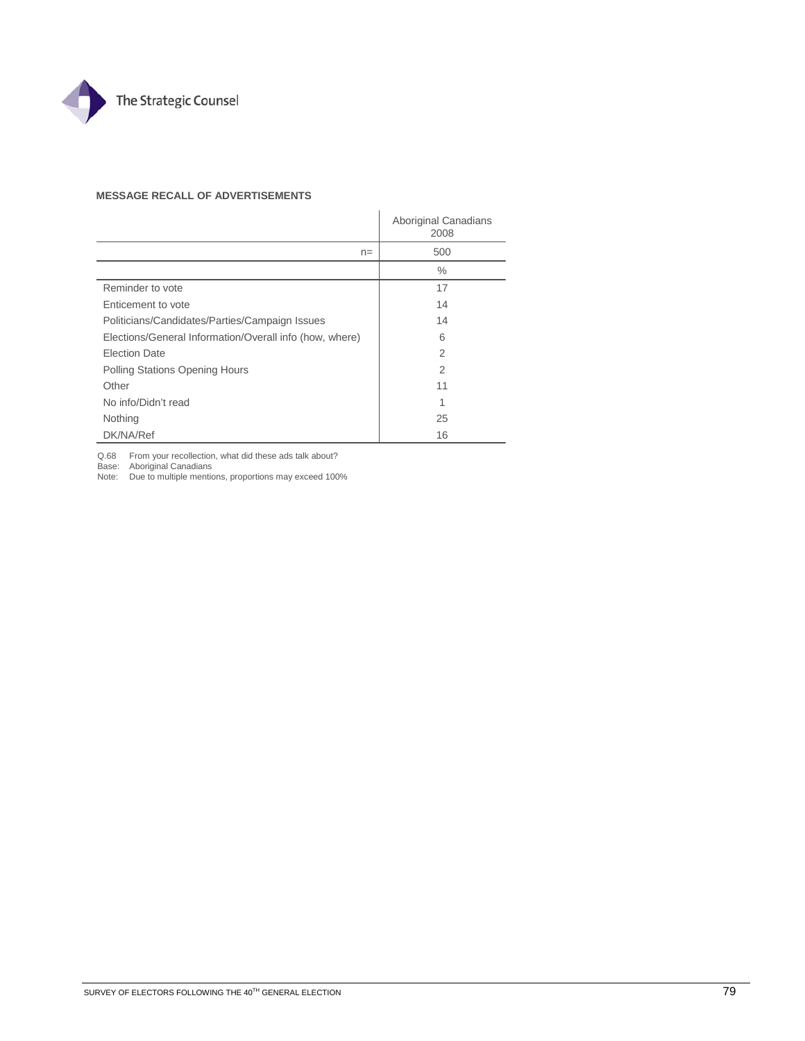**MESSAGE RECALL OF ADVERTISEMENTS**

| | Aboriginal Canadians 2008 |
|---|---|
| n= | 500 |
| | % |
| Reminder to vote | 17 |
| Enticement to vote | 14 |
| Politicians/Candidates/Parties/Campaign Issues | 14 |
| Elections/General Information/Overall info (how, where) | 6 |
| Election Date | 2 |
| Polling Stations Opening Hours | 2 |
| Other | 11 |
| No info/Didn't read | 1 |
| Nothing | 25 |
| DK/NA/Ref | 16 |

Q.68 From your recollection, what did these ads talk about?
Base: Aboriginal Canadians
Note: Due to multiple mentions, proportions may exceed 100%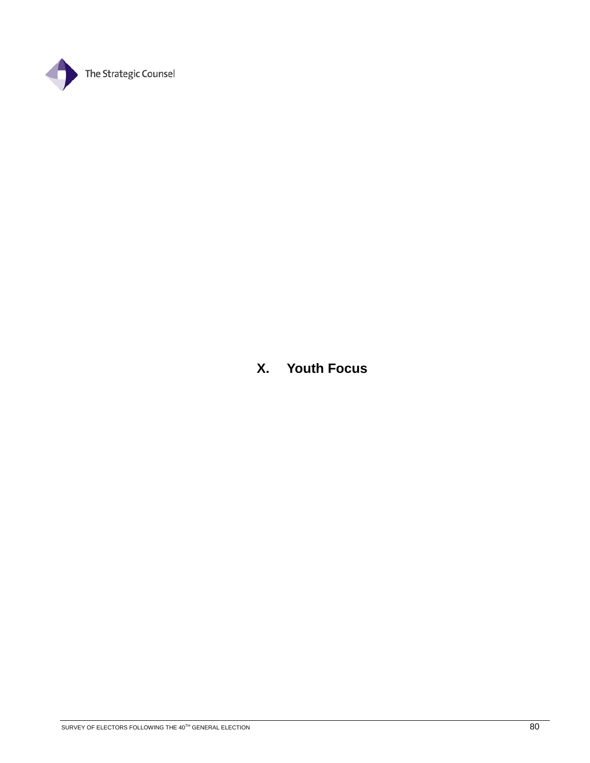# X. Youth Focus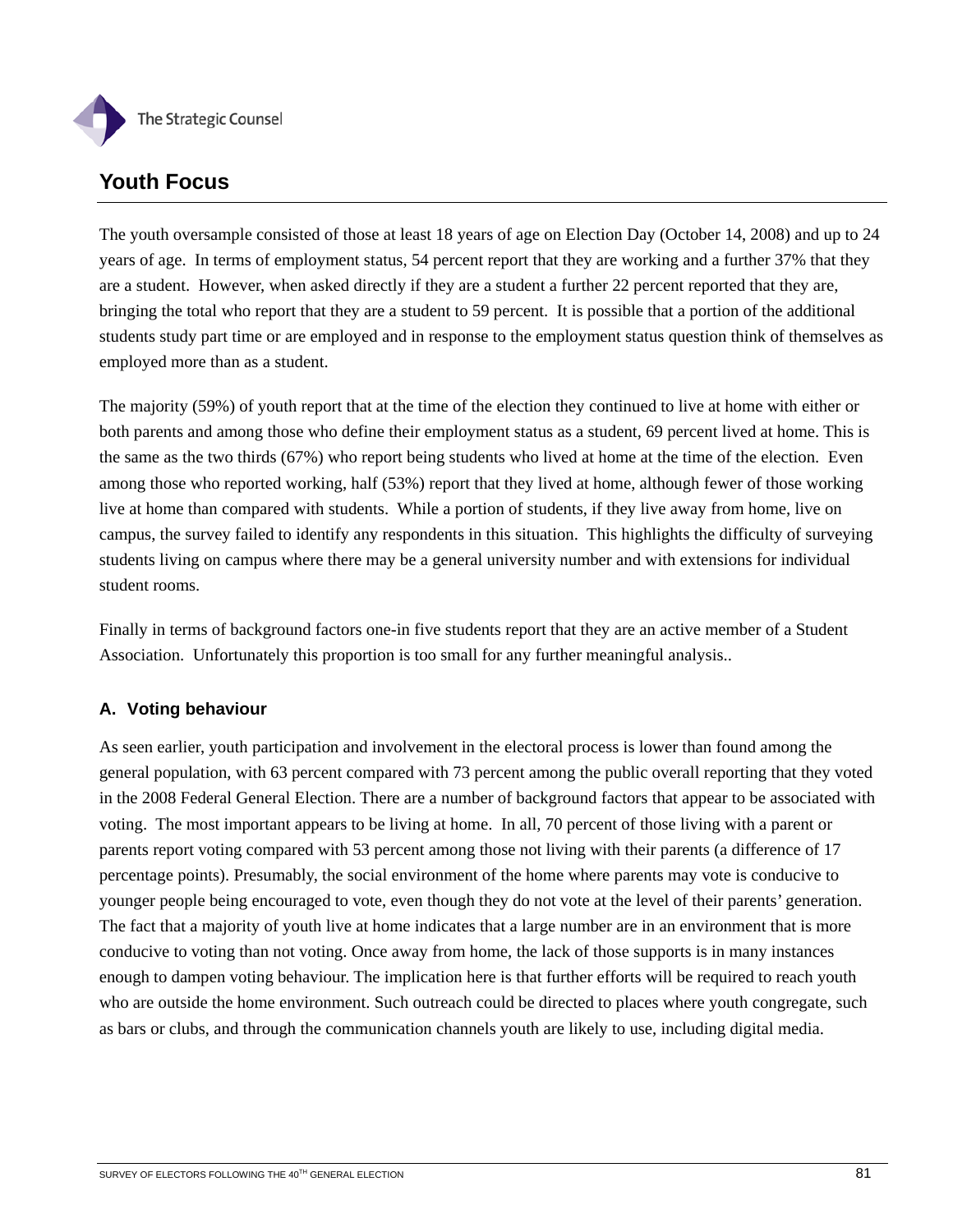# Youth Focus

The youth oversample consisted of those at least 18 years of age on Election Day (October 14, 2008) and up to 24 years of age. In terms of employment status, 54 percent report that they are working and a further 37% that they are a student. However, when asked directly if they are a student a further 22 percent reported that they are, bringing the total who report that they are a student to 59 percent. It is possible that a portion of the additional students study part time or are employed and in response to the employment status question think of themselves as employed more than as a student.

The majority (59%) of youth report that at the time of the election they continued to live at home with either or both parents and among those who define their employment status as a student, 69 percent lived at home. This is the same as the two thirds (67%) who report being students who lived at home at the time of the election. Even among those who reported working, half (53%) report that they lived at home, although fewer of those working live at home than compared with students. While a portion of students, if they live away from home, live on campus, the survey failed to identify any respondents in this situation. This highlights the difficulty of surveying students living on campus where there may be a general university number and with extensions for individual student rooms.

Finally in terms of background factors one-in five students report that they are an active member of a Student Association. Unfortunately this proportion is too small for any further meaningful analysis..

## A. Voting behaviour

As seen earlier, youth participation and involvement in the electoral process is lower than found among the general population, with 63 percent compared with 73 percent among the public overall reporting that they voted in the 2008 Federal General Election. There are a number of background factors that appear to be associated with voting. The most important appears to be living at home. In all, 70 percent of those living with a parent or parents report voting compared with 53 percent among those not living with their parents (a difference of 17 percentage points). Presumably, the social environment of the home where parents may vote is conducive to younger people being encouraged to vote, even though they do not vote at the level of their parents' generation. The fact that a majority of youth live at home indicates that a large number are in an environment that is more conducive to voting than not voting. Once away from home, the lack of those supports is in many instances enough to dampen voting behaviour. The implication here is that further efforts will be required to reach youth who are outside the home environment. Such outreach could be directed to places where youth congregate, such as bars or clubs, and through the communication channels youth are likely to use, including digital media.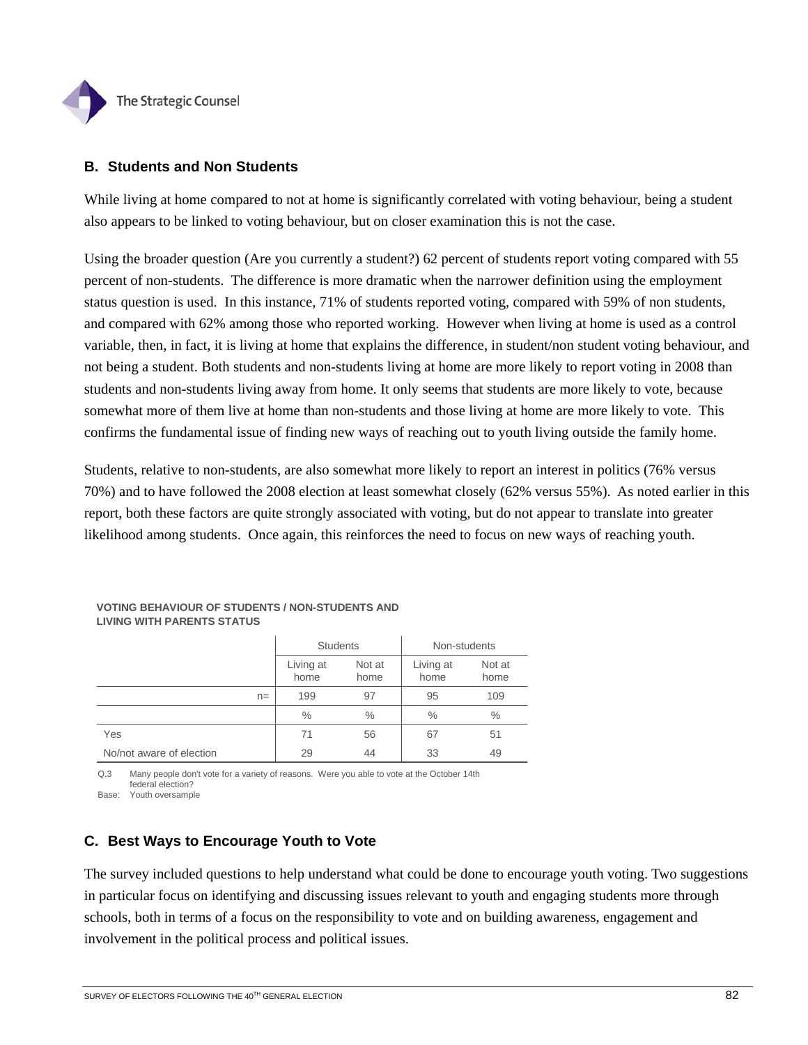## B. Students and Non Students

While living at home compared to not at home is significantly correlated with voting behaviour, being a student also appears to be linked to voting behaviour, but on closer examination this is not the case.

Using the broader question (Are you currently a student?) 62 percent of students report voting compared with 55 percent of non-students. The difference is more dramatic when the narrower definition using the employment status question is used. In this instance, 71% of students reported voting, compared with 59% of non students, and compared with 62% among those who reported working. However when living at home is used as a control variable, then, in fact, it is living at home that explains the difference, in student/non student voting behaviour, and not being a student. Both students and non-students living at home are more likely to report voting in 2008 than students and non-students living away from home. It only seems that students are more likely to vote, because somewhat more of them live at home than non-students and those living at home are more likely to vote. This confirms the fundamental issue of finding new ways of reaching out to youth living outside the family home.

Students, relative to non-students, are also somewhat more likely to report an interest in politics (76% versus 70%) and to have followed the 2008 election at least somewhat closely (62% versus 55%). As noted earlier in this report, both these factors are quite strongly associated with voting, but do not appear to translate into greater likelihood among students. Once again, this reinforces the need to focus on new ways of reaching youth.

**VOTING BEHAVIOUR OF STUDENTS / NON-STUDENTS AND LIVING WITH PARENTS STATUS**

| | Students | | Non-students | |
|---|---|---|---|---|
| | Living at home | Not at home | Living at home | Not at home |
| n= | 199 | 97 | 95 | 109 |
| | % | % | % | % |
| Yes | 71 | 56 | 67 | 51 |
| No/not aware of election | 29 | 44 | 33 | 49 |

Q.3 Many people don't vote for a variety of reasons. Were you able to vote at the October 14th federal election?
Base: Youth oversample

## C. Best Ways to Encourage Youth to Vote

The survey included questions to help understand what could be done to encourage youth voting. Two suggestions in particular focus on identifying and discussing issues relevant to youth and engaging students more through schools, both in terms of a focus on the responsibility to vote and on building awareness, engagement and involvement in the political process and political issues.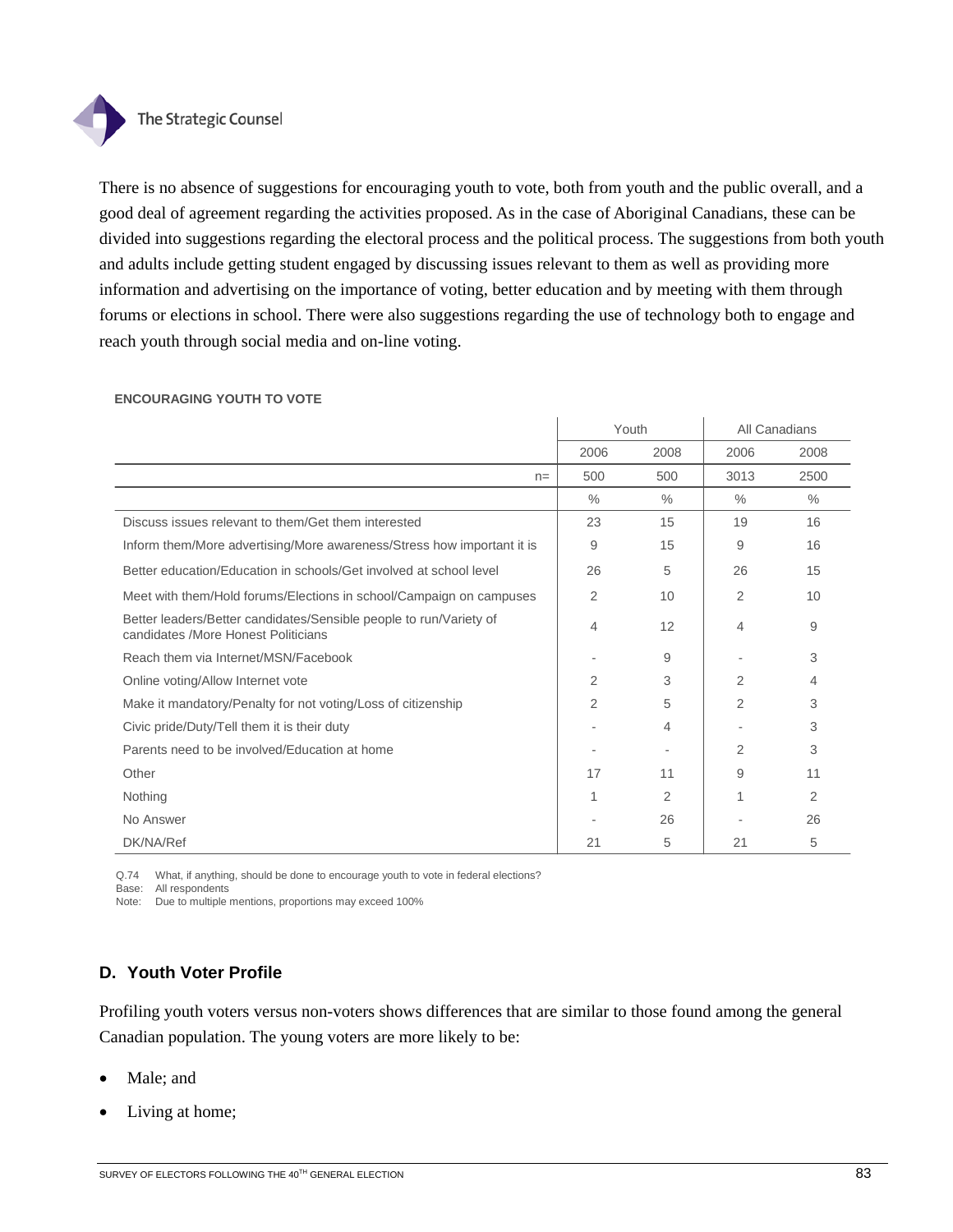There is no absence of suggestions for encouraging youth to vote, both from youth and the public overall, and a good deal of agreement regarding the activities proposed. As in the case of Aboriginal Canadians, these can be divided into suggestions regarding the electoral process and the political process. The suggestions from both youth and adults include getting student engaged by discussing issues relevant to them as well as providing more information and advertising on the importance of voting, better education and by meeting with them through forums or elections in school. There were also suggestions regarding the use of technology both to engage and reach youth through social media and on-line voting.

**ENCOURAGING YOUTH TO VOTE**

| | Youth | | All Canadians | |
|---|---|---|---|---|
| | 2006 | 2008 | 2006 | 2008 |
| n= | 500 | 500 | 3013 | 2500 |
| | % | % | % | % |
| Discuss issues relevant to them/Get them interested | 23 | 15 | 19 | 16 |
| Inform them/More advertising/More awareness/Stress how important it is | 9 | 15 | 9 | 16 |
| Better education/Education in schools/Get involved at school level | 26 | 5 | 26 | 15 |
| Meet with them/Hold forums/Elections in school/Campaign on campuses | 2 | 10 | 2 | 10 |
| Better leaders/Better candidates/Sensible people to run/Variety of candidates /More Honest Politicians | 4 | 12 | 4 | 9 |
| Reach them via Internet/MSN/Facebook | - | 9 | - | 3 |
| Online voting/Allow Internet vote | 2 | 3 | 2 | 4 |
| Make it mandatory/Penalty for not voting/Loss of citizenship | 2 | 5 | 2 | 3 |
| Civic pride/Duty/Tell them it is their duty | - | 4 | - | 3 |
| Parents need to be involved/Education at home | - | - | 2 | 3 |
| Other | 17 | 11 | 9 | 11 |
| Nothing | 1 | 2 | 1 | 2 |
| No Answer | - | 26 | - | 26 |
| DK/NA/Ref | 21 | 5 | 21 | 5 |

Q.74 What, if anything, should be done to encourage youth to vote in federal elections?
Base: All respondents
Note: Due to multiple mentions, proportions may exceed 100%

## D. Youth Voter Profile

Profiling youth voters versus non-voters shows differences that are similar to those found among the general Canadian population. The young voters are more likely to be:

- Male; and
- Living at home;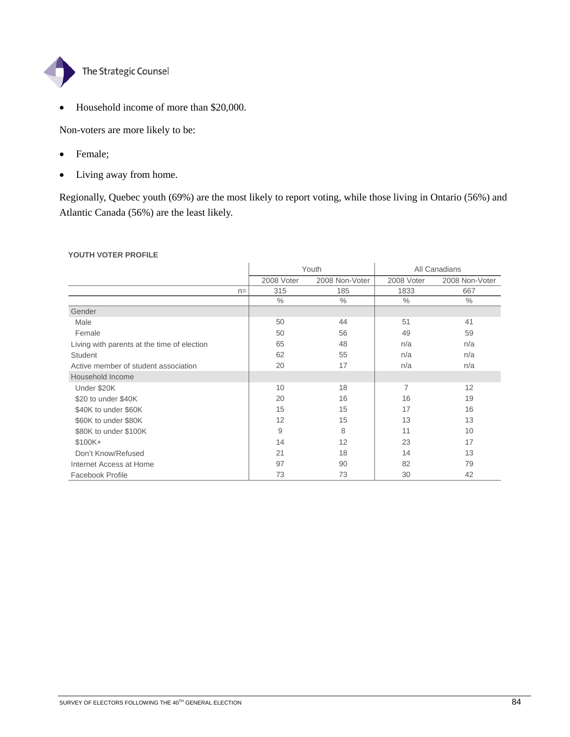- Household income of more than $20,000.

Non-voters are more likely to be:

- Female;
- Living away from home.

Regionally, Quebec youth (69%) are the most likely to report voting, while those living in Ontario (56%) and Atlantic Canada (56%) are the least likely.

**YOUTH VOTER PROFILE**

| | Youth | | All Canadians | |
|---|---|---|---|---|
| | 2008 Voter | 2008 Non-Voter | 2008 Voter | 2008 Non-Voter |
| n= | 315 | 185 | 1833 | 667 |
| | % | % | % | % |
| Gender | | | | |
| Male | 50 | 44 | 51 | 41 |
| Female | 50 | 56 | 49 | 59 |
| Living with parents at the time of election | 65 | 48 | n/a | n/a |
| Student | 62 | 55 | n/a | n/a |
| Active member of student association | 20 | 17 | n/a | n/a |
| Household Income | | | | |
| Under $20K | 10 | 18 | 7 | 12 |
| $20 to under $40K | 20 | 16 | 16 | 19 |
| $40K to under $60K | 15 | 15 | 17 | 16 |
| $60K to under $80K | 12 | 15 | 13 | 13 |
| $80K to under $100K | 9 | 8 | 11 | 10 |
| $100K+ | 14 | 12 | 23 | 17 |
| Don't Know/Refused | 21 | 18 | 14 | 13 |
| Internet Access at Home | 97 | 90 | 82 | 79 |
| Facebook Profile | 73 | 73 | 30 | 42 |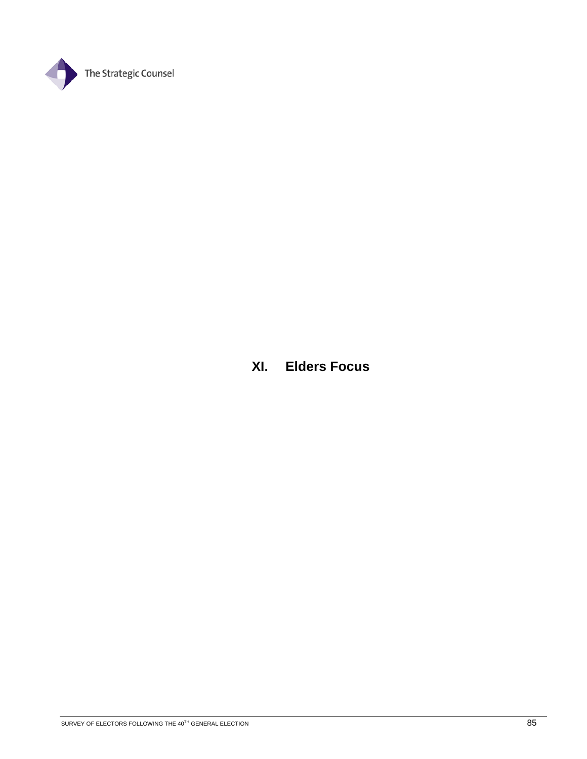# XI. Elders Focus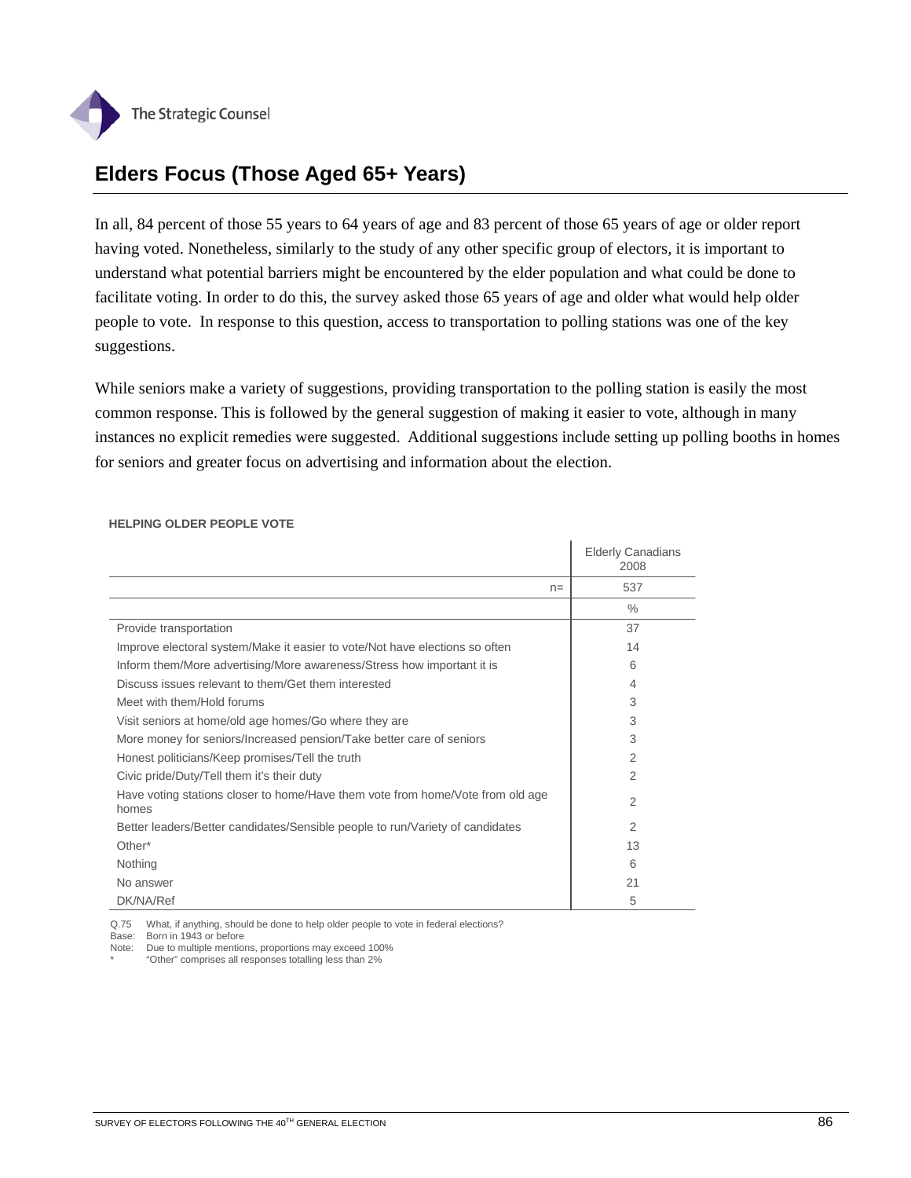## Elders Focus (Those Aged 65+ Years)

In all, 84 percent of those 55 years to 64 years of age and 83 percent of those 65 years of age or older report having voted. Nonetheless, similarly to the study of any other specific group of electors, it is important to understand what potential barriers might be encountered by the elder population and what could be done to facilitate voting. In order to do this, the survey asked those 65 years of age and older what would help older people to vote. In response to this question, access to transportation to polling stations was one of the key suggestions.

While seniors make a variety of suggestions, providing transportation to the polling station is easily the most common response. This is followed by the general suggestion of making it easier to vote, although in many instances no explicit remedies were suggested. Additional suggestions include setting up polling booths in homes for seniors and greater focus on advertising and information about the election.

**HELPING OLDER PEOPLE VOTE**

| | Elderly Canadians 2008 |
|---|---|
| n= | 537 |
| | % |
| Provide transportation | 37 |
| Improve electoral system/Make it easier to vote/Not have elections so often | 14 |
| Inform them/More advertising/More awareness/Stress how important it is | 6 |
| Discuss issues relevant to them/Get them interested | 4 |
| Meet with them/Hold forums | 3 |
| Visit seniors at home/old age homes/Go where they are | 3 |
| More money for seniors/Increased pension/Take better care of seniors | 3 |
| Honest politicians/Keep promises/Tell the truth | 2 |
| Civic pride/Duty/Tell them it's their duty | 2 |
| Have voting stations closer to home/Have them vote from home/Vote from old age homes | 2 |
| Better leaders/Better candidates/Sensible people to run/Variety of candidates | 2 |
| Other* | 13 |
| Nothing | 6 |
| No answer | 21 |
| DK/NA/Ref | 5 |

Q.75 What, if anything, should be done to help older people to vote in federal elections?
Base: Born in 1943 or before
Note: Due to multiple mentions, proportions may exceed 100%
\* "Other" comprises all responses totalling less than 2%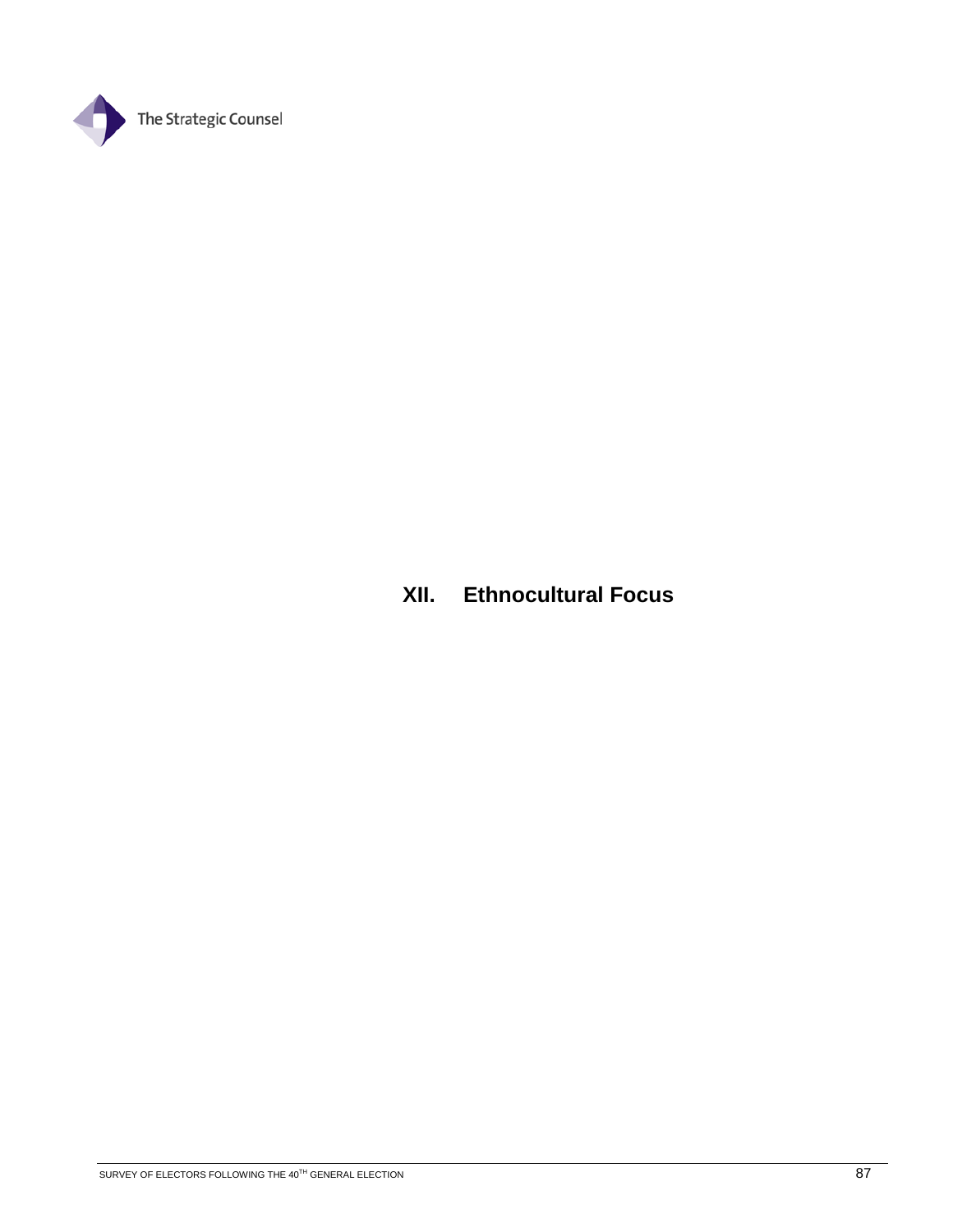# XII. Ethnocultural Focus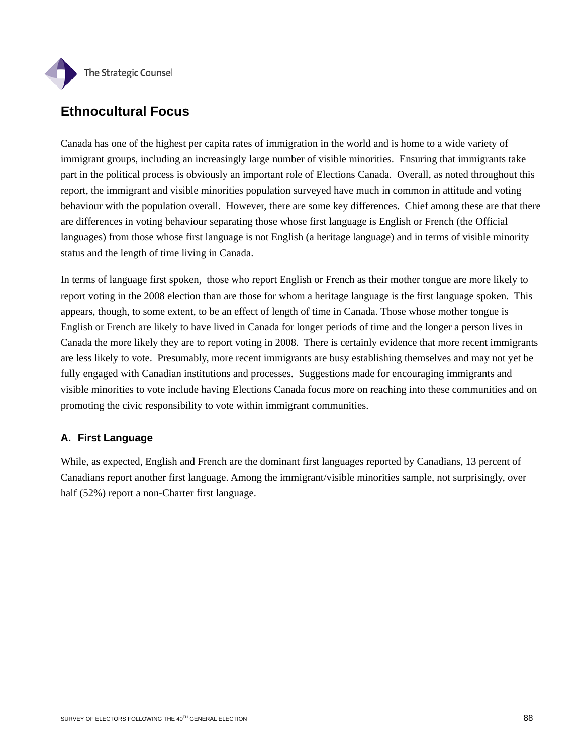## Ethnocultural Focus

Canada has one of the highest per capita rates of immigration in the world and is home to a wide variety of immigrant groups, including an increasingly large number of visible minorities. Ensuring that immigrants take part in the political process is obviously an important role of Elections Canada. Overall, as noted throughout this report, the immigrant and visible minorities population surveyed have much in common in attitude and voting behaviour with the population overall. However, there are some key differences. Chief among these are that there are differences in voting behaviour separating those whose first language is English or French (the Official languages) from those whose first language is not English (a heritage language) and in terms of visible minority status and the length of time living in Canada.

In terms of language first spoken, those who report English or French as their mother tongue are more likely to report voting in the 2008 election than are those for whom a heritage language is the first language spoken. This appears, though, to some extent, to be an effect of length of time in Canada. Those whose mother tongue is English or French are likely to have lived in Canada for longer periods of time and the longer a person lives in Canada the more likely they are to report voting in 2008. There is certainly evidence that more recent immigrants are less likely to vote. Presumably, more recent immigrants are busy establishing themselves and may not yet be fully engaged with Canadian institutions and processes. Suggestions made for encouraging immigrants and visible minorities to vote include having Elections Canada focus more on reaching into these communities and on promoting the civic responsibility to vote within immigrant communities.

### A. First Language

While, as expected, English and French are the dominant first languages reported by Canadians, 13 percent of Canadians report another first language. Among the immigrant/visible minorities sample, not surprisingly, over half (52%) report a non-Charter first language.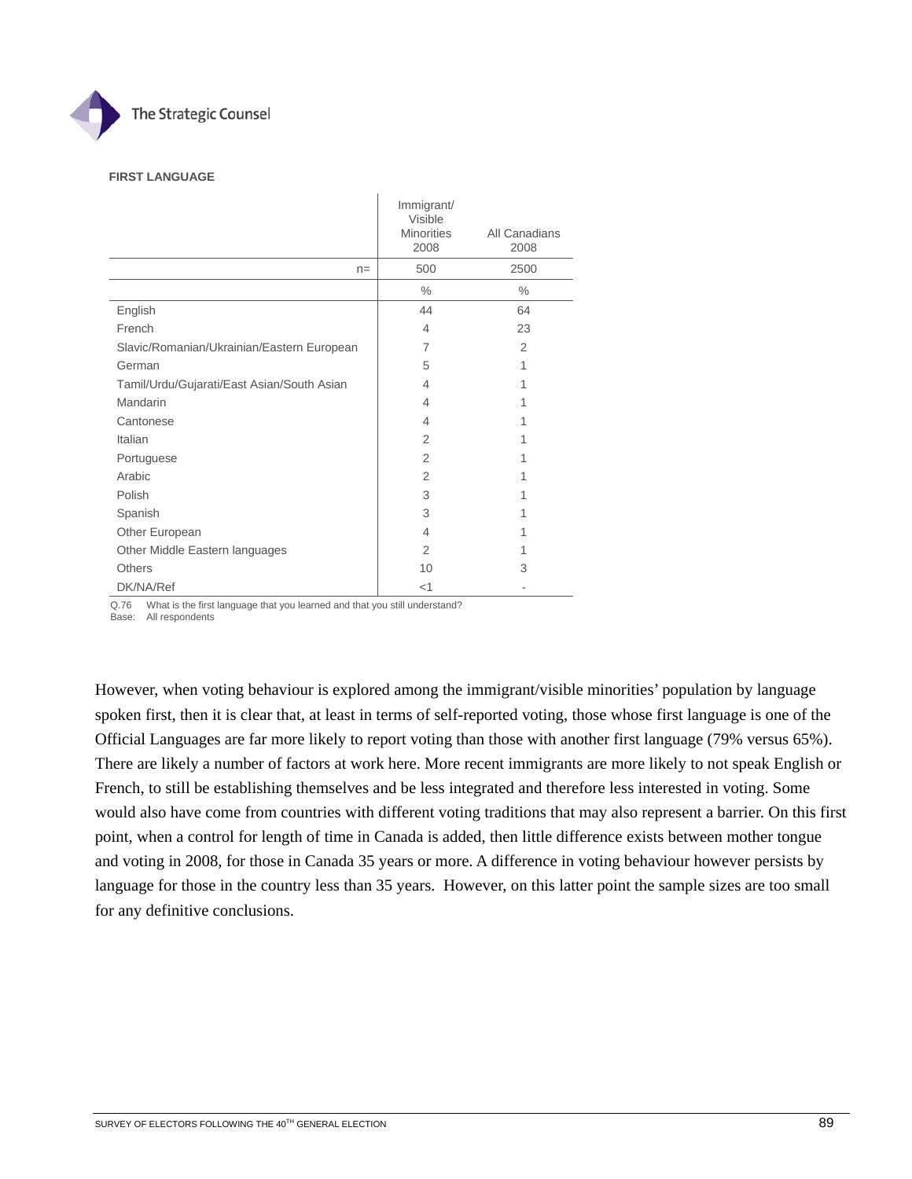**FIRST LANGUAGE**

| | Immigrant/ Visible Minorities 2008 | All Canadians 2008 |
|---|---|---|
| n= | 500 | 2500 |
| | % | % |
| English | 44 | 64 |
| French | 4 | 23 |
| Slavic/Romanian/Ukrainian/Eastern European | 7 | 2 |
| German | 5 | 1 |
| Tamil/Urdu/Gujarati/East Asian/South Asian | 4 | 1 |
| Mandarin | 4 | 1 |
| Cantonese | 4 | 1 |
| Italian | 2 | 1 |
| Portuguese | 2 | 1 |
| Arabic | 2 | 1 |
| Polish | 3 | 1 |
| Spanish | 3 | 1 |
| Other European | 4 | 1 |
| Other Middle Eastern languages | 2 | 1 |
| Others | 10 | 3 |
| DK/NA/Ref | <1 | - |

Q.76 What is the first language that you learned and that you still understand?
Base: All respondents

However, when voting behaviour is explored among the immigrant/visible minorities' population by language spoken first, then it is clear that, at least in terms of self-reported voting, those whose first language is one of the Official Languages are far more likely to report voting than those with another first language (79% versus 65%). There are likely a number of factors at work here. More recent immigrants are more likely to not speak English or French, to still be establishing themselves and be less integrated and therefore less interested in voting. Some would also have come from countries with different voting traditions that may also represent a barrier. On this first point, when a control for length of time in Canada is added, then little difference exists between mother tongue and voting in 2008, for those in Canada 35 years or more. A difference in voting behaviour however persists by language for those in the country less than 35 years. However, on this latter point the sample sizes are too small for any definitive conclusions.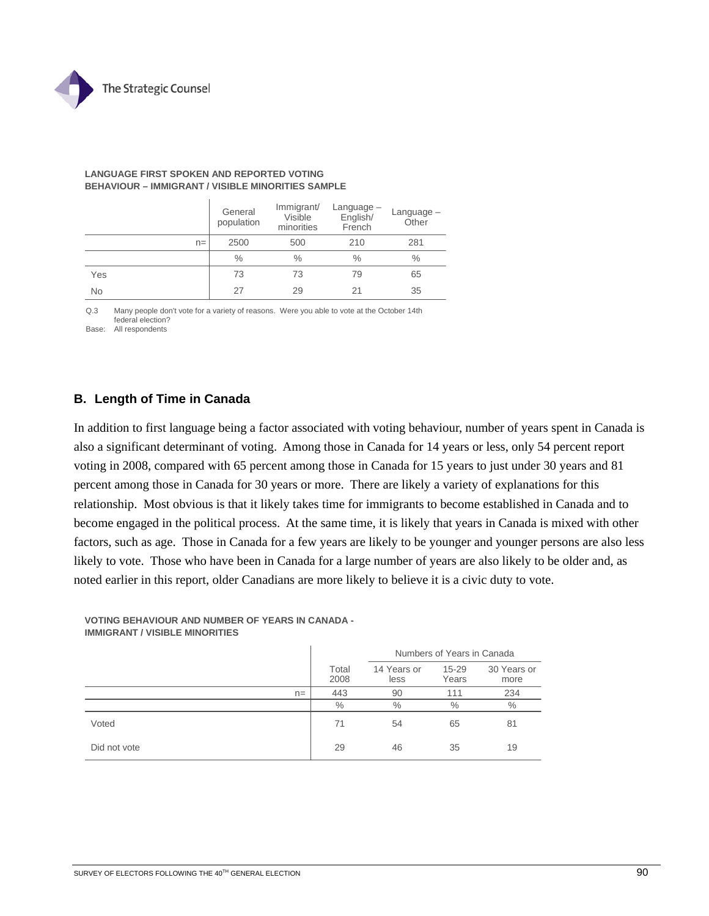**LANGUAGE FIRST SPOKEN AND REPORTED VOTING BEHAVIOUR – IMMIGRANT / VISIBLE MINORITIES SAMPLE**

| | General population | Immigrant/ Visible minorities | Language – English/ French | Language – Other |
|---|---|---|---|---|
| n= | 2500 | 500 | 210 | 281 |
| | % | % | % | % |
| Yes | 73 | 73 | 79 | 65 |
| No | 27 | 29 | 21 | 35 |

Q.3 Many people don't vote for a variety of reasons. Were you able to vote at the October 14th federal election?
Base: All respondents

## B. Length of Time in Canada

In addition to first language being a factor associated with voting behaviour, number of years spent in Canada is also a significant determinant of voting. Among those in Canada for 14 years or less, only 54 percent report voting in 2008, compared with 65 percent among those in Canada for 15 years to just under 30 years and 81 percent among those in Canada for 30 years or more. There are likely a variety of explanations for this relationship. Most obvious is that it likely takes time for immigrants to become established in Canada and to become engaged in the political process. At the same time, it is likely that years in Canada is mixed with other factors, such as age. Those in Canada for a few years are likely to be younger and younger persons are also less likely to vote. Those who have been in Canada for a large number of years are also likely to be older and, as noted earlier in this report, older Canadians are more likely to believe it is a civic duty to vote.

**VOTING BEHAVIOUR AND NUMBER OF YEARS IN CANADA - IMMIGRANT / VISIBLE MINORITIES**

| | | Numbers of Years in Canada | | |
|---|---|---|---|---|
| | Total 2008 | 14 Years or less | 15-29 Years | 30 Years or more |
| n= | 443 | 90 | 111 | 234 |
| | % | % | % | % |
| Voted | 71 | 54 | 65 | 81 |
| Did not vote | 29 | 46 | 35 | 19 |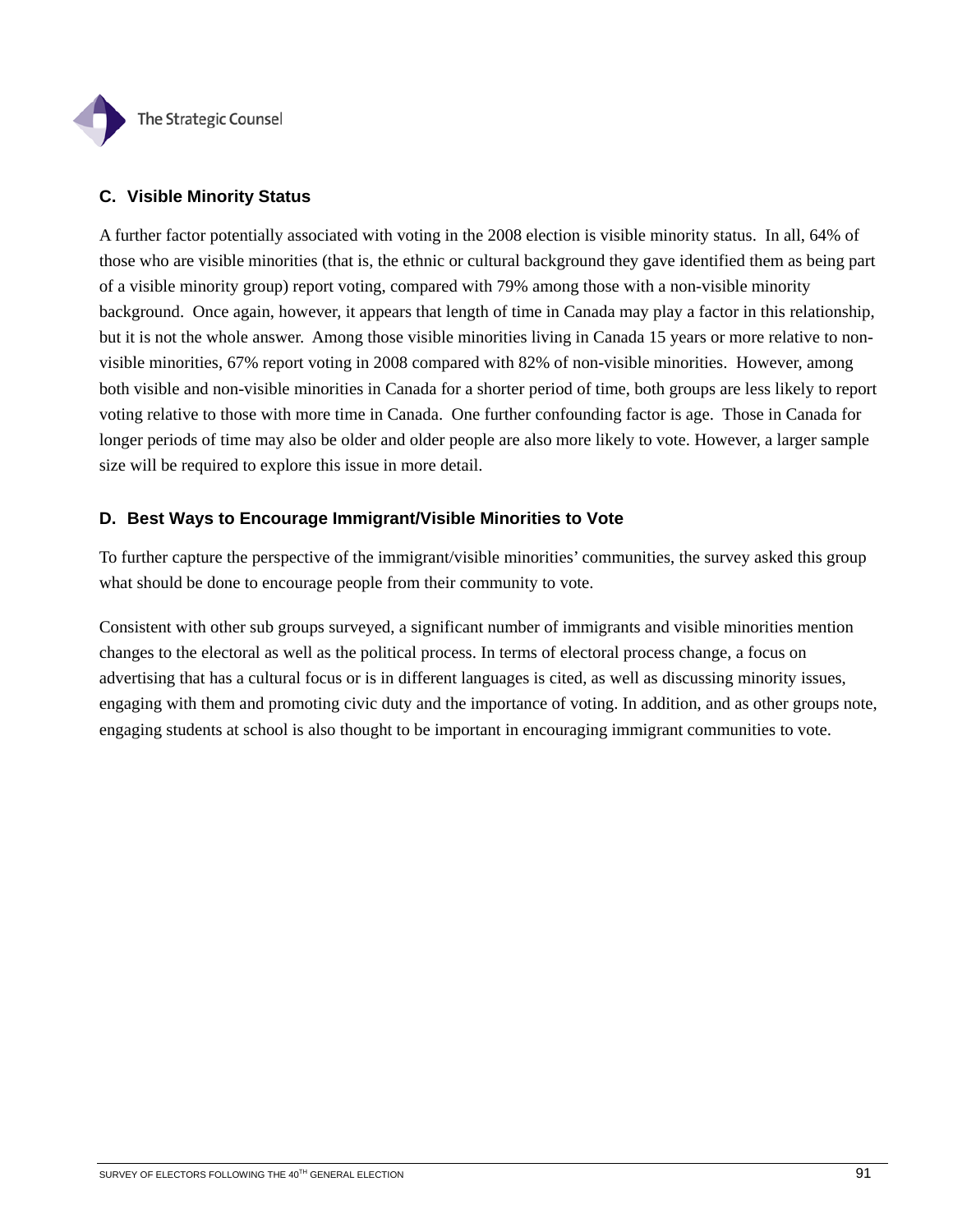### C. Visible Minority Status

A further factor potentially associated with voting in the 2008 election is visible minority status. In all, 64% of those who are visible minorities (that is, the ethnic or cultural background they gave identified them as being part of a visible minority group) report voting, compared with 79% among those with a non-visible minority background. Once again, however, it appears that length of time in Canada may play a factor in this relationship, but it is not the whole answer. Among those visible minorities living in Canada 15 years or more relative to non-visible minorities, 67% report voting in 2008 compared with 82% of non-visible minorities. However, among both visible and non-visible minorities in Canada for a shorter period of time, both groups are less likely to report voting relative to those with more time in Canada. One further confounding factor is age. Those in Canada for longer periods of time may also be older and older people are also more likely to vote. However, a larger sample size will be required to explore this issue in more detail.

### D. Best Ways to Encourage Immigrant/Visible Minorities to Vote

To further capture the perspective of the immigrant/visible minorities' communities, the survey asked this group what should be done to encourage people from their community to vote.

Consistent with other sub groups surveyed, a significant number of immigrants and visible minorities mention changes to the electoral as well as the political process. In terms of electoral process change, a focus on advertising that has a cultural focus or is in different languages is cited, as well as discussing minority issues, engaging with them and promoting civic duty and the importance of voting. In addition, and as other groups note, engaging students at school is also thought to be important in encouraging immigrant communities to vote.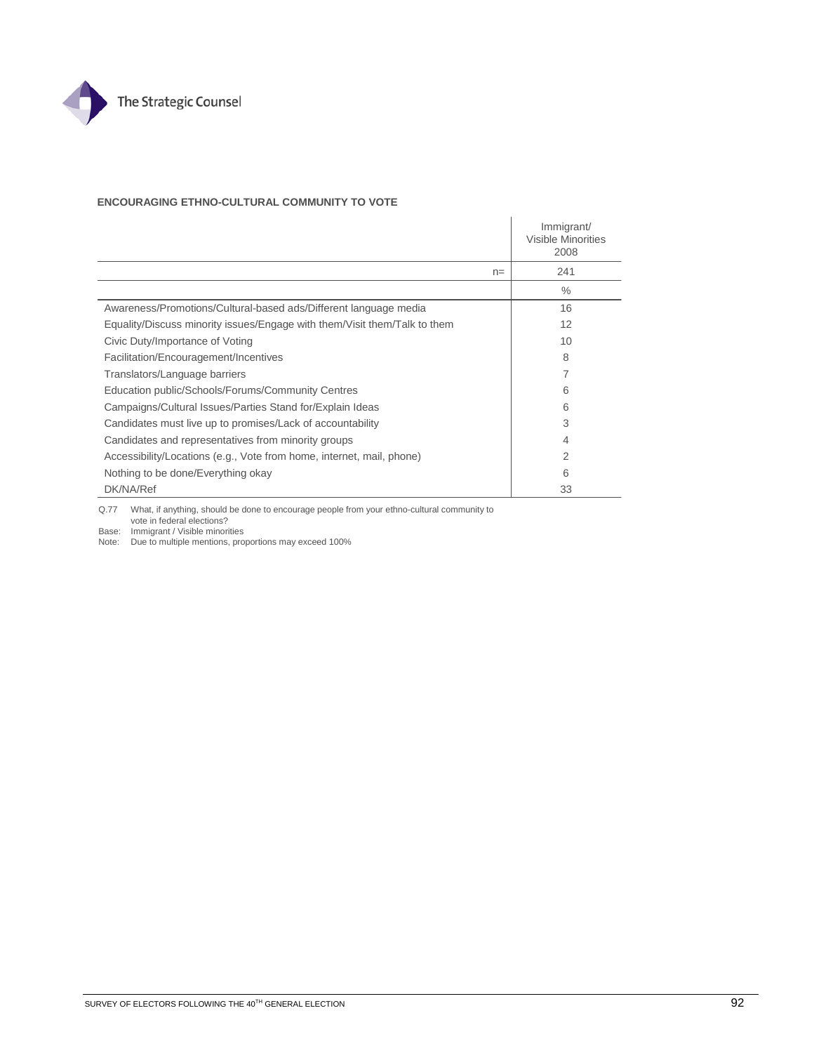**ENCOURAGING ETHNO-CULTURAL COMMUNITY TO VOTE**

| | Immigrant/ Visible Minorities 2008 |
|---|---|
| n= | 241 |
| | % |
| Awareness/Promotions/Cultural-based ads/Different language media | 16 |
| Equality/Discuss minority issues/Engage with them/Visit them/Talk to them | 12 |
| Civic Duty/Importance of Voting | 10 |
| Facilitation/Encouragement/Incentives | 8 |
| Translators/Language barriers | 7 |
| Education public/Schools/Forums/Community Centres | 6 |
| Campaigns/Cultural Issues/Parties Stand for/Explain Ideas | 6 |
| Candidates must live up to promises/Lack of accountability | 3 |
| Candidates and representatives from minority groups | 4 |
| Accessibility/Locations (e.g., Vote from home, internet, mail, phone) | 2 |
| Nothing to be done/Everything okay | 6 |
| DK/NA/Ref | 33 |

Q.77 What, if anything, should be done to encourage people from your ethno-cultural community to vote in federal elections?

Base: Immigrant / Visible minorities

Note: Due to multiple mentions, proportions may exceed 100%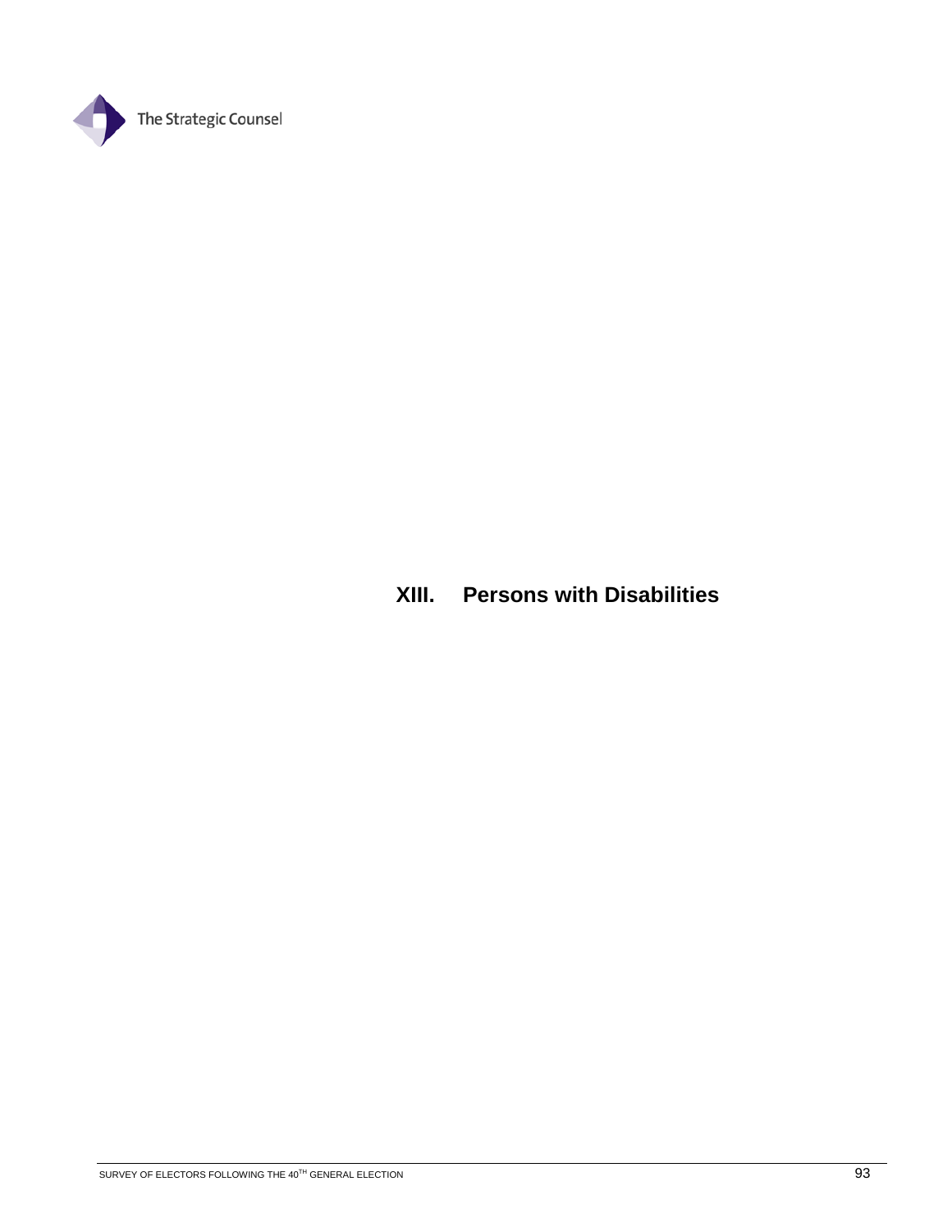# XIII. Persons with Disabilities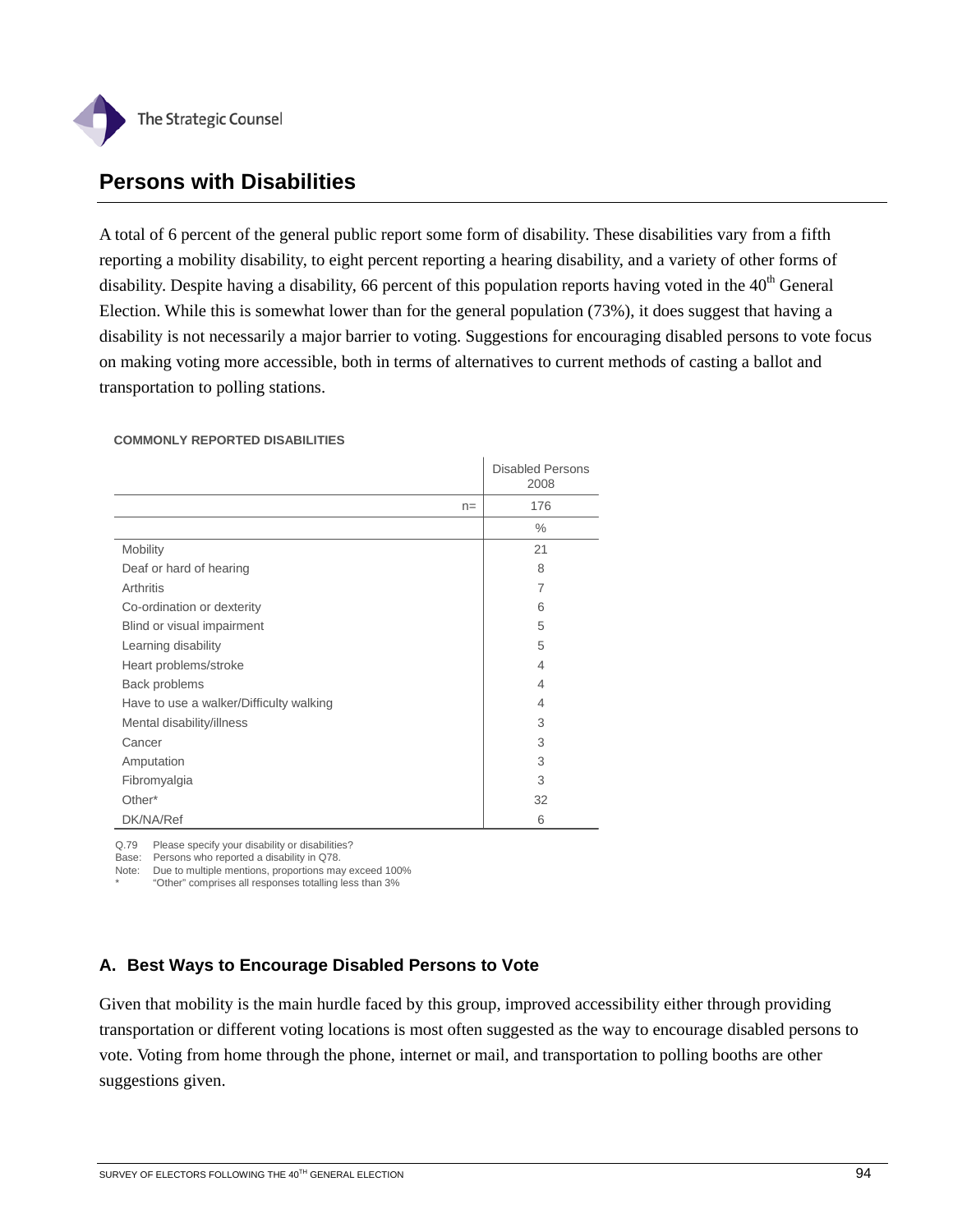## Persons with Disabilities

A total of 6 percent of the general public report some form of disability. These disabilities vary from a fifth reporting a mobility disability, to eight percent reporting a hearing disability, and a variety of other forms of disability. Despite having a disability, 66 percent of this population reports having voted in the 40th General Election. While this is somewhat lower than for the general population (73%), it does suggest that having a disability is not necessarily a major barrier to voting. Suggestions for encouraging disabled persons to vote focus on making voting more accessible, both in terms of alternatives to current methods of casting a ballot and transportation to polling stations.

**COMMONLY REPORTED DISABILITIES**

| | Disabled Persons 2008 |
|---|---|
| n= | 176 |
| | % |
| Mobility | 21 |
| Deaf or hard of hearing | 8 |
| Arthritis | 7 |
| Co-ordination or dexterity | 6 |
| Blind or visual impairment | 5 |
| Learning disability | 5 |
| Heart problems/stroke | 4 |
| Back problems | 4 |
| Have to use a walker/Difficulty walking | 4 |
| Mental disability/illness | 3 |
| Cancer | 3 |
| Amputation | 3 |
| Fibromyalgia | 3 |
| Other* | 32 |
| DK/NA/Ref | 6 |

Q.79 Please specify your disability or disabilities?
Base: Persons who reported a disability in Q78.
Note: Due to multiple mentions, proportions may exceed 100%
* "Other" comprises all responses totalling less than 3%

### A. Best Ways to Encourage Disabled Persons to Vote

Given that mobility is the main hurdle faced by this group, improved accessibility either through providing transportation or different voting locations is most often suggested as the way to encourage disabled persons to vote. Voting from home through the phone, internet or mail, and transportation to polling booths are other suggestions given.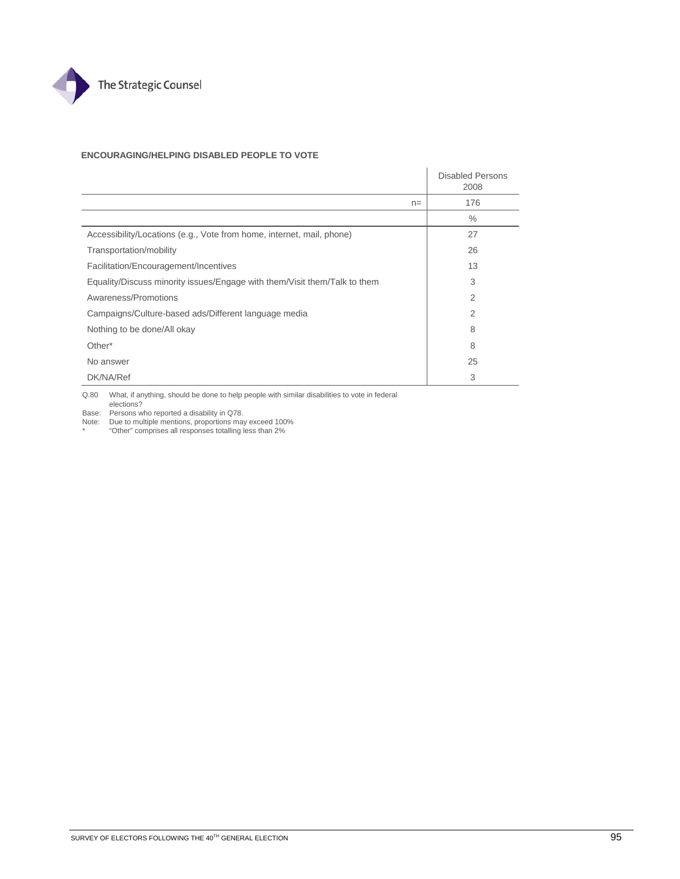**ENCOURAGING/HELPING DISABLED PEOPLE TO VOTE**

| | Disabled Persons 2008 |
|---|---|
| n= | 176 |
| | % |
| Accessibility/Locations (e.g., Vote from home, internet, mail, phone) | 27 |
| Transportation/mobility | 26 |
| Facilitation/Encouragement/Incentives | 13 |
| Equality/Discuss minority issues/Engage with them/Visit them/Talk to them | 3 |
| Awareness/Promotions | 2 |
| Campaigns/Culture-based ads/Different language media | 2 |
| Nothing to be done/All okay | 8 |
| Other* | 8 |
| No answer | 25 |
| DK/NA/Ref | 3 |

Q.80 What, if anything, should be done to help people with similar disabilities to vote in federal elections?
Base: Persons who reported a disability in Q78.
Note: Due to multiple mentions, proportions may exceed 100%
* "Other" comprises all responses totalling less than 2%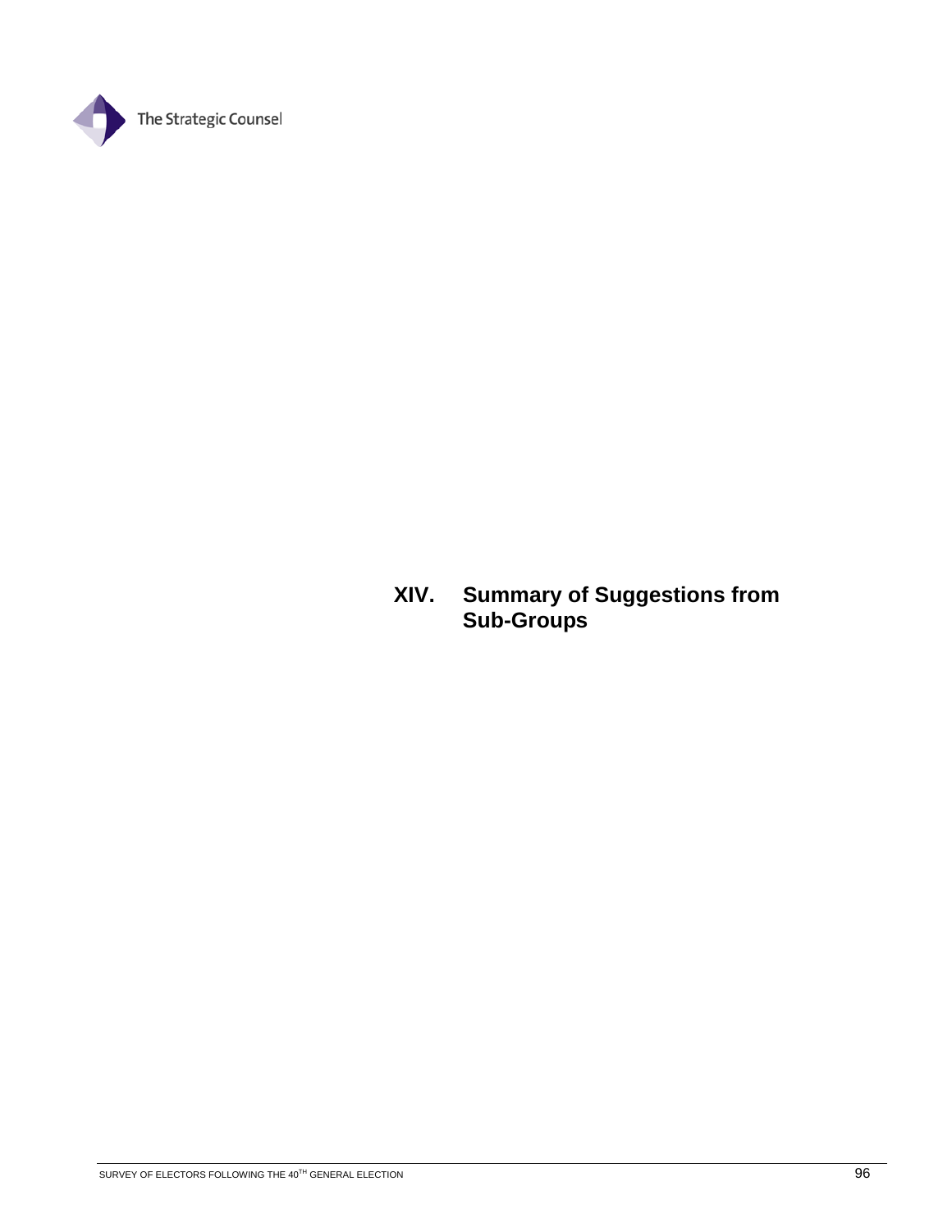# XIV. Summary of Suggestions from Sub-Groups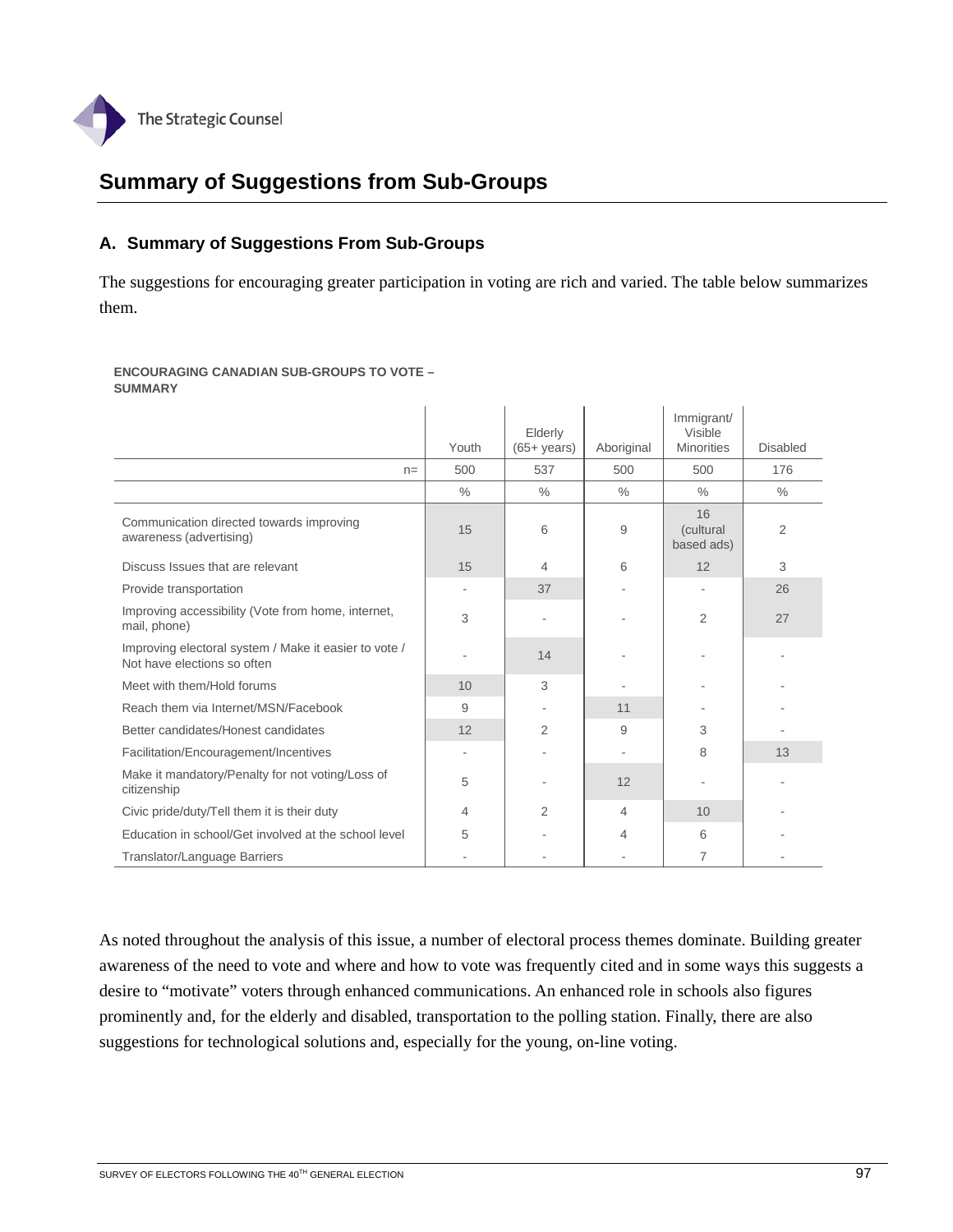# Summary of Suggestions from Sub-Groups

## A. Summary of Suggestions From Sub-Groups

The suggestions for encouraging greater participation in voting are rich and varied. The table below summarizes them.

**ENCOURAGING CANADIAN SUB-GROUPS TO VOTE – SUMMARY**

| | Youth | Elderly (65+ years) | Aboriginal | Immigrant/ Visible Minorities | Disabled |
|---|---|---|---|---|---|
| n= | 500 | 537 | 500 | 500 | 176 |
| | % | % | % | % | % |
| Communication directed towards improving awareness (advertising) | 15 | 6 | 9 | 16 (cultural based ads) | 2 |
| Discuss Issues that are relevant | 15 | 4 | 6 | 12 | 3 |
| Provide transportation | - | 37 | - | - | 26 |
| Improving accessibility (Vote from home, internet, mail, phone) | 3 | - | - | 2 | 27 |
| Improving electoral system / Make it easier to vote / Not have elections so often | - | 14 | - | - | - |
| Meet with them/Hold forums | 10 | 3 | - | - | - |
| Reach them via Internet/MSN/Facebook | 9 | - | 11 | - | - |
| Better candidates/Honest candidates | 12 | 2 | 9 | 3 | - |
| Facilitation/Encouragement/Incentives | - | - | - | 8 | 13 |
| Make it mandatory/Penalty for not voting/Loss of citizenship | 5 | - | 12 | - | - |
| Civic pride/duty/Tell them it is their duty | 4 | 2 | 4 | 10 | - |
| Education in school/Get involved at the school level | 5 | - | 4 | 6 | - |
| Translator/Language Barriers | - | - | - | 7 | - |

As noted throughout the analysis of this issue, a number of electoral process themes dominate. Building greater awareness of the need to vote and where and how to vote was frequently cited and in some ways this suggests a desire to "motivate" voters through enhanced communications. An enhanced role in schools also figures prominently and, for the elderly and disabled, transportation to the polling station. Finally, there are also suggestions for technological solutions and, especially for the young, on-line voting.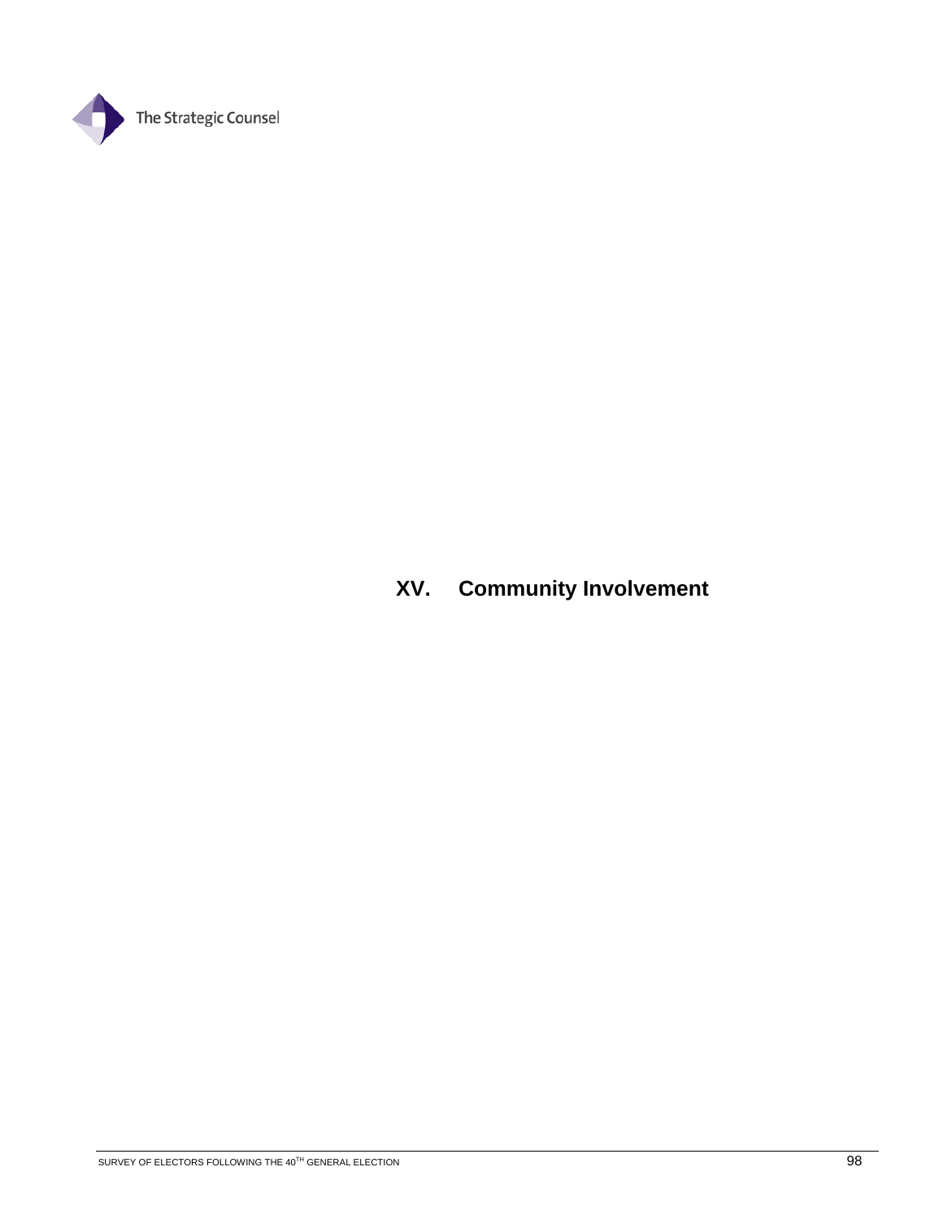# XV. Community Involvement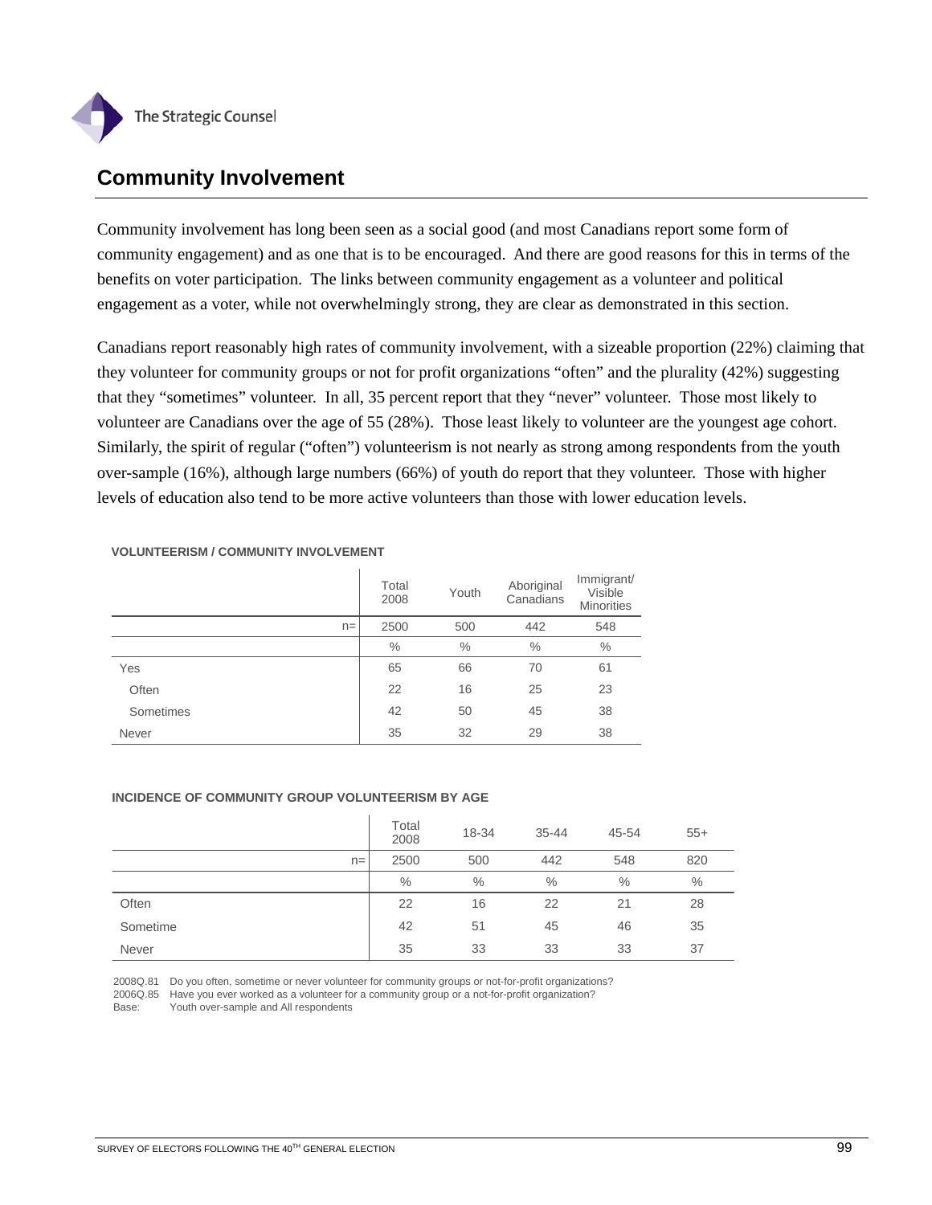## Community Involvement

Community involvement has long been seen as a social good (and most Canadians report some form of community engagement) and as one that is to be encouraged. And there are good reasons for this in terms of the benefits on voter participation. The links between community engagement as a volunteer and political engagement as a voter, while not overwhelmingly strong, they are clear as demonstrated in this section.

Canadians report reasonably high rates of community involvement, with a sizeable proportion (22%) claiming that they volunteer for community groups or not for profit organizations "often" and the plurality (42%) suggesting that they "sometimes" volunteer. In all, 35 percent report that they "never" volunteer. Those most likely to volunteer are Canadians over the age of 55 (28%). Those least likely to volunteer are the youngest age cohort. Similarly, the spirit of regular ("often") volunteerism is not nearly as strong among respondents from the youth over-sample (16%), although large numbers (66%) of youth do report that they volunteer. Those with higher levels of education also tend to be more active volunteers than those with lower education levels.

**VOLUNTEERISM / COMMUNITY INVOLVEMENT**

| | Total 2008 | Youth | Aboriginal Canadians | Immigrant/ Visible Minorities |
|---|---|---|---|---|
| n= | 2500 | 500 | 442 | 548 |
| | % | % | % | % |
| Yes | 65 | 66 | 70 | 61 |
| Often | 22 | 16 | 25 | 23 |
| Sometimes | 42 | 50 | 45 | 38 |
| Never | 35 | 32 | 29 | 38 |

**INCIDENCE OF COMMUNITY GROUP VOLUNTEERISM BY AGE**

| | Total 2008 | 18-34 | 35-44 | 45-54 | 55+ |
|---|---|---|---|---|---|
| n= | 2500 | 500 | 442 | 548 | 820 |
| | % | % | % | % | % |
| Often | 22 | 16 | 22 | 21 | 28 |
| Sometime | 42 | 51 | 45 | 46 | 35 |
| Never | 35 | 33 | 33 | 33 | 37 |

2008Q.81 Do you often, sometime or never volunteer for community groups or not-for-profit organizations?
2006Q.85 Have you ever worked as a volunteer for a community group or a not-for-profit organization?
Base: Youth over-sample and All respondents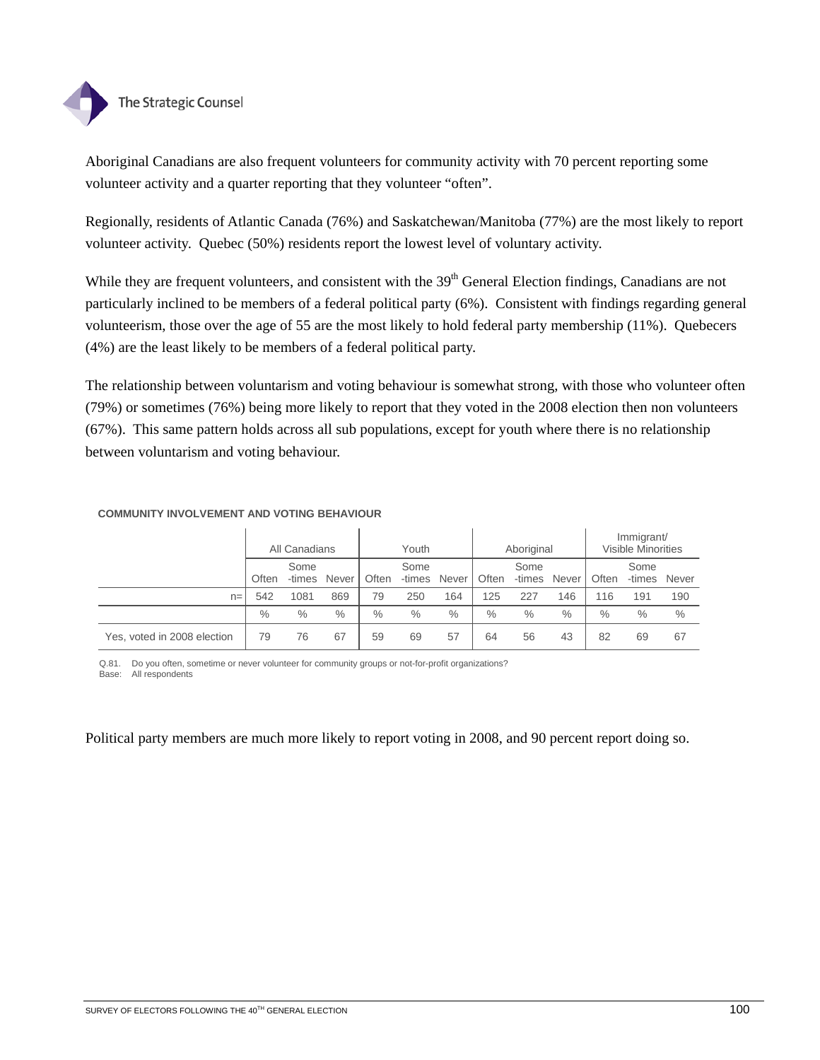Aboriginal Canadians are also frequent volunteers for community activity with 70 percent reporting some volunteer activity and a quarter reporting that they volunteer "often".

Regionally, residents of Atlantic Canada (76%) and Saskatchewan/Manitoba (77%) are the most likely to report volunteer activity. Quebec (50%) residents report the lowest level of voluntary activity.

While they are frequent volunteers, and consistent with the 39th General Election findings, Canadians are not particularly inclined to be members of a federal political party (6%). Consistent with findings regarding general volunteerism, those over the age of 55 are the most likely to hold federal party membership (11%). Quebecers (4%) are the least likely to be members of a federal political party.

The relationship between voluntarism and voting behaviour is somewhat strong, with those who volunteer often (79%) or sometimes (76%) being more likely to report that they voted in the 2008 election then non volunteers (67%). This same pattern holds across all sub populations, except for youth where there is no relationship between voluntarism and voting behaviour.

**COMMUNITY INVOLVEMENT AND VOTING BEHAVIOUR**

| | All Canadians | | | Youth | | | Aboriginal | | | Immigrant/ Visible Minorities | | |
|---|---|---|---|---|---|---|---|---|---|---|---|---|
| | Often | Some -times | Never | Often | Some -times | Never | Often | Some -times | Never | Often | Some -times | Never |
| n= | 542 | 1081 | 869 | 79 | 250 | 164 | 125 | 227 | 146 | 116 | 191 | 190 |
| | % | % | % | % | % | % | % | % | % | % | % | % |
| Yes, voted in 2008 election | 79 | 76 | 67 | 59 | 69 | 57 | 64 | 56 | 43 | 82 | 69 | 67 |

Q.81. Do you often, sometime or never volunteer for community groups or not-for-profit organizations?
Base: All respondents

Political party members are much more likely to report voting in 2008, and 90 percent report doing so.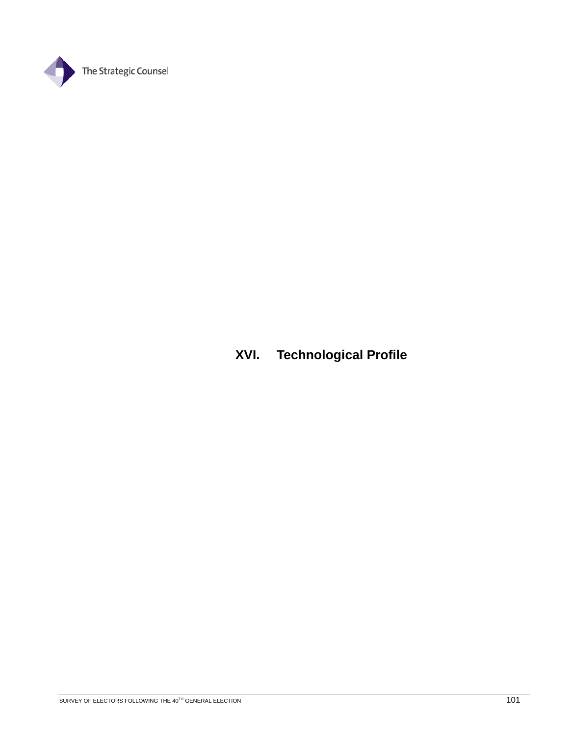# XVI. Technological Profile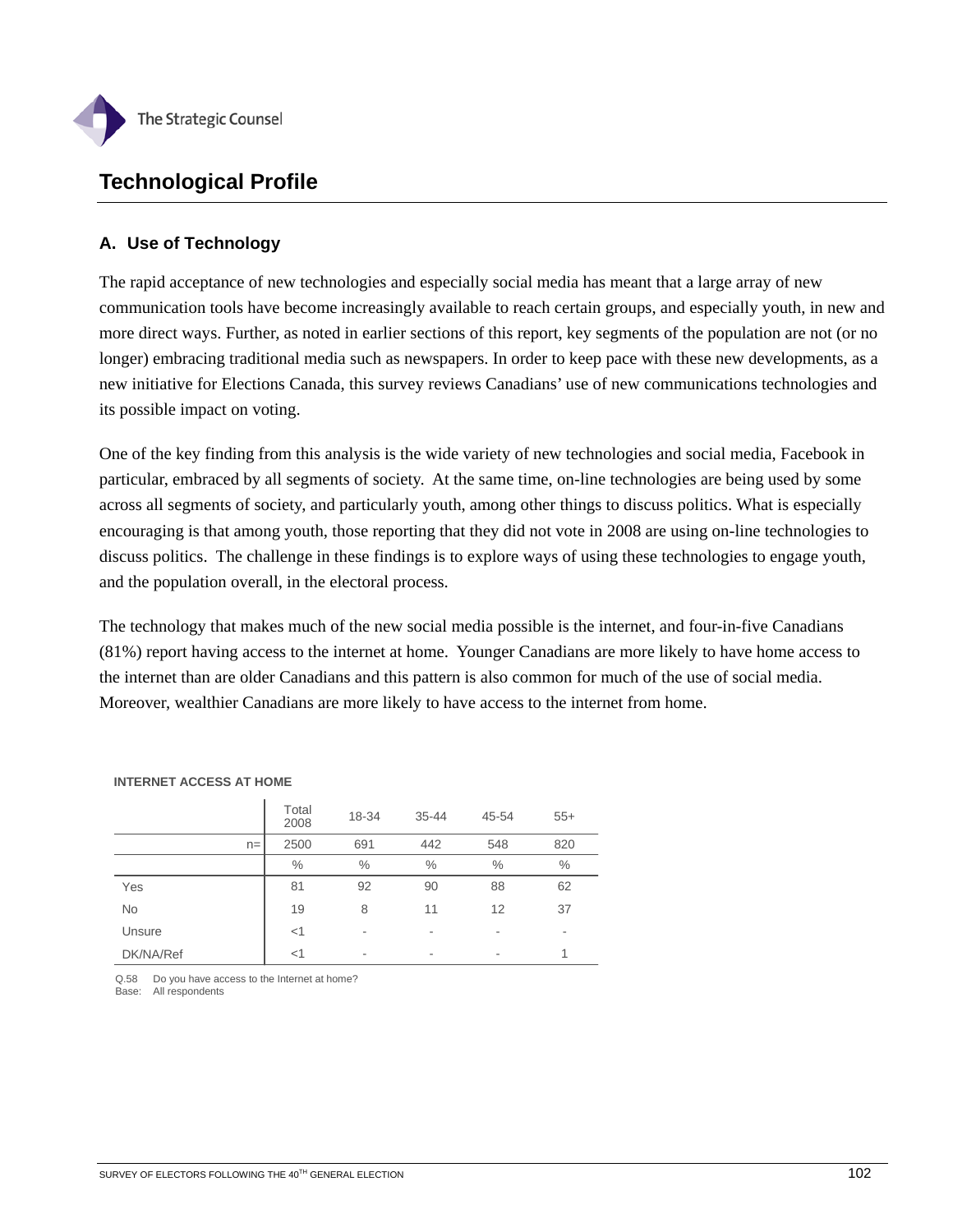# Technological Profile

## A. Use of Technology

The rapid acceptance of new technologies and especially social media has meant that a large array of new communication tools have become increasingly available to reach certain groups, and especially youth, in new and more direct ways. Further, as noted in earlier sections of this report, key segments of the population are not (or no longer) embracing traditional media such as newspapers. In order to keep pace with these new developments, as a new initiative for Elections Canada, this survey reviews Canadians' use of new communications technologies and its possible impact on voting.

One of the key finding from this analysis is the wide variety of new technologies and social media, Facebook in particular, embraced by all segments of society. At the same time, on-line technologies are being used by some across all segments of society, and particularly youth, among other things to discuss politics. What is especially encouraging is that among youth, those reporting that they did not vote in 2008 are using on-line technologies to discuss politics. The challenge in these findings is to explore ways of using these technologies to engage youth, and the population overall, in the electoral process.

The technology that makes much of the new social media possible is the internet, and four-in-five Canadians (81%) report having access to the internet at home. Younger Canadians are more likely to have home access to the internet than are older Canadians and this pattern is also common for much of the use of social media. Moreover, wealthier Canadians are more likely to have access to the internet from home.

**INTERNET ACCESS AT HOME**

| | Total 2008 | 18-34 | 35-44 | 45-54 | 55+ |
|---|---|---|---|---|---|
| n= | 2500 | 691 | 442 | 548 | 820 |
| | % | % | % | % | % |
| Yes | 81 | 92 | 90 | 88 | 62 |
| No | 19 | 8 | 11 | 12 | 37 |
| Unsure | <1 | - | - | - | - |
| DK/NA/Ref | <1 | - | - | - | 1 |

Q.58 Do you have access to the Internet at home?
Base: All respondents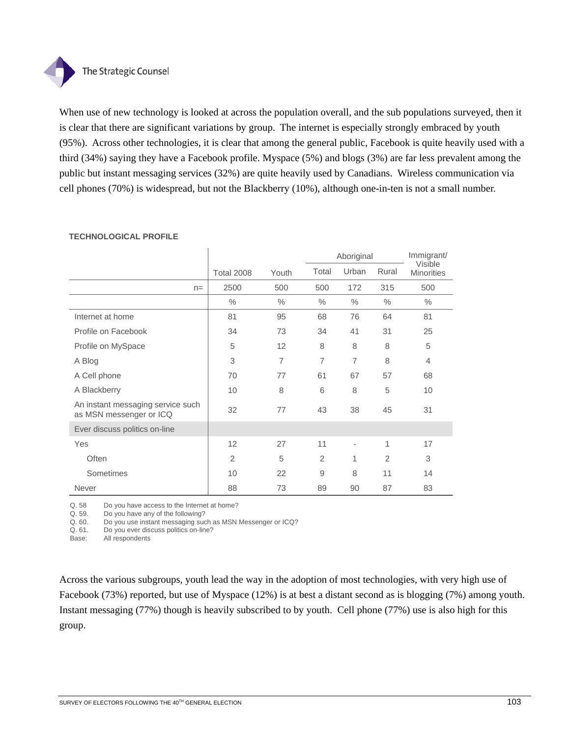When use of new technology is looked at across the population overall, and the sub populations surveyed, then it is clear that there are significant variations by group. The internet is especially strongly embraced by youth (95%). Across other technologies, it is clear that among the general public, Facebook is quite heavily used with a third (34%) saying they have a Facebook profile. Myspace (5%) and blogs (3%) are far less prevalent among the public but instant messaging services (32%) are quite heavily used by Canadians. Wireless communication via cell phones (70%) is widespread, but not the Blackberry (10%), although one-in-ten is not a small number.

**TECHNOLOGICAL PROFILE**

| | Total 2008 | Youth | Aboriginal | | | Immigrant/ Visible Minorities |
|---|---|---|---|---|---|---|
| | | | Total | Urban | Rural | |
| n= | 2500 | 500 | 500 | 172 | 315 | 500 |
| | % | % | % | % | % | % |
| Internet at home | 81 | 95 | 68 | 76 | 64 | 81 |
| Profile on Facebook | 34 | 73 | 34 | 41 | 31 | 25 |
| Profile on MySpace | 5 | 12 | 8 | 8 | 8 | 5 |
| A Blog | 3 | 7 | 7 | 7 | 8 | 4 |
| A Cell phone | 70 | 77 | 61 | 67 | 57 | 68 |
| A Blackberry | 10 | 8 | 6 | 8 | 5 | 10 |
| An instant messaging service such as MSN messenger or ICQ | 32 | 77 | 43 | 38 | 45 | 31 |
| **Ever discuss politics on-line** | | | | | | |
| Yes | 12 | 27 | 11 | - | 1 | 17 |
| Often | 2 | 5 | 2 | 1 | 2 | 3 |
| Sometimes | 10 | 22 | 9 | 8 | 11 | 14 |
| Never | 88 | 73 | 89 | 90 | 87 | 83 |

Q. 58 Do you have access to the Internet at home?
Q. 59. Do you have any of the following?
Q. 60. Do you use instant messaging such as MSN Messenger or ICQ?
Q. 61. Do you ever discuss politics on-line?
Base: All respondents

Across the various subgroups, youth lead the way in the adoption of most technologies, with very high use of Facebook (73%) reported, but use of Myspace (12%) is at best a distant second as is blogging (7%) among youth. Instant messaging (77%) though is heavily subscribed to by youth. Cell phone (77%) use is also high for this group.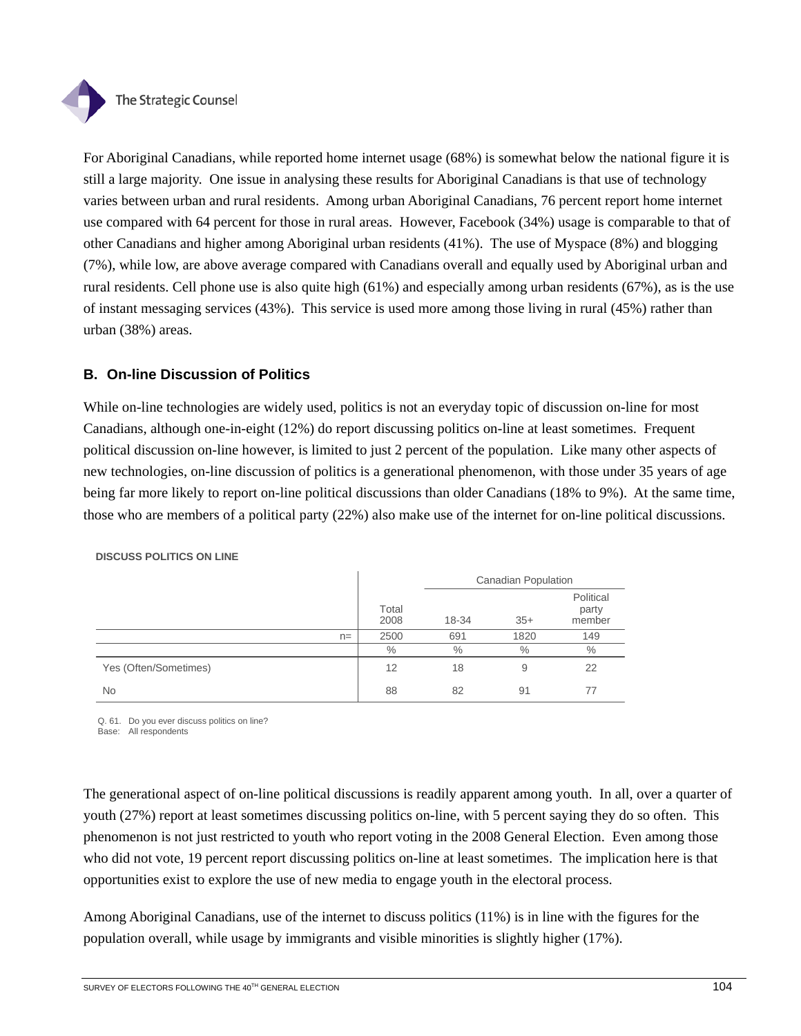For Aboriginal Canadians, while reported home internet usage (68%) is somewhat below the national figure it is still a large majority. One issue in analysing these results for Aboriginal Canadians is that use of technology varies between urban and rural residents. Among urban Aboriginal Canadians, 76 percent report home internet use compared with 64 percent for those in rural areas. However, Facebook (34%) usage is comparable to that of other Canadians and higher among Aboriginal urban residents (41%). The use of Myspace (8%) and blogging (7%), while low, are above average compared with Canadians overall and equally used by Aboriginal urban and rural residents. Cell phone use is also quite high (61%) and especially among urban residents (67%), as is the use of instant messaging services (43%). This service is used more among those living in rural (45%) rather than urban (38%) areas.

### B. On-line Discussion of Politics

While on-line technologies are widely used, politics is not an everyday topic of discussion on-line for most Canadians, although one-in-eight (12%) do report discussing politics on-line at least sometimes. Frequent political discussion on-line however, is limited to just 2 percent of the population. Like many other aspects of new technologies, on-line discussion of politics is a generational phenomenon, with those under 35 years of age being far more likely to report on-line political discussions than older Canadians (18% to 9%). At the same time, those who are members of a political party (22%) also make use of the internet for on-line political discussions.

**DISCUSS POLITICS ON LINE**

| | Total 2008 | Canadian Population | | |
|---|---|---|---|---|
| | | 18-34 | 35+ | Political party member |
| n= | 2500 | 691 | 1820 | 149 |
| | % | % | % | % |
| Yes (Often/Sometimes) | 12 | 18 | 9 | 22 |
| No | 88 | 82 | 91 | 77 |

Q. 61. Do you ever discuss politics on line?
Base: All respondents

The generational aspect of on-line political discussions is readily apparent among youth. In all, over a quarter of youth (27%) report at least sometimes discussing politics on-line, with 5 percent saying they do so often. This phenomenon is not just restricted to youth who report voting in the 2008 General Election. Even among those who did not vote, 19 percent report discussing politics on-line at least sometimes. The implication here is that opportunities exist to explore the use of new media to engage youth in the electoral process.

Among Aboriginal Canadians, use of the internet to discuss politics (11%) is in line with the figures for the population overall, while usage by immigrants and visible minorities is slightly higher (17%).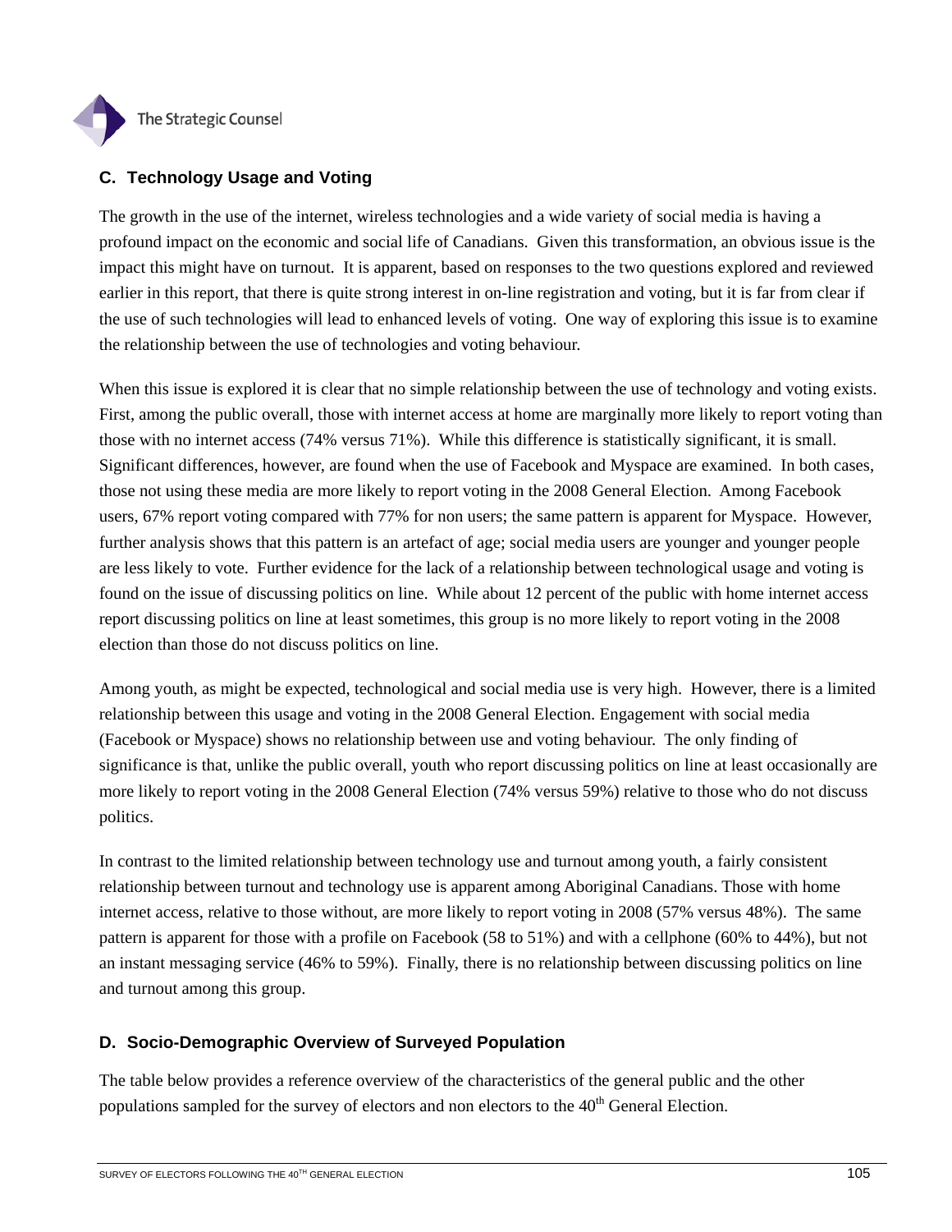### C. Technology Usage and Voting

The growth in the use of the internet, wireless technologies and a wide variety of social media is having a profound impact on the economic and social life of Canadians. Given this transformation, an obvious issue is the impact this might have on turnout. It is apparent, based on responses to the two questions explored and reviewed earlier in this report, that there is quite strong interest in on-line registration and voting, but it is far from clear if the use of such technologies will lead to enhanced levels of voting. One way of exploring this issue is to examine the relationship between the use of technologies and voting behaviour.

When this issue is explored it is clear that no simple relationship between the use of technology and voting exists. First, among the public overall, those with internet access at home are marginally more likely to report voting than those with no internet access (74% versus 71%). While this difference is statistically significant, it is small. Significant differences, however, are found when the use of Facebook and Myspace are examined. In both cases, those not using these media are more likely to report voting in the 2008 General Election. Among Facebook users, 67% report voting compared with 77% for non users; the same pattern is apparent for Myspace. However, further analysis shows that this pattern is an artefact of age; social media users are younger and younger people are less likely to vote. Further evidence for the lack of a relationship between technological usage and voting is found on the issue of discussing politics on line. While about 12 percent of the public with home internet access report discussing politics on line at least sometimes, this group is no more likely to report voting in the 2008 election than those do not discuss politics on line.

Among youth, as might be expected, technological and social media use is very high. However, there is a limited relationship between this usage and voting in the 2008 General Election. Engagement with social media (Facebook or Myspace) shows no relationship between use and voting behaviour. The only finding of significance is that, unlike the public overall, youth who report discussing politics on line at least occasionally are more likely to report voting in the 2008 General Election (74% versus 59%) relative to those who do not discuss politics.

In contrast to the limited relationship between technology use and turnout among youth, a fairly consistent relationship between turnout and technology use is apparent among Aboriginal Canadians. Those with home internet access, relative to those without, are more likely to report voting in 2008 (57% versus 48%). The same pattern is apparent for those with a profile on Facebook (58 to 51%) and with a cellphone (60% to 44%), but not an instant messaging service (46% to 59%). Finally, there is no relationship between discussing politics on line and turnout among this group.

### D. Socio-Demographic Overview of Surveyed Population

The table below provides a reference overview of the characteristics of the general public and the other populations sampled for the survey of electors and non electors to the 40th General Election.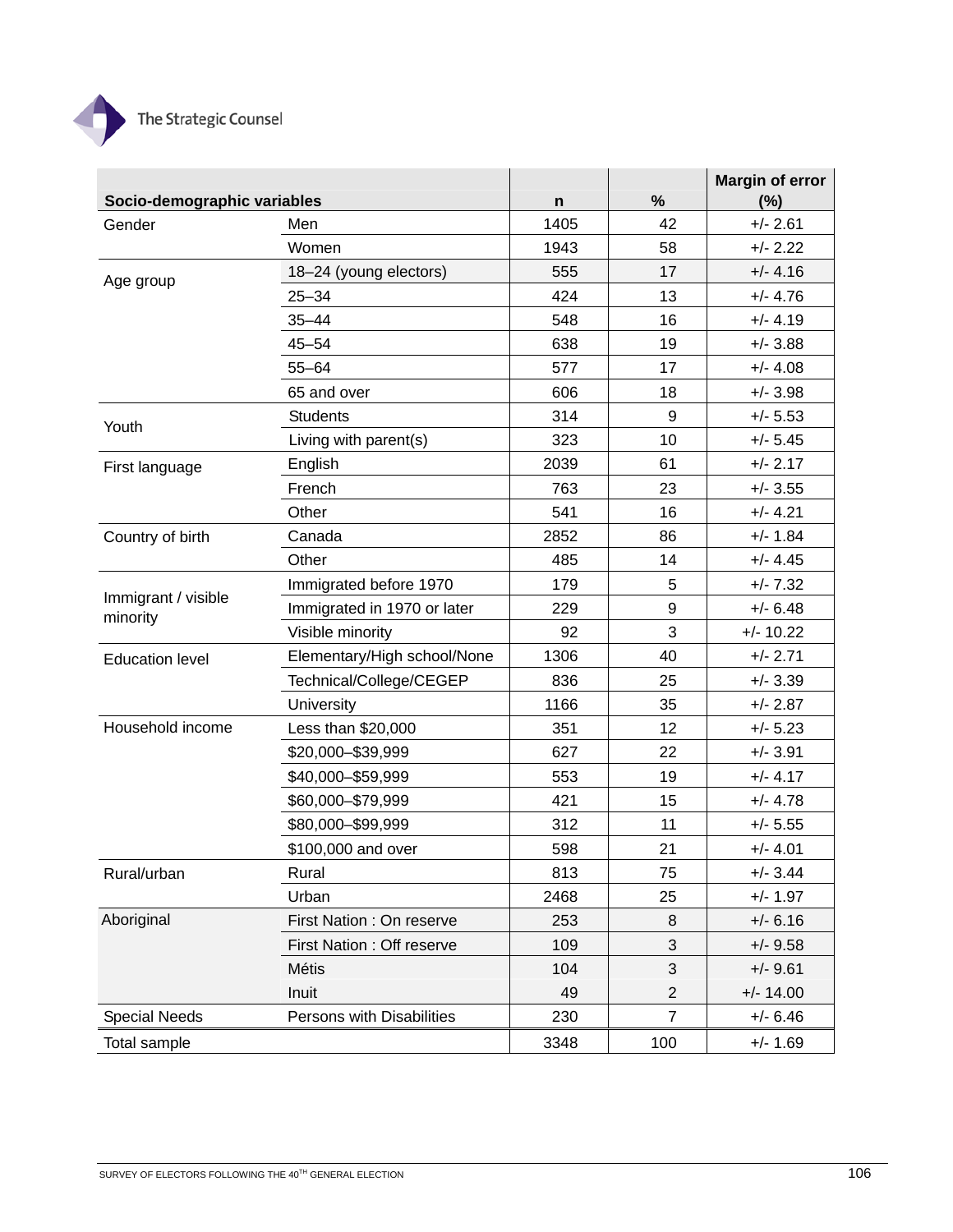| Socio-demographic variables | | n | % | Margin of error (%) |
|---|---|---|---|---|
| Gender | Men | 1405 | 42 | +/- 2.61 |
| | Women | 1943 | 58 | +/- 2.22 |
| Age group | 18–24 (young electors) | 555 | 17 | +/- 4.16 |
| | 25–34 | 424 | 13 | +/- 4.76 |
| | 35–44 | 548 | 16 | +/- 4.19 |
| | 45–54 | 638 | 19 | +/- 3.88 |
| | 55–64 | 577 | 17 | +/- 4.08 |
| | 65 and over | 606 | 18 | +/- 3.98 |
| Youth | Students | 314 | 9 | +/- 5.53 |
| | Living with parent(s) | 323 | 10 | +/- 5.45 |
| First language | English | 2039 | 61 | +/- 2.17 |
| | French | 763 | 23 | +/- 3.55 |
| | Other | 541 | 16 | +/- 4.21 |
| Country of birth | Canada | 2852 | 86 | +/- 1.84 |
| | Other | 485 | 14 | +/- 4.45 |
| Immigrant / visible minority | Immigrated before 1970 | 179 | 5 | +/- 7.32 |
| | Immigrated in 1970 or later | 229 | 9 | +/- 6.48 |
| | Visible minority | 92 | 3 | +/- 10.22 |
| Education level | Elementary/High school/None | 1306 | 40 | +/- 2.71 |
| | Technical/College/CEGEP | 836 | 25 | +/- 3.39 |
| | University | 1166 | 35 | +/- 2.87 |
| Household income | Less than $20,000 | 351 | 12 | +/- 5.23 |
| | $20,000–$39,999 | 627 | 22 | +/- 3.91 |
| | $40,000–$59,999 | 553 | 19 | +/- 4.17 |
| | $60,000–$79,999 | 421 | 15 | +/- 4.78 |
| | $80,000–$99,999 | 312 | 11 | +/- 5.55 |
| | $100,000 and over | 598 | 21 | +/- 4.01 |
| Rural/urban | Rural | 813 | 75 | +/- 3.44 |
| | Urban | 2468 | 25 | +/- 1.97 |
| Aboriginal | First Nation : On reserve | 253 | 8 | +/- 6.16 |
| | First Nation : Off reserve | 109 | 3 | +/- 9.58 |
| | Métis | 104 | 3 | +/- 9.61 |
| | Inuit | 49 | 2 | +/- 14.00 |
| Special Needs | Persons with Disabilities | 230 | 7 | +/- 6.46 |
| Total sample | | 3348 | 100 | +/- 1.69 |